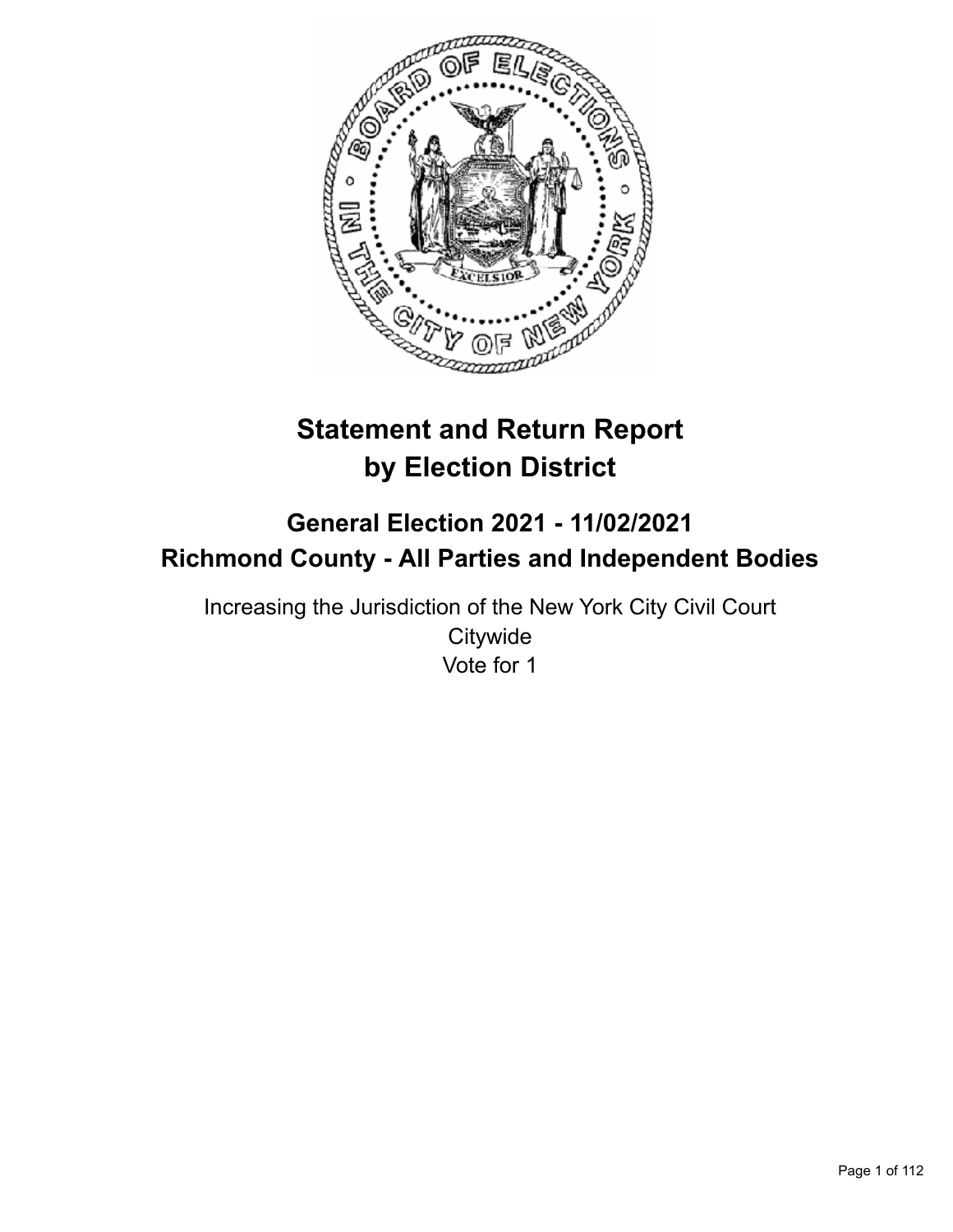# Statement and Return Report by Election District

## General Election 2021 - 11/02/2021
## Richmond County - All Parties and Independent Bodies

Increasing the Jurisdiction of the New York City Civil Court
Citywide
Vote for 1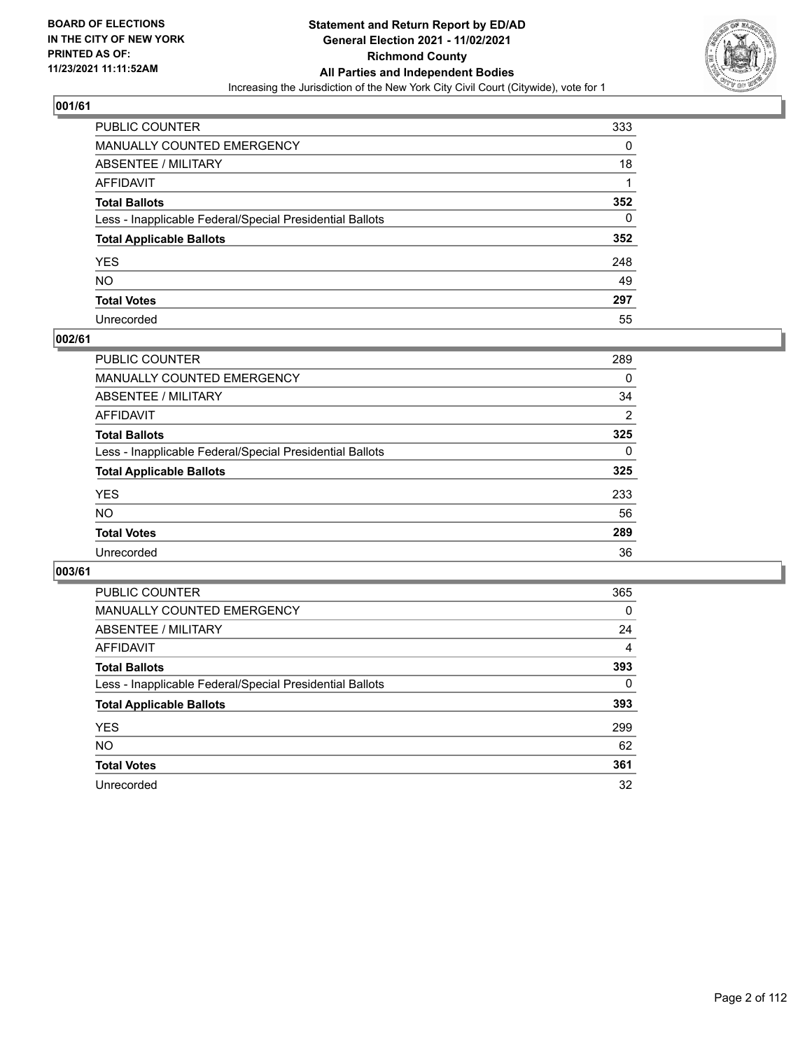**BOARD OF ELECTIONS IN THE CITY OF NEW YORK PRINTED AS OF: 11/23/2021 11:11:52AM**

**Statement and Return Report by ED/AD**
**General Election 2021 - 11/02/2021**
**Richmond County**
**All Parties and Independent Bodies**
Increasing the Jurisdiction of the New York City Civil Court (Citywide), vote for 1

### 001/61

| | |
|---|---|
| PUBLIC COUNTER | 333 |
| MANUALLY COUNTED EMERGENCY | 0 |
| ABSENTEE / MILITARY | 18 |
| AFFIDAVIT | 1 |
| **Total Ballots** | **352** |
| Less - Inapplicable Federal/Special Presidential Ballots | 0 |
| **Total Applicable Ballots** | **352** |
| YES | 248 |
| NO | 49 |
| **Total Votes** | **297** |
| Unrecorded | 55 |

### 002/61

| | |
|---|---|
| PUBLIC COUNTER | 289 |
| MANUALLY COUNTED EMERGENCY | 0 |
| ABSENTEE / MILITARY | 34 |
| AFFIDAVIT | 2 |
| **Total Ballots** | **325** |
| Less - Inapplicable Federal/Special Presidential Ballots | 0 |
| **Total Applicable Ballots** | **325** |
| YES | 233 |
| NO | 56 |
| **Total Votes** | **289** |
| Unrecorded | 36 |

### 003/61

| | |
|---|---|
| PUBLIC COUNTER | 365 |
| MANUALLY COUNTED EMERGENCY | 0 |
| ABSENTEE / MILITARY | 24 |
| AFFIDAVIT | 4 |
| **Total Ballots** | **393** |
| Less - Inapplicable Federal/Special Presidential Ballots | 0 |
| **Total Applicable Ballots** | **393** |
| YES | 299 |
| NO | 62 |
| **Total Votes** | **361** |
| Unrecorded | 32 |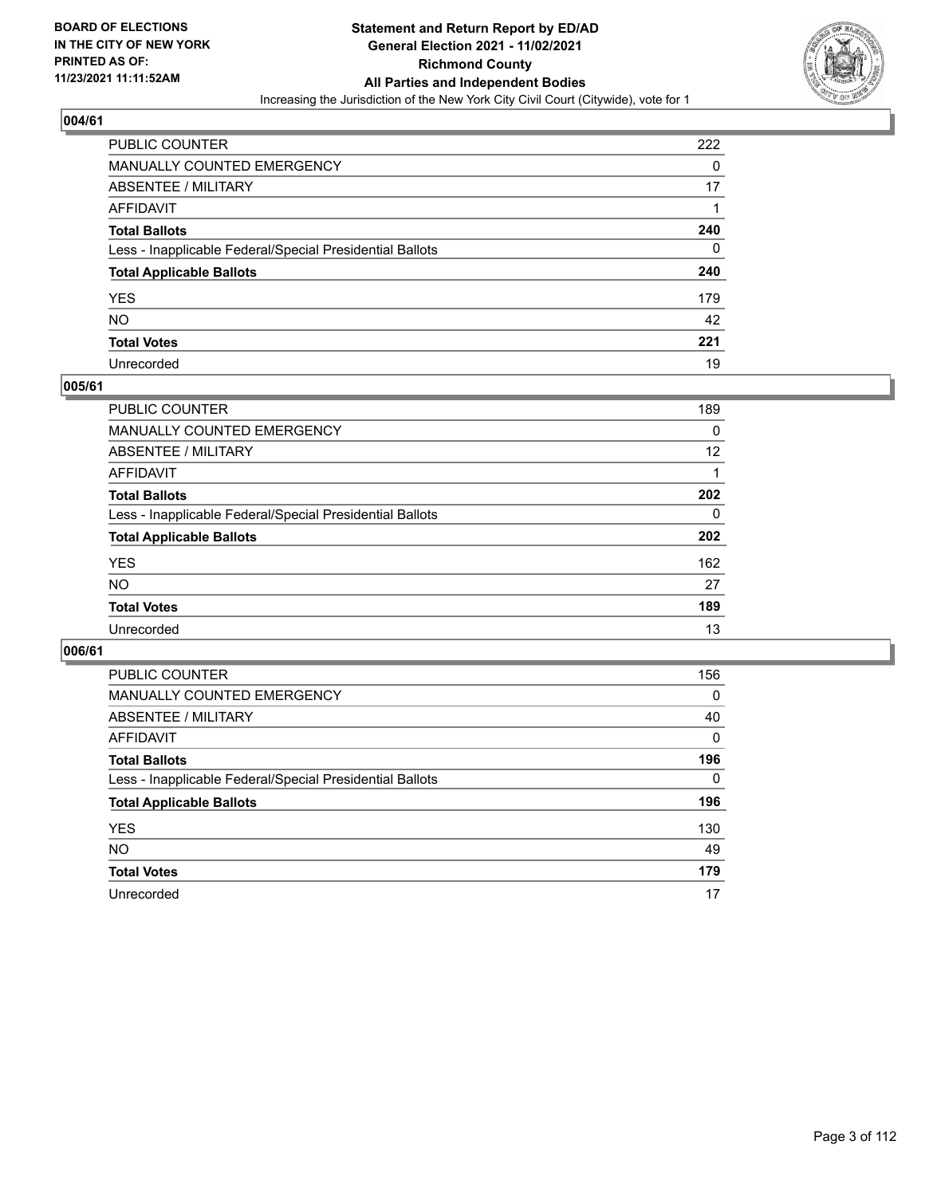BOARD OF ELECTIONS
IN THE CITY OF NEW YORK
PRINTED AS OF:
11/23/2021 11:11:52AM

**Statement and Return Report by ED/AD**
**General Election 2021 - 11/02/2021**
**Richmond County**
**All Parties and Independent Bodies**
Increasing the Jurisdiction of the New York City Civil Court (Citywide), vote for 1

## 004/61

| | |
|---|---|
| PUBLIC COUNTER | 222 |
| MANUALLY COUNTED EMERGENCY | 0 |
| ABSENTEE / MILITARY | 17 |
| AFFIDAVIT | 1 |
| **Total Ballots** | **240** |
| Less - Inapplicable Federal/Special Presidential Ballots | 0 |
| **Total Applicable Ballots** | **240** |
| YES | 179 |
| NO | 42 |
| **Total Votes** | **221** |
| Unrecorded | 19 |

## 005/61

| | |
|---|---|
| PUBLIC COUNTER | 189 |
| MANUALLY COUNTED EMERGENCY | 0 |
| ABSENTEE / MILITARY | 12 |
| AFFIDAVIT | 1 |
| **Total Ballots** | **202** |
| Less - Inapplicable Federal/Special Presidential Ballots | 0 |
| **Total Applicable Ballots** | **202** |
| YES | 162 |
| NO | 27 |
| **Total Votes** | **189** |
| Unrecorded | 13 |

## 006/61

| | |
|---|---|
| PUBLIC COUNTER | 156 |
| MANUALLY COUNTED EMERGENCY | 0 |
| ABSENTEE / MILITARY | 40 |
| AFFIDAVIT | 0 |
| **Total Ballots** | **196** |
| Less - Inapplicable Federal/Special Presidential Ballots | 0 |
| **Total Applicable Ballots** | **196** |
| YES | 130 |
| NO | 49 |
| **Total Votes** | **179** |
| Unrecorded | 17 |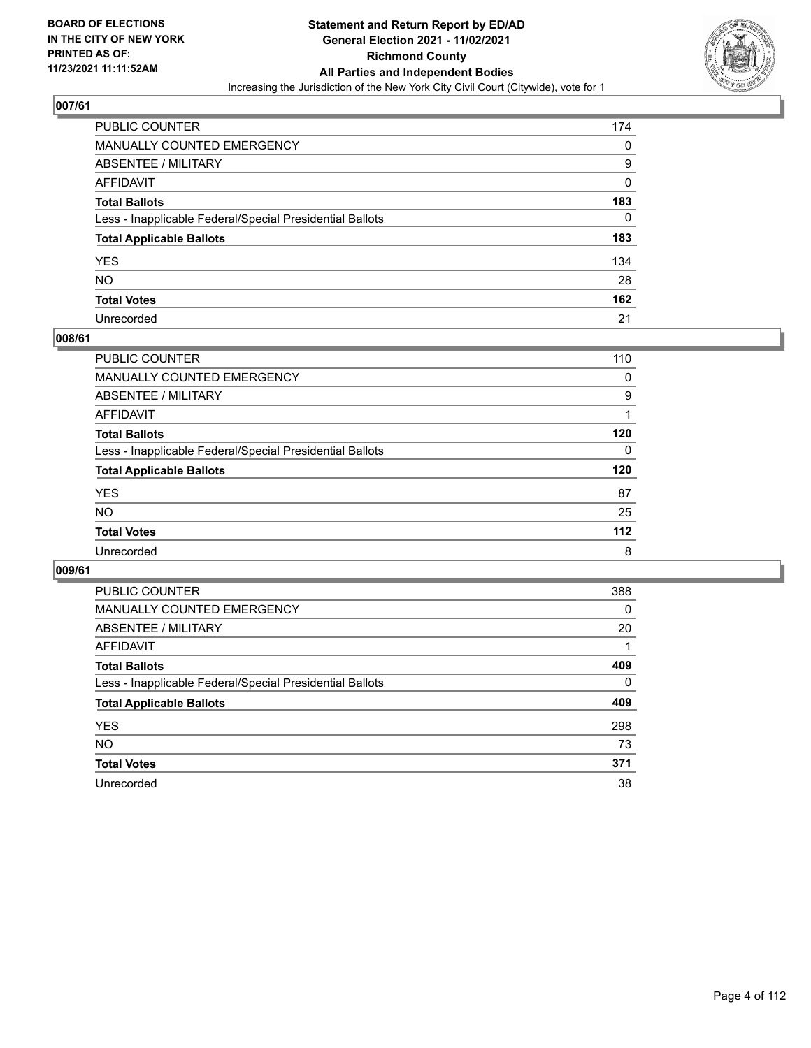## 007/61

| | |
|---|---|
| PUBLIC COUNTER | 174 |
| MANUALLY COUNTED EMERGENCY | 0 |
| ABSENTEE / MILITARY | 9 |
| AFFIDAVIT | 0 |
| **Total Ballots** | **183** |
| Less - Inapplicable Federal/Special Presidential Ballots | 0 |
| **Total Applicable Ballots** | **183** |
| YES | 134 |
| NO | 28 |
| **Total Votes** | **162** |
| Unrecorded | 21 |

## 008/61

| | |
|---|---|
| PUBLIC COUNTER | 110 |
| MANUALLY COUNTED EMERGENCY | 0 |
| ABSENTEE / MILITARY | 9 |
| AFFIDAVIT | 1 |
| **Total Ballots** | **120** |
| Less - Inapplicable Federal/Special Presidential Ballots | 0 |
| **Total Applicable Ballots** | **120** |
| YES | 87 |
| NO | 25 |
| **Total Votes** | **112** |
| Unrecorded | 8 |

## 009/61

| | |
|---|---|
| PUBLIC COUNTER | 388 |
| MANUALLY COUNTED EMERGENCY | 0 |
| ABSENTEE / MILITARY | 20 |
| AFFIDAVIT | 1 |
| **Total Ballots** | **409** |
| Less - Inapplicable Federal/Special Presidential Ballots | 0 |
| **Total Applicable Ballots** | **409** |
| YES | 298 |
| NO | 73 |
| **Total Votes** | **371** |
| Unrecorded | 38 |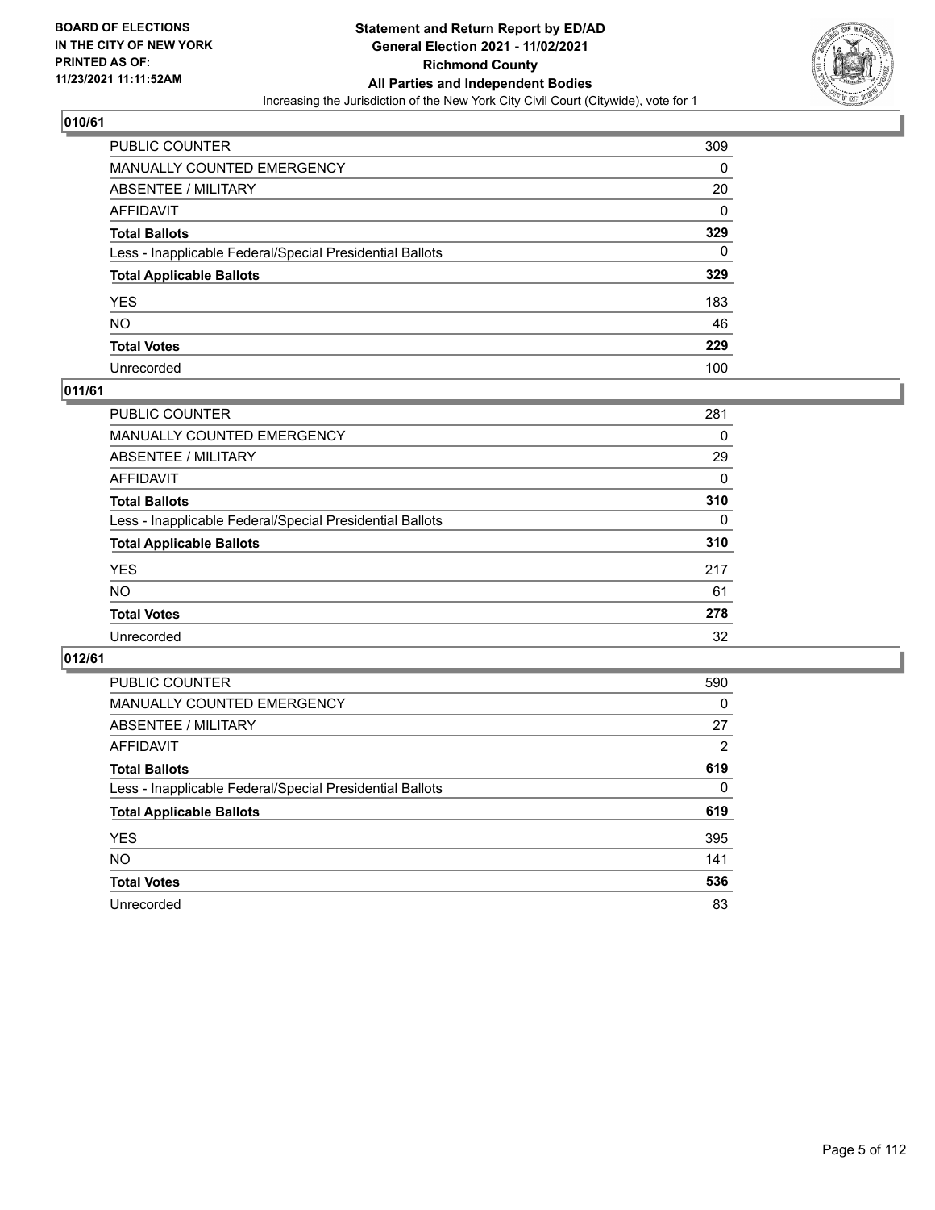**BOARD OF ELECTIONS IN THE CITY OF NEW YORK PRINTED AS OF: 11/23/2021 11:11:52AM**

**Statement and Return Report by ED/AD General Election 2021 - 11/02/2021 Richmond County All Parties and Independent Bodies**

Increasing the Jurisdiction of the New York City Civil Court (Citywide), vote for 1

## 010/61

| | |
|---|---|
| PUBLIC COUNTER | 309 |
| MANUALLY COUNTED EMERGENCY | 0 |
| ABSENTEE / MILITARY | 20 |
| AFFIDAVIT | 0 |
| **Total Ballots** | **329** |
| Less - Inapplicable Federal/Special Presidential Ballots | 0 |
| **Total Applicable Ballots** | **329** |
| YES | 183 |
| NO | 46 |
| **Total Votes** | **229** |
| Unrecorded | 100 |

## 011/61

| | |
|---|---|
| PUBLIC COUNTER | 281 |
| MANUALLY COUNTED EMERGENCY | 0 |
| ABSENTEE / MILITARY | 29 |
| AFFIDAVIT | 0 |
| **Total Ballots** | **310** |
| Less - Inapplicable Federal/Special Presidential Ballots | 0 |
| **Total Applicable Ballots** | **310** |
| YES | 217 |
| NO | 61 |
| **Total Votes** | **278** |
| Unrecorded | 32 |

## 012/61

| | |
|---|---|
| PUBLIC COUNTER | 590 |
| MANUALLY COUNTED EMERGENCY | 0 |
| ABSENTEE / MILITARY | 27 |
| AFFIDAVIT | 2 |
| **Total Ballots** | **619** |
| Less - Inapplicable Federal/Special Presidential Ballots | 0 |
| **Total Applicable Ballots** | **619** |
| YES | 395 |
| NO | 141 |
| **Total Votes** | **536** |
| Unrecorded | 83 |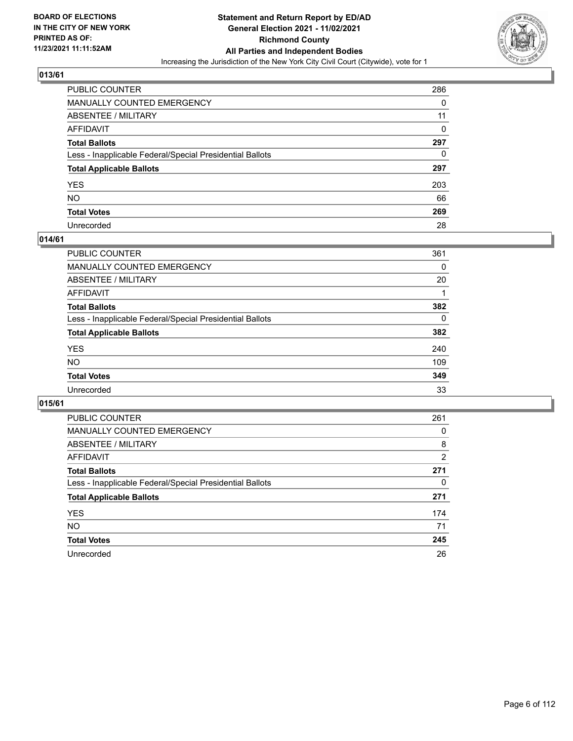## 013/61

| | |
|---|---|
| PUBLIC COUNTER | 286 |
| MANUALLY COUNTED EMERGENCY | 0 |
| ABSENTEE / MILITARY | 11 |
| AFFIDAVIT | 0 |
| **Total Ballots** | **297** |
| Less - Inapplicable Federal/Special Presidential Ballots | 0 |
| **Total Applicable Ballots** | **297** |
| YES | 203 |
| NO | 66 |
| **Total Votes** | **269** |
| Unrecorded | 28 |

## 014/61

| | |
|---|---|
| PUBLIC COUNTER | 361 |
| MANUALLY COUNTED EMERGENCY | 0 |
| ABSENTEE / MILITARY | 20 |
| AFFIDAVIT | 1 |
| **Total Ballots** | **382** |
| Less - Inapplicable Federal/Special Presidential Ballots | 0 |
| **Total Applicable Ballots** | **382** |
| YES | 240 |
| NO | 109 |
| **Total Votes** | **349** |
| Unrecorded | 33 |

## 015/61

| | |
|---|---|
| PUBLIC COUNTER | 261 |
| MANUALLY COUNTED EMERGENCY | 0 |
| ABSENTEE / MILITARY | 8 |
| AFFIDAVIT | 2 |
| **Total Ballots** | **271** |
| Less - Inapplicable Federal/Special Presidential Ballots | 0 |
| **Total Applicable Ballots** | **271** |
| YES | 174 |
| NO | 71 |
| **Total Votes** | **245** |
| Unrecorded | 26 |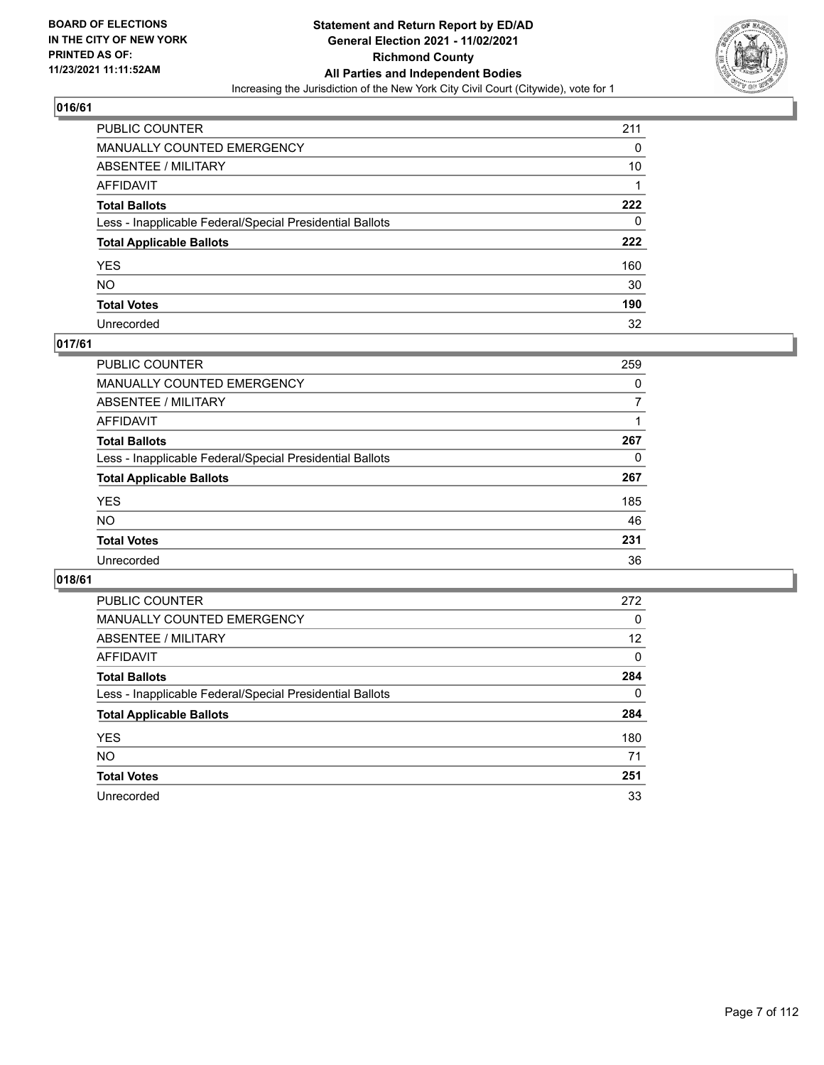## 016/61

| | |
|---|---|
| PUBLIC COUNTER | 211 |
| MANUALLY COUNTED EMERGENCY | 0 |
| ABSENTEE / MILITARY | 10 |
| AFFIDAVIT | 1 |
| **Total Ballots** | **222** |
| Less - Inapplicable Federal/Special Presidential Ballots | 0 |
| **Total Applicable Ballots** | **222** |
| YES | 160 |
| NO | 30 |
| **Total Votes** | **190** |
| Unrecorded | 32 |

## 017/61

| | |
|---|---|
| PUBLIC COUNTER | 259 |
| MANUALLY COUNTED EMERGENCY | 0 |
| ABSENTEE / MILITARY | 7 |
| AFFIDAVIT | 1 |
| **Total Ballots** | **267** |
| Less - Inapplicable Federal/Special Presidential Ballots | 0 |
| **Total Applicable Ballots** | **267** |
| YES | 185 |
| NO | 46 |
| **Total Votes** | **231** |
| Unrecorded | 36 |

## 018/61

| | |
|---|---|
| PUBLIC COUNTER | 272 |
| MANUALLY COUNTED EMERGENCY | 0 |
| ABSENTEE / MILITARY | 12 |
| AFFIDAVIT | 0 |
| **Total Ballots** | **284** |
| Less - Inapplicable Federal/Special Presidential Ballots | 0 |
| **Total Applicable Ballots** | **284** |
| YES | 180 |
| NO | 71 |
| **Total Votes** | **251** |
| Unrecorded | 33 |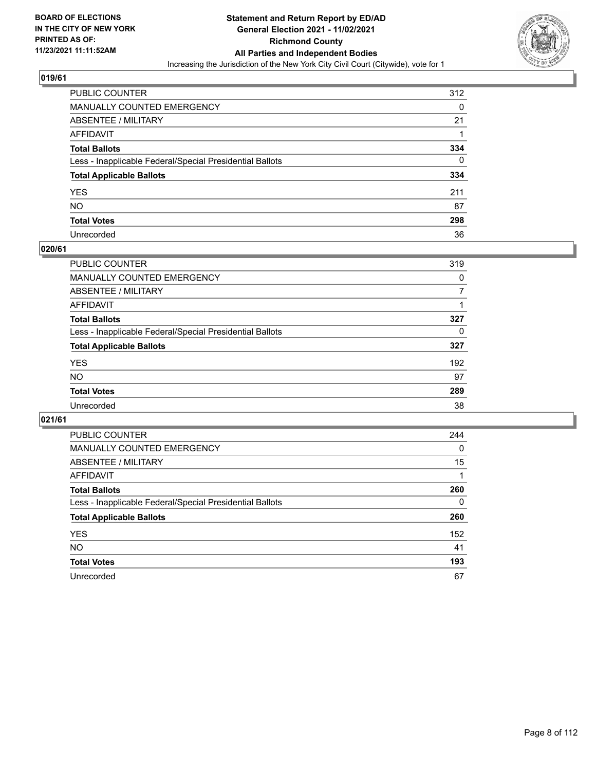**BOARD OF ELECTIONS IN THE CITY OF NEW YORK PRINTED AS OF: 11/23/2021 11:11:52AM**

**Statement and Return Report by ED/AD General Election 2021 - 11/02/2021 Richmond County All Parties and Independent Bodies**

Increasing the Jurisdiction of the New York City Civil Court (Citywide), vote for 1

## 019/61

| | |
|---|---|
| PUBLIC COUNTER | 312 |
| MANUALLY COUNTED EMERGENCY | 0 |
| ABSENTEE / MILITARY | 21 |
| AFFIDAVIT | 1 |
| **Total Ballots** | **334** |
| Less - Inapplicable Federal/Special Presidential Ballots | 0 |
| **Total Applicable Ballots** | **334** |
| YES | 211 |
| NO | 87 |
| **Total Votes** | **298** |
| Unrecorded | 36 |

## 020/61

| | |
|---|---|
| PUBLIC COUNTER | 319 |
| MANUALLY COUNTED EMERGENCY | 0 |
| ABSENTEE / MILITARY | 7 |
| AFFIDAVIT | 1 |
| **Total Ballots** | **327** |
| Less - Inapplicable Federal/Special Presidential Ballots | 0 |
| **Total Applicable Ballots** | **327** |
| YES | 192 |
| NO | 97 |
| **Total Votes** | **289** |
| Unrecorded | 38 |

## 021/61

| | |
|---|---|
| PUBLIC COUNTER | 244 |
| MANUALLY COUNTED EMERGENCY | 0 |
| ABSENTEE / MILITARY | 15 |
| AFFIDAVIT | 1 |
| **Total Ballots** | **260** |
| Less - Inapplicable Federal/Special Presidential Ballots | 0 |
| **Total Applicable Ballots** | **260** |
| YES | 152 |
| NO | 41 |
| **Total Votes** | **193** |
| Unrecorded | 67 |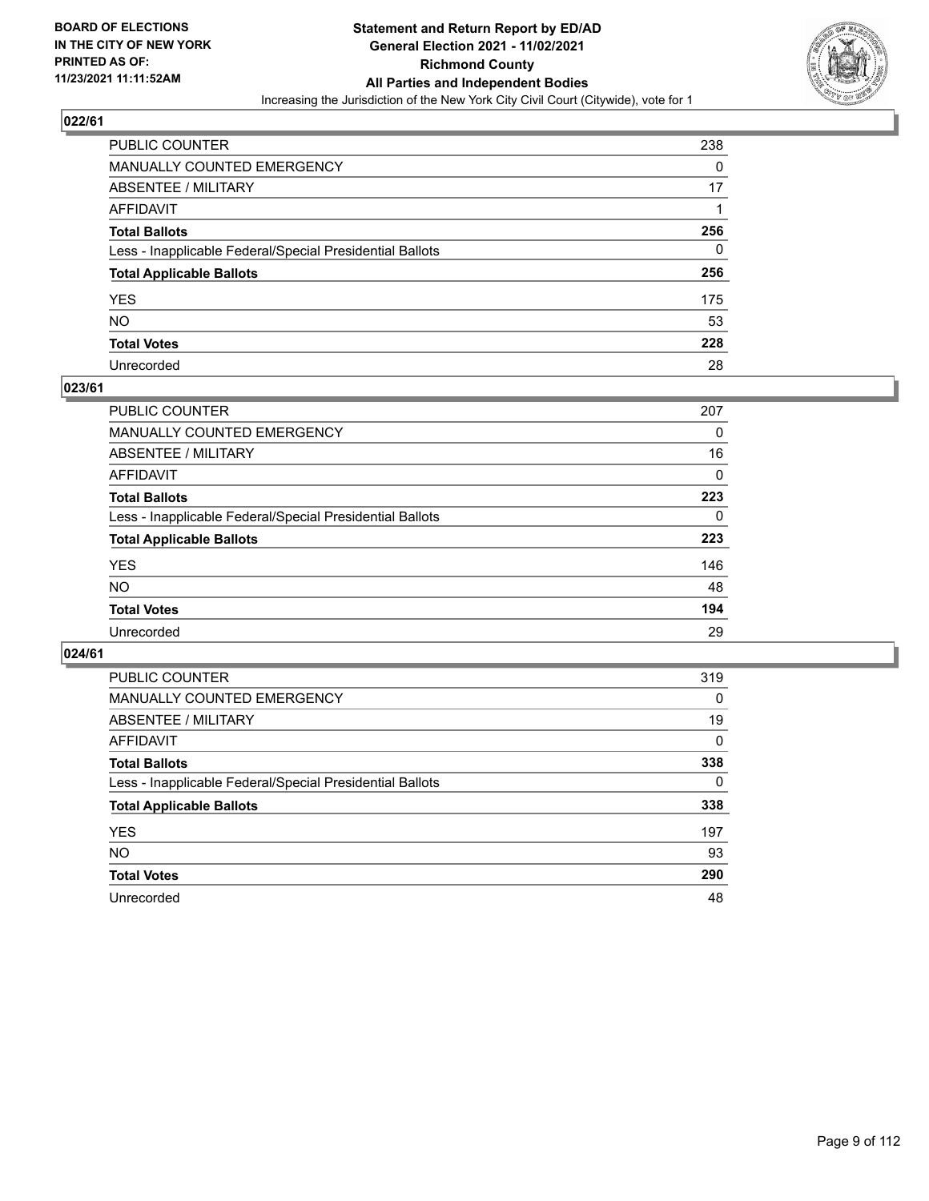**BOARD OF ELECTIONS IN THE CITY OF NEW YORK PRINTED AS OF: 11/23/2021 11:11:52AM**

**Statement and Return Report by ED/AD General Election 2021 - 11/02/2021 Richmond County All Parties and Independent Bodies**

Increasing the Jurisdiction of the New York City Civil Court (Citywide), vote for 1

## 022/61

| | |
|---|---|
| PUBLIC COUNTER | 238 |
| MANUALLY COUNTED EMERGENCY | 0 |
| ABSENTEE / MILITARY | 17 |
| AFFIDAVIT | 1 |
| **Total Ballots** | **256** |
| Less - Inapplicable Federal/Special Presidential Ballots | 0 |
| **Total Applicable Ballots** | **256** |
| YES | 175 |
| NO | 53 |
| **Total Votes** | **228** |
| Unrecorded | 28 |

## 023/61

| | |
|---|---|
| PUBLIC COUNTER | 207 |
| MANUALLY COUNTED EMERGENCY | 0 |
| ABSENTEE / MILITARY | 16 |
| AFFIDAVIT | 0 |
| **Total Ballots** | **223** |
| Less - Inapplicable Federal/Special Presidential Ballots | 0 |
| **Total Applicable Ballots** | **223** |
| YES | 146 |
| NO | 48 |
| **Total Votes** | **194** |
| Unrecorded | 29 |

## 024/61

| | |
|---|---|
| PUBLIC COUNTER | 319 |
| MANUALLY COUNTED EMERGENCY | 0 |
| ABSENTEE / MILITARY | 19 |
| AFFIDAVIT | 0 |
| **Total Ballots** | **338** |
| Less - Inapplicable Federal/Special Presidential Ballots | 0 |
| **Total Applicable Ballots** | **338** |
| YES | 197 |
| NO | 93 |
| **Total Votes** | **290** |
| Unrecorded | 48 |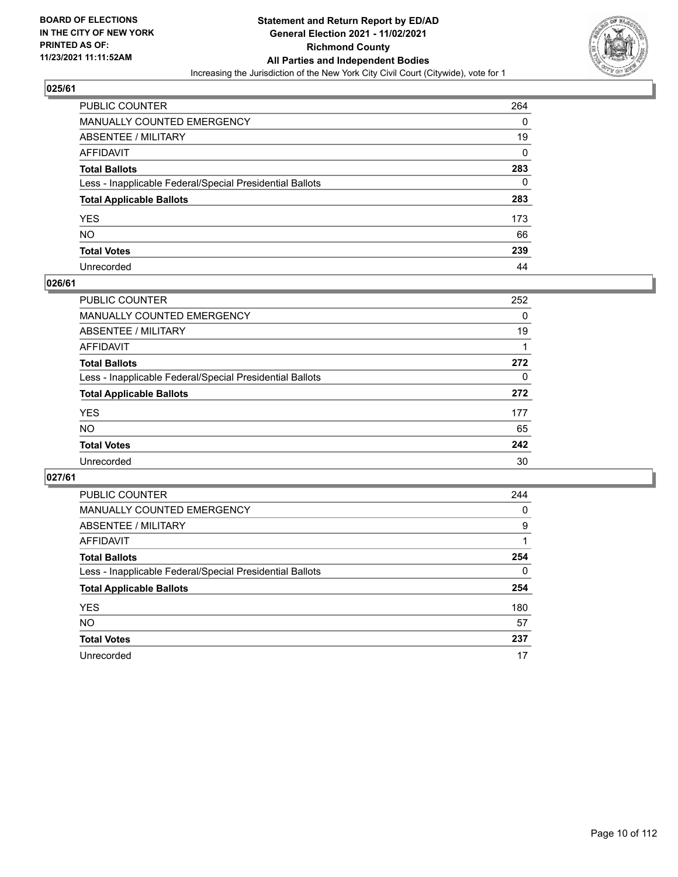## 025/61

| | |
|---|---|
| PUBLIC COUNTER | 264 |
| MANUALLY COUNTED EMERGENCY | 0 |
| ABSENTEE / MILITARY | 19 |
| AFFIDAVIT | 0 |
| **Total Ballots** | **283** |
| Less - Inapplicable Federal/Special Presidential Ballots | 0 |
| **Total Applicable Ballots** | **283** |
| YES | 173 |
| NO | 66 |
| **Total Votes** | **239** |
| Unrecorded | 44 |

## 026/61

| | |
|---|---|
| PUBLIC COUNTER | 252 |
| MANUALLY COUNTED EMERGENCY | 0 |
| ABSENTEE / MILITARY | 19 |
| AFFIDAVIT | 1 |
| **Total Ballots** | **272** |
| Less - Inapplicable Federal/Special Presidential Ballots | 0 |
| **Total Applicable Ballots** | **272** |
| YES | 177 |
| NO | 65 |
| **Total Votes** | **242** |
| Unrecorded | 30 |

## 027/61

| | |
|---|---|
| PUBLIC COUNTER | 244 |
| MANUALLY COUNTED EMERGENCY | 0 |
| ABSENTEE / MILITARY | 9 |
| AFFIDAVIT | 1 |
| **Total Ballots** | **254** |
| Less - Inapplicable Federal/Special Presidential Ballots | 0 |
| **Total Applicable Ballots** | **254** |
| YES | 180 |
| NO | 57 |
| **Total Votes** | **237** |
| Unrecorded | 17 |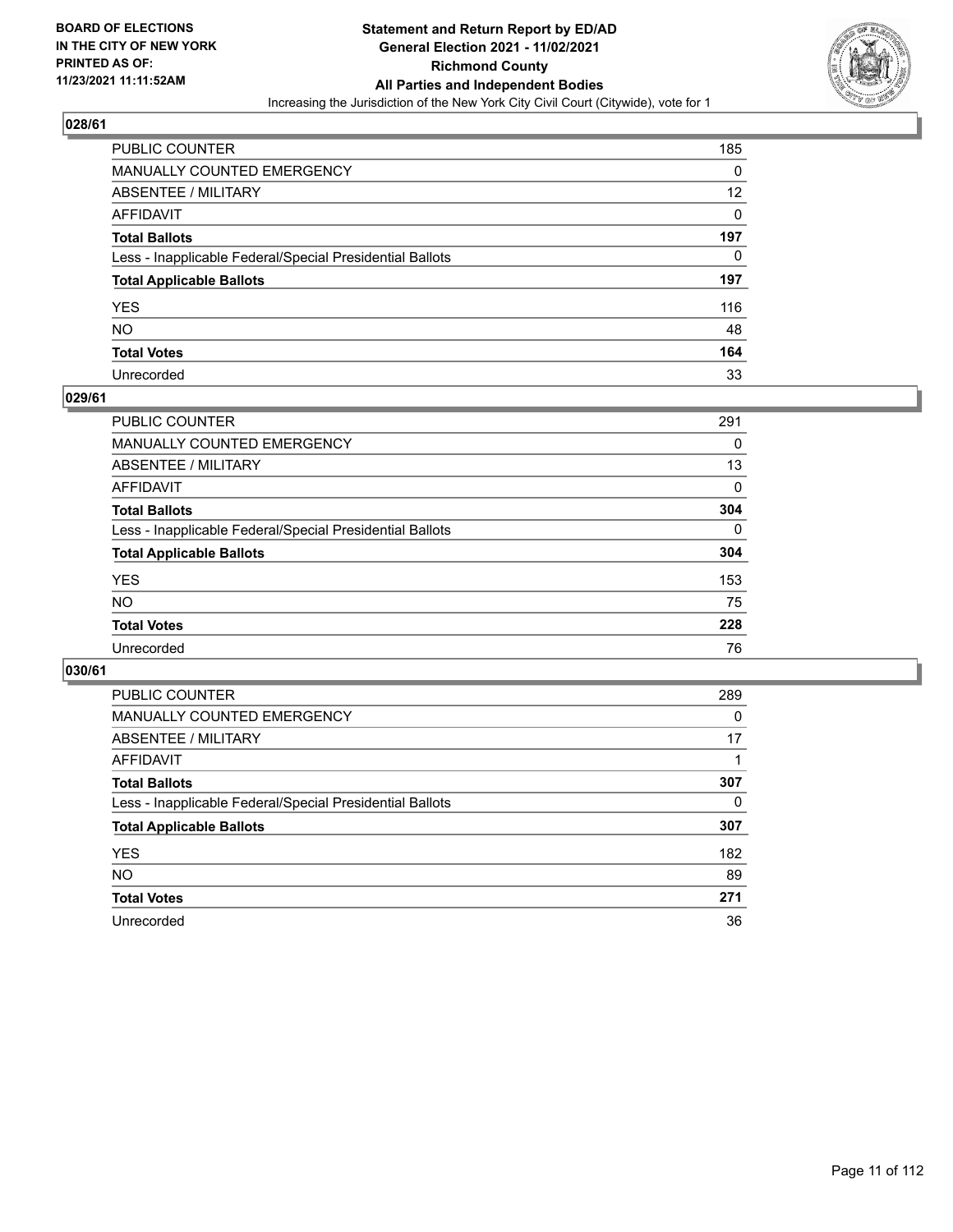## 028/61

| | |
|---|---|
| PUBLIC COUNTER | 185 |
| MANUALLY COUNTED EMERGENCY | 0 |
| ABSENTEE / MILITARY | 12 |
| AFFIDAVIT | 0 |
| **Total Ballots** | **197** |
| Less - Inapplicable Federal/Special Presidential Ballots | 0 |
| **Total Applicable Ballots** | **197** |
| YES | 116 |
| NO | 48 |
| **Total Votes** | **164** |
| Unrecorded | 33 |

## 029/61

| | |
|---|---|
| PUBLIC COUNTER | 291 |
| MANUALLY COUNTED EMERGENCY | 0 |
| ABSENTEE / MILITARY | 13 |
| AFFIDAVIT | 0 |
| **Total Ballots** | **304** |
| Less - Inapplicable Federal/Special Presidential Ballots | 0 |
| **Total Applicable Ballots** | **304** |
| YES | 153 |
| NO | 75 |
| **Total Votes** | **228** |
| Unrecorded | 76 |

## 030/61

| | |
|---|---|
| PUBLIC COUNTER | 289 |
| MANUALLY COUNTED EMERGENCY | 0 |
| ABSENTEE / MILITARY | 17 |
| AFFIDAVIT | 1 |
| **Total Ballots** | **307** |
| Less - Inapplicable Federal/Special Presidential Ballots | 0 |
| **Total Applicable Ballots** | **307** |
| YES | 182 |
| NO | 89 |
| **Total Votes** | **271** |
| Unrecorded | 36 |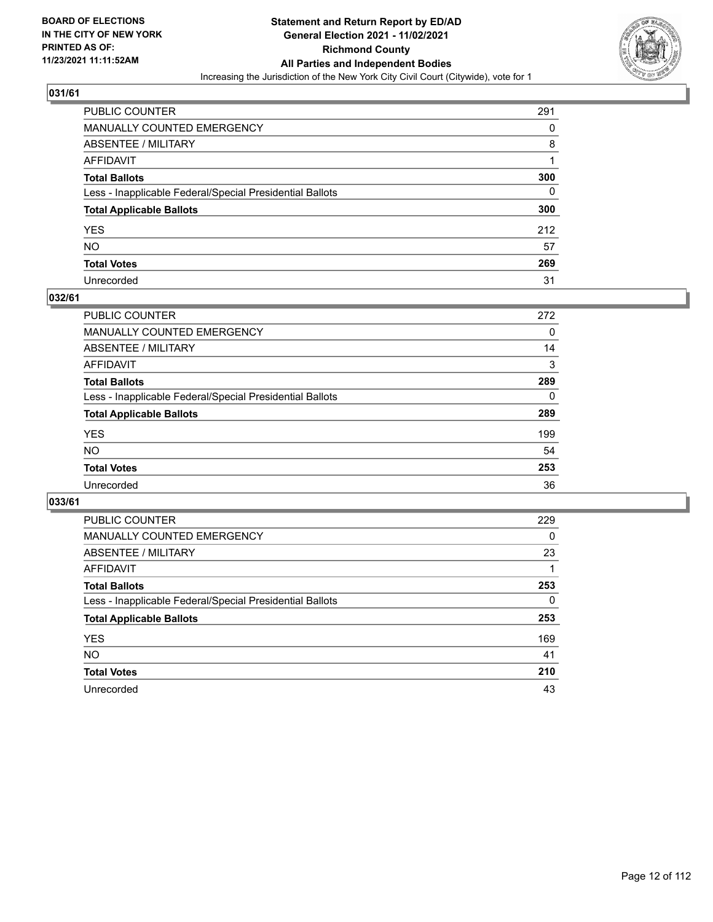BOARD OF ELECTIONS
IN THE CITY OF NEW YORK
PRINTED AS OF:
11/23/2021 11:11:52AM

**Statement and Return Report by ED/AD**
**General Election 2021 - 11/02/2021**
**Richmond County**
**All Parties and Independent Bodies**
Increasing the Jurisdiction of the New York City Civil Court (Citywide), vote for 1

## 031/61

| | |
|---|---|
| PUBLIC COUNTER | 291 |
| MANUALLY COUNTED EMERGENCY | 0 |
| ABSENTEE / MILITARY | 8 |
| AFFIDAVIT | 1 |
| **Total Ballots** | **300** |
| Less - Inapplicable Federal/Special Presidential Ballots | 0 |
| **Total Applicable Ballots** | **300** |
| YES | 212 |
| NO | 57 |
| **Total Votes** | **269** |
| Unrecorded | 31 |

## 032/61

| | |
|---|---|
| PUBLIC COUNTER | 272 |
| MANUALLY COUNTED EMERGENCY | 0 |
| ABSENTEE / MILITARY | 14 |
| AFFIDAVIT | 3 |
| **Total Ballots** | **289** |
| Less - Inapplicable Federal/Special Presidential Ballots | 0 |
| **Total Applicable Ballots** | **289** |
| YES | 199 |
| NO | 54 |
| **Total Votes** | **253** |
| Unrecorded | 36 |

## 033/61

| | |
|---|---|
| PUBLIC COUNTER | 229 |
| MANUALLY COUNTED EMERGENCY | 0 |
| ABSENTEE / MILITARY | 23 |
| AFFIDAVIT | 1 |
| **Total Ballots** | **253** |
| Less - Inapplicable Federal/Special Presidential Ballots | 0 |
| **Total Applicable Ballots** | **253** |
| YES | 169 |
| NO | 41 |
| **Total Votes** | **210** |
| Unrecorded | 43 |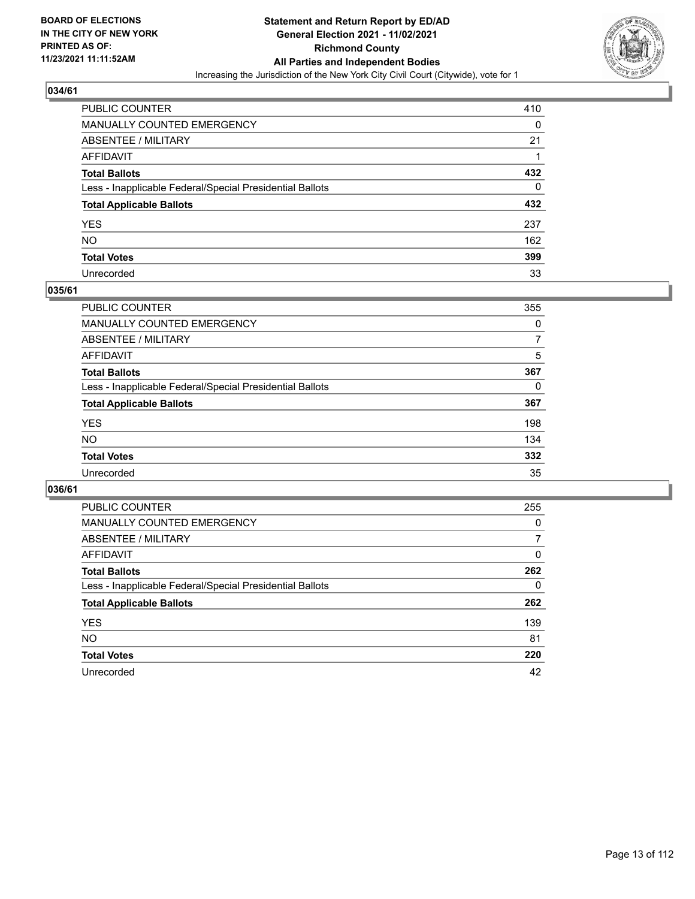**BOARD OF ELECTIONS IN THE CITY OF NEW YORK PRINTED AS OF: 11/23/2021 11:11:52AM**

**Statement and Return Report by ED/AD General Election 2021 - 11/02/2021 Richmond County All Parties and Independent Bodies**

Increasing the Jurisdiction of the New York City Civil Court (Citywide), vote for 1

## 034/61

| | |
|---|---|
| PUBLIC COUNTER | 410 |
| MANUALLY COUNTED EMERGENCY | 0 |
| ABSENTEE / MILITARY | 21 |
| AFFIDAVIT | 1 |
| **Total Ballots** | **432** |
| Less - Inapplicable Federal/Special Presidential Ballots | 0 |
| **Total Applicable Ballots** | **432** |
| YES | 237 |
| NO | 162 |
| **Total Votes** | **399** |
| Unrecorded | 33 |

## 035/61

| | |
|---|---|
| PUBLIC COUNTER | 355 |
| MANUALLY COUNTED EMERGENCY | 0 |
| ABSENTEE / MILITARY | 7 |
| AFFIDAVIT | 5 |
| **Total Ballots** | **367** |
| Less - Inapplicable Federal/Special Presidential Ballots | 0 |
| **Total Applicable Ballots** | **367** |
| YES | 198 |
| NO | 134 |
| **Total Votes** | **332** |
| Unrecorded | 35 |

## 036/61

| | |
|---|---|
| PUBLIC COUNTER | 255 |
| MANUALLY COUNTED EMERGENCY | 0 |
| ABSENTEE / MILITARY | 7 |
| AFFIDAVIT | 0 |
| **Total Ballots** | **262** |
| Less - Inapplicable Federal/Special Presidential Ballots | 0 |
| **Total Applicable Ballots** | **262** |
| YES | 139 |
| NO | 81 |
| **Total Votes** | **220** |
| Unrecorded | 42 |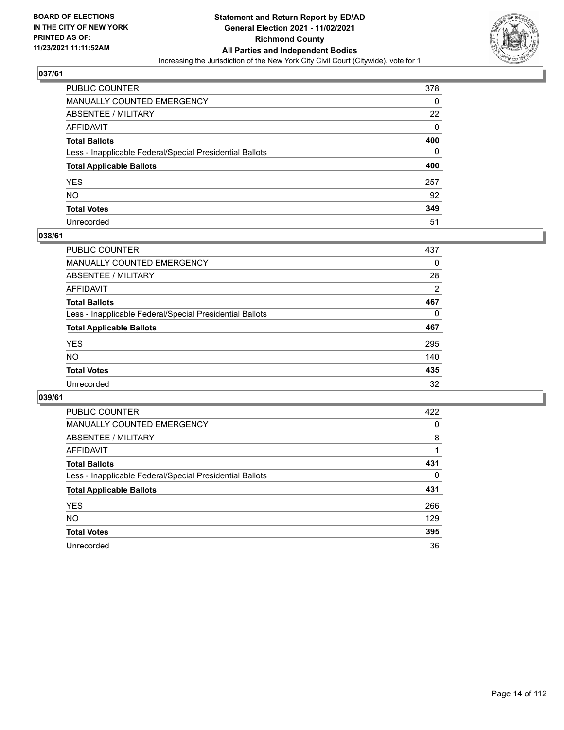BOARD OF ELECTIONS
IN THE CITY OF NEW YORK
PRINTED AS OF:
11/23/2021 11:11:52AM

**Statement and Return Report by ED/AD**
**General Election 2021 - 11/02/2021**
**Richmond County**
**All Parties and Independent Bodies**
Increasing the Jurisdiction of the New York City Civil Court (Citywide), vote for 1

### 037/61

| | |
|---|---|
| PUBLIC COUNTER | 378 |
| MANUALLY COUNTED EMERGENCY | 0 |
| ABSENTEE / MILITARY | 22 |
| AFFIDAVIT | 0 |
| **Total Ballots** | **400** |
| Less - Inapplicable Federal/Special Presidential Ballots | 0 |
| **Total Applicable Ballots** | **400** |
| YES | 257 |
| NO | 92 |
| **Total Votes** | **349** |
| Unrecorded | 51 |

### 038/61

| | |
|---|---|
| PUBLIC COUNTER | 437 |
| MANUALLY COUNTED EMERGENCY | 0 |
| ABSENTEE / MILITARY | 28 |
| AFFIDAVIT | 2 |
| **Total Ballots** | **467** |
| Less - Inapplicable Federal/Special Presidential Ballots | 0 |
| **Total Applicable Ballots** | **467** |
| YES | 295 |
| NO | 140 |
| **Total Votes** | **435** |
| Unrecorded | 32 |

### 039/61

| | |
|---|---|
| PUBLIC COUNTER | 422 |
| MANUALLY COUNTED EMERGENCY | 0 |
| ABSENTEE / MILITARY | 8 |
| AFFIDAVIT | 1 |
| **Total Ballots** | **431** |
| Less - Inapplicable Federal/Special Presidential Ballots | 0 |
| **Total Applicable Ballots** | **431** |
| YES | 266 |
| NO | 129 |
| **Total Votes** | **395** |
| Unrecorded | 36 |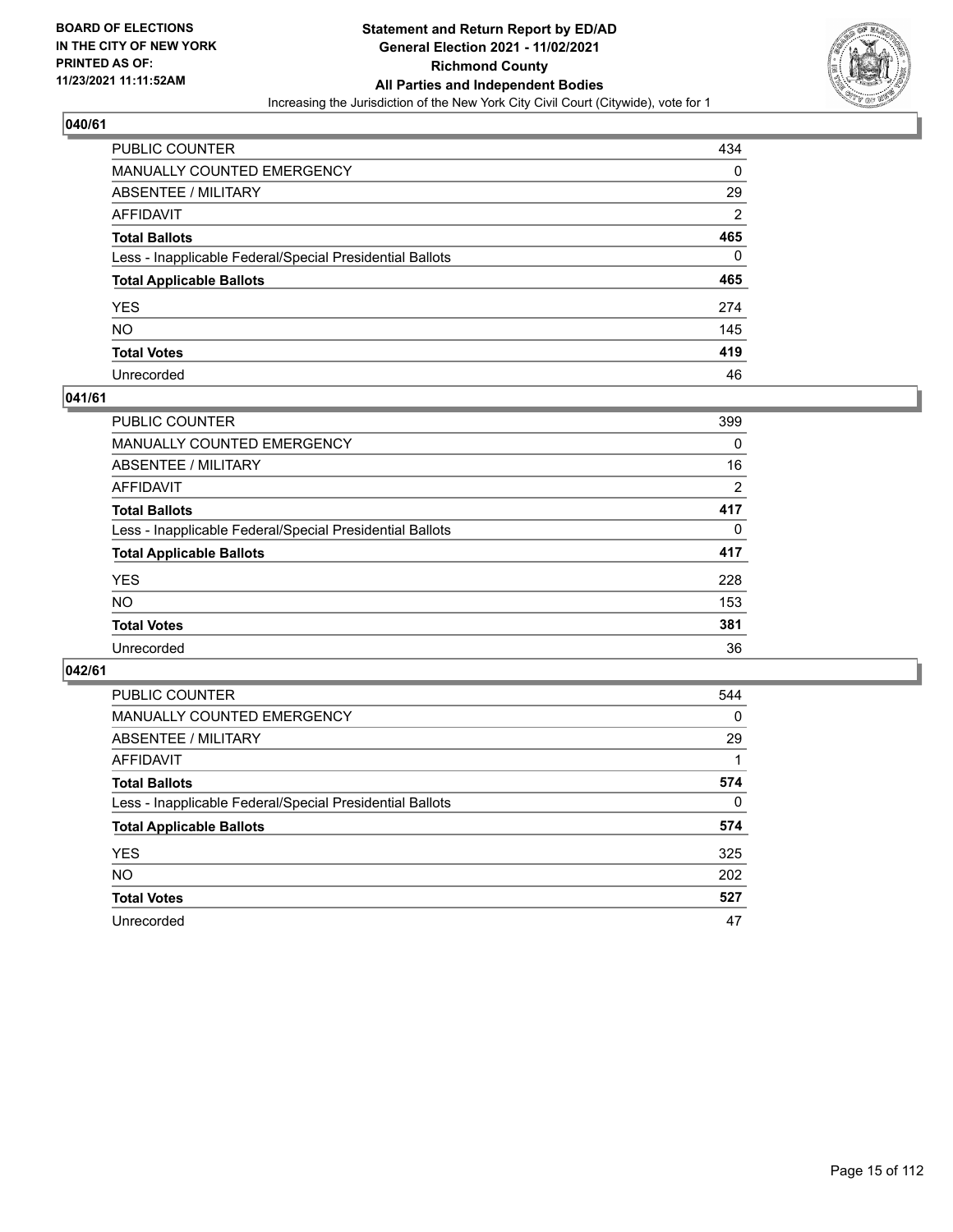BOARD OF ELECTIONS
IN THE CITY OF NEW YORK
PRINTED AS OF:
11/23/2021 11:11:52AM

**Statement and Return Report by ED/AD**
**General Election 2021 - 11/02/2021**
**Richmond County**
**All Parties and Independent Bodies**
Increasing the Jurisdiction of the New York City Civil Court (Citywide), vote for 1

## 040/61

| | |
|---|---|
| PUBLIC COUNTER | 434 |
| MANUALLY COUNTED EMERGENCY | 0 |
| ABSENTEE / MILITARY | 29 |
| AFFIDAVIT | 2 |
| **Total Ballots** | **465** |
| Less - Inapplicable Federal/Special Presidential Ballots | 0 |
| **Total Applicable Ballots** | **465** |
| YES | 274 |
| NO | 145 |
| **Total Votes** | **419** |
| Unrecorded | 46 |

## 041/61

| | |
|---|---|
| PUBLIC COUNTER | 399 |
| MANUALLY COUNTED EMERGENCY | 0 |
| ABSENTEE / MILITARY | 16 |
| AFFIDAVIT | 2 |
| **Total Ballots** | **417** |
| Less - Inapplicable Federal/Special Presidential Ballots | 0 |
| **Total Applicable Ballots** | **417** |
| YES | 228 |
| NO | 153 |
| **Total Votes** | **381** |
| Unrecorded | 36 |

## 042/61

| | |
|---|---|
| PUBLIC COUNTER | 544 |
| MANUALLY COUNTED EMERGENCY | 0 |
| ABSENTEE / MILITARY | 29 |
| AFFIDAVIT | 1 |
| **Total Ballots** | **574** |
| Less - Inapplicable Federal/Special Presidential Ballots | 0 |
| **Total Applicable Ballots** | **574** |
| YES | 325 |
| NO | 202 |
| **Total Votes** | **527** |
| Unrecorded | 47 |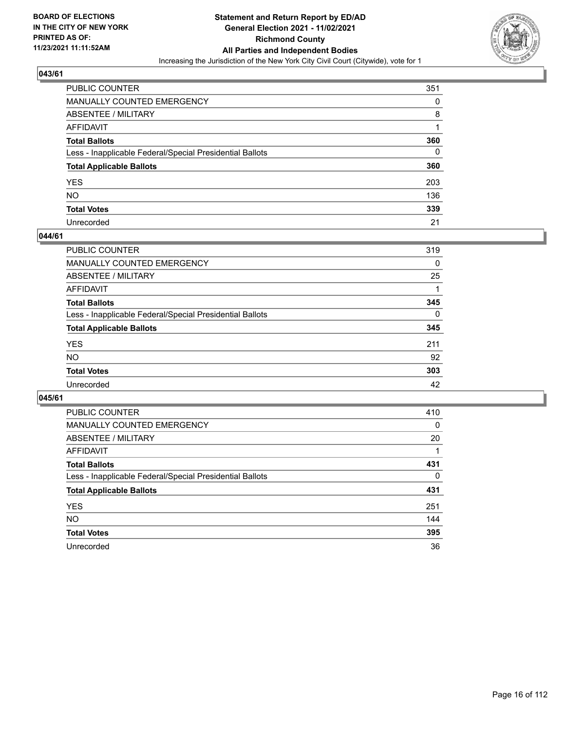BOARD OF ELECTIONS
IN THE CITY OF NEW YORK
PRINTED AS OF:
11/23/2021 11:11:52AM

**Statement and Return Report by ED/AD**
**General Election 2021 - 11/02/2021**
**Richmond County**
**All Parties and Independent Bodies**
Increasing the Jurisdiction of the New York City Civil Court (Citywide), vote for 1

### 043/61

| | |
|---|---|
| PUBLIC COUNTER | 351 |
| MANUALLY COUNTED EMERGENCY | 0 |
| ABSENTEE / MILITARY | 8 |
| AFFIDAVIT | 1 |
| **Total Ballots** | **360** |
| Less - Inapplicable Federal/Special Presidential Ballots | 0 |
| **Total Applicable Ballots** | **360** |
| YES | 203 |
| NO | 136 |
| **Total Votes** | **339** |
| Unrecorded | 21 |

### 044/61

| | |
|---|---|
| PUBLIC COUNTER | 319 |
| MANUALLY COUNTED EMERGENCY | 0 |
| ABSENTEE / MILITARY | 25 |
| AFFIDAVIT | 1 |
| **Total Ballots** | **345** |
| Less - Inapplicable Federal/Special Presidential Ballots | 0 |
| **Total Applicable Ballots** | **345** |
| YES | 211 |
| NO | 92 |
| **Total Votes** | **303** |
| Unrecorded | 42 |

### 045/61

| | |
|---|---|
| PUBLIC COUNTER | 410 |
| MANUALLY COUNTED EMERGENCY | 0 |
| ABSENTEE / MILITARY | 20 |
| AFFIDAVIT | 1 |
| **Total Ballots** | **431** |
| Less - Inapplicable Federal/Special Presidential Ballots | 0 |
| **Total Applicable Ballots** | **431** |
| YES | 251 |
| NO | 144 |
| **Total Votes** | **395** |
| Unrecorded | 36 |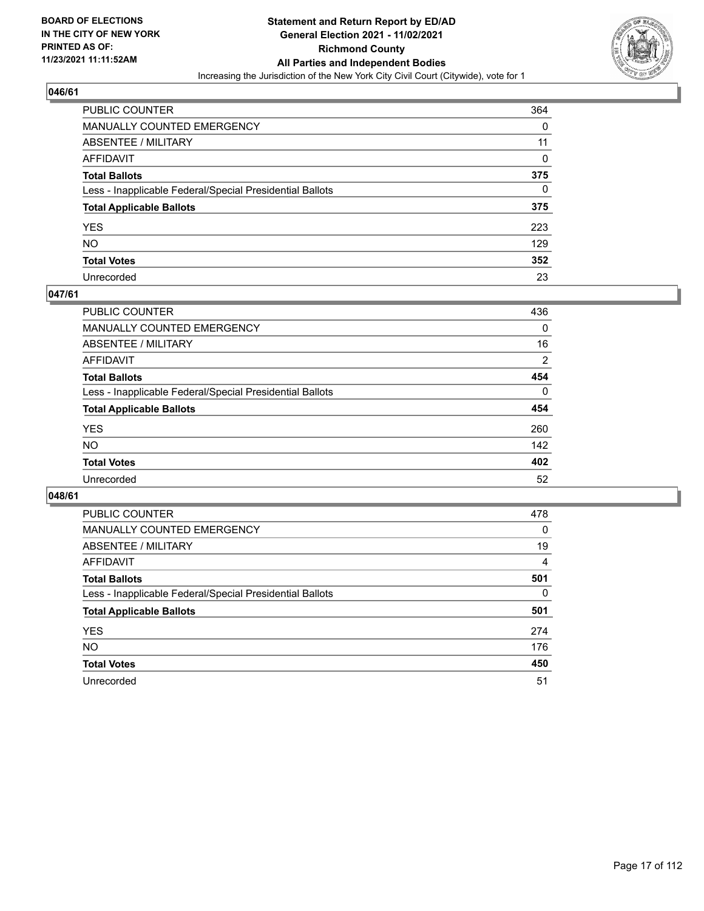**BOARD OF ELECTIONS IN THE CITY OF NEW YORK PRINTED AS OF: 11/23/2021 11:11:52AM**

**Statement and Return Report by ED/AD General Election 2021 - 11/02/2021 Richmond County All Parties and Independent Bodies**

Increasing the Jurisdiction of the New York City Civil Court (Citywide), vote for 1

## 046/61

| | |
|---|---|
| PUBLIC COUNTER | 364 |
| MANUALLY COUNTED EMERGENCY | 0 |
| ABSENTEE / MILITARY | 11 |
| AFFIDAVIT | 0 |
| **Total Ballots** | **375** |
| Less - Inapplicable Federal/Special Presidential Ballots | 0 |
| **Total Applicable Ballots** | **375** |
| YES | 223 |
| NO | 129 |
| **Total Votes** | **352** |
| Unrecorded | 23 |

## 047/61

| | |
|---|---|
| PUBLIC COUNTER | 436 |
| MANUALLY COUNTED EMERGENCY | 0 |
| ABSENTEE / MILITARY | 16 |
| AFFIDAVIT | 2 |
| **Total Ballots** | **454** |
| Less - Inapplicable Federal/Special Presidential Ballots | 0 |
| **Total Applicable Ballots** | **454** |
| YES | 260 |
| NO | 142 |
| **Total Votes** | **402** |
| Unrecorded | 52 |

## 048/61

| | |
|---|---|
| PUBLIC COUNTER | 478 |
| MANUALLY COUNTED EMERGENCY | 0 |
| ABSENTEE / MILITARY | 19 |
| AFFIDAVIT | 4 |
| **Total Ballots** | **501** |
| Less - Inapplicable Federal/Special Presidential Ballots | 0 |
| **Total Applicable Ballots** | **501** |
| YES | 274 |
| NO | 176 |
| **Total Votes** | **450** |
| Unrecorded | 51 |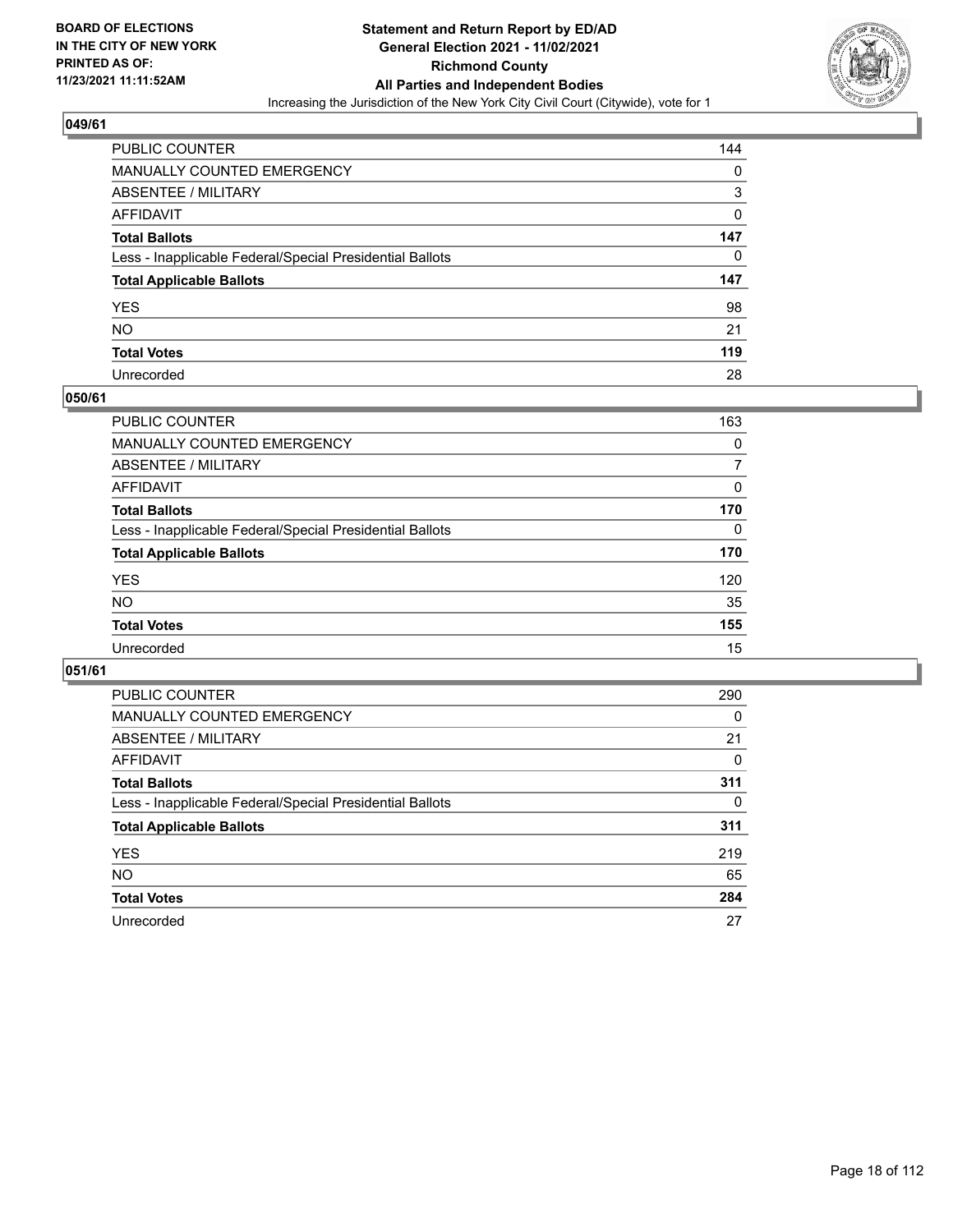BOARD OF ELECTIONS
IN THE CITY OF NEW YORK
PRINTED AS OF:
11/23/2021 11:11:52AM

**Statement and Return Report by ED/AD**
**General Election 2021 - 11/02/2021**
**Richmond County**
**All Parties and Independent Bodies**
Increasing the Jurisdiction of the New York City Civil Court (Citywide), vote for 1

### 049/61

| | |
|---|---|
| PUBLIC COUNTER | 144 |
| MANUALLY COUNTED EMERGENCY | 0 |
| ABSENTEE / MILITARY | 3 |
| AFFIDAVIT | 0 |
| **Total Ballots** | **147** |
| Less - Inapplicable Federal/Special Presidential Ballots | 0 |
| **Total Applicable Ballots** | **147** |
| YES | 98 |
| NO | 21 |
| **Total Votes** | **119** |
| Unrecorded | 28 |

### 050/61

| | |
|---|---|
| PUBLIC COUNTER | 163 |
| MANUALLY COUNTED EMERGENCY | 0 |
| ABSENTEE / MILITARY | 7 |
| AFFIDAVIT | 0 |
| **Total Ballots** | **170** |
| Less - Inapplicable Federal/Special Presidential Ballots | 0 |
| **Total Applicable Ballots** | **170** |
| YES | 120 |
| NO | 35 |
| **Total Votes** | **155** |
| Unrecorded | 15 |

### 051/61

| | |
|---|---|
| PUBLIC COUNTER | 290 |
| MANUALLY COUNTED EMERGENCY | 0 |
| ABSENTEE / MILITARY | 21 |
| AFFIDAVIT | 0 |
| **Total Ballots** | **311** |
| Less - Inapplicable Federal/Special Presidential Ballots | 0 |
| **Total Applicable Ballots** | **311** |
| YES | 219 |
| NO | 65 |
| **Total Votes** | **284** |
| Unrecorded | 27 |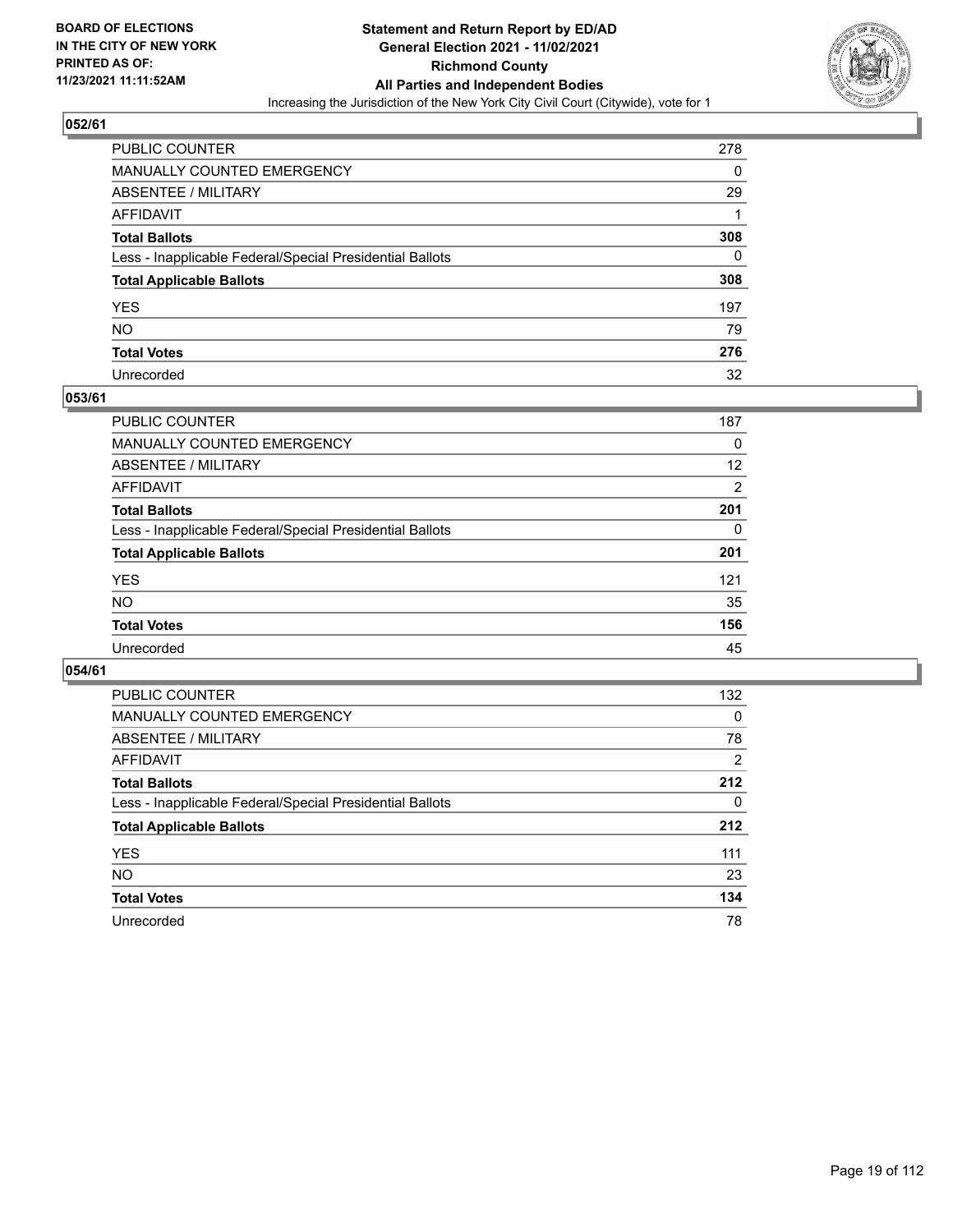BOARD OF ELECTIONS
IN THE CITY OF NEW YORK
PRINTED AS OF:
11/23/2021 11:11:52AM

**Statement and Return Report by ED/AD**
**General Election 2021 - 11/02/2021**
**Richmond County**
**All Parties and Independent Bodies**
Increasing the Jurisdiction of the New York City Civil Court (Citywide), vote for 1

## 052/61

| | |
|---|---|
| PUBLIC COUNTER | 278 |
| MANUALLY COUNTED EMERGENCY | 0 |
| ABSENTEE / MILITARY | 29 |
| AFFIDAVIT | 1 |
| **Total Ballots** | **308** |
| Less - Inapplicable Federal/Special Presidential Ballots | 0 |
| **Total Applicable Ballots** | **308** |
| YES | 197 |
| NO | 79 |
| **Total Votes** | **276** |
| Unrecorded | 32 |

## 053/61

| | |
|---|---|
| PUBLIC COUNTER | 187 |
| MANUALLY COUNTED EMERGENCY | 0 |
| ABSENTEE / MILITARY | 12 |
| AFFIDAVIT | 2 |
| **Total Ballots** | **201** |
| Less - Inapplicable Federal/Special Presidential Ballots | 0 |
| **Total Applicable Ballots** | **201** |
| YES | 121 |
| NO | 35 |
| **Total Votes** | **156** |
| Unrecorded | 45 |

## 054/61

| | |
|---|---|
| PUBLIC COUNTER | 132 |
| MANUALLY COUNTED EMERGENCY | 0 |
| ABSENTEE / MILITARY | 78 |
| AFFIDAVIT | 2 |
| **Total Ballots** | **212** |
| Less - Inapplicable Federal/Special Presidential Ballots | 0 |
| **Total Applicable Ballots** | **212** |
| YES | 111 |
| NO | 23 |
| **Total Votes** | **134** |
| Unrecorded | 78 |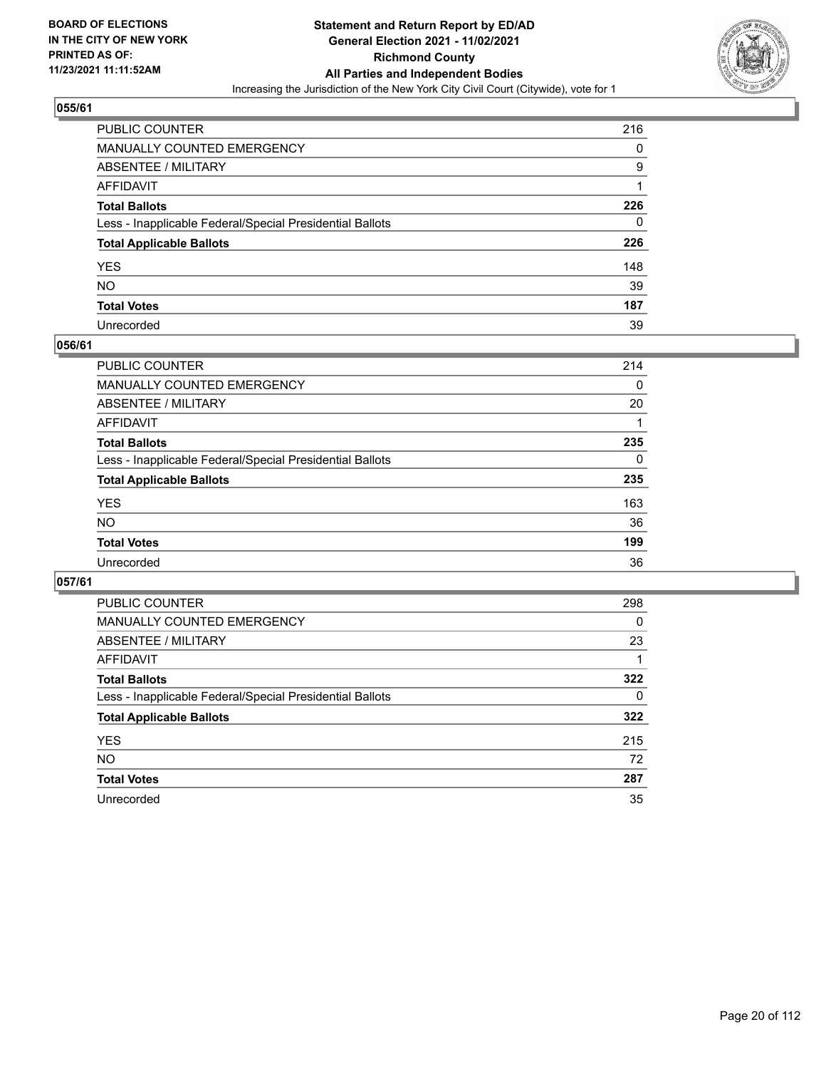## 055/61

| | |
|---|---|
| PUBLIC COUNTER | 216 |
| MANUALLY COUNTED EMERGENCY | 0 |
| ABSENTEE / MILITARY | 9 |
| AFFIDAVIT | 1 |
| **Total Ballots** | **226** |
| Less - Inapplicable Federal/Special Presidential Ballots | 0 |
| **Total Applicable Ballots** | **226** |
| YES | 148 |
| NO | 39 |
| **Total Votes** | **187** |
| Unrecorded | 39 |

## 056/61

| | |
|---|---|
| PUBLIC COUNTER | 214 |
| MANUALLY COUNTED EMERGENCY | 0 |
| ABSENTEE / MILITARY | 20 |
| AFFIDAVIT | 1 |
| **Total Ballots** | **235** |
| Less - Inapplicable Federal/Special Presidential Ballots | 0 |
| **Total Applicable Ballots** | **235** |
| YES | 163 |
| NO | 36 |
| **Total Votes** | **199** |
| Unrecorded | 36 |

## 057/61

| | |
|---|---|
| PUBLIC COUNTER | 298 |
| MANUALLY COUNTED EMERGENCY | 0 |
| ABSENTEE / MILITARY | 23 |
| AFFIDAVIT | 1 |
| **Total Ballots** | **322** |
| Less - Inapplicable Federal/Special Presidential Ballots | 0 |
| **Total Applicable Ballots** | **322** |
| YES | 215 |
| NO | 72 |
| **Total Votes** | **287** |
| Unrecorded | 35 |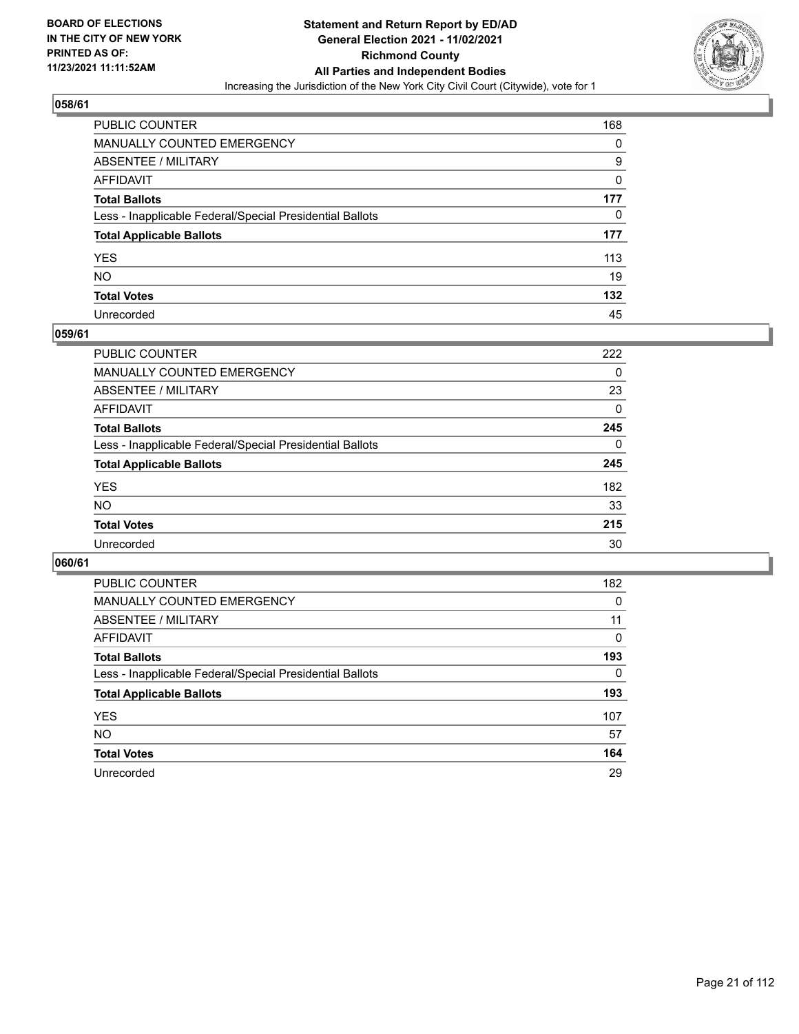BOARD OF ELECTIONS
IN THE CITY OF NEW YORK
PRINTED AS OF:
11/23/2021 11:11:52AM

**Statement and Return Report by ED/AD**
**General Election 2021 - 11/02/2021**
**Richmond County**
**All Parties and Independent Bodies**
Increasing the Jurisdiction of the New York City Civil Court (Citywide), vote for 1

## 058/61

| | |
|---|---|
| PUBLIC COUNTER | 168 |
| MANUALLY COUNTED EMERGENCY | 0 |
| ABSENTEE / MILITARY | 9 |
| AFFIDAVIT | 0 |
| **Total Ballots** | **177** |
| Less - Inapplicable Federal/Special Presidential Ballots | 0 |
| **Total Applicable Ballots** | **177** |
| YES | 113 |
| NO | 19 |
| **Total Votes** | **132** |
| Unrecorded | 45 |

## 059/61

| | |
|---|---|
| PUBLIC COUNTER | 222 |
| MANUALLY COUNTED EMERGENCY | 0 |
| ABSENTEE / MILITARY | 23 |
| AFFIDAVIT | 0 |
| **Total Ballots** | **245** |
| Less - Inapplicable Federal/Special Presidential Ballots | 0 |
| **Total Applicable Ballots** | **245** |
| YES | 182 |
| NO | 33 |
| **Total Votes** | **215** |
| Unrecorded | 30 |

## 060/61

| | |
|---|---|
| PUBLIC COUNTER | 182 |
| MANUALLY COUNTED EMERGENCY | 0 |
| ABSENTEE / MILITARY | 11 |
| AFFIDAVIT | 0 |
| **Total Ballots** | **193** |
| Less - Inapplicable Federal/Special Presidential Ballots | 0 |
| **Total Applicable Ballots** | **193** |
| YES | 107 |
| NO | 57 |
| **Total Votes** | **164** |
| Unrecorded | 29 |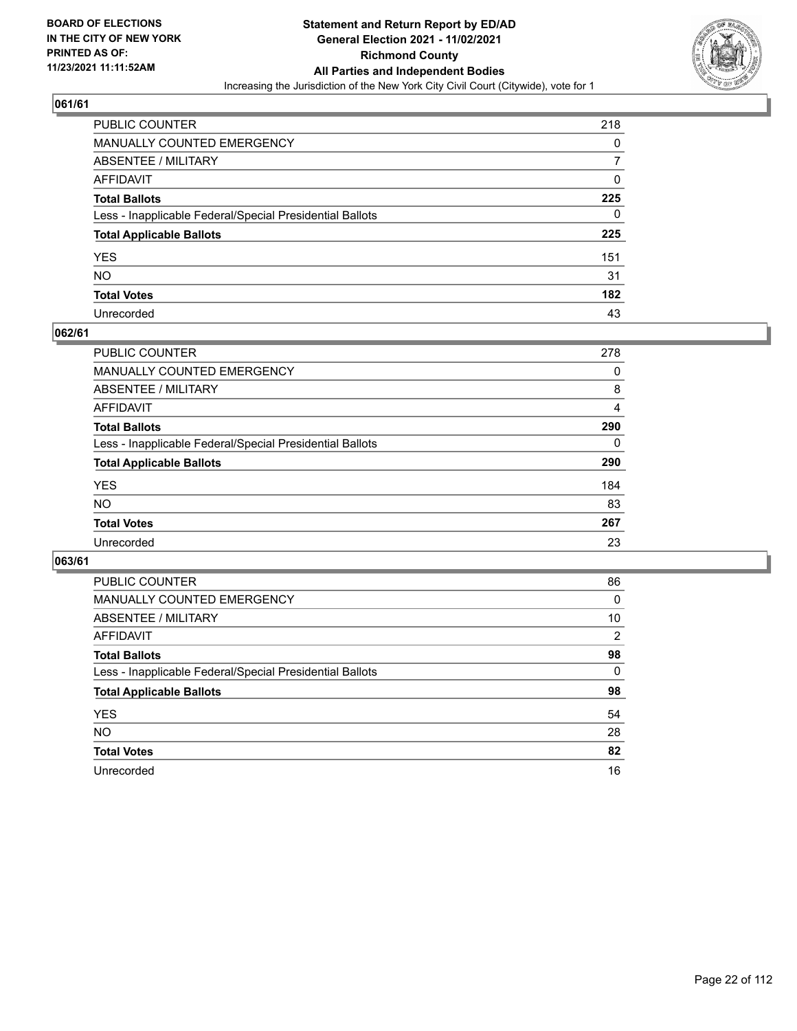BOARD OF ELECTIONS
IN THE CITY OF NEW YORK
PRINTED AS OF:
11/23/2021 11:11:52AM

**Statement and Return Report by ED/AD**
**General Election 2021 - 11/02/2021**
**Richmond County**
**All Parties and Independent Bodies**
Increasing the Jurisdiction of the New York City Civil Court (Citywide), vote for 1

## 061/61

| | |
|---|---|
| PUBLIC COUNTER | 218 |
| MANUALLY COUNTED EMERGENCY | 0 |
| ABSENTEE / MILITARY | 7 |
| AFFIDAVIT | 0 |
| **Total Ballots** | **225** |
| Less - Inapplicable Federal/Special Presidential Ballots | 0 |
| **Total Applicable Ballots** | **225** |
| YES | 151 |
| NO | 31 |
| **Total Votes** | **182** |
| Unrecorded | 43 |

## 062/61

| | |
|---|---|
| PUBLIC COUNTER | 278 |
| MANUALLY COUNTED EMERGENCY | 0 |
| ABSENTEE / MILITARY | 8 |
| AFFIDAVIT | 4 |
| **Total Ballots** | **290** |
| Less - Inapplicable Federal/Special Presidential Ballots | 0 |
| **Total Applicable Ballots** | **290** |
| YES | 184 |
| NO | 83 |
| **Total Votes** | **267** |
| Unrecorded | 23 |

## 063/61

| | |
|---|---|
| PUBLIC COUNTER | 86 |
| MANUALLY COUNTED EMERGENCY | 0 |
| ABSENTEE / MILITARY | 10 |
| AFFIDAVIT | 2 |
| **Total Ballots** | **98** |
| Less - Inapplicable Federal/Special Presidential Ballots | 0 |
| **Total Applicable Ballots** | **98** |
| YES | 54 |
| NO | 28 |
| **Total Votes** | **82** |
| Unrecorded | 16 |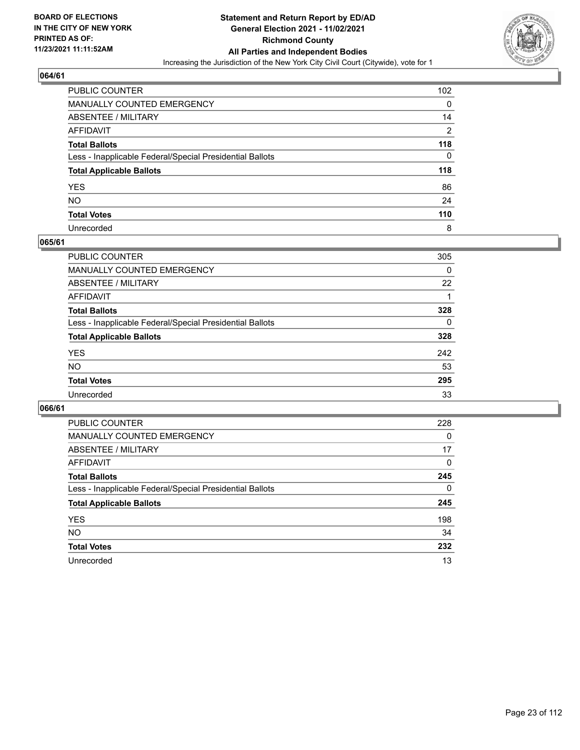**BOARD OF ELECTIONS IN THE CITY OF NEW YORK PRINTED AS OF: 11/23/2021 11:11:52AM**

**Statement and Return Report by ED/AD General Election 2021 - 11/02/2021 Richmond County All Parties and Independent Bodies**

Increasing the Jurisdiction of the New York City Civil Court (Citywide), vote for 1

## 064/61

| | |
|---|---|
| PUBLIC COUNTER | 102 |
| MANUALLY COUNTED EMERGENCY | 0 |
| ABSENTEE / MILITARY | 14 |
| AFFIDAVIT | 2 |
| **Total Ballots** | **118** |
| Less - Inapplicable Federal/Special Presidential Ballots | 0 |
| **Total Applicable Ballots** | **118** |
| YES | 86 |
| NO | 24 |
| **Total Votes** | **110** |
| Unrecorded | 8 |

## 065/61

| | |
|---|---|
| PUBLIC COUNTER | 305 |
| MANUALLY COUNTED EMERGENCY | 0 |
| ABSENTEE / MILITARY | 22 |
| AFFIDAVIT | 1 |
| **Total Ballots** | **328** |
| Less - Inapplicable Federal/Special Presidential Ballots | 0 |
| **Total Applicable Ballots** | **328** |
| YES | 242 |
| NO | 53 |
| **Total Votes** | **295** |
| Unrecorded | 33 |

## 066/61

| | |
|---|---|
| PUBLIC COUNTER | 228 |
| MANUALLY COUNTED EMERGENCY | 0 |
| ABSENTEE / MILITARY | 17 |
| AFFIDAVIT | 0 |
| **Total Ballots** | **245** |
| Less - Inapplicable Federal/Special Presidential Ballots | 0 |
| **Total Applicable Ballots** | **245** |
| YES | 198 |
| NO | 34 |
| **Total Votes** | **232** |
| Unrecorded | 13 |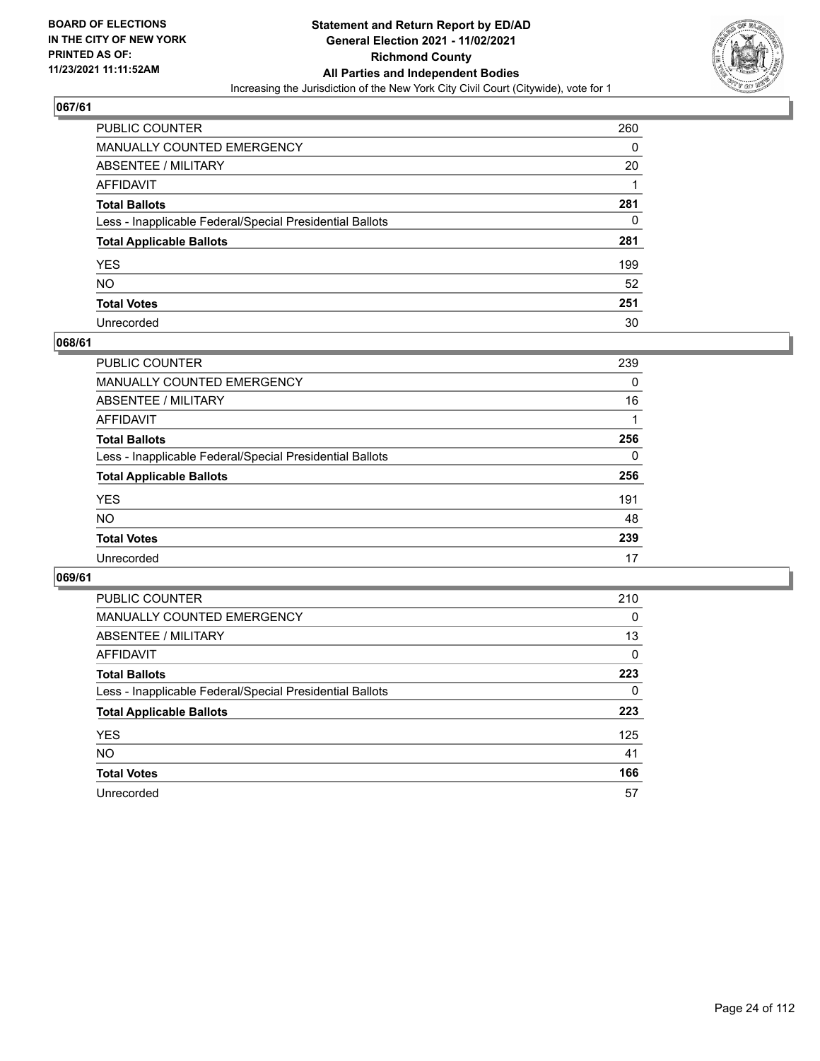**BOARD OF ELECTIONS IN THE CITY OF NEW YORK PRINTED AS OF: 11/23/2021 11:11:52AM**

**Statement and Return Report by ED/AD General Election 2021 - 11/02/2021 Richmond County All Parties and Independent Bodies**

Increasing the Jurisdiction of the New York City Civil Court (Citywide), vote for 1

## 067/61

| | |
|---|---|
| PUBLIC COUNTER | 260 |
| MANUALLY COUNTED EMERGENCY | 0 |
| ABSENTEE / MILITARY | 20 |
| AFFIDAVIT | 1 |
| **Total Ballots** | **281** |
| Less - Inapplicable Federal/Special Presidential Ballots | 0 |
| **Total Applicable Ballots** | **281** |
| YES | 199 |
| NO | 52 |
| **Total Votes** | **251** |
| Unrecorded | 30 |

## 068/61

| | |
|---|---|
| PUBLIC COUNTER | 239 |
| MANUALLY COUNTED EMERGENCY | 0 |
| ABSENTEE / MILITARY | 16 |
| AFFIDAVIT | 1 |
| **Total Ballots** | **256** |
| Less - Inapplicable Federal/Special Presidential Ballots | 0 |
| **Total Applicable Ballots** | **256** |
| YES | 191 |
| NO | 48 |
| **Total Votes** | **239** |
| Unrecorded | 17 |

## 069/61

| | |
|---|---|
| PUBLIC COUNTER | 210 |
| MANUALLY COUNTED EMERGENCY | 0 |
| ABSENTEE / MILITARY | 13 |
| AFFIDAVIT | 0 |
| **Total Ballots** | **223** |
| Less - Inapplicable Federal/Special Presidential Ballots | 0 |
| **Total Applicable Ballots** | **223** |
| YES | 125 |
| NO | 41 |
| **Total Votes** | **166** |
| Unrecorded | 57 |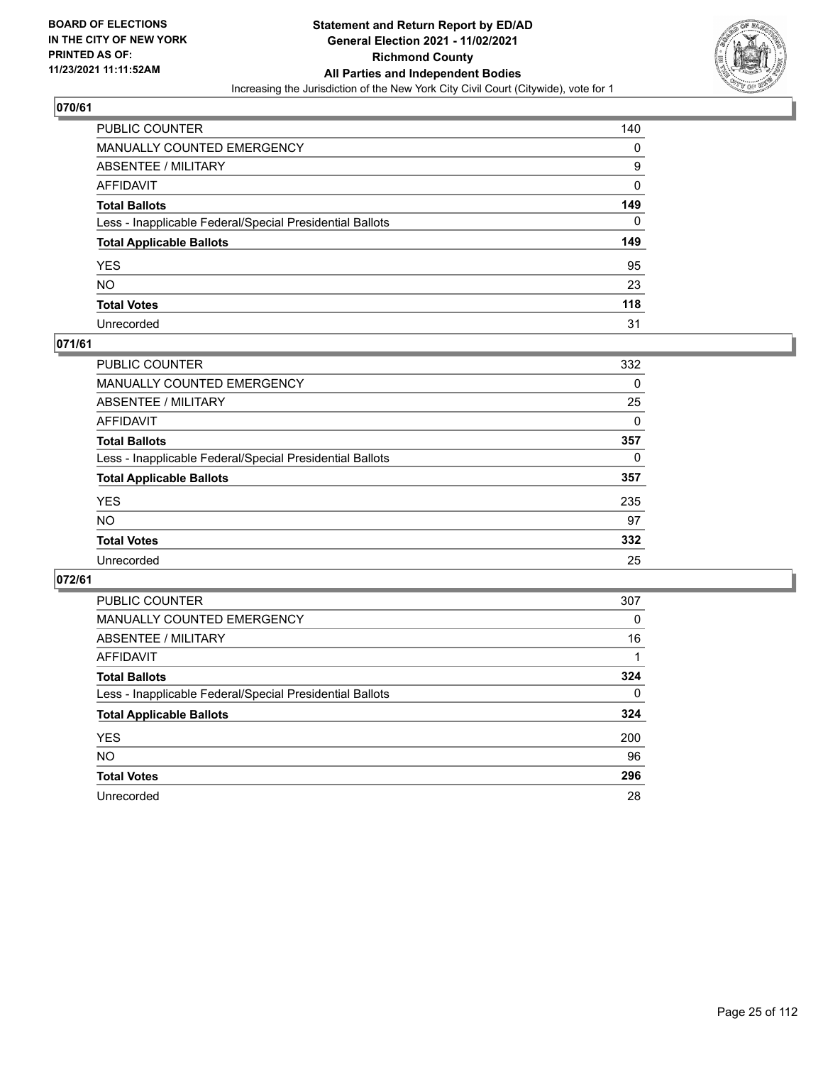## 070/61

| | |
|---|---|
| PUBLIC COUNTER | 140 |
| MANUALLY COUNTED EMERGENCY | 0 |
| ABSENTEE / MILITARY | 9 |
| AFFIDAVIT | 0 |
| **Total Ballots** | **149** |
| Less - Inapplicable Federal/Special Presidential Ballots | 0 |
| **Total Applicable Ballots** | **149** |
| YES | 95 |
| NO | 23 |
| **Total Votes** | **118** |
| Unrecorded | 31 |

## 071/61

| | |
|---|---|
| PUBLIC COUNTER | 332 |
| MANUALLY COUNTED EMERGENCY | 0 |
| ABSENTEE / MILITARY | 25 |
| AFFIDAVIT | 0 |
| **Total Ballots** | **357** |
| Less - Inapplicable Federal/Special Presidential Ballots | 0 |
| **Total Applicable Ballots** | **357** |
| YES | 235 |
| NO | 97 |
| **Total Votes** | **332** |
| Unrecorded | 25 |

## 072/61

| | |
|---|---|
| PUBLIC COUNTER | 307 |
| MANUALLY COUNTED EMERGENCY | 0 |
| ABSENTEE / MILITARY | 16 |
| AFFIDAVIT | 1 |
| **Total Ballots** | **324** |
| Less - Inapplicable Federal/Special Presidential Ballots | 0 |
| **Total Applicable Ballots** | **324** |
| YES | 200 |
| NO | 96 |
| **Total Votes** | **296** |
| Unrecorded | 28 |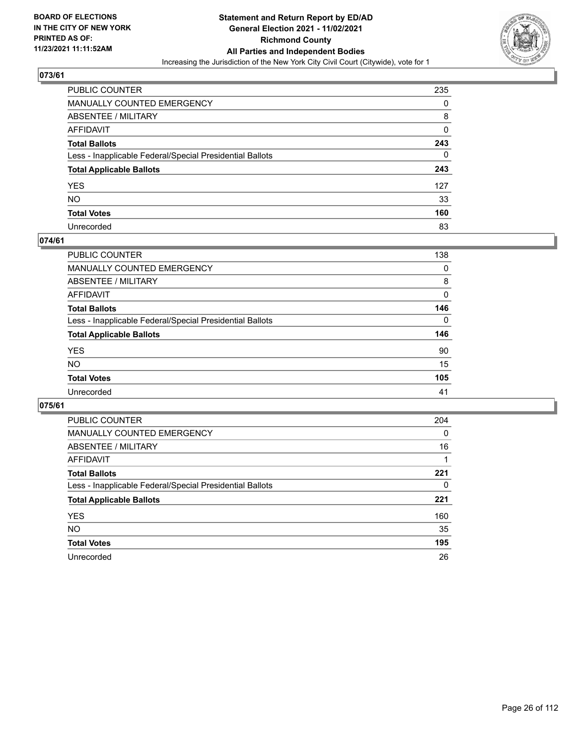## 073/61

| | |
|---|---|
| PUBLIC COUNTER | 235 |
| MANUALLY COUNTED EMERGENCY | 0 |
| ABSENTEE / MILITARY | 8 |
| AFFIDAVIT | 0 |
| **Total Ballots** | **243** |
| Less - Inapplicable Federal/Special Presidential Ballots | 0 |
| **Total Applicable Ballots** | **243** |
| YES | 127 |
| NO | 33 |
| **Total Votes** | **160** |
| Unrecorded | 83 |

## 074/61

| | |
|---|---|
| PUBLIC COUNTER | 138 |
| MANUALLY COUNTED EMERGENCY | 0 |
| ABSENTEE / MILITARY | 8 |
| AFFIDAVIT | 0 |
| **Total Ballots** | **146** |
| Less - Inapplicable Federal/Special Presidential Ballots | 0 |
| **Total Applicable Ballots** | **146** |
| YES | 90 |
| NO | 15 |
| **Total Votes** | **105** |
| Unrecorded | 41 |

## 075/61

| | |
|---|---|
| PUBLIC COUNTER | 204 |
| MANUALLY COUNTED EMERGENCY | 0 |
| ABSENTEE / MILITARY | 16 |
| AFFIDAVIT | 1 |
| **Total Ballots** | **221** |
| Less - Inapplicable Federal/Special Presidential Ballots | 0 |
| **Total Applicable Ballots** | **221** |
| YES | 160 |
| NO | 35 |
| **Total Votes** | **195** |
| Unrecorded | 26 |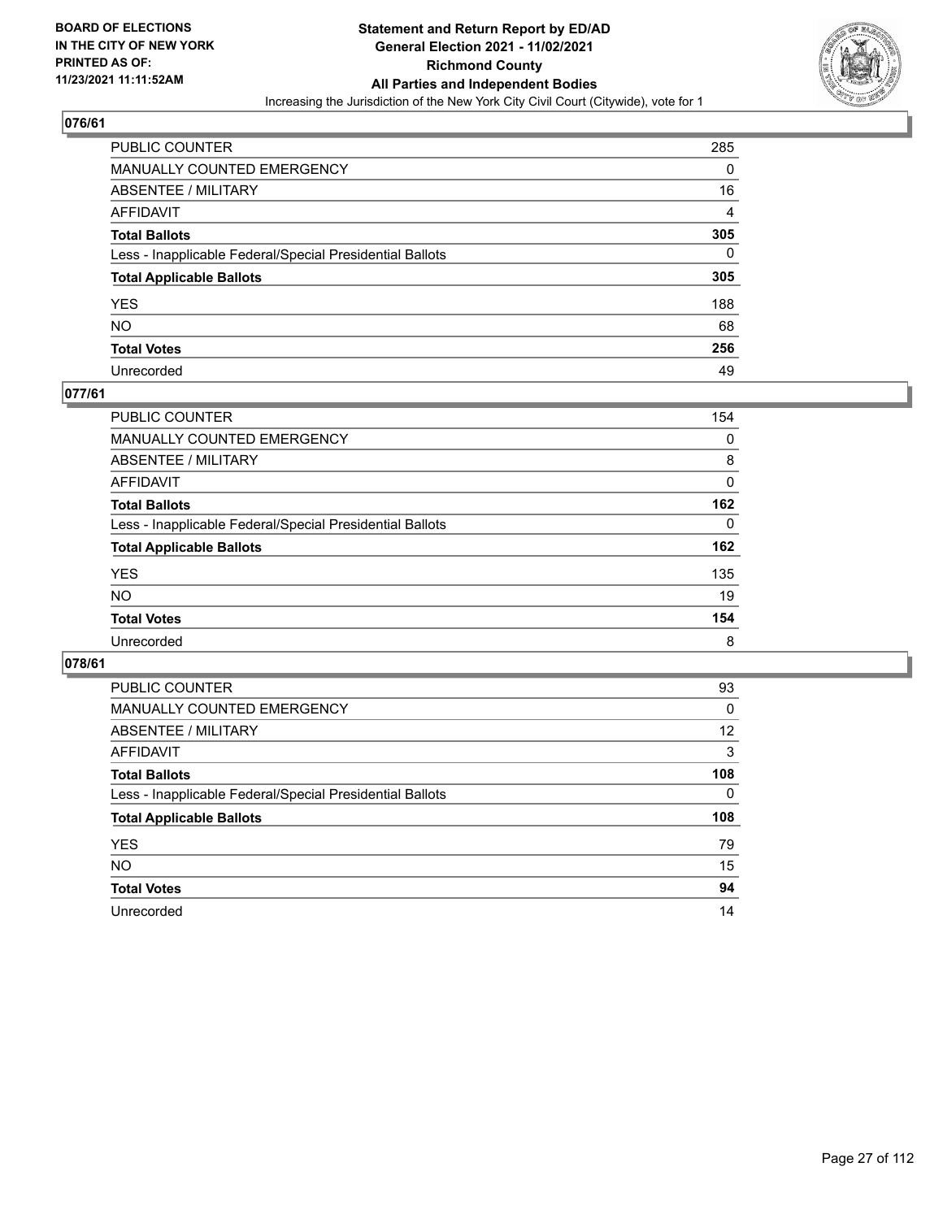BOARD OF ELECTIONS
IN THE CITY OF NEW YORK
PRINTED AS OF:
11/23/2021 11:11:52AM

**Statement and Return Report by ED/AD**
**General Election 2021 - 11/02/2021**
**Richmond County**
**All Parties and Independent Bodies**
Increasing the Jurisdiction of the New York City Civil Court (Citywide), vote for 1

## 076/61

| | |
|---|---|
| PUBLIC COUNTER | 285 |
| MANUALLY COUNTED EMERGENCY | 0 |
| ABSENTEE / MILITARY | 16 |
| AFFIDAVIT | 4 |
| **Total Ballots** | **305** |
| Less - Inapplicable Federal/Special Presidential Ballots | 0 |
| **Total Applicable Ballots** | **305** |
| YES | 188 |
| NO | 68 |
| **Total Votes** | **256** |
| Unrecorded | 49 |

## 077/61

| | |
|---|---|
| PUBLIC COUNTER | 154 |
| MANUALLY COUNTED EMERGENCY | 0 |
| ABSENTEE / MILITARY | 8 |
| AFFIDAVIT | 0 |
| **Total Ballots** | **162** |
| Less - Inapplicable Federal/Special Presidential Ballots | 0 |
| **Total Applicable Ballots** | **162** |
| YES | 135 |
| NO | 19 |
| **Total Votes** | **154** |
| Unrecorded | 8 |

## 078/61

| | |
|---|---|
| PUBLIC COUNTER | 93 |
| MANUALLY COUNTED EMERGENCY | 0 |
| ABSENTEE / MILITARY | 12 |
| AFFIDAVIT | 3 |
| **Total Ballots** | **108** |
| Less - Inapplicable Federal/Special Presidential Ballots | 0 |
| **Total Applicable Ballots** | **108** |
| YES | 79 |
| NO | 15 |
| **Total Votes** | **94** |
| Unrecorded | 14 |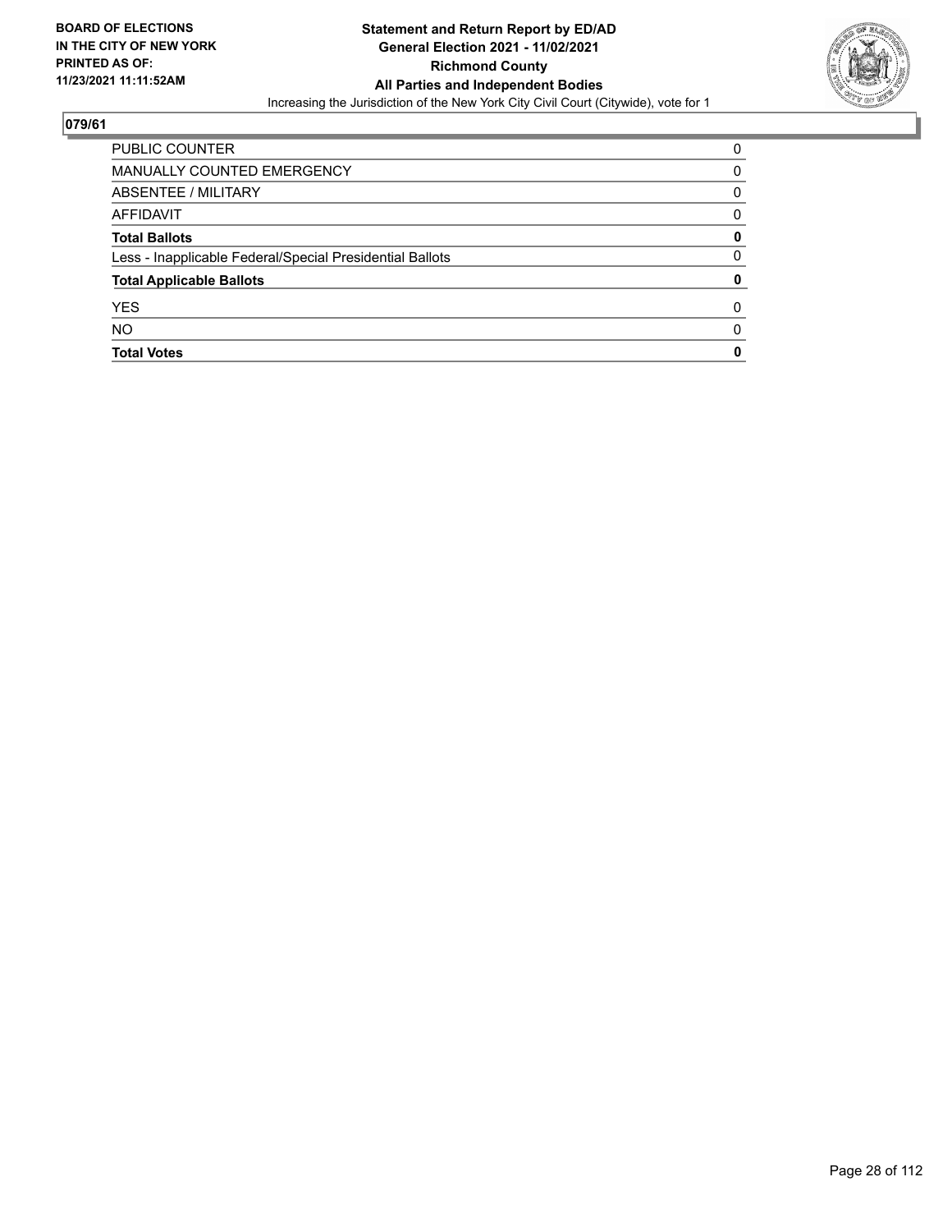BOARD OF ELECTIONS
IN THE CITY OF NEW YORK
PRINTED AS OF:
11/23/2021 11:11:52AM

**Statement and Return Report by ED/AD**
**General Election 2021 - 11/02/2021**
**Richmond County**
**All Parties and Independent Bodies**
Increasing the Jurisdiction of the New York City Civil Court (Citywide), vote for 1

## 079/61

| | |
|---|---|
| PUBLIC COUNTER | 0 |
| MANUALLY COUNTED EMERGENCY | 0 |
| ABSENTEE / MILITARY | 0 |
| AFFIDAVIT | 0 |
| **Total Ballots** | **0** |
| Less - Inapplicable Federal/Special Presidential Ballots | 0 |
| **Total Applicable Ballots** | **0** |
| YES | 0 |
| NO | 0 |
| **Total Votes** | **0** |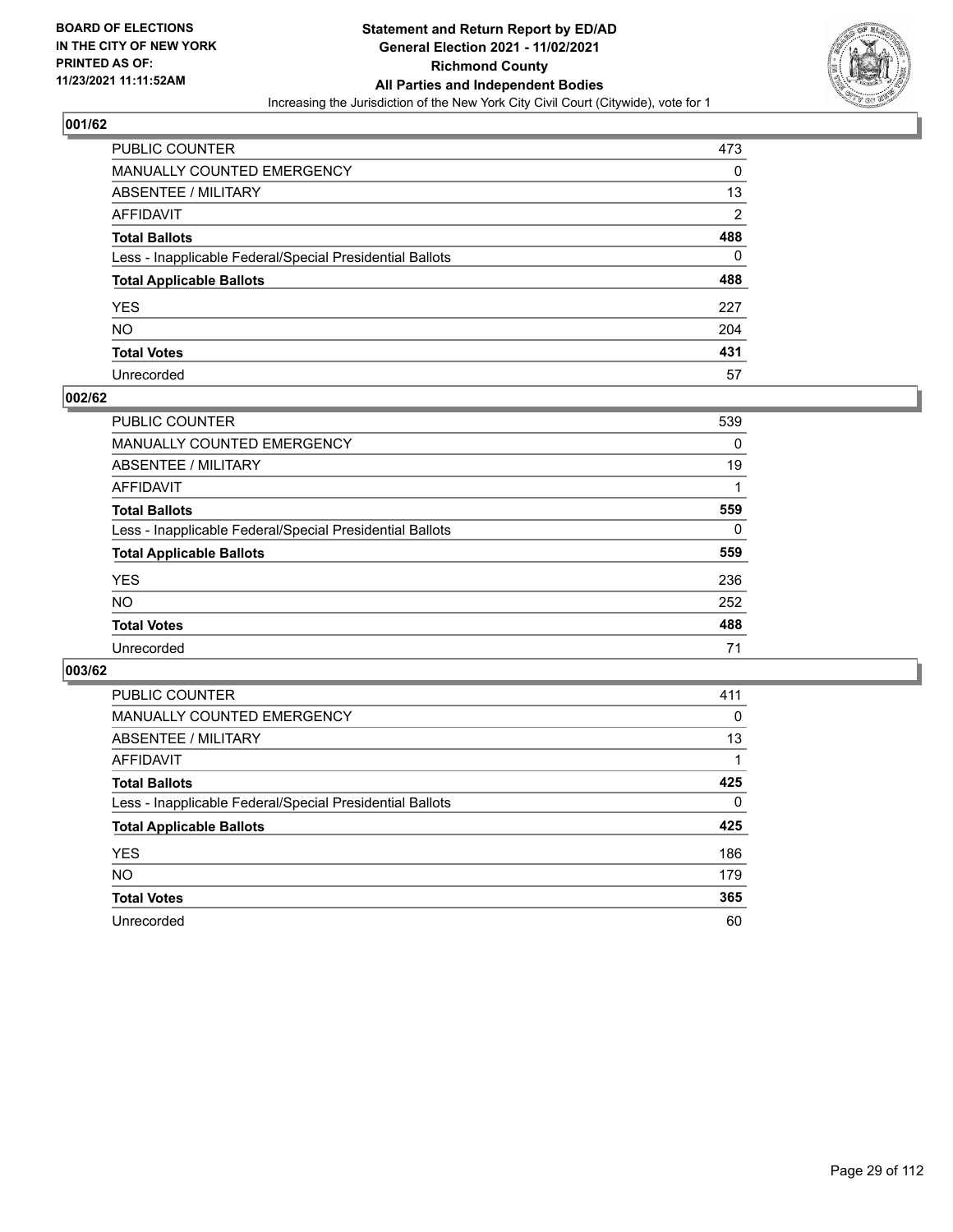BOARD OF ELECTIONS
IN THE CITY OF NEW YORK
PRINTED AS OF:
11/23/2021 11:11:52AM

**Statement and Return Report by ED/AD**
**General Election 2021 - 11/02/2021**
**Richmond County**
**All Parties and Independent Bodies**
Increasing the Jurisdiction of the New York City Civil Court (Citywide), vote for 1

### 001/62

| | |
|---|---|
| PUBLIC COUNTER | 473 |
| MANUALLY COUNTED EMERGENCY | 0 |
| ABSENTEE / MILITARY | 13 |
| AFFIDAVIT | 2 |
| **Total Ballots** | **488** |
| Less - Inapplicable Federal/Special Presidential Ballots | 0 |
| **Total Applicable Ballots** | **488** |
| YES | 227 |
| NO | 204 |
| **Total Votes** | **431** |
| Unrecorded | 57 |

### 002/62

| | |
|---|---|
| PUBLIC COUNTER | 539 |
| MANUALLY COUNTED EMERGENCY | 0 |
| ABSENTEE / MILITARY | 19 |
| AFFIDAVIT | 1 |
| **Total Ballots** | **559** |
| Less - Inapplicable Federal/Special Presidential Ballots | 0 |
| **Total Applicable Ballots** | **559** |
| YES | 236 |
| NO | 252 |
| **Total Votes** | **488** |
| Unrecorded | 71 |

### 003/62

| | |
|---|---|
| PUBLIC COUNTER | 411 |
| MANUALLY COUNTED EMERGENCY | 0 |
| ABSENTEE / MILITARY | 13 |
| AFFIDAVIT | 1 |
| **Total Ballots** | **425** |
| Less - Inapplicable Federal/Special Presidential Ballots | 0 |
| **Total Applicable Ballots** | **425** |
| YES | 186 |
| NO | 179 |
| **Total Votes** | **365** |
| Unrecorded | 60 |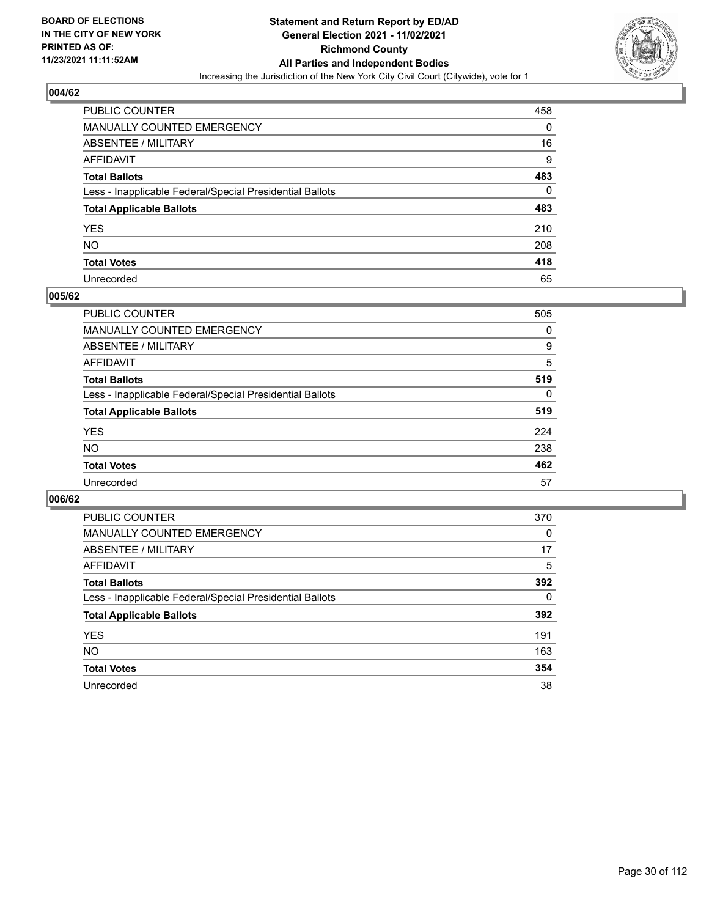**BOARD OF ELECTIONS IN THE CITY OF NEW YORK PRINTED AS OF: 11/23/2021 11:11:52AM**

# Statement and Return Report by ED/AD
## General Election 2021 - 11/02/2021
## Richmond County
## All Parties and Independent Bodies
### Increasing the Jurisdiction of the New York City Civil Court (Citywide), vote for 1

## 004/62

| | |
|---|---|
| PUBLIC COUNTER | 458 |
| MANUALLY COUNTED EMERGENCY | 0 |
| ABSENTEE / MILITARY | 16 |
| AFFIDAVIT | 9 |
| **Total Ballots** | **483** |
| Less - Inapplicable Federal/Special Presidential Ballots | 0 |
| **Total Applicable Ballots** | **483** |
| YES | 210 |
| NO | 208 |
| **Total Votes** | **418** |
| Unrecorded | 65 |

## 005/62

| | |
|---|---|
| PUBLIC COUNTER | 505 |
| MANUALLY COUNTED EMERGENCY | 0 |
| ABSENTEE / MILITARY | 9 |
| AFFIDAVIT | 5 |
| **Total Ballots** | **519** |
| Less - Inapplicable Federal/Special Presidential Ballots | 0 |
| **Total Applicable Ballots** | **519** |
| YES | 224 |
| NO | 238 |
| **Total Votes** | **462** |
| Unrecorded | 57 |

## 006/62

| | |
|---|---|
| PUBLIC COUNTER | 370 |
| MANUALLY COUNTED EMERGENCY | 0 |
| ABSENTEE / MILITARY | 17 |
| AFFIDAVIT | 5 |
| **Total Ballots** | **392** |
| Less - Inapplicable Federal/Special Presidential Ballots | 0 |
| **Total Applicable Ballots** | **392** |
| YES | 191 |
| NO | 163 |
| **Total Votes** | **354** |
| Unrecorded | 38 |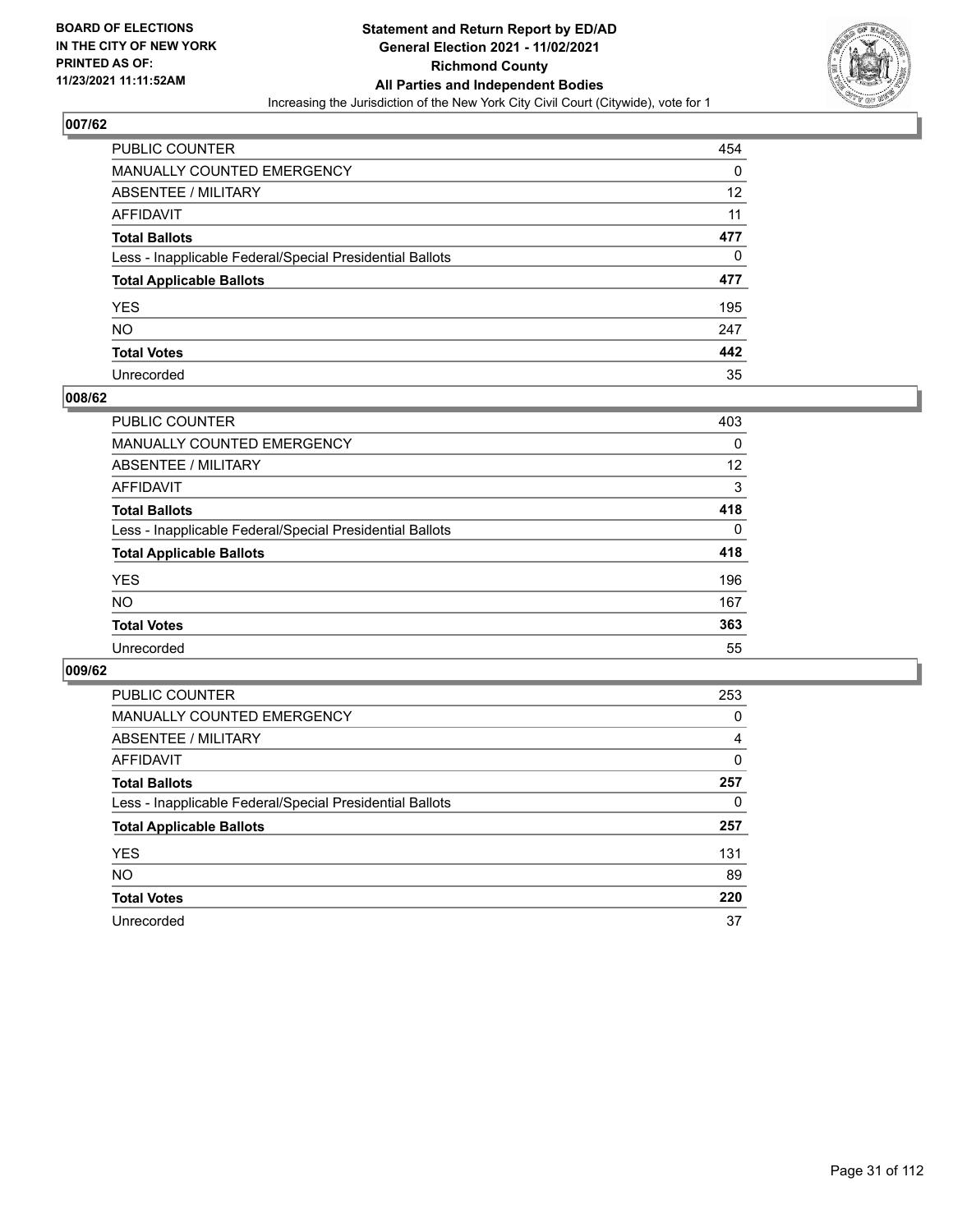**BOARD OF ELECTIONS IN THE CITY OF NEW YORK PRINTED AS OF: 11/23/2021 11:11:52AM**

# Statement and Return Report by ED/AD
## General Election 2021 - 11/02/2021
## Richmond County
## All Parties and Independent Bodies
### Increasing the Jurisdiction of the New York City Civil Court (Citywide), vote for 1

### 007/62

| | |
|---|---|
| PUBLIC COUNTER | 454 |
| MANUALLY COUNTED EMERGENCY | 0 |
| ABSENTEE / MILITARY | 12 |
| AFFIDAVIT | 11 |
| **Total Ballots** | **477** |
| Less - Inapplicable Federal/Special Presidential Ballots | 0 |
| **Total Applicable Ballots** | **477** |
| YES | 195 |
| NO | 247 |
| **Total Votes** | **442** |
| Unrecorded | 35 |

### 008/62

| | |
|---|---|
| PUBLIC COUNTER | 403 |
| MANUALLY COUNTED EMERGENCY | 0 |
| ABSENTEE / MILITARY | 12 |
| AFFIDAVIT | 3 |
| **Total Ballots** | **418** |
| Less - Inapplicable Federal/Special Presidential Ballots | 0 |
| **Total Applicable Ballots** | **418** |
| YES | 196 |
| NO | 167 |
| **Total Votes** | **363** |
| Unrecorded | 55 |

### 009/62

| | |
|---|---|
| PUBLIC COUNTER | 253 |
| MANUALLY COUNTED EMERGENCY | 0 |
| ABSENTEE / MILITARY | 4 |
| AFFIDAVIT | 0 |
| **Total Ballots** | **257** |
| Less - Inapplicable Federal/Special Presidential Ballots | 0 |
| **Total Applicable Ballots** | **257** |
| YES | 131 |
| NO | 89 |
| **Total Votes** | **220** |
| Unrecorded | 37 |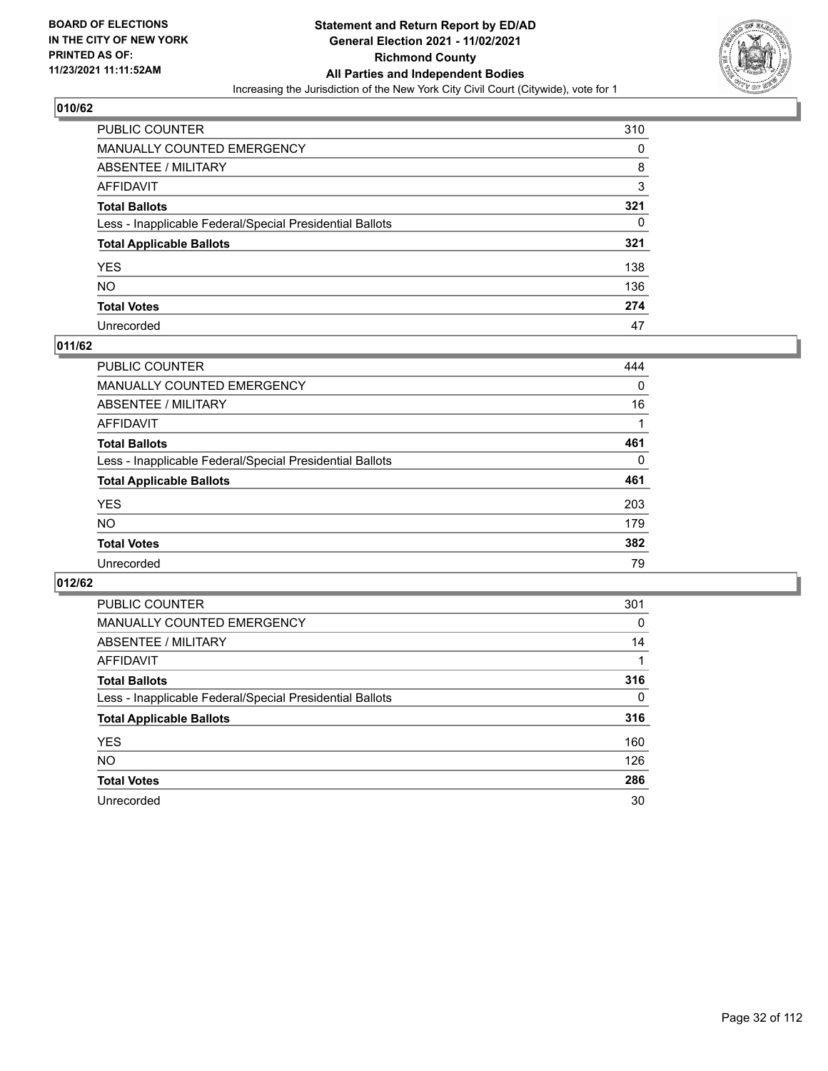BOARD OF ELECTIONS
IN THE CITY OF NEW YORK
PRINTED AS OF:
11/23/2021 11:11:52AM

**Statement and Return Report by ED/AD**
**General Election 2021 - 11/02/2021**
**Richmond County**
**All Parties and Independent Bodies**
Increasing the Jurisdiction of the New York City Civil Court (Citywide), vote for 1

## 010/62

| | |
|---|---|
| PUBLIC COUNTER | 310 |
| MANUALLY COUNTED EMERGENCY | 0 |
| ABSENTEE / MILITARY | 8 |
| AFFIDAVIT | 3 |
| **Total Ballots** | **321** |
| Less - Inapplicable Federal/Special Presidential Ballots | 0 |
| **Total Applicable Ballots** | **321** |
| YES | 138 |
| NO | 136 |
| **Total Votes** | **274** |
| Unrecorded | 47 |

## 011/62

| | |
|---|---|
| PUBLIC COUNTER | 444 |
| MANUALLY COUNTED EMERGENCY | 0 |
| ABSENTEE / MILITARY | 16 |
| AFFIDAVIT | 1 |
| **Total Ballots** | **461** |
| Less - Inapplicable Federal/Special Presidential Ballots | 0 |
| **Total Applicable Ballots** | **461** |
| YES | 203 |
| NO | 179 |
| **Total Votes** | **382** |
| Unrecorded | 79 |

## 012/62

| | |
|---|---|
| PUBLIC COUNTER | 301 |
| MANUALLY COUNTED EMERGENCY | 0 |
| ABSENTEE / MILITARY | 14 |
| AFFIDAVIT | 1 |
| **Total Ballots** | **316** |
| Less - Inapplicable Federal/Special Presidential Ballots | 0 |
| **Total Applicable Ballots** | **316** |
| YES | 160 |
| NO | 126 |
| **Total Votes** | **286** |
| Unrecorded | 30 |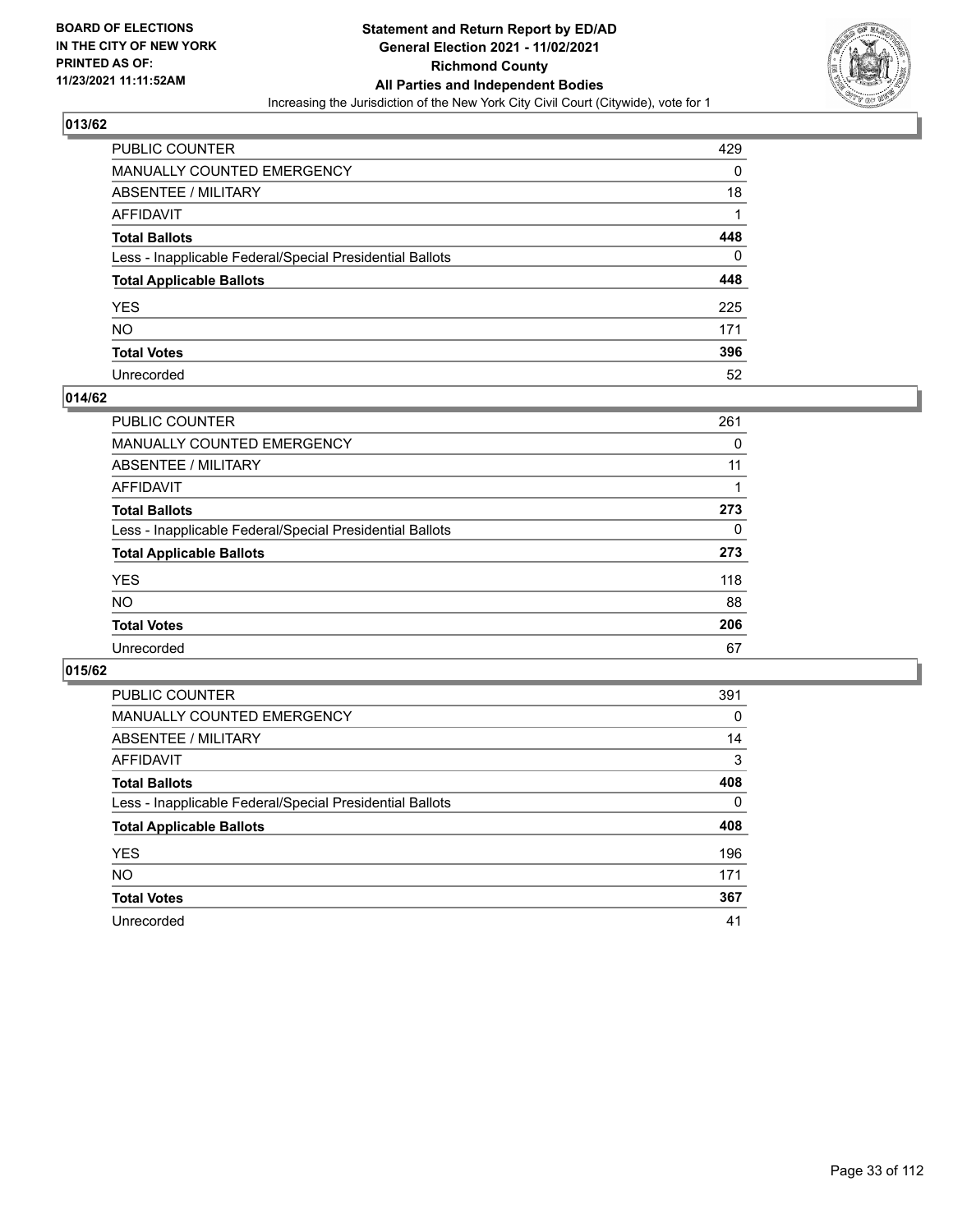## 013/62

| | |
|---|---|
| PUBLIC COUNTER | 429 |
| MANUALLY COUNTED EMERGENCY | 0 |
| ABSENTEE / MILITARY | 18 |
| AFFIDAVIT | 1 |
| **Total Ballots** | **448** |
| Less - Inapplicable Federal/Special Presidential Ballots | 0 |
| **Total Applicable Ballots** | **448** |
| YES | 225 |
| NO | 171 |
| **Total Votes** | **396** |
| Unrecorded | 52 |

## 014/62

| | |
|---|---|
| PUBLIC COUNTER | 261 |
| MANUALLY COUNTED EMERGENCY | 0 |
| ABSENTEE / MILITARY | 11 |
| AFFIDAVIT | 1 |
| **Total Ballots** | **273** |
| Less - Inapplicable Federal/Special Presidential Ballots | 0 |
| **Total Applicable Ballots** | **273** |
| YES | 118 |
| NO | 88 |
| **Total Votes** | **206** |
| Unrecorded | 67 |

## 015/62

| | |
|---|---|
| PUBLIC COUNTER | 391 |
| MANUALLY COUNTED EMERGENCY | 0 |
| ABSENTEE / MILITARY | 14 |
| AFFIDAVIT | 3 |
| **Total Ballots** | **408** |
| Less - Inapplicable Federal/Special Presidential Ballots | 0 |
| **Total Applicable Ballots** | **408** |
| YES | 196 |
| NO | 171 |
| **Total Votes** | **367** |
| Unrecorded | 41 |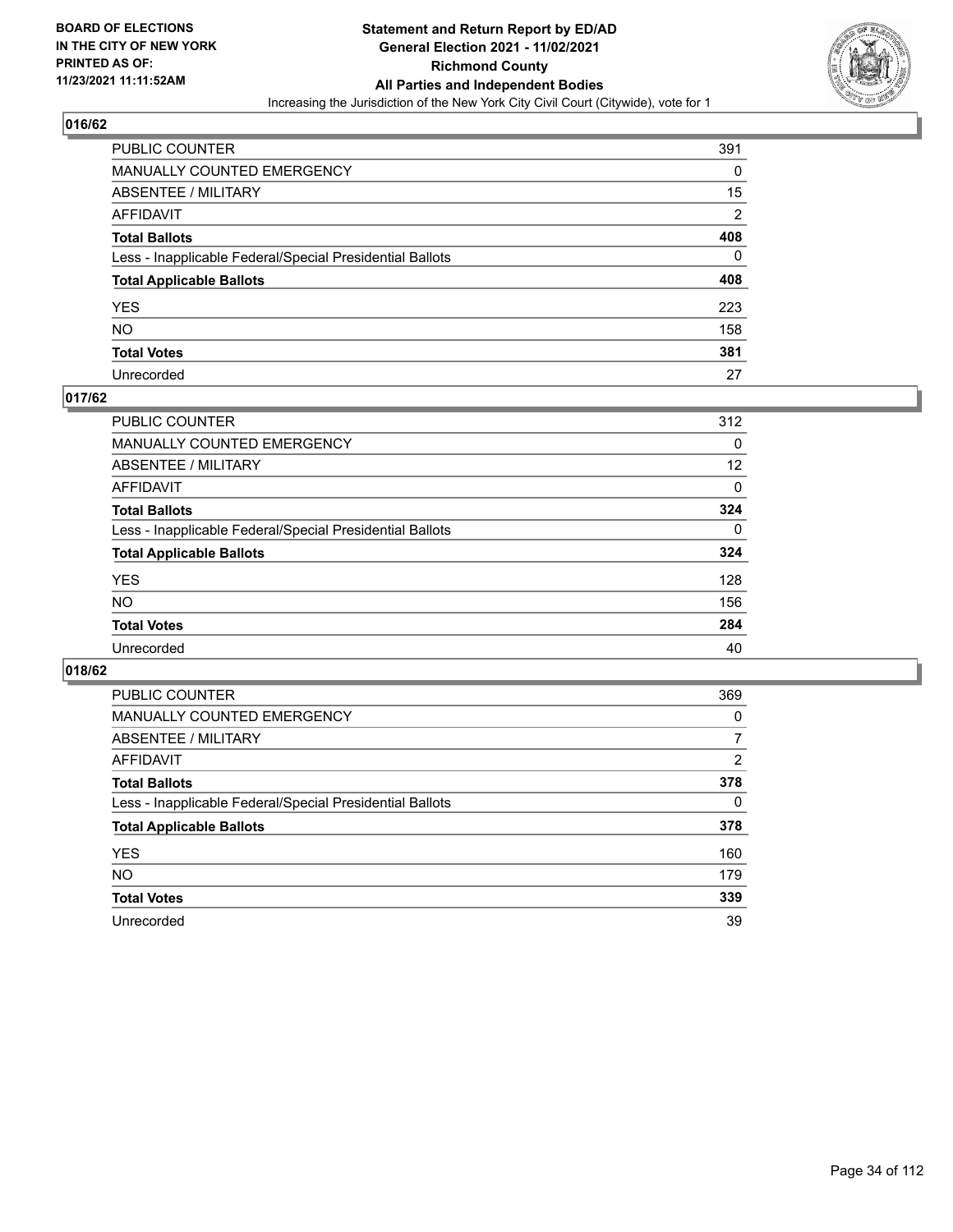**BOARD OF ELECTIONS IN THE CITY OF NEW YORK PRINTED AS OF: 11/23/2021 11:11:52AM**

**Statement and Return Report by ED/AD General Election 2021 - 11/02/2021 Richmond County All Parties and Independent Bodies**

Increasing the Jurisdiction of the New York City Civil Court (Citywide), vote for 1

## 016/62

| | |
|---|---|
| PUBLIC COUNTER | 391 |
| MANUALLY COUNTED EMERGENCY | 0 |
| ABSENTEE / MILITARY | 15 |
| AFFIDAVIT | 2 |
| **Total Ballots** | **408** |
| Less - Inapplicable Federal/Special Presidential Ballots | 0 |
| **Total Applicable Ballots** | **408** |
| YES | 223 |
| NO | 158 |
| **Total Votes** | **381** |
| Unrecorded | 27 |

## 017/62

| | |
|---|---|
| PUBLIC COUNTER | 312 |
| MANUALLY COUNTED EMERGENCY | 0 |
| ABSENTEE / MILITARY | 12 |
| AFFIDAVIT | 0 |
| **Total Ballots** | **324** |
| Less - Inapplicable Federal/Special Presidential Ballots | 0 |
| **Total Applicable Ballots** | **324** |
| YES | 128 |
| NO | 156 |
| **Total Votes** | **284** |
| Unrecorded | 40 |

## 018/62

| | |
|---|---|
| PUBLIC COUNTER | 369 |
| MANUALLY COUNTED EMERGENCY | 0 |
| ABSENTEE / MILITARY | 7 |
| AFFIDAVIT | 2 |
| **Total Ballots** | **378** |
| Less - Inapplicable Federal/Special Presidential Ballots | 0 |
| **Total Applicable Ballots** | **378** |
| YES | 160 |
| NO | 179 |
| **Total Votes** | **339** |
| Unrecorded | 39 |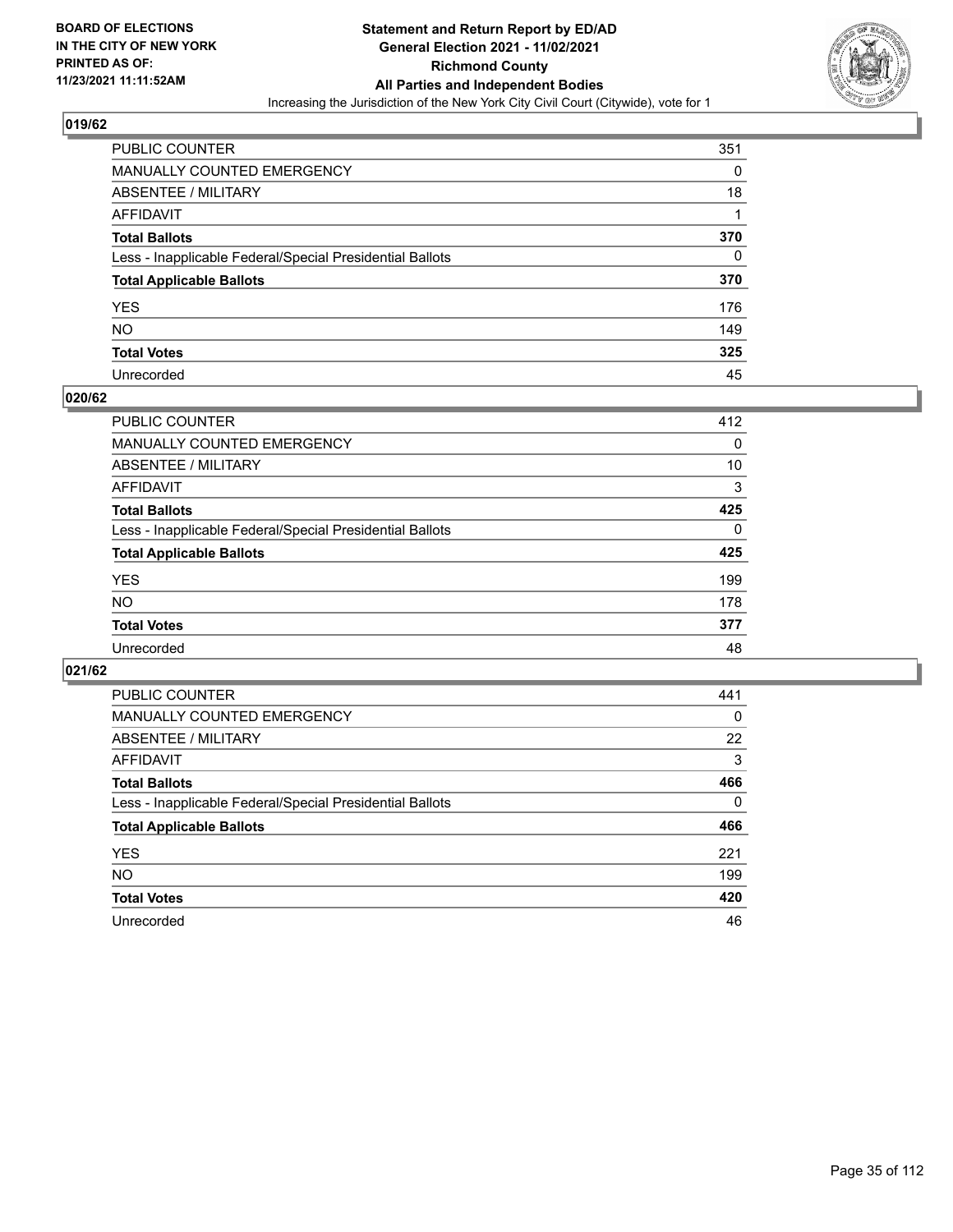BOARD OF ELECTIONS
IN THE CITY OF NEW YORK
PRINTED AS OF:
11/23/2021 11:11:52AM

**Statement and Return Report by ED/AD**
**General Election 2021 - 11/02/2021**
**Richmond County**
**All Parties and Independent Bodies**
Increasing the Jurisdiction of the New York City Civil Court (Citywide), vote for 1

## 019/62

| | |
|---|---|
| PUBLIC COUNTER | 351 |
| MANUALLY COUNTED EMERGENCY | 0 |
| ABSENTEE / MILITARY | 18 |
| AFFIDAVIT | 1 |
| **Total Ballots** | **370** |
| Less - Inapplicable Federal/Special Presidential Ballots | 0 |
| **Total Applicable Ballots** | **370** |
| YES | 176 |
| NO | 149 |
| **Total Votes** | **325** |
| Unrecorded | 45 |

## 020/62

| | |
|---|---|
| PUBLIC COUNTER | 412 |
| MANUALLY COUNTED EMERGENCY | 0 |
| ABSENTEE / MILITARY | 10 |
| AFFIDAVIT | 3 |
| **Total Ballots** | **425** |
| Less - Inapplicable Federal/Special Presidential Ballots | 0 |
| **Total Applicable Ballots** | **425** |
| YES | 199 |
| NO | 178 |
| **Total Votes** | **377** |
| Unrecorded | 48 |

## 021/62

| | |
|---|---|
| PUBLIC COUNTER | 441 |
| MANUALLY COUNTED EMERGENCY | 0 |
| ABSENTEE / MILITARY | 22 |
| AFFIDAVIT | 3 |
| **Total Ballots** | **466** |
| Less - Inapplicable Federal/Special Presidential Ballots | 0 |
| **Total Applicable Ballots** | **466** |
| YES | 221 |
| NO | 199 |
| **Total Votes** | **420** |
| Unrecorded | 46 |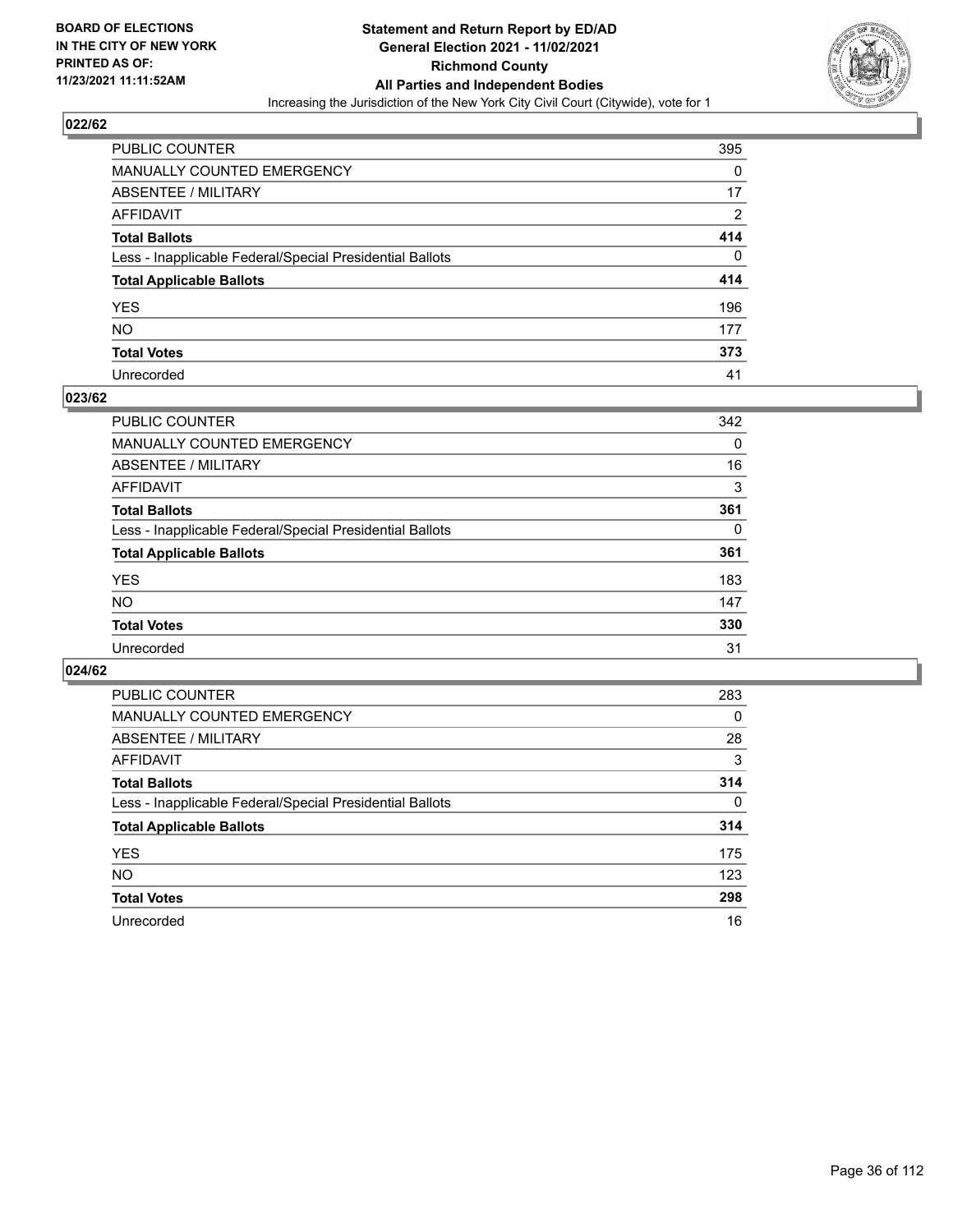BOARD OF ELECTIONS
IN THE CITY OF NEW YORK
PRINTED AS OF:
11/23/2021 11:11:52AM

**Statement and Return Report by ED/AD**
**General Election 2021 - 11/02/2021**
**Richmond County**
**All Parties and Independent Bodies**
Increasing the Jurisdiction of the New York City Civil Court (Citywide), vote for 1

### 022/62

| | |
|---|---|
| PUBLIC COUNTER | 395 |
| MANUALLY COUNTED EMERGENCY | 0 |
| ABSENTEE / MILITARY | 17 |
| AFFIDAVIT | 2 |
| **Total Ballots** | **414** |
| Less - Inapplicable Federal/Special Presidential Ballots | 0 |
| **Total Applicable Ballots** | **414** |
| YES | 196 |
| NO | 177 |
| **Total Votes** | **373** |
| Unrecorded | 41 |

### 023/62

| | |
|---|---|
| PUBLIC COUNTER | 342 |
| MANUALLY COUNTED EMERGENCY | 0 |
| ABSENTEE / MILITARY | 16 |
| AFFIDAVIT | 3 |
| **Total Ballots** | **361** |
| Less - Inapplicable Federal/Special Presidential Ballots | 0 |
| **Total Applicable Ballots** | **361** |
| YES | 183 |
| NO | 147 |
| **Total Votes** | **330** |
| Unrecorded | 31 |

### 024/62

| | |
|---|---|
| PUBLIC COUNTER | 283 |
| MANUALLY COUNTED EMERGENCY | 0 |
| ABSENTEE / MILITARY | 28 |
| AFFIDAVIT | 3 |
| **Total Ballots** | **314** |
| Less - Inapplicable Federal/Special Presidential Ballots | 0 |
| **Total Applicable Ballots** | **314** |
| YES | 175 |
| NO | 123 |
| **Total Votes** | **298** |
| Unrecorded | 16 |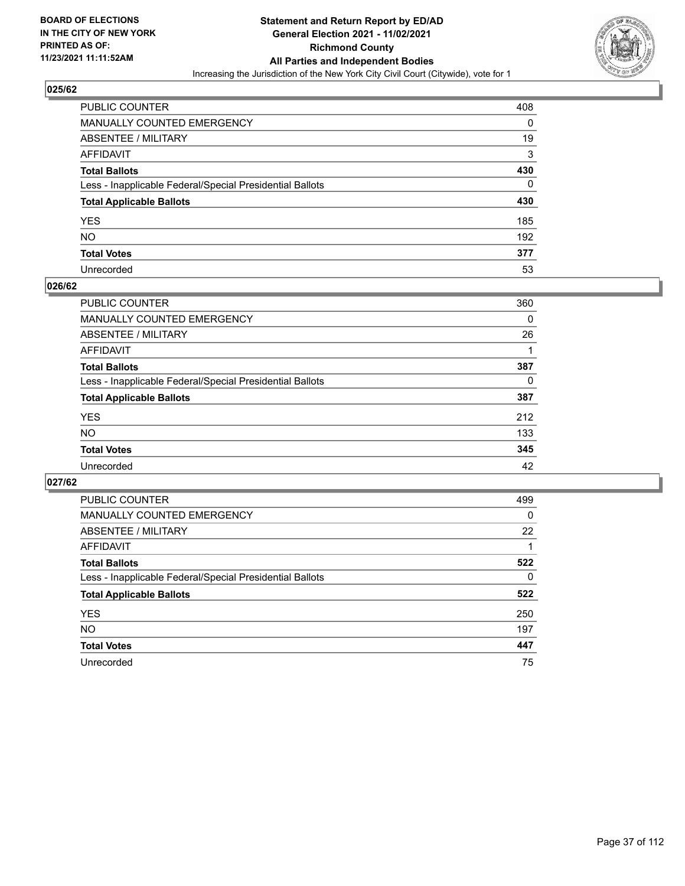BOARD OF ELECTIONS
IN THE CITY OF NEW YORK
PRINTED AS OF:
11/23/2021 11:11:52AM

**Statement and Return Report by ED/AD**
**General Election 2021 - 11/02/2021**
**Richmond County**
**All Parties and Independent Bodies**
Increasing the Jurisdiction of the New York City Civil Court (Citywide), vote for 1

## 025/62

| | |
|---|---|
| PUBLIC COUNTER | 408 |
| MANUALLY COUNTED EMERGENCY | 0 |
| ABSENTEE / MILITARY | 19 |
| AFFIDAVIT | 3 |
| **Total Ballots** | **430** |
| Less - Inapplicable Federal/Special Presidential Ballots | 0 |
| **Total Applicable Ballots** | **430** |
| YES | 185 |
| NO | 192 |
| **Total Votes** | **377** |
| Unrecorded | 53 |

## 026/62

| | |
|---|---|
| PUBLIC COUNTER | 360 |
| MANUALLY COUNTED EMERGENCY | 0 |
| ABSENTEE / MILITARY | 26 |
| AFFIDAVIT | 1 |
| **Total Ballots** | **387** |
| Less - Inapplicable Federal/Special Presidential Ballots | 0 |
| **Total Applicable Ballots** | **387** |
| YES | 212 |
| NO | 133 |
| **Total Votes** | **345** |
| Unrecorded | 42 |

## 027/62

| | |
|---|---|
| PUBLIC COUNTER | 499 |
| MANUALLY COUNTED EMERGENCY | 0 |
| ABSENTEE / MILITARY | 22 |
| AFFIDAVIT | 1 |
| **Total Ballots** | **522** |
| Less - Inapplicable Federal/Special Presidential Ballots | 0 |
| **Total Applicable Ballots** | **522** |
| YES | 250 |
| NO | 197 |
| **Total Votes** | **447** |
| Unrecorded | 75 |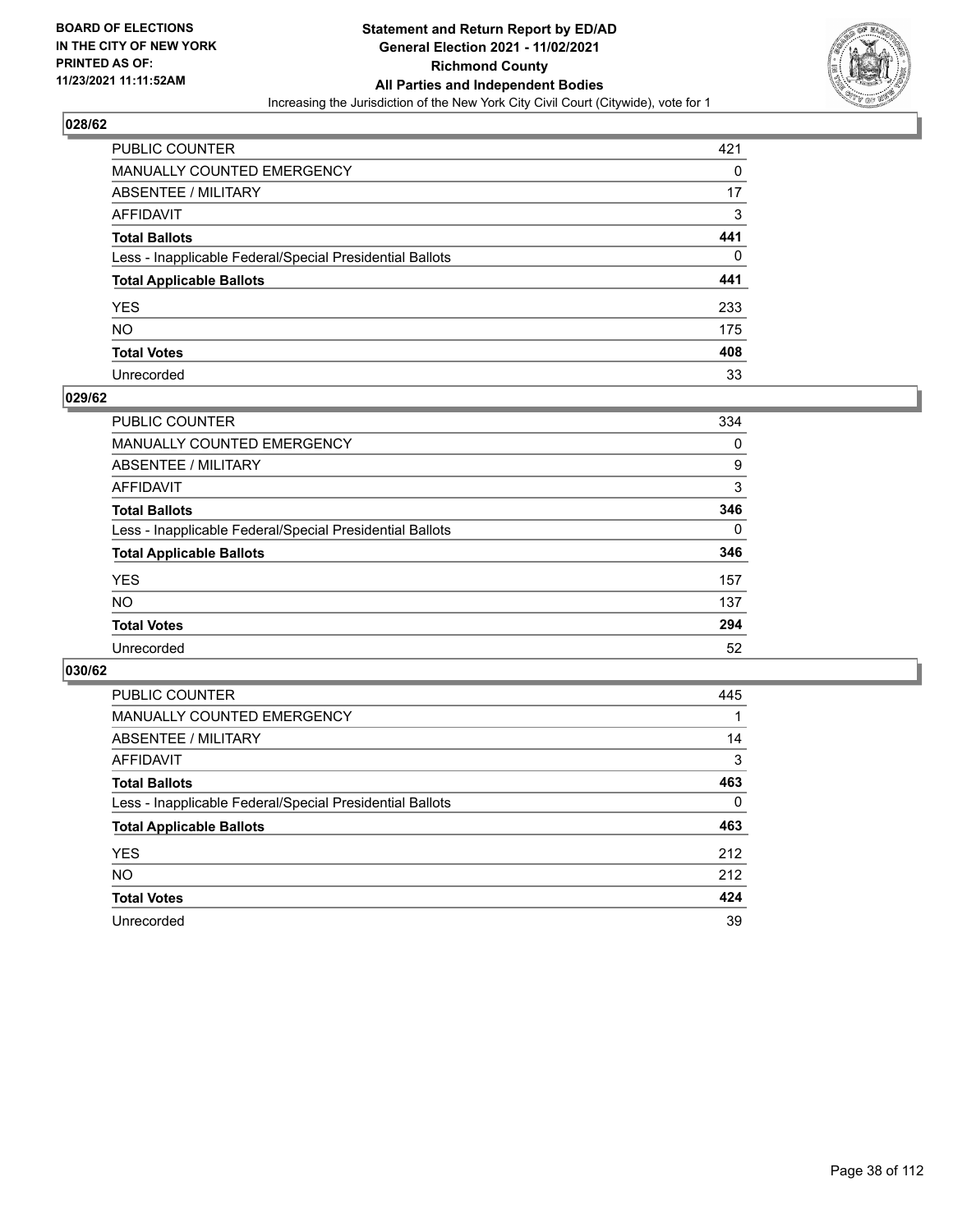BOARD OF ELECTIONS
IN THE CITY OF NEW YORK
PRINTED AS OF:
11/23/2021 11:11:52AM

**Statement and Return Report by ED/AD**
**General Election 2021 - 11/02/2021**
**Richmond County**
**All Parties and Independent Bodies**
Increasing the Jurisdiction of the New York City Civil Court (Citywide), vote for 1

## 028/62

| | |
|---|---|
| PUBLIC COUNTER | 421 |
| MANUALLY COUNTED EMERGENCY | 0 |
| ABSENTEE / MILITARY | 17 |
| AFFIDAVIT | 3 |
| **Total Ballots** | **441** |
| Less - Inapplicable Federal/Special Presidential Ballots | 0 |
| **Total Applicable Ballots** | **441** |
| YES | 233 |
| NO | 175 |
| **Total Votes** | **408** |
| Unrecorded | 33 |

## 029/62

| | |
|---|---|
| PUBLIC COUNTER | 334 |
| MANUALLY COUNTED EMERGENCY | 0 |
| ABSENTEE / MILITARY | 9 |
| AFFIDAVIT | 3 |
| **Total Ballots** | **346** |
| Less - Inapplicable Federal/Special Presidential Ballots | 0 |
| **Total Applicable Ballots** | **346** |
| YES | 157 |
| NO | 137 |
| **Total Votes** | **294** |
| Unrecorded | 52 |

## 030/62

| | |
|---|---|
| PUBLIC COUNTER | 445 |
| MANUALLY COUNTED EMERGENCY | 1 |
| ABSENTEE / MILITARY | 14 |
| AFFIDAVIT | 3 |
| **Total Ballots** | **463** |
| Less - Inapplicable Federal/Special Presidential Ballots | 0 |
| **Total Applicable Ballots** | **463** |
| YES | 212 |
| NO | 212 |
| **Total Votes** | **424** |
| Unrecorded | 39 |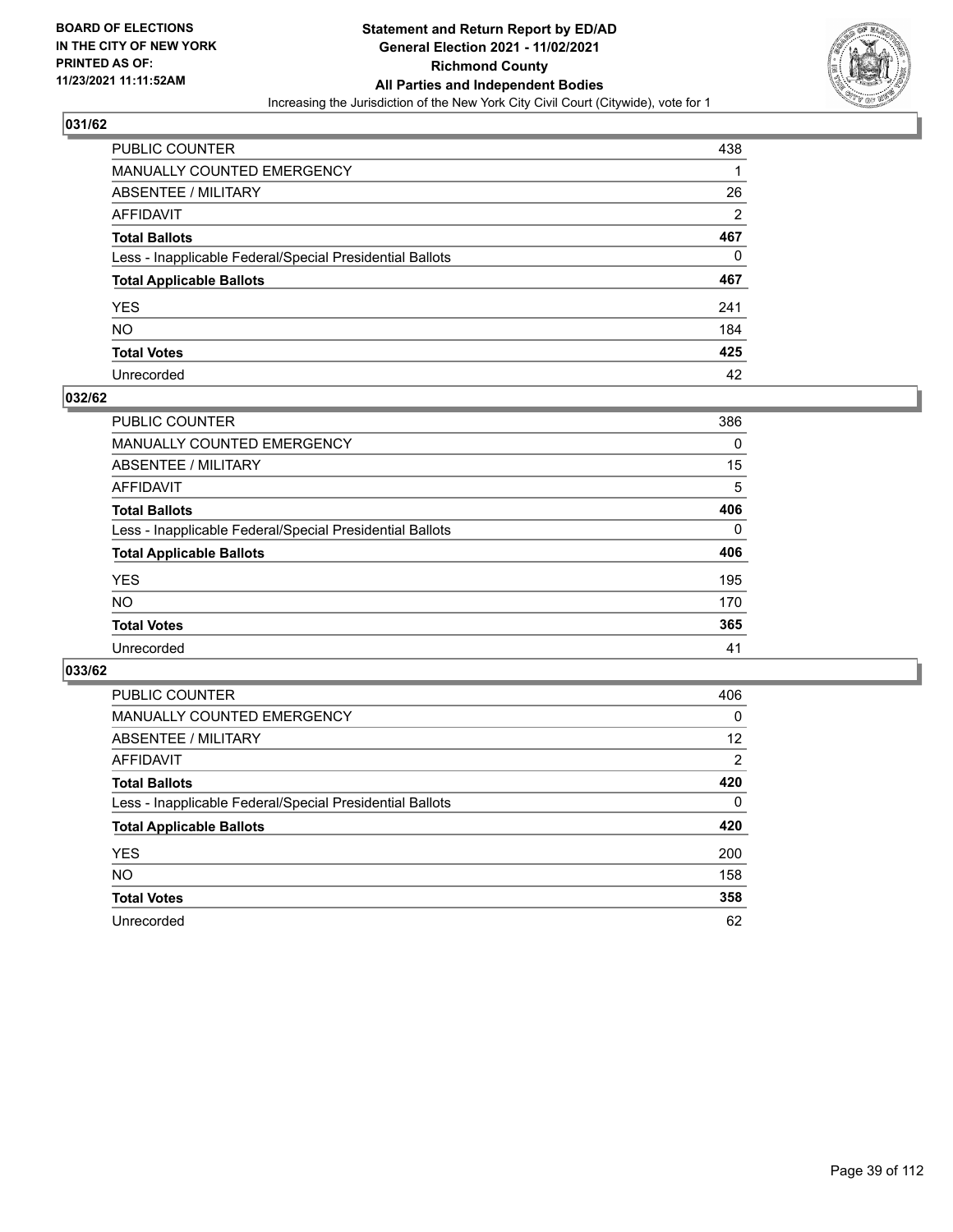BOARD OF ELECTIONS
IN THE CITY OF NEW YORK
PRINTED AS OF:
11/23/2021 11:11:52AM

**Statement and Return Report by ED/AD**
**General Election 2021 - 11/02/2021**
**Richmond County**
**All Parties and Independent Bodies**
Increasing the Jurisdiction of the New York City Civil Court (Citywide), vote for 1

## 031/62

| | |
|---|---|
| PUBLIC COUNTER | 438 |
| MANUALLY COUNTED EMERGENCY | 1 |
| ABSENTEE / MILITARY | 26 |
| AFFIDAVIT | 2 |
| **Total Ballots** | **467** |
| Less - Inapplicable Federal/Special Presidential Ballots | 0 |
| **Total Applicable Ballots** | **467** |
| YES | 241 |
| NO | 184 |
| **Total Votes** | **425** |
| Unrecorded | 42 |

## 032/62

| | |
|---|---|
| PUBLIC COUNTER | 386 |
| MANUALLY COUNTED EMERGENCY | 0 |
| ABSENTEE / MILITARY | 15 |
| AFFIDAVIT | 5 |
| **Total Ballots** | **406** |
| Less - Inapplicable Federal/Special Presidential Ballots | 0 |
| **Total Applicable Ballots** | **406** |
| YES | 195 |
| NO | 170 |
| **Total Votes** | **365** |
| Unrecorded | 41 |

## 033/62

| | |
|---|---|
| PUBLIC COUNTER | 406 |
| MANUALLY COUNTED EMERGENCY | 0 |
| ABSENTEE / MILITARY | 12 |
| AFFIDAVIT | 2 |
| **Total Ballots** | **420** |
| Less - Inapplicable Federal/Special Presidential Ballots | 0 |
| **Total Applicable Ballots** | **420** |
| YES | 200 |
| NO | 158 |
| **Total Votes** | **358** |
| Unrecorded | 62 |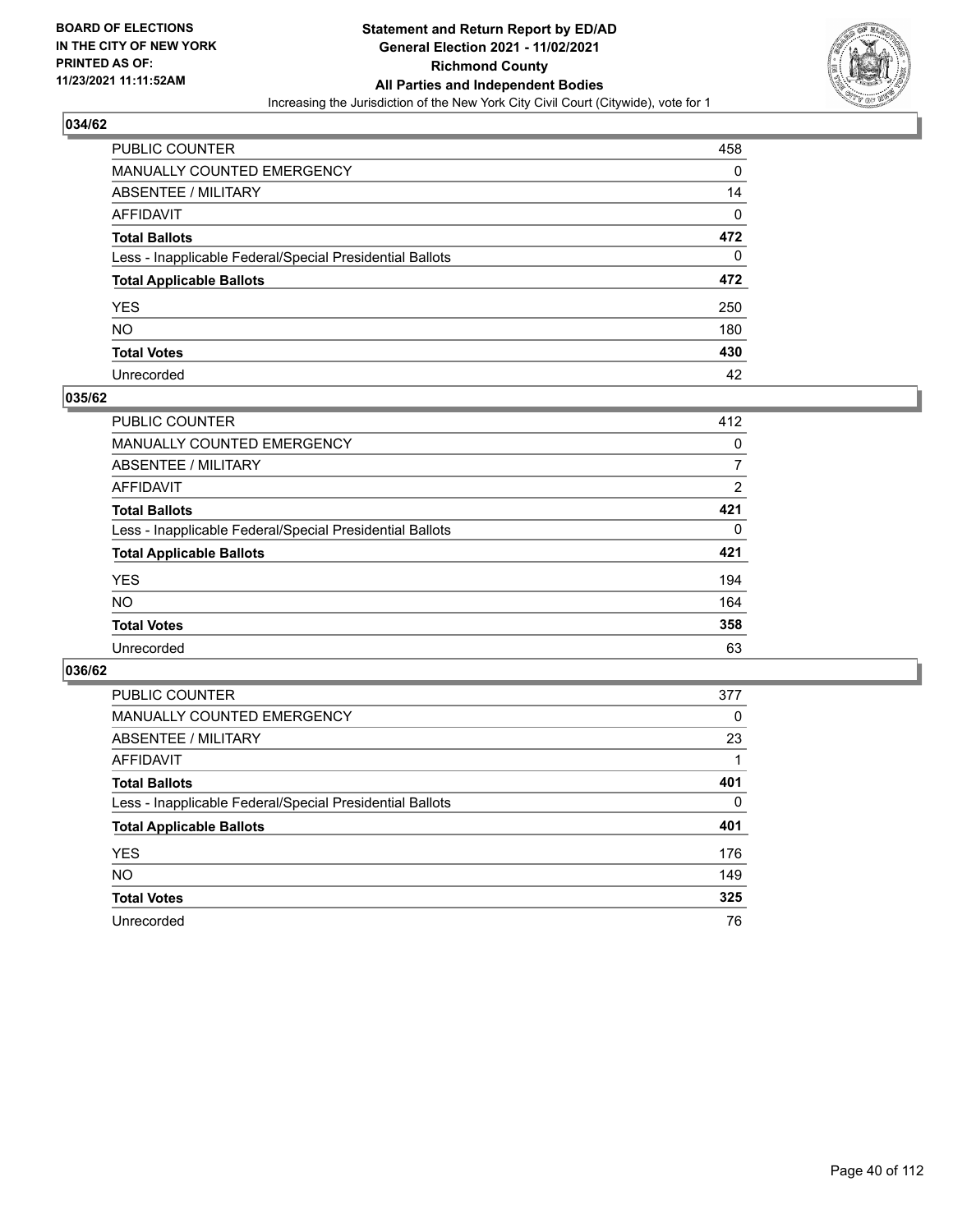BOARD OF ELECTIONS
IN THE CITY OF NEW YORK
PRINTED AS OF:
11/23/2021 11:11:52AM

**Statement and Return Report by ED/AD**
**General Election 2021 - 11/02/2021**
**Richmond County**
**All Parties and Independent Bodies**
Increasing the Jurisdiction of the New York City Civil Court (Citywide), vote for 1

### 034/62

| | |
|---|---|
| PUBLIC COUNTER | 458 |
| MANUALLY COUNTED EMERGENCY | 0 |
| ABSENTEE / MILITARY | 14 |
| AFFIDAVIT | 0 |
| **Total Ballots** | **472** |
| Less - Inapplicable Federal/Special Presidential Ballots | 0 |
| **Total Applicable Ballots** | **472** |
| YES | 250 |
| NO | 180 |
| **Total Votes** | **430** |
| Unrecorded | 42 |

### 035/62

| | |
|---|---|
| PUBLIC COUNTER | 412 |
| MANUALLY COUNTED EMERGENCY | 0 |
| ABSENTEE / MILITARY | 7 |
| AFFIDAVIT | 2 |
| **Total Ballots** | **421** |
| Less - Inapplicable Federal/Special Presidential Ballots | 0 |
| **Total Applicable Ballots** | **421** |
| YES | 194 |
| NO | 164 |
| **Total Votes** | **358** |
| Unrecorded | 63 |

### 036/62

| | |
|---|---|
| PUBLIC COUNTER | 377 |
| MANUALLY COUNTED EMERGENCY | 0 |
| ABSENTEE / MILITARY | 23 |
| AFFIDAVIT | 1 |
| **Total Ballots** | **401** |
| Less - Inapplicable Federal/Special Presidential Ballots | 0 |
| **Total Applicable Ballots** | **401** |
| YES | 176 |
| NO | 149 |
| **Total Votes** | **325** |
| Unrecorded | 76 |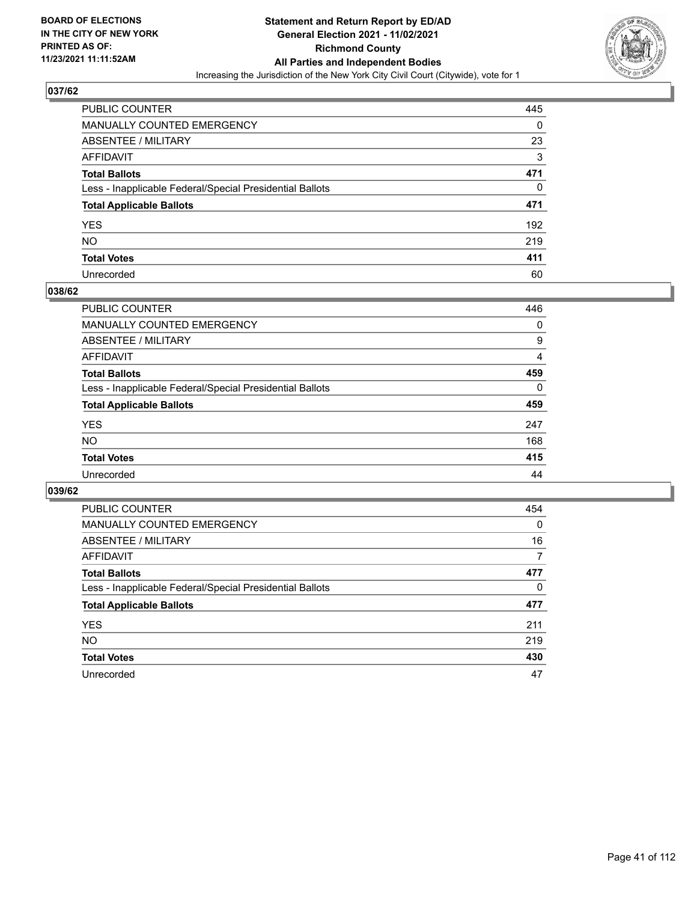## 037/62

| | |
|---|---|
| PUBLIC COUNTER | 445 |
| MANUALLY COUNTED EMERGENCY | 0 |
| ABSENTEE / MILITARY | 23 |
| AFFIDAVIT | 3 |
| **Total Ballots** | **471** |
| Less - Inapplicable Federal/Special Presidential Ballots | 0 |
| **Total Applicable Ballots** | **471** |
| YES | 192 |
| NO | 219 |
| **Total Votes** | **411** |
| Unrecorded | 60 |

## 038/62

| | |
|---|---|
| PUBLIC COUNTER | 446 |
| MANUALLY COUNTED EMERGENCY | 0 |
| ABSENTEE / MILITARY | 9 |
| AFFIDAVIT | 4 |
| **Total Ballots** | **459** |
| Less - Inapplicable Federal/Special Presidential Ballots | 0 |
| **Total Applicable Ballots** | **459** |
| YES | 247 |
| NO | 168 |
| **Total Votes** | **415** |
| Unrecorded | 44 |

## 039/62

| | |
|---|---|
| PUBLIC COUNTER | 454 |
| MANUALLY COUNTED EMERGENCY | 0 |
| ABSENTEE / MILITARY | 16 |
| AFFIDAVIT | 7 |
| **Total Ballots** | **477** |
| Less - Inapplicable Federal/Special Presidential Ballots | 0 |
| **Total Applicable Ballots** | **477** |
| YES | 211 |
| NO | 219 |
| **Total Votes** | **430** |
| Unrecorded | 47 |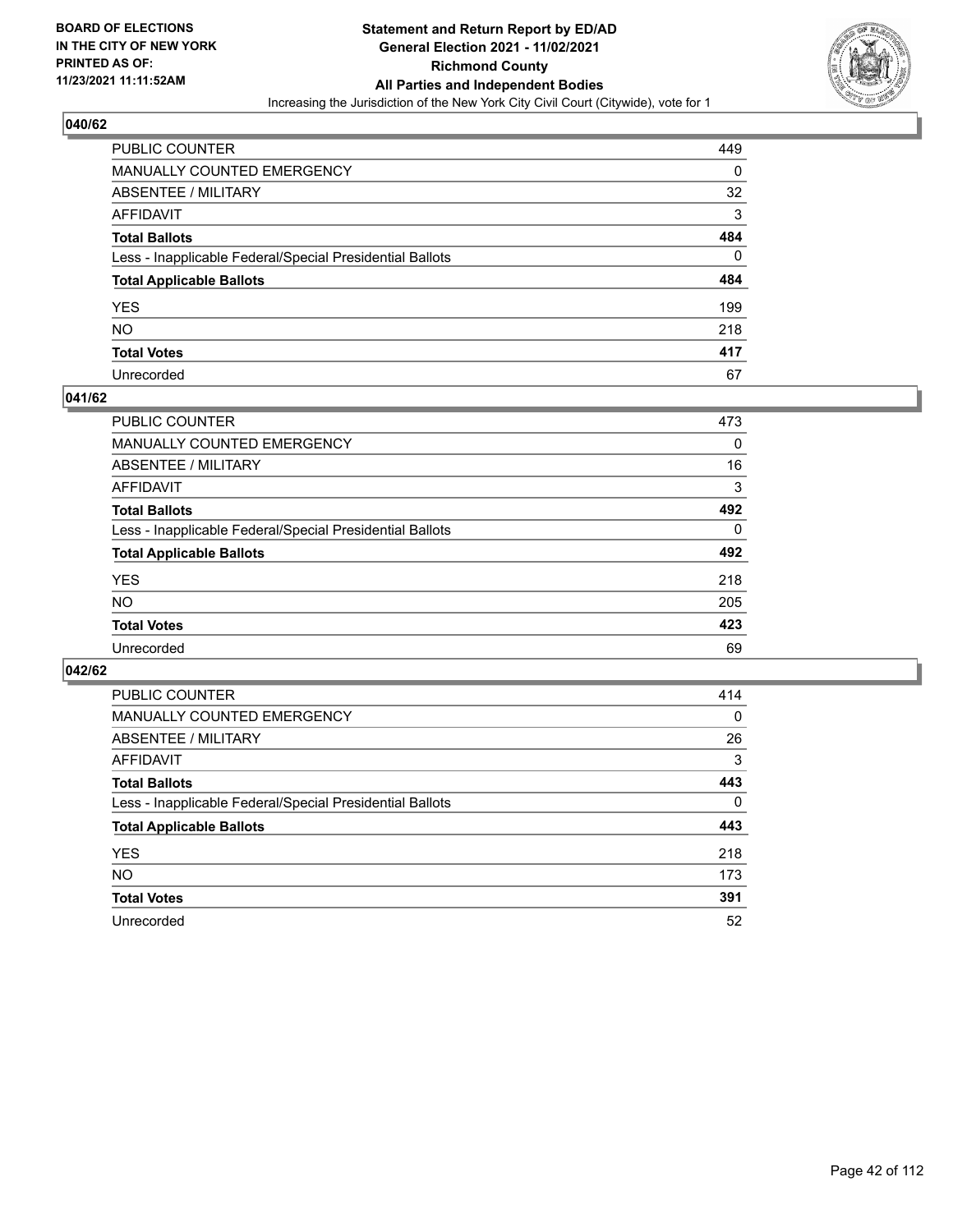**BOARD OF ELECTIONS IN THE CITY OF NEW YORK PRINTED AS OF: 11/23/2021 11:11:52AM**

**Statement and Return Report by ED/AD General Election 2021 - 11/02/2021 Richmond County All Parties and Independent Bodies**

Increasing the Jurisdiction of the New York City Civil Court (Citywide), vote for 1

## 040/62

| | |
|---|---|
| PUBLIC COUNTER | 449 |
| MANUALLY COUNTED EMERGENCY | 0 |
| ABSENTEE / MILITARY | 32 |
| AFFIDAVIT | 3 |
| **Total Ballots** | **484** |
| Less - Inapplicable Federal/Special Presidential Ballots | 0 |
| **Total Applicable Ballots** | **484** |
| YES | 199 |
| NO | 218 |
| **Total Votes** | **417** |
| Unrecorded | 67 |

## 041/62

| | |
|---|---|
| PUBLIC COUNTER | 473 |
| MANUALLY COUNTED EMERGENCY | 0 |
| ABSENTEE / MILITARY | 16 |
| AFFIDAVIT | 3 |
| **Total Ballots** | **492** |
| Less - Inapplicable Federal/Special Presidential Ballots | 0 |
| **Total Applicable Ballots** | **492** |
| YES | 218 |
| NO | 205 |
| **Total Votes** | **423** |
| Unrecorded | 69 |

## 042/62

| | |
|---|---|
| PUBLIC COUNTER | 414 |
| MANUALLY COUNTED EMERGENCY | 0 |
| ABSENTEE / MILITARY | 26 |
| AFFIDAVIT | 3 |
| **Total Ballots** | **443** |
| Less - Inapplicable Federal/Special Presidential Ballots | 0 |
| **Total Applicable Ballots** | **443** |
| YES | 218 |
| NO | 173 |
| **Total Votes** | **391** |
| Unrecorded | 52 |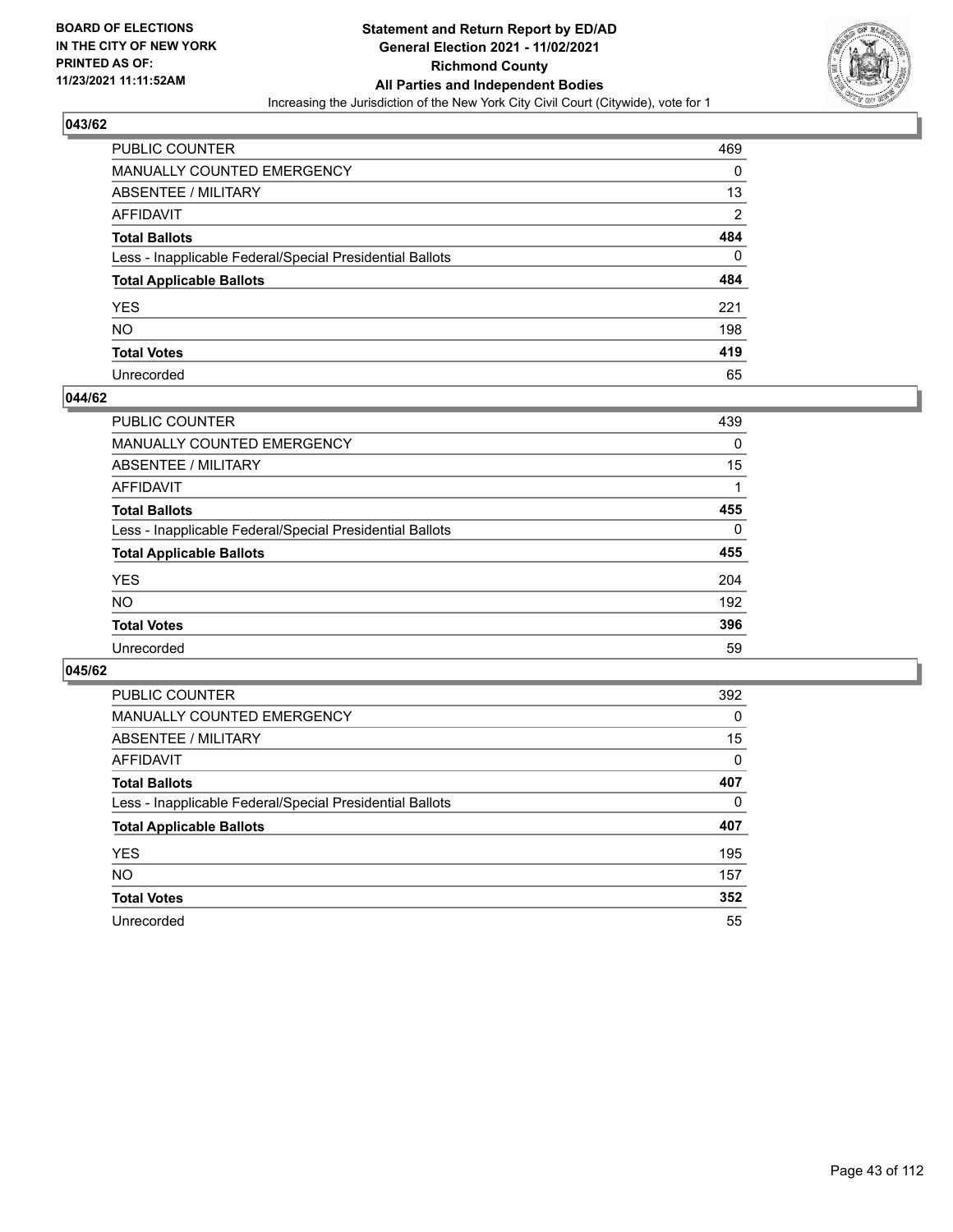BOARD OF ELECTIONS
IN THE CITY OF NEW YORK
PRINTED AS OF:
11/23/2021 11:11:52AM

**Statement and Return Report by ED/AD**
**General Election 2021 - 11/02/2021**
**Richmond County**
**All Parties and Independent Bodies**
Increasing the Jurisdiction of the New York City Civil Court (Citywide), vote for 1

### 043/62

| | |
|---|---|
| PUBLIC COUNTER | 469 |
| MANUALLY COUNTED EMERGENCY | 0 |
| ABSENTEE / MILITARY | 13 |
| AFFIDAVIT | 2 |
| **Total Ballots** | **484** |
| Less - Inapplicable Federal/Special Presidential Ballots | 0 |
| **Total Applicable Ballots** | **484** |
| YES | 221 |
| NO | 198 |
| **Total Votes** | **419** |
| Unrecorded | 65 |

### 044/62

| | |
|---|---|
| PUBLIC COUNTER | 439 |
| MANUALLY COUNTED EMERGENCY | 0 |
| ABSENTEE / MILITARY | 15 |
| AFFIDAVIT | 1 |
| **Total Ballots** | **455** |
| Less - Inapplicable Federal/Special Presidential Ballots | 0 |
| **Total Applicable Ballots** | **455** |
| YES | 204 |
| NO | 192 |
| **Total Votes** | **396** |
| Unrecorded | 59 |

### 045/62

| | |
|---|---|
| PUBLIC COUNTER | 392 |
| MANUALLY COUNTED EMERGENCY | 0 |
| ABSENTEE / MILITARY | 15 |
| AFFIDAVIT | 0 |
| **Total Ballots** | **407** |
| Less - Inapplicable Federal/Special Presidential Ballots | 0 |
| **Total Applicable Ballots** | **407** |
| YES | 195 |
| NO | 157 |
| **Total Votes** | **352** |
| Unrecorded | 55 |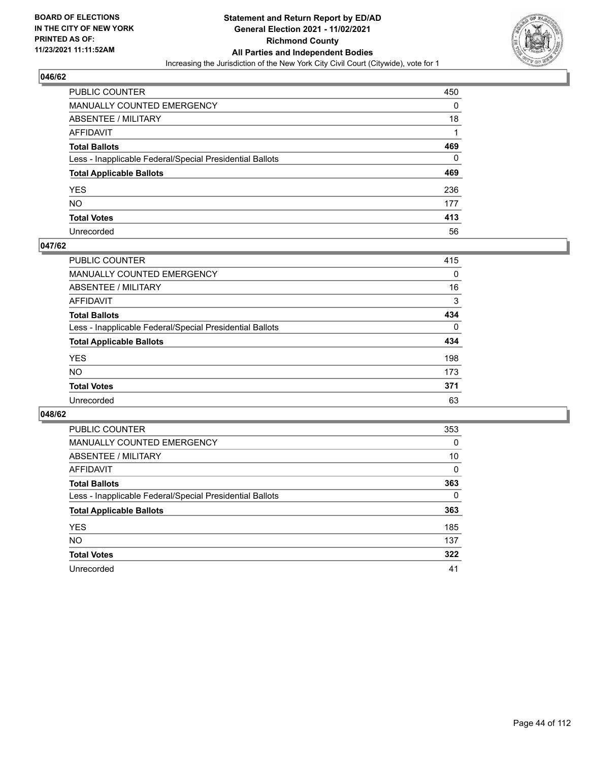BOARD OF ELECTIONS
IN THE CITY OF NEW YORK
PRINTED AS OF:
11/23/2021 11:11:52AM

**Statement and Return Report by ED/AD**
**General Election 2021 - 11/02/2021**
**Richmond County**
**All Parties and Independent Bodies**
Increasing the Jurisdiction of the New York City Civil Court (Citywide), vote for 1

## 046/62

| | |
|---|---|
| PUBLIC COUNTER | 450 |
| MANUALLY COUNTED EMERGENCY | 0 |
| ABSENTEE / MILITARY | 18 |
| AFFIDAVIT | 1 |
| **Total Ballots** | **469** |
| Less - Inapplicable Federal/Special Presidential Ballots | 0 |
| **Total Applicable Ballots** | **469** |
| YES | 236 |
| NO | 177 |
| **Total Votes** | **413** |
| Unrecorded | 56 |

## 047/62

| | |
|---|---|
| PUBLIC COUNTER | 415 |
| MANUALLY COUNTED EMERGENCY | 0 |
| ABSENTEE / MILITARY | 16 |
| AFFIDAVIT | 3 |
| **Total Ballots** | **434** |
| Less - Inapplicable Federal/Special Presidential Ballots | 0 |
| **Total Applicable Ballots** | **434** |
| YES | 198 |
| NO | 173 |
| **Total Votes** | **371** |
| Unrecorded | 63 |

## 048/62

| | |
|---|---|
| PUBLIC COUNTER | 353 |
| MANUALLY COUNTED EMERGENCY | 0 |
| ABSENTEE / MILITARY | 10 |
| AFFIDAVIT | 0 |
| **Total Ballots** | **363** |
| Less - Inapplicable Federal/Special Presidential Ballots | 0 |
| **Total Applicable Ballots** | **363** |
| YES | 185 |
| NO | 137 |
| **Total Votes** | **322** |
| Unrecorded | 41 |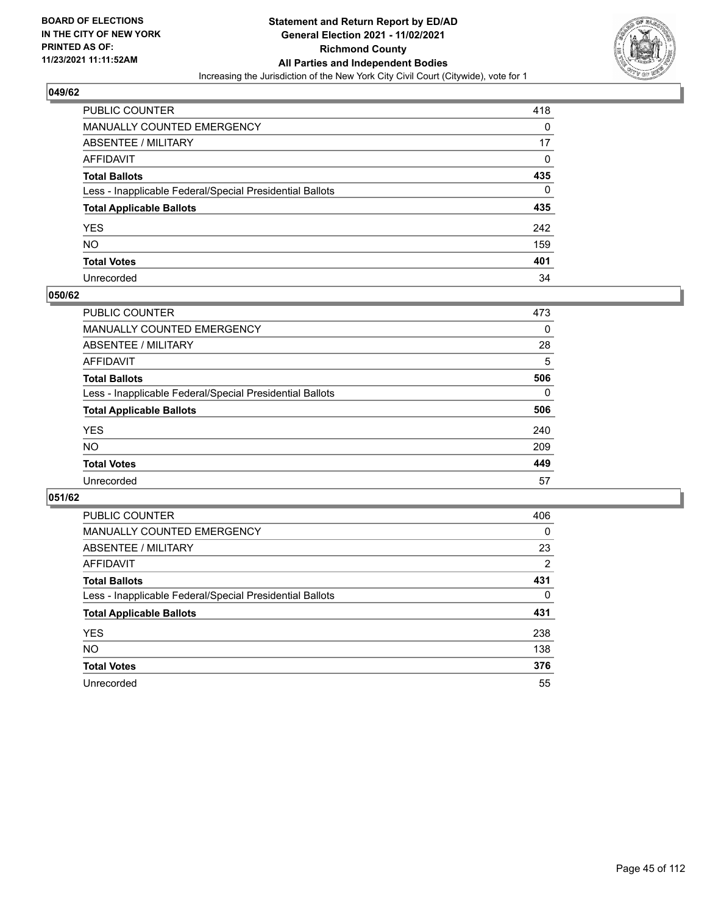BOARD OF ELECTIONS
IN THE CITY OF NEW YORK
PRINTED AS OF:
11/23/2021 11:11:52AM

**Statement and Return Report by ED/AD**
**General Election 2021 - 11/02/2021**
**Richmond County**
**All Parties and Independent Bodies**
Increasing the Jurisdiction of the New York City Civil Court (Citywide), vote for 1

## 049/62

| | |
|---|---|
| PUBLIC COUNTER | 418 |
| MANUALLY COUNTED EMERGENCY | 0 |
| ABSENTEE / MILITARY | 17 |
| AFFIDAVIT | 0 |
| **Total Ballots** | **435** |
| Less - Inapplicable Federal/Special Presidential Ballots | 0 |
| **Total Applicable Ballots** | **435** |
| YES | 242 |
| NO | 159 |
| **Total Votes** | **401** |
| Unrecorded | 34 |

## 050/62

| | |
|---|---|
| PUBLIC COUNTER | 473 |
| MANUALLY COUNTED EMERGENCY | 0 |
| ABSENTEE / MILITARY | 28 |
| AFFIDAVIT | 5 |
| **Total Ballots** | **506** |
| Less - Inapplicable Federal/Special Presidential Ballots | 0 |
| **Total Applicable Ballots** | **506** |
| YES | 240 |
| NO | 209 |
| **Total Votes** | **449** |
| Unrecorded | 57 |

## 051/62

| | |
|---|---|
| PUBLIC COUNTER | 406 |
| MANUALLY COUNTED EMERGENCY | 0 |
| ABSENTEE / MILITARY | 23 |
| AFFIDAVIT | 2 |
| **Total Ballots** | **431** |
| Less - Inapplicable Federal/Special Presidential Ballots | 0 |
| **Total Applicable Ballots** | **431** |
| YES | 238 |
| NO | 138 |
| **Total Votes** | **376** |
| Unrecorded | 55 |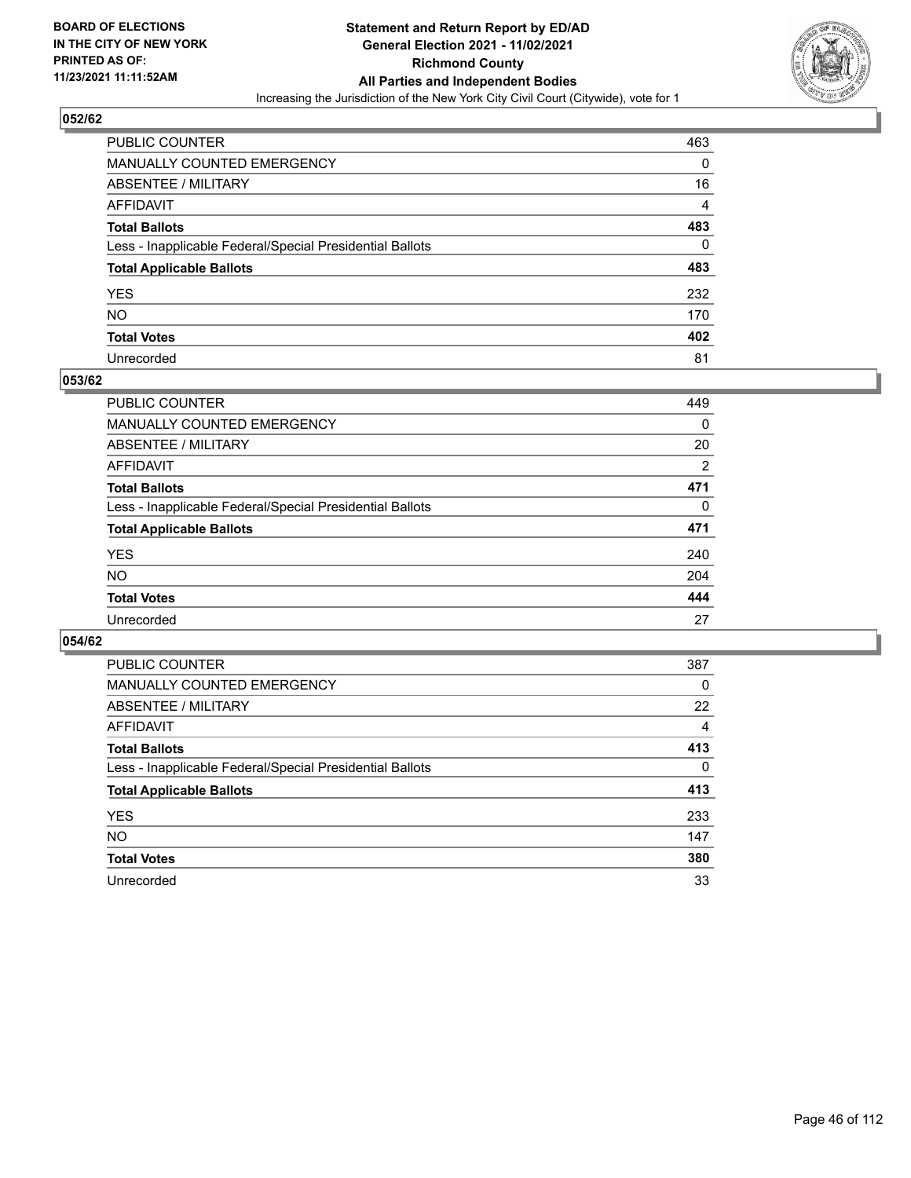## 052/62

| | |
|---|---|
| PUBLIC COUNTER | 463 |
| MANUALLY COUNTED EMERGENCY | 0 |
| ABSENTEE / MILITARY | 16 |
| AFFIDAVIT | 4 |
| **Total Ballots** | **483** |
| Less - Inapplicable Federal/Special Presidential Ballots | 0 |
| **Total Applicable Ballots** | **483** |
| YES | 232 |
| NO | 170 |
| **Total Votes** | **402** |
| Unrecorded | 81 |

## 053/62

| | |
|---|---|
| PUBLIC COUNTER | 449 |
| MANUALLY COUNTED EMERGENCY | 0 |
| ABSENTEE / MILITARY | 20 |
| AFFIDAVIT | 2 |
| **Total Ballots** | **471** |
| Less - Inapplicable Federal/Special Presidential Ballots | 0 |
| **Total Applicable Ballots** | **471** |
| YES | 240 |
| NO | 204 |
| **Total Votes** | **444** |
| Unrecorded | 27 |

## 054/62

| | |
|---|---|
| PUBLIC COUNTER | 387 |
| MANUALLY COUNTED EMERGENCY | 0 |
| ABSENTEE / MILITARY | 22 |
| AFFIDAVIT | 4 |
| **Total Ballots** | **413** |
| Less - Inapplicable Federal/Special Presidential Ballots | 0 |
| **Total Applicable Ballots** | **413** |
| YES | 233 |
| NO | 147 |
| **Total Votes** | **380** |
| Unrecorded | 33 |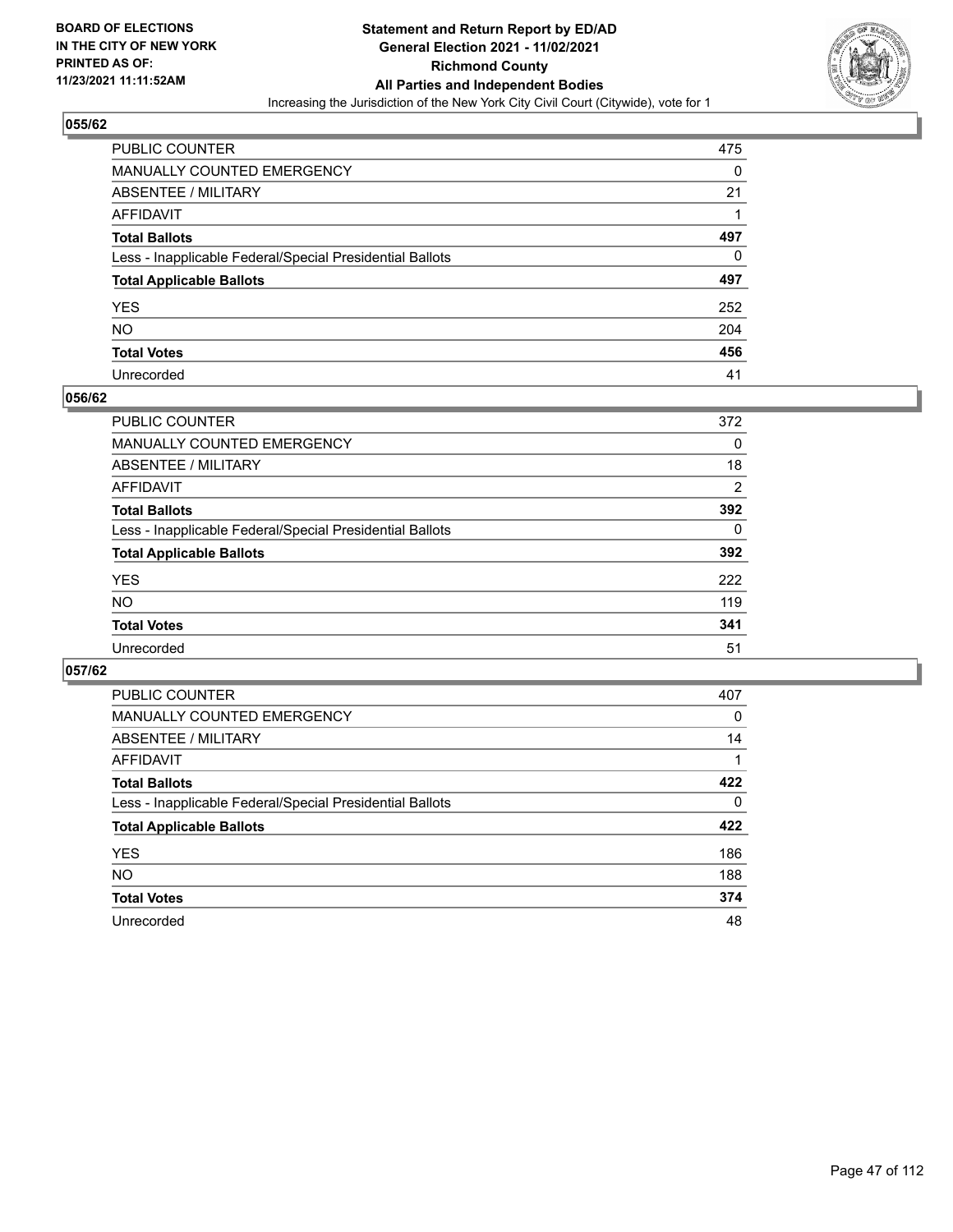BOARD OF ELECTIONS
IN THE CITY OF NEW YORK
PRINTED AS OF:
11/23/2021 11:11:52AM

**Statement and Return Report by ED/AD**
**General Election 2021 - 11/02/2021**
**Richmond County**
**All Parties and Independent Bodies**
Increasing the Jurisdiction of the New York City Civil Court (Citywide), vote for 1

## 055/62

| | |
|---|---|
| PUBLIC COUNTER | 475 |
| MANUALLY COUNTED EMERGENCY | 0 |
| ABSENTEE / MILITARY | 21 |
| AFFIDAVIT | 1 |
| **Total Ballots** | **497** |
| Less - Inapplicable Federal/Special Presidential Ballots | 0 |
| **Total Applicable Ballots** | **497** |
| YES | 252 |
| NO | 204 |
| **Total Votes** | **456** |
| Unrecorded | 41 |

## 056/62

| | |
|---|---|
| PUBLIC COUNTER | 372 |
| MANUALLY COUNTED EMERGENCY | 0 |
| ABSENTEE / MILITARY | 18 |
| AFFIDAVIT | 2 |
| **Total Ballots** | **392** |
| Less - Inapplicable Federal/Special Presidential Ballots | 0 |
| **Total Applicable Ballots** | **392** |
| YES | 222 |
| NO | 119 |
| **Total Votes** | **341** |
| Unrecorded | 51 |

## 057/62

| | |
|---|---|
| PUBLIC COUNTER | 407 |
| MANUALLY COUNTED EMERGENCY | 0 |
| ABSENTEE / MILITARY | 14 |
| AFFIDAVIT | 1 |
| **Total Ballots** | **422** |
| Less - Inapplicable Federal/Special Presidential Ballots | 0 |
| **Total Applicable Ballots** | **422** |
| YES | 186 |
| NO | 188 |
| **Total Votes** | **374** |
| Unrecorded | 48 |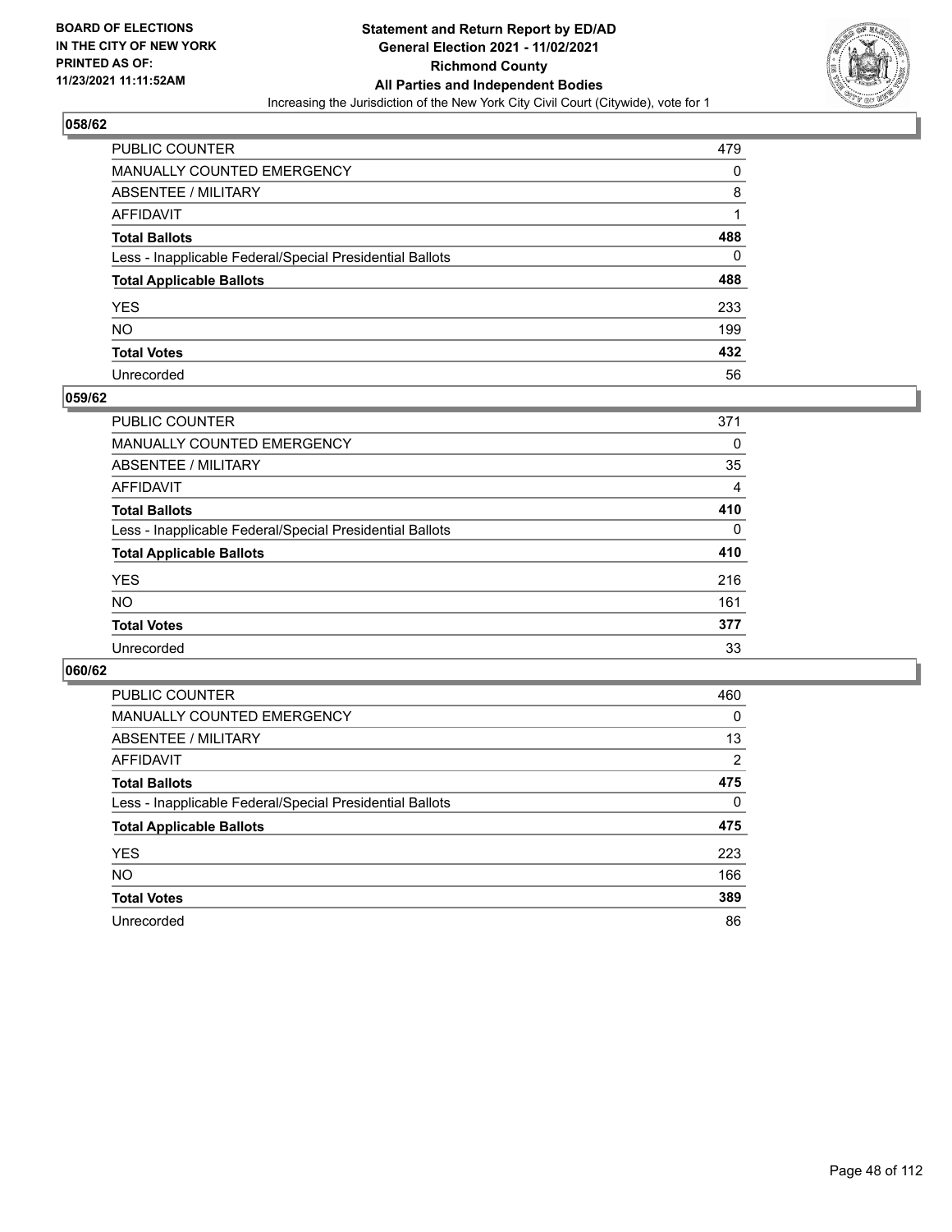**BOARD OF ELECTIONS IN THE CITY OF NEW YORK PRINTED AS OF: 11/23/2021 11:11:52AM**

**Statement and Return Report by ED/AD General Election 2021 - 11/02/2021 Richmond County All Parties and Independent Bodies**

Increasing the Jurisdiction of the New York City Civil Court (Citywide), vote for 1

## 058/62

| | |
|---|---|
| PUBLIC COUNTER | 479 |
| MANUALLY COUNTED EMERGENCY | 0 |
| ABSENTEE / MILITARY | 8 |
| AFFIDAVIT | 1 |
| **Total Ballots** | **488** |
| Less - Inapplicable Federal/Special Presidential Ballots | 0 |
| **Total Applicable Ballots** | **488** |
| YES | 233 |
| NO | 199 |
| **Total Votes** | **432** |
| Unrecorded | 56 |

## 059/62

| | |
|---|---|
| PUBLIC COUNTER | 371 |
| MANUALLY COUNTED EMERGENCY | 0 |
| ABSENTEE / MILITARY | 35 |
| AFFIDAVIT | 4 |
| **Total Ballots** | **410** |
| Less - Inapplicable Federal/Special Presidential Ballots | 0 |
| **Total Applicable Ballots** | **410** |
| YES | 216 |
| NO | 161 |
| **Total Votes** | **377** |
| Unrecorded | 33 |

## 060/62

| | |
|---|---|
| PUBLIC COUNTER | 460 |
| MANUALLY COUNTED EMERGENCY | 0 |
| ABSENTEE / MILITARY | 13 |
| AFFIDAVIT | 2 |
| **Total Ballots** | **475** |
| Less - Inapplicable Federal/Special Presidential Ballots | 0 |
| **Total Applicable Ballots** | **475** |
| YES | 223 |
| NO | 166 |
| **Total Votes** | **389** |
| Unrecorded | 86 |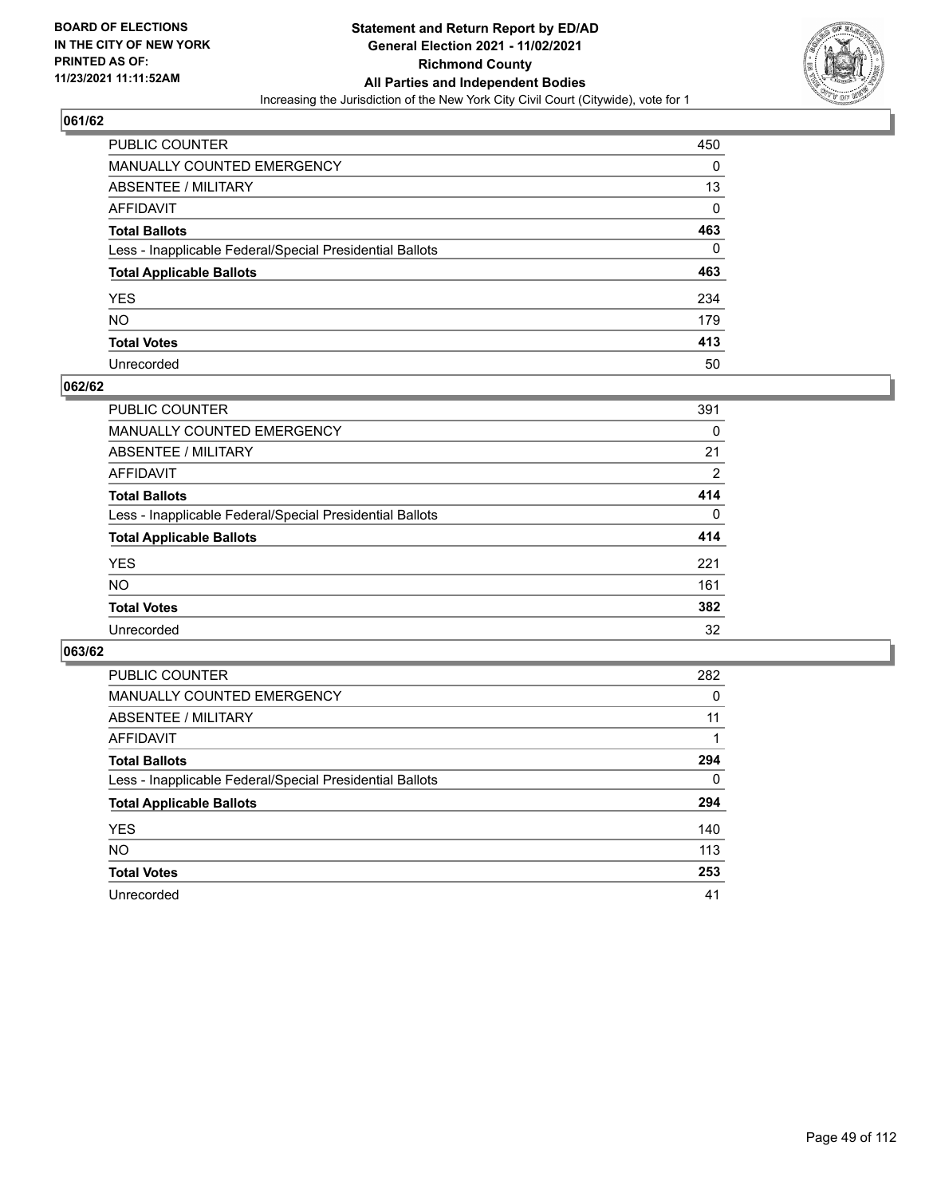**BOARD OF ELECTIONS IN THE CITY OF NEW YORK PRINTED AS OF: 11/23/2021 11:11:52AM**

# Statement and Return Report by ED/AD
## General Election 2021 - 11/02/2021
## Richmond County
## All Parties and Independent Bodies
Increasing the Jurisdiction of the New York City Civil Court (Citywide), vote for 1

### 061/62

| | |
|---|---|
| PUBLIC COUNTER | 450 |
| MANUALLY COUNTED EMERGENCY | 0 |
| ABSENTEE / MILITARY | 13 |
| AFFIDAVIT | 0 |
| **Total Ballots** | **463** |
| Less - Inapplicable Federal/Special Presidential Ballots | 0 |
| **Total Applicable Ballots** | **463** |
| YES | 234 |
| NO | 179 |
| **Total Votes** | **413** |
| Unrecorded | 50 |

### 062/62

| | |
|---|---|
| PUBLIC COUNTER | 391 |
| MANUALLY COUNTED EMERGENCY | 0 |
| ABSENTEE / MILITARY | 21 |
| AFFIDAVIT | 2 |
| **Total Ballots** | **414** |
| Less - Inapplicable Federal/Special Presidential Ballots | 0 |
| **Total Applicable Ballots** | **414** |
| YES | 221 |
| NO | 161 |
| **Total Votes** | **382** |
| Unrecorded | 32 |

### 063/62

| | |
|---|---|
| PUBLIC COUNTER | 282 |
| MANUALLY COUNTED EMERGENCY | 0 |
| ABSENTEE / MILITARY | 11 |
| AFFIDAVIT | 1 |
| **Total Ballots** | **294** |
| Less - Inapplicable Federal/Special Presidential Ballots | 0 |
| **Total Applicable Ballots** | **294** |
| YES | 140 |
| NO | 113 |
| **Total Votes** | **253** |
| Unrecorded | 41 |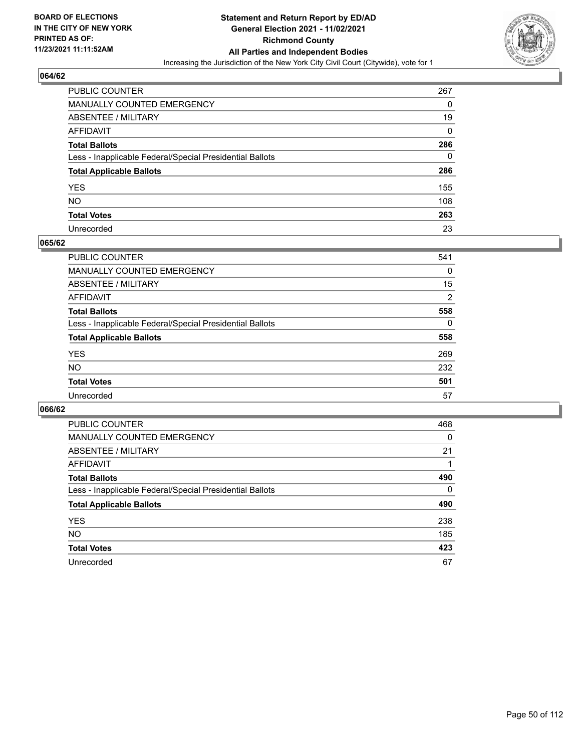**BOARD OF ELECTIONS IN THE CITY OF NEW YORK PRINTED AS OF: 11/23/2021 11:11:52AM**

**Statement and Return Report by ED/AD General Election 2021 - 11/02/2021 Richmond County All Parties and Independent Bodies**

Increasing the Jurisdiction of the New York City Civil Court (Citywide), vote for 1

## 064/62

| | |
|---|---|
| PUBLIC COUNTER | 267 |
| MANUALLY COUNTED EMERGENCY | 0 |
| ABSENTEE / MILITARY | 19 |
| AFFIDAVIT | 0 |
| **Total Ballots** | **286** |
| Less - Inapplicable Federal/Special Presidential Ballots | 0 |
| **Total Applicable Ballots** | **286** |
| YES | 155 |
| NO | 108 |
| **Total Votes** | **263** |
| Unrecorded | 23 |

## 065/62

| | |
|---|---|
| PUBLIC COUNTER | 541 |
| MANUALLY COUNTED EMERGENCY | 0 |
| ABSENTEE / MILITARY | 15 |
| AFFIDAVIT | 2 |
| **Total Ballots** | **558** |
| Less - Inapplicable Federal/Special Presidential Ballots | 0 |
| **Total Applicable Ballots** | **558** |
| YES | 269 |
| NO | 232 |
| **Total Votes** | **501** |
| Unrecorded | 57 |

## 066/62

| | |
|---|---|
| PUBLIC COUNTER | 468 |
| MANUALLY COUNTED EMERGENCY | 0 |
| ABSENTEE / MILITARY | 21 |
| AFFIDAVIT | 1 |
| **Total Ballots** | **490** |
| Less - Inapplicable Federal/Special Presidential Ballots | 0 |
| **Total Applicable Ballots** | **490** |
| YES | 238 |
| NO | 185 |
| **Total Votes** | **423** |
| Unrecorded | 67 |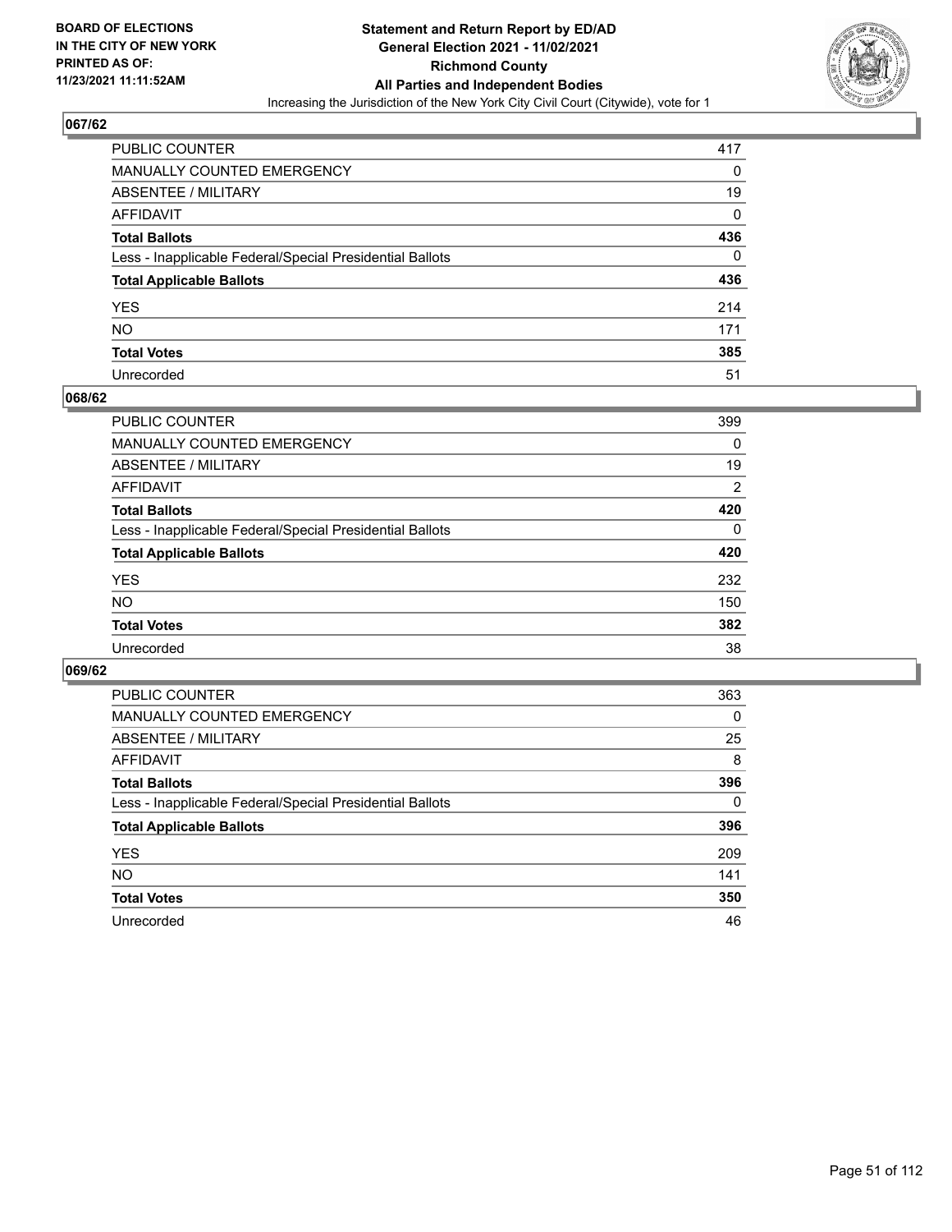**BOARD OF ELECTIONS IN THE CITY OF NEW YORK PRINTED AS OF: 11/23/2021 11:11:52AM**

**Statement and Return Report by ED/AD General Election 2021 - 11/02/2021 Richmond County All Parties and Independent Bodies**

Increasing the Jurisdiction of the New York City Civil Court (Citywide), vote for 1

## 067/62

| | |
|---|---|
| PUBLIC COUNTER | 417 |
| MANUALLY COUNTED EMERGENCY | 0 |
| ABSENTEE / MILITARY | 19 |
| AFFIDAVIT | 0 |
| **Total Ballots** | **436** |
| Less - Inapplicable Federal/Special Presidential Ballots | 0 |
| **Total Applicable Ballots** | **436** |
| YES | 214 |
| NO | 171 |
| **Total Votes** | **385** |
| Unrecorded | 51 |

## 068/62

| | |
|---|---|
| PUBLIC COUNTER | 399 |
| MANUALLY COUNTED EMERGENCY | 0 |
| ABSENTEE / MILITARY | 19 |
| AFFIDAVIT | 2 |
| **Total Ballots** | **420** |
| Less - Inapplicable Federal/Special Presidential Ballots | 0 |
| **Total Applicable Ballots** | **420** |
| YES | 232 |
| NO | 150 |
| **Total Votes** | **382** |
| Unrecorded | 38 |

## 069/62

| | |
|---|---|
| PUBLIC COUNTER | 363 |
| MANUALLY COUNTED EMERGENCY | 0 |
| ABSENTEE / MILITARY | 25 |
| AFFIDAVIT | 8 |
| **Total Ballots** | **396** |
| Less - Inapplicable Federal/Special Presidential Ballots | 0 |
| **Total Applicable Ballots** | **396** |
| YES | 209 |
| NO | 141 |
| **Total Votes** | **350** |
| Unrecorded | 46 |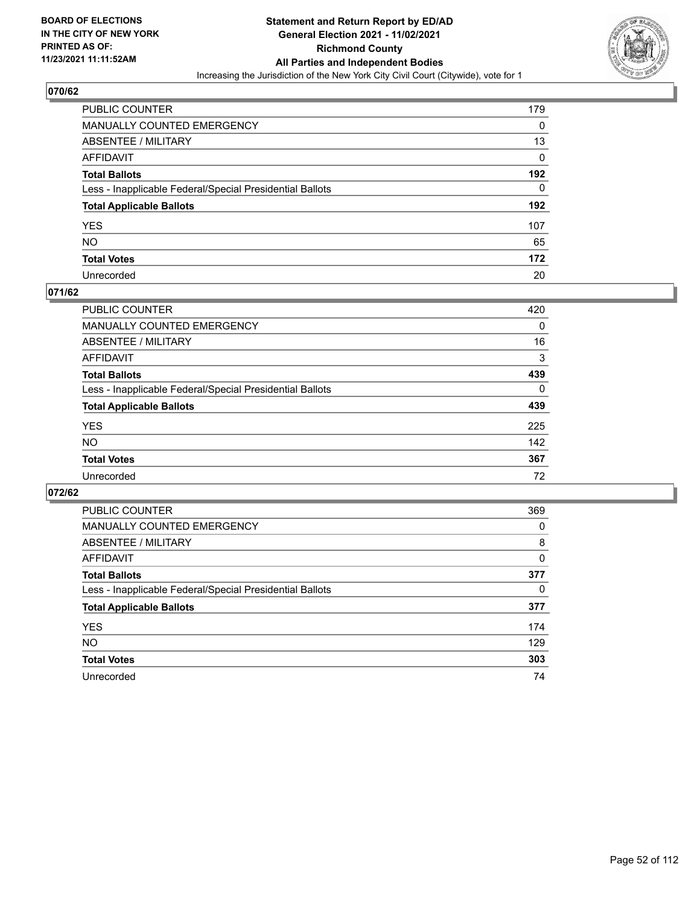**BOARD OF ELECTIONS IN THE CITY OF NEW YORK PRINTED AS OF: 11/23/2021 11:11:52AM**

# Statement and Return Report by ED/AD
## General Election 2021 - 11/02/2021
## Richmond County
## All Parties and Independent Bodies
Increasing the Jurisdiction of the New York City Civil Court (Citywide), vote for 1

### 070/62

| | |
|---|---|
| PUBLIC COUNTER | 179 |
| MANUALLY COUNTED EMERGENCY | 0 |
| ABSENTEE / MILITARY | 13 |
| AFFIDAVIT | 0 |
| **Total Ballots** | **192** |
| Less - Inapplicable Federal/Special Presidential Ballots | 0 |
| **Total Applicable Ballots** | **192** |
| YES | 107 |
| NO | 65 |
| **Total Votes** | **172** |
| Unrecorded | 20 |

### 071/62

| | |
|---|---|
| PUBLIC COUNTER | 420 |
| MANUALLY COUNTED EMERGENCY | 0 |
| ABSENTEE / MILITARY | 16 |
| AFFIDAVIT | 3 |
| **Total Ballots** | **439** |
| Less - Inapplicable Federal/Special Presidential Ballots | 0 |
| **Total Applicable Ballots** | **439** |
| YES | 225 |
| NO | 142 |
| **Total Votes** | **367** |
| Unrecorded | 72 |

### 072/62

| | |
|---|---|
| PUBLIC COUNTER | 369 |
| MANUALLY COUNTED EMERGENCY | 0 |
| ABSENTEE / MILITARY | 8 |
| AFFIDAVIT | 0 |
| **Total Ballots** | **377** |
| Less - Inapplicable Federal/Special Presidential Ballots | 0 |
| **Total Applicable Ballots** | **377** |
| YES | 174 |
| NO | 129 |
| **Total Votes** | **303** |
| Unrecorded | 74 |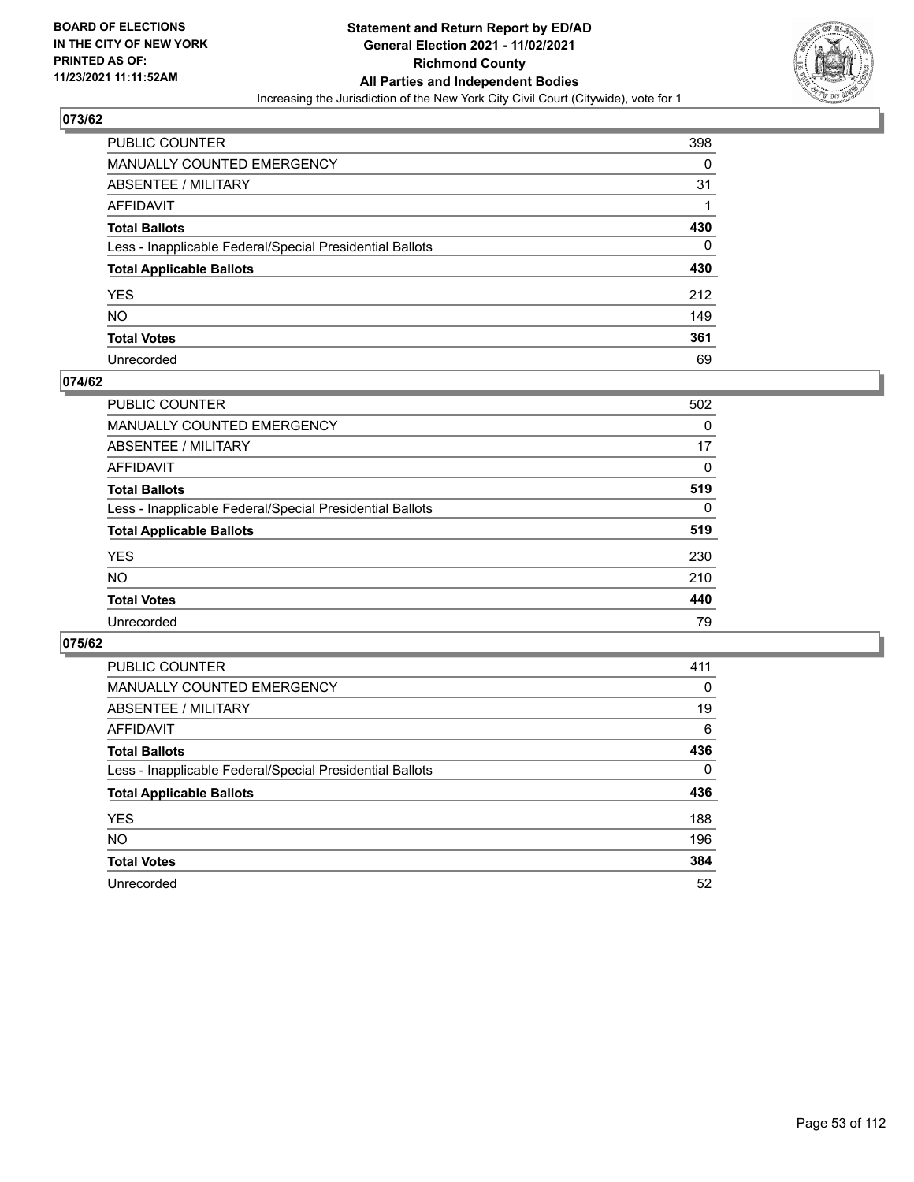BOARD OF ELECTIONS
IN THE CITY OF NEW YORK
PRINTED AS OF:
11/23/2021 11:11:52AM

**Statement and Return Report by ED/AD**
**General Election 2021 - 11/02/2021**
**Richmond County**
**All Parties and Independent Bodies**
Increasing the Jurisdiction of the New York City Civil Court (Citywide), vote for 1

## 073/62

| | |
|---|---|
| PUBLIC COUNTER | 398 |
| MANUALLY COUNTED EMERGENCY | 0 |
| ABSENTEE / MILITARY | 31 |
| AFFIDAVIT | 1 |
| **Total Ballots** | **430** |
| Less - Inapplicable Federal/Special Presidential Ballots | 0 |
| **Total Applicable Ballots** | **430** |
| YES | 212 |
| NO | 149 |
| **Total Votes** | **361** |
| Unrecorded | 69 |

## 074/62

| | |
|---|---|
| PUBLIC COUNTER | 502 |
| MANUALLY COUNTED EMERGENCY | 0 |
| ABSENTEE / MILITARY | 17 |
| AFFIDAVIT | 0 |
| **Total Ballots** | **519** |
| Less - Inapplicable Federal/Special Presidential Ballots | 0 |
| **Total Applicable Ballots** | **519** |
| YES | 230 |
| NO | 210 |
| **Total Votes** | **440** |
| Unrecorded | 79 |

## 075/62

| | |
|---|---|
| PUBLIC COUNTER | 411 |
| MANUALLY COUNTED EMERGENCY | 0 |
| ABSENTEE / MILITARY | 19 |
| AFFIDAVIT | 6 |
| **Total Ballots** | **436** |
| Less - Inapplicable Federal/Special Presidential Ballots | 0 |
| **Total Applicable Ballots** | **436** |
| YES | 188 |
| NO | 196 |
| **Total Votes** | **384** |
| Unrecorded | 52 |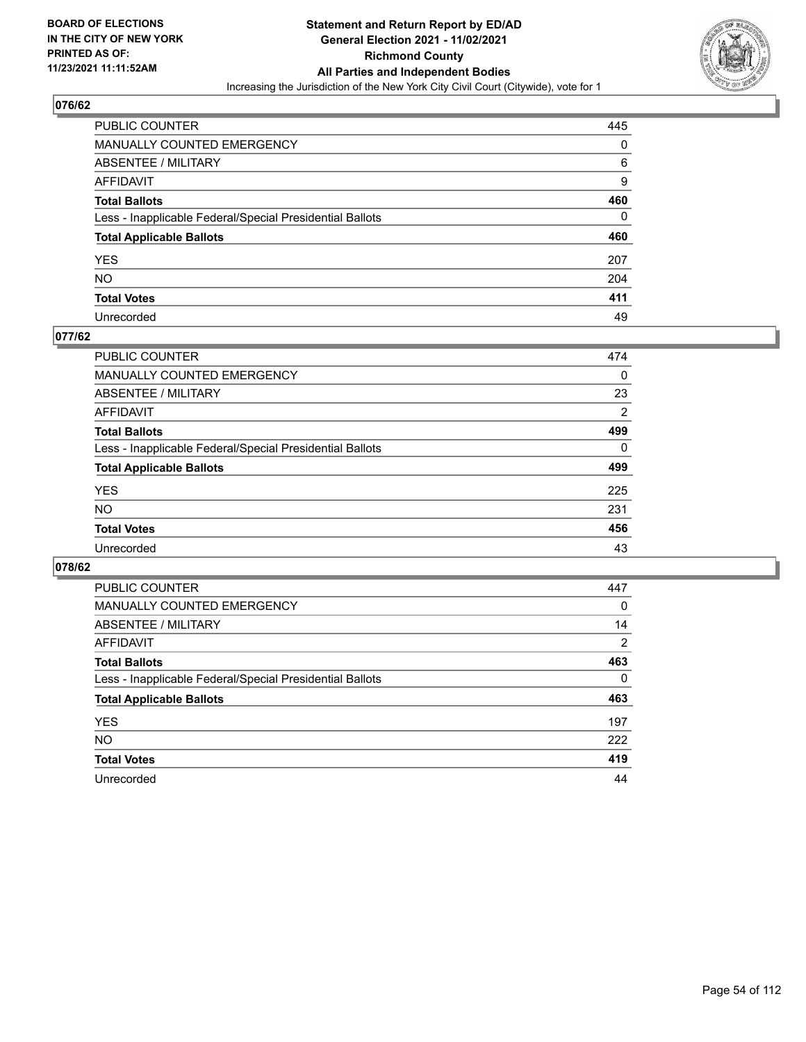BOARD OF ELECTIONS
IN THE CITY OF NEW YORK
PRINTED AS OF:
11/23/2021 11:11:52AM

**Statement and Return Report by ED/AD**
**General Election 2021 - 11/02/2021**
**Richmond County**
**All Parties and Independent Bodies**
Increasing the Jurisdiction of the New York City Civil Court (Citywide), vote for 1

## 076/62

| | |
|---|---|
| PUBLIC COUNTER | 445 |
| MANUALLY COUNTED EMERGENCY | 0 |
| ABSENTEE / MILITARY | 6 |
| AFFIDAVIT | 9 |
| **Total Ballots** | **460** |
| Less - Inapplicable Federal/Special Presidential Ballots | 0 |
| **Total Applicable Ballots** | **460** |
| YES | 207 |
| NO | 204 |
| **Total Votes** | **411** |
| Unrecorded | 49 |

## 077/62

| | |
|---|---|
| PUBLIC COUNTER | 474 |
| MANUALLY COUNTED EMERGENCY | 0 |
| ABSENTEE / MILITARY | 23 |
| AFFIDAVIT | 2 |
| **Total Ballots** | **499** |
| Less - Inapplicable Federal/Special Presidential Ballots | 0 |
| **Total Applicable Ballots** | **499** |
| YES | 225 |
| NO | 231 |
| **Total Votes** | **456** |
| Unrecorded | 43 |

## 078/62

| | |
|---|---|
| PUBLIC COUNTER | 447 |
| MANUALLY COUNTED EMERGENCY | 0 |
| ABSENTEE / MILITARY | 14 |
| AFFIDAVIT | 2 |
| **Total Ballots** | **463** |
| Less - Inapplicable Federal/Special Presidential Ballots | 0 |
| **Total Applicable Ballots** | **463** |
| YES | 197 |
| NO | 222 |
| **Total Votes** | **419** |
| Unrecorded | 44 |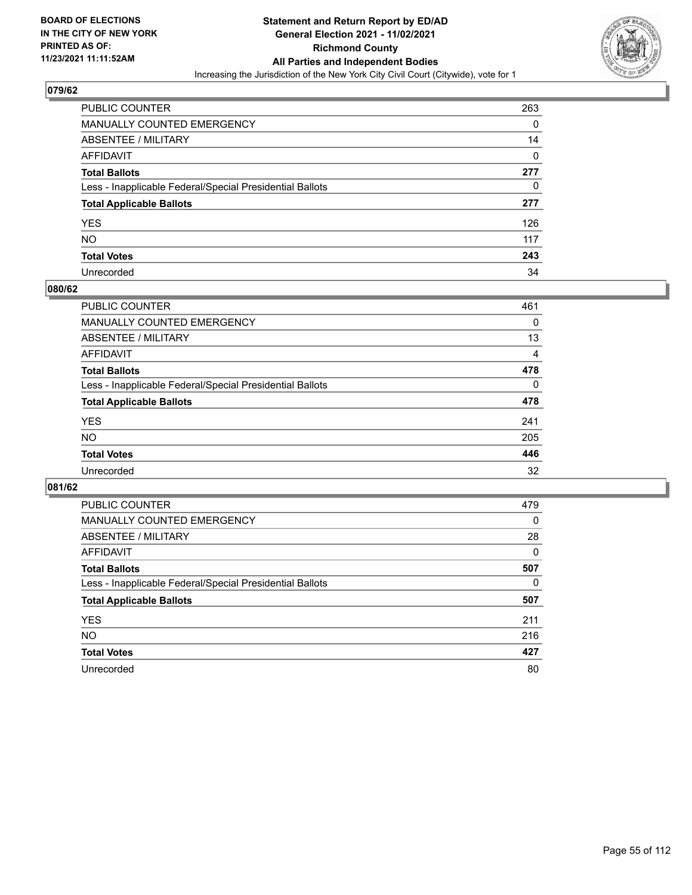**BOARD OF ELECTIONS IN THE CITY OF NEW YORK PRINTED AS OF: 11/23/2021 11:11:52AM**

# Statement and Return Report by ED/AD
## General Election 2021 - 11/02/2021
## Richmond County
## All Parties and Independent Bodies
Increasing the Jurisdiction of the New York City Civil Court (Citywide), vote for 1

### 079/62

| | |
|---|---|
| PUBLIC COUNTER | 263 |
| MANUALLY COUNTED EMERGENCY | 0 |
| ABSENTEE / MILITARY | 14 |
| AFFIDAVIT | 0 |
| **Total Ballots** | **277** |
| Less - Inapplicable Federal/Special Presidential Ballots | 0 |
| **Total Applicable Ballots** | **277** |
| YES | 126 |
| NO | 117 |
| **Total Votes** | **243** |
| Unrecorded | 34 |

### 080/62

| | |
|---|---|
| PUBLIC COUNTER | 461 |
| MANUALLY COUNTED EMERGENCY | 0 |
| ABSENTEE / MILITARY | 13 |
| AFFIDAVIT | 4 |
| **Total Ballots** | **478** |
| Less - Inapplicable Federal/Special Presidential Ballots | 0 |
| **Total Applicable Ballots** | **478** |
| YES | 241 |
| NO | 205 |
| **Total Votes** | **446** |
| Unrecorded | 32 |

### 081/62

| | |
|---|---|
| PUBLIC COUNTER | 479 |
| MANUALLY COUNTED EMERGENCY | 0 |
| ABSENTEE / MILITARY | 28 |
| AFFIDAVIT | 0 |
| **Total Ballots** | **507** |
| Less - Inapplicable Federal/Special Presidential Ballots | 0 |
| **Total Applicable Ballots** | **507** |
| YES | 211 |
| NO | 216 |
| **Total Votes** | **427** |
| Unrecorded | 80 |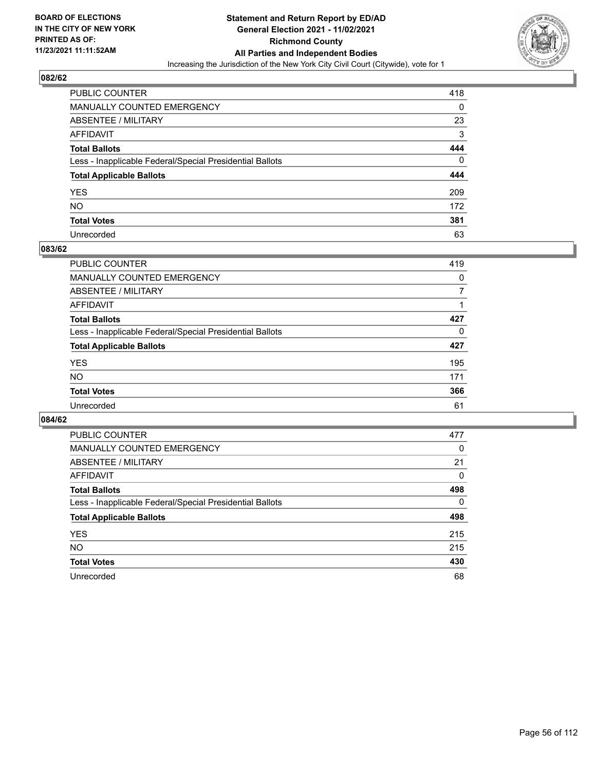## 082/62

| | |
|---|---|
| PUBLIC COUNTER | 418 |
| MANUALLY COUNTED EMERGENCY | 0 |
| ABSENTEE / MILITARY | 23 |
| AFFIDAVIT | 3 |
| **Total Ballots** | **444** |
| Less - Inapplicable Federal/Special Presidential Ballots | 0 |
| **Total Applicable Ballots** | **444** |
| YES | 209 |
| NO | 172 |
| **Total Votes** | **381** |
| Unrecorded | 63 |

## 083/62

| | |
|---|---|
| PUBLIC COUNTER | 419 |
| MANUALLY COUNTED EMERGENCY | 0 |
| ABSENTEE / MILITARY | 7 |
| AFFIDAVIT | 1 |
| **Total Ballots** | **427** |
| Less - Inapplicable Federal/Special Presidential Ballots | 0 |
| **Total Applicable Ballots** | **427** |
| YES | 195 |
| NO | 171 |
| **Total Votes** | **366** |
| Unrecorded | 61 |

## 084/62

| | |
|---|---|
| PUBLIC COUNTER | 477 |
| MANUALLY COUNTED EMERGENCY | 0 |
| ABSENTEE / MILITARY | 21 |
| AFFIDAVIT | 0 |
| **Total Ballots** | **498** |
| Less - Inapplicable Federal/Special Presidential Ballots | 0 |
| **Total Applicable Ballots** | **498** |
| YES | 215 |
| NO | 215 |
| **Total Votes** | **430** |
| Unrecorded | 68 |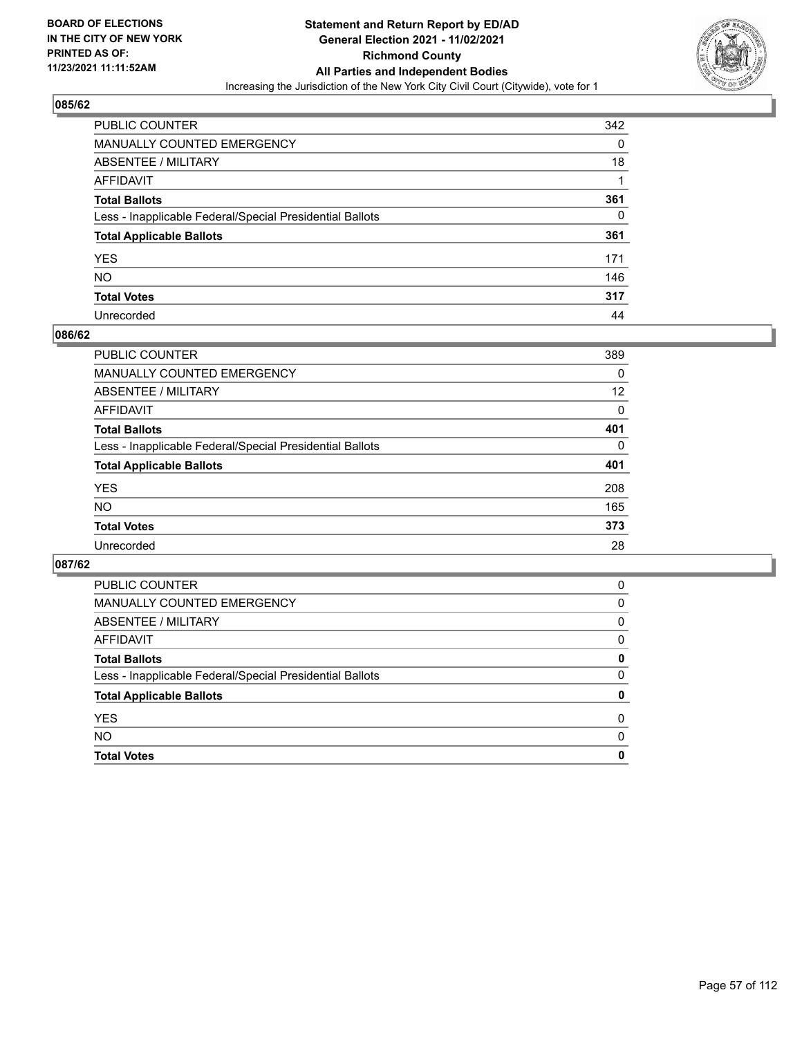## 085/62

| | |
|---|---|
| PUBLIC COUNTER | 342 |
| MANUALLY COUNTED EMERGENCY | 0 |
| ABSENTEE / MILITARY | 18 |
| AFFIDAVIT | 1 |
| **Total Ballots** | **361** |
| Less - Inapplicable Federal/Special Presidential Ballots | 0 |
| **Total Applicable Ballots** | **361** |
| YES | 171 |
| NO | 146 |
| **Total Votes** | **317** |
| Unrecorded | 44 |

## 086/62

| | |
|---|---|
| PUBLIC COUNTER | 389 |
| MANUALLY COUNTED EMERGENCY | 0 |
| ABSENTEE / MILITARY | 12 |
| AFFIDAVIT | 0 |
| **Total Ballots** | **401** |
| Less - Inapplicable Federal/Special Presidential Ballots | 0 |
| **Total Applicable Ballots** | **401** |
| YES | 208 |
| NO | 165 |
| **Total Votes** | **373** |
| Unrecorded | 28 |

## 087/62

| | |
|---|---|
| PUBLIC COUNTER | 0 |
| MANUALLY COUNTED EMERGENCY | 0 |
| ABSENTEE / MILITARY | 0 |
| AFFIDAVIT | 0 |
| **Total Ballots** | **0** |
| Less - Inapplicable Federal/Special Presidential Ballots | 0 |
| **Total Applicable Ballots** | **0** |
| YES | 0 |
| NO | 0 |
| **Total Votes** | **0** |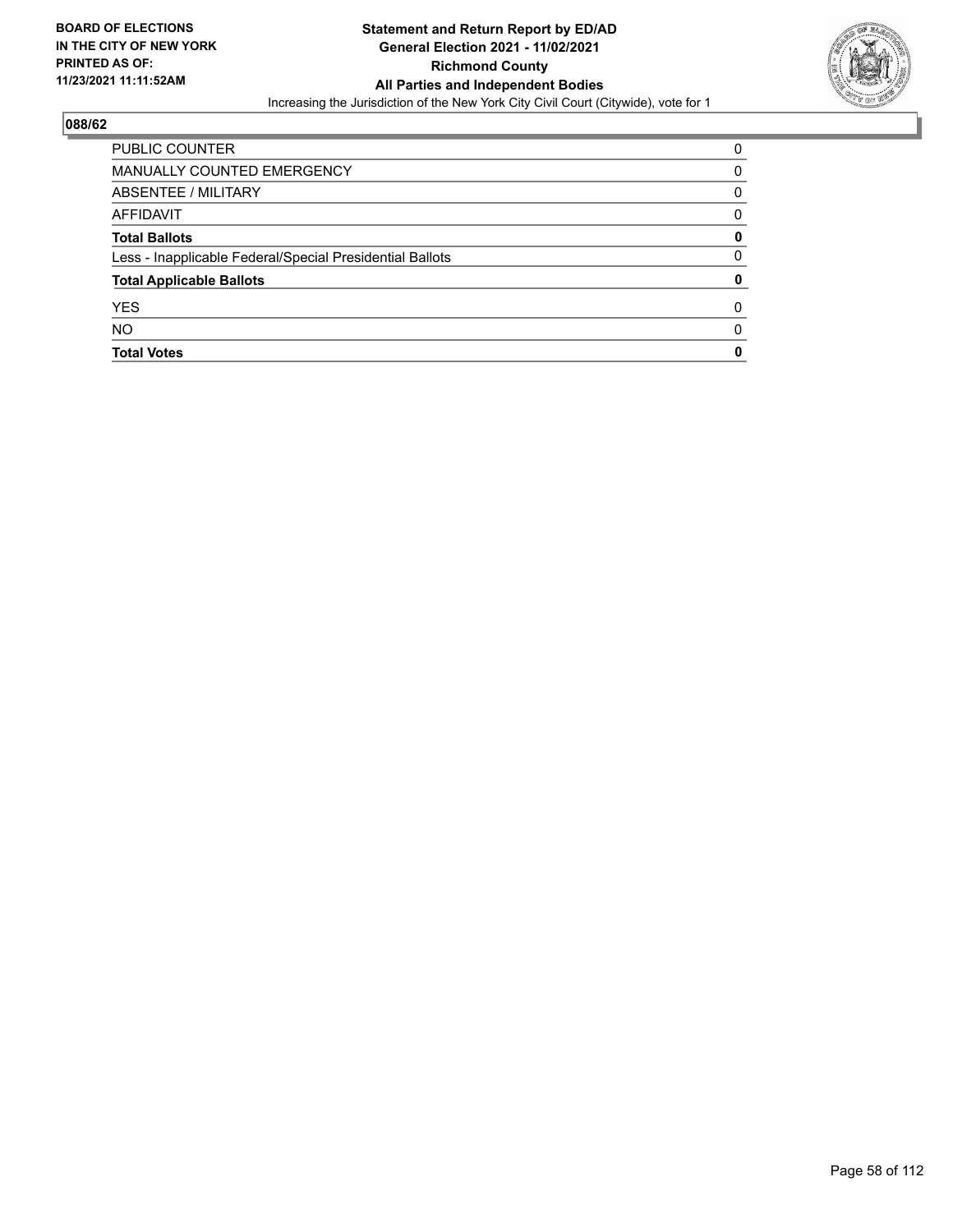**BOARD OF ELECTIONS IN THE CITY OF NEW YORK PRINTED AS OF: 11/23/2021 11:11:52AM**

**Statement and Return Report by ED/AD General Election 2021 - 11/02/2021 Richmond County All Parties and Independent Bodies**

Increasing the Jurisdiction of the New York City Civil Court (Citywide), vote for 1

## 088/62

| | |
|---|---|
| PUBLIC COUNTER | 0 |
| MANUALLY COUNTED EMERGENCY | 0 |
| ABSENTEE / MILITARY | 0 |
| AFFIDAVIT | 0 |
| **Total Ballots** | **0** |
| Less - Inapplicable Federal/Special Presidential Ballots | 0 |
| **Total Applicable Ballots** | **0** |
| YES | 0 |
| NO | 0 |
| **Total Votes** | **0** |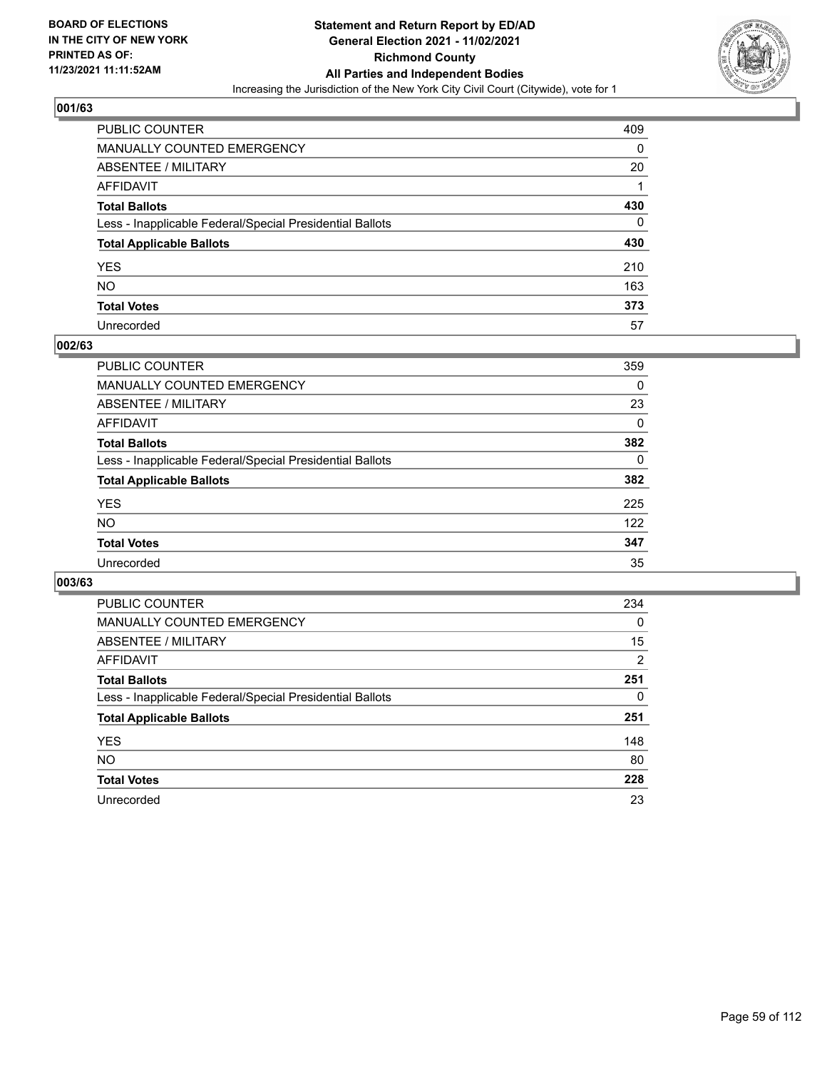BOARD OF ELECTIONS
IN THE CITY OF NEW YORK
PRINTED AS OF:
11/23/2021 11:11:52AM

**Statement and Return Report by ED/AD**
**General Election 2021 - 11/02/2021**
**Richmond County**
**All Parties and Independent Bodies**
Increasing the Jurisdiction of the New York City Civil Court (Citywide), vote for 1

## 001/63

| | |
|---|---|
| PUBLIC COUNTER | 409 |
| MANUALLY COUNTED EMERGENCY | 0 |
| ABSENTEE / MILITARY | 20 |
| AFFIDAVIT | 1 |
| **Total Ballots** | **430** |
| Less - Inapplicable Federal/Special Presidential Ballots | 0 |
| **Total Applicable Ballots** | **430** |
| YES | 210 |
| NO | 163 |
| **Total Votes** | **373** |
| Unrecorded | 57 |

## 002/63

| | |
|---|---|
| PUBLIC COUNTER | 359 |
| MANUALLY COUNTED EMERGENCY | 0 |
| ABSENTEE / MILITARY | 23 |
| AFFIDAVIT | 0 |
| **Total Ballots** | **382** |
| Less - Inapplicable Federal/Special Presidential Ballots | 0 |
| **Total Applicable Ballots** | **382** |
| YES | 225 |
| NO | 122 |
| **Total Votes** | **347** |
| Unrecorded | 35 |

## 003/63

| | |
|---|---|
| PUBLIC COUNTER | 234 |
| MANUALLY COUNTED EMERGENCY | 0 |
| ABSENTEE / MILITARY | 15 |
| AFFIDAVIT | 2 |
| **Total Ballots** | **251** |
| Less - Inapplicable Federal/Special Presidential Ballots | 0 |
| **Total Applicable Ballots** | **251** |
| YES | 148 |
| NO | 80 |
| **Total Votes** | **228** |
| Unrecorded | 23 |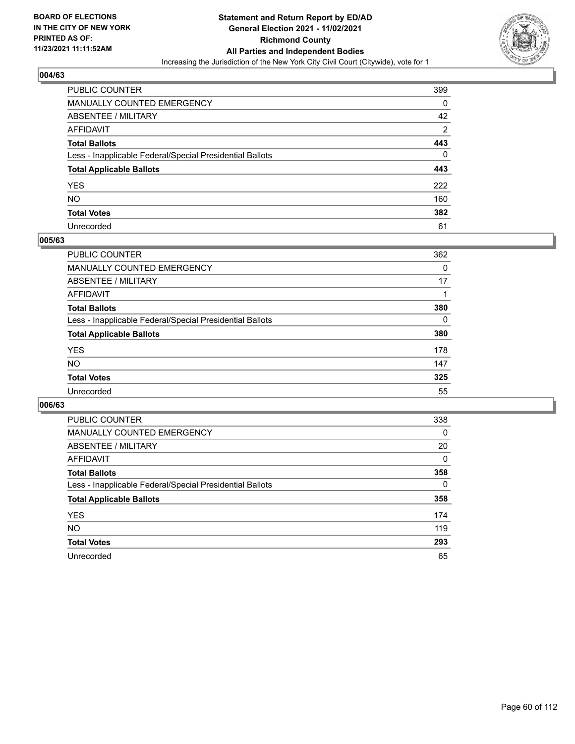**BOARD OF ELECTIONS IN THE CITY OF NEW YORK PRINTED AS OF: 11/23/2021 11:11:52AM**

**Statement and Return Report by ED/AD General Election 2021 - 11/02/2021 Richmond County All Parties and Independent Bodies**

Increasing the Jurisdiction of the New York City Civil Court (Citywide), vote for 1

### 004/63

| | |
|---|---|
| PUBLIC COUNTER | 399 |
| MANUALLY COUNTED EMERGENCY | 0 |
| ABSENTEE / MILITARY | 42 |
| AFFIDAVIT | 2 |
| **Total Ballots** | **443** |
| Less - Inapplicable Federal/Special Presidential Ballots | 0 |
| **Total Applicable Ballots** | **443** |
| YES | 222 |
| NO | 160 |
| **Total Votes** | **382** |
| Unrecorded | 61 |

### 005/63

| | |
|---|---|
| PUBLIC COUNTER | 362 |
| MANUALLY COUNTED EMERGENCY | 0 |
| ABSENTEE / MILITARY | 17 |
| AFFIDAVIT | 1 |
| **Total Ballots** | **380** |
| Less - Inapplicable Federal/Special Presidential Ballots | 0 |
| **Total Applicable Ballots** | **380** |
| YES | 178 |
| NO | 147 |
| **Total Votes** | **325** |
| Unrecorded | 55 |

### 006/63

| | |
|---|---|
| PUBLIC COUNTER | 338 |
| MANUALLY COUNTED EMERGENCY | 0 |
| ABSENTEE / MILITARY | 20 |
| AFFIDAVIT | 0 |
| **Total Ballots** | **358** |
| Less - Inapplicable Federal/Special Presidential Ballots | 0 |
| **Total Applicable Ballots** | **358** |
| YES | 174 |
| NO | 119 |
| **Total Votes** | **293** |
| Unrecorded | 65 |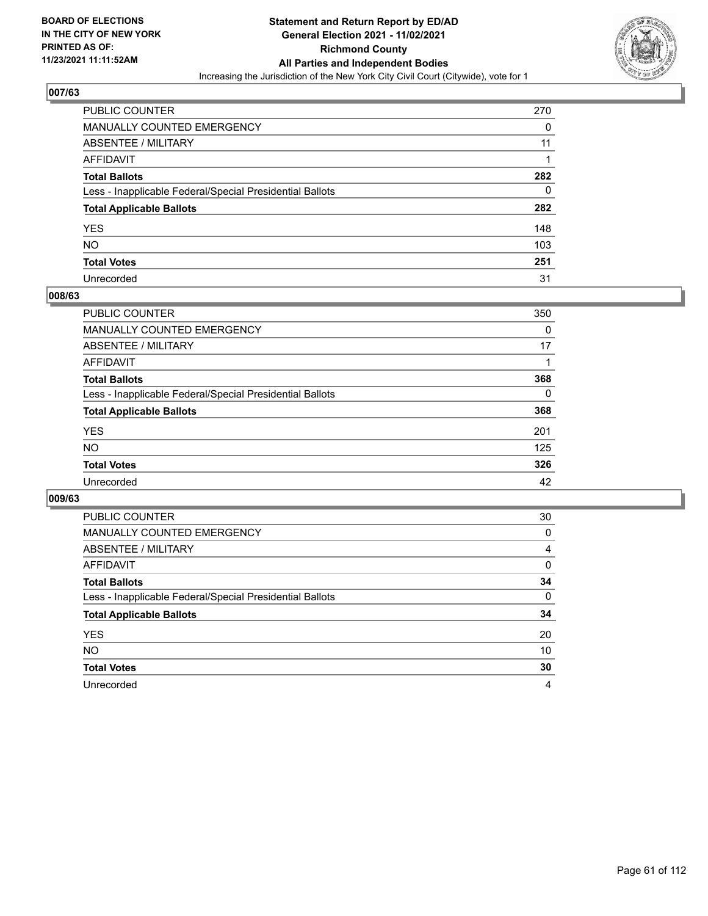**BOARD OF ELECTIONS IN THE CITY OF NEW YORK PRINTED AS OF: 11/23/2021 11:11:52AM**

**Statement and Return Report by ED/AD General Election 2021 - 11/02/2021 Richmond County All Parties and Independent Bodies**

Increasing the Jurisdiction of the New York City Civil Court (Citywide), vote for 1

## 007/63

| | |
|---|---|
| PUBLIC COUNTER | 270 |
| MANUALLY COUNTED EMERGENCY | 0 |
| ABSENTEE / MILITARY | 11 |
| AFFIDAVIT | 1 |
| **Total Ballots** | **282** |
| Less - Inapplicable Federal/Special Presidential Ballots | 0 |
| **Total Applicable Ballots** | **282** |
| YES | 148 |
| NO | 103 |
| **Total Votes** | **251** |
| Unrecorded | 31 |

## 008/63

| | |
|---|---|
| PUBLIC COUNTER | 350 |
| MANUALLY COUNTED EMERGENCY | 0 |
| ABSENTEE / MILITARY | 17 |
| AFFIDAVIT | 1 |
| **Total Ballots** | **368** |
| Less - Inapplicable Federal/Special Presidential Ballots | 0 |
| **Total Applicable Ballots** | **368** |
| YES | 201 |
| NO | 125 |
| **Total Votes** | **326** |
| Unrecorded | 42 |

## 009/63

| | |
|---|---|
| PUBLIC COUNTER | 30 |
| MANUALLY COUNTED EMERGENCY | 0 |
| ABSENTEE / MILITARY | 4 |
| AFFIDAVIT | 0 |
| **Total Ballots** | **34** |
| Less - Inapplicable Federal/Special Presidential Ballots | 0 |
| **Total Applicable Ballots** | **34** |
| YES | 20 |
| NO | 10 |
| **Total Votes** | **30** |
| Unrecorded | 4 |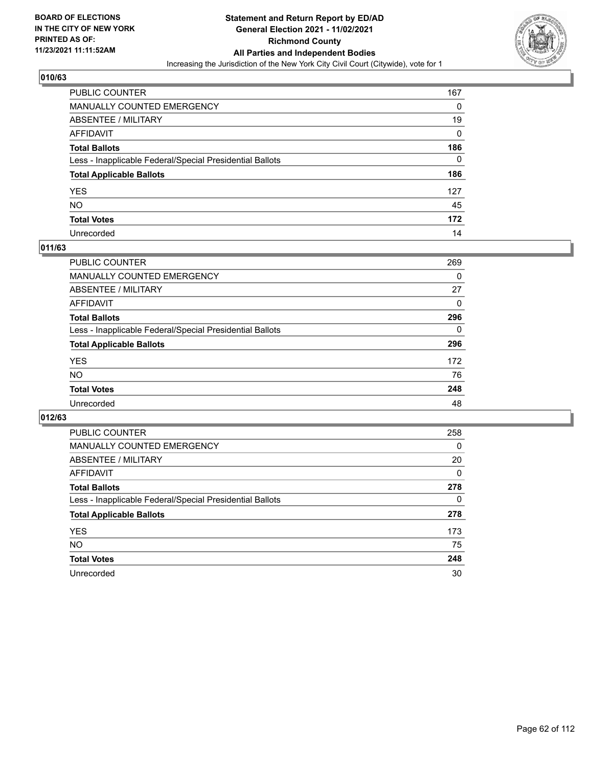BOARD OF ELECTIONS
IN THE CITY OF NEW YORK
PRINTED AS OF:
11/23/2021 11:11:52AM

**Statement and Return Report by ED/AD**
**General Election 2021 - 11/02/2021**
**Richmond County**
**All Parties and Independent Bodies**
Increasing the Jurisdiction of the New York City Civil Court (Citywide), vote for 1

## 010/63

| | |
|---|---|
| PUBLIC COUNTER | 167 |
| MANUALLY COUNTED EMERGENCY | 0 |
| ABSENTEE / MILITARY | 19 |
| AFFIDAVIT | 0 |
| **Total Ballots** | **186** |
| Less - Inapplicable Federal/Special Presidential Ballots | 0 |
| **Total Applicable Ballots** | **186** |
| YES | 127 |
| NO | 45 |
| **Total Votes** | **172** |
| Unrecorded | 14 |

## 011/63

| | |
|---|---|
| PUBLIC COUNTER | 269 |
| MANUALLY COUNTED EMERGENCY | 0 |
| ABSENTEE / MILITARY | 27 |
| AFFIDAVIT | 0 |
| **Total Ballots** | **296** |
| Less - Inapplicable Federal/Special Presidential Ballots | 0 |
| **Total Applicable Ballots** | **296** |
| YES | 172 |
| NO | 76 |
| **Total Votes** | **248** |
| Unrecorded | 48 |

## 012/63

| | |
|---|---|
| PUBLIC COUNTER | 258 |
| MANUALLY COUNTED EMERGENCY | 0 |
| ABSENTEE / MILITARY | 20 |
| AFFIDAVIT | 0 |
| **Total Ballots** | **278** |
| Less - Inapplicable Federal/Special Presidential Ballots | 0 |
| **Total Applicable Ballots** | **278** |
| YES | 173 |
| NO | 75 |
| **Total Votes** | **248** |
| Unrecorded | 30 |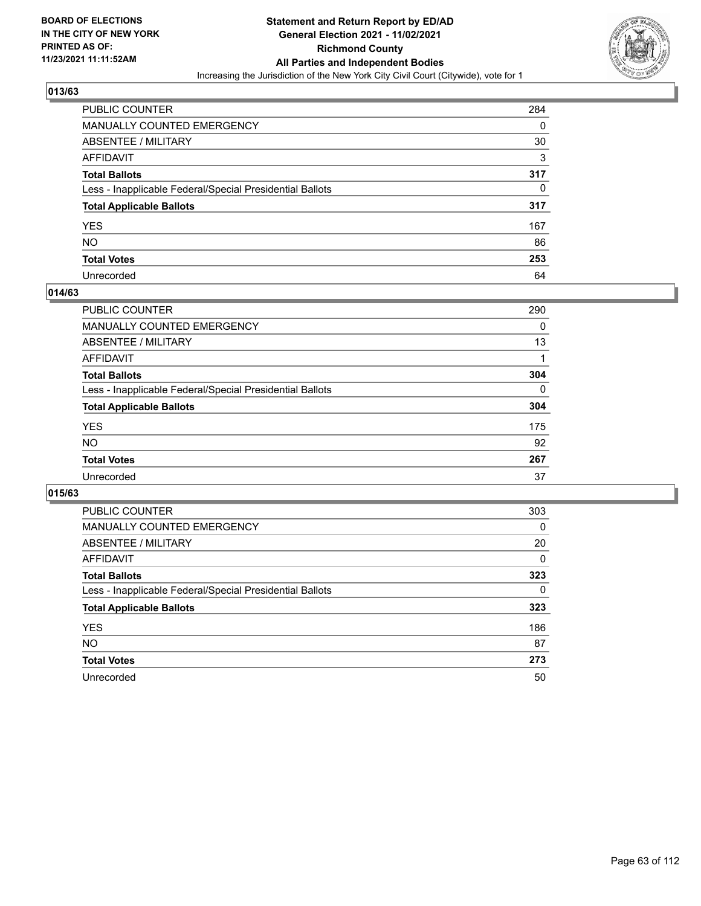## 013/63

| | |
|---|---|
| PUBLIC COUNTER | 284 |
| MANUALLY COUNTED EMERGENCY | 0 |
| ABSENTEE / MILITARY | 30 |
| AFFIDAVIT | 3 |
| **Total Ballots** | **317** |
| Less - Inapplicable Federal/Special Presidential Ballots | 0 |
| **Total Applicable Ballots** | **317** |
| YES | 167 |
| NO | 86 |
| **Total Votes** | **253** |
| Unrecorded | 64 |

## 014/63

| | |
|---|---|
| PUBLIC COUNTER | 290 |
| MANUALLY COUNTED EMERGENCY | 0 |
| ABSENTEE / MILITARY | 13 |
| AFFIDAVIT | 1 |
| **Total Ballots** | **304** |
| Less - Inapplicable Federal/Special Presidential Ballots | 0 |
| **Total Applicable Ballots** | **304** |
| YES | 175 |
| NO | 92 |
| **Total Votes** | **267** |
| Unrecorded | 37 |

## 015/63

| | |
|---|---|
| PUBLIC COUNTER | 303 |
| MANUALLY COUNTED EMERGENCY | 0 |
| ABSENTEE / MILITARY | 20 |
| AFFIDAVIT | 0 |
| **Total Ballots** | **323** |
| Less - Inapplicable Federal/Special Presidential Ballots | 0 |
| **Total Applicable Ballots** | **323** |
| YES | 186 |
| NO | 87 |
| **Total Votes** | **273** |
| Unrecorded | 50 |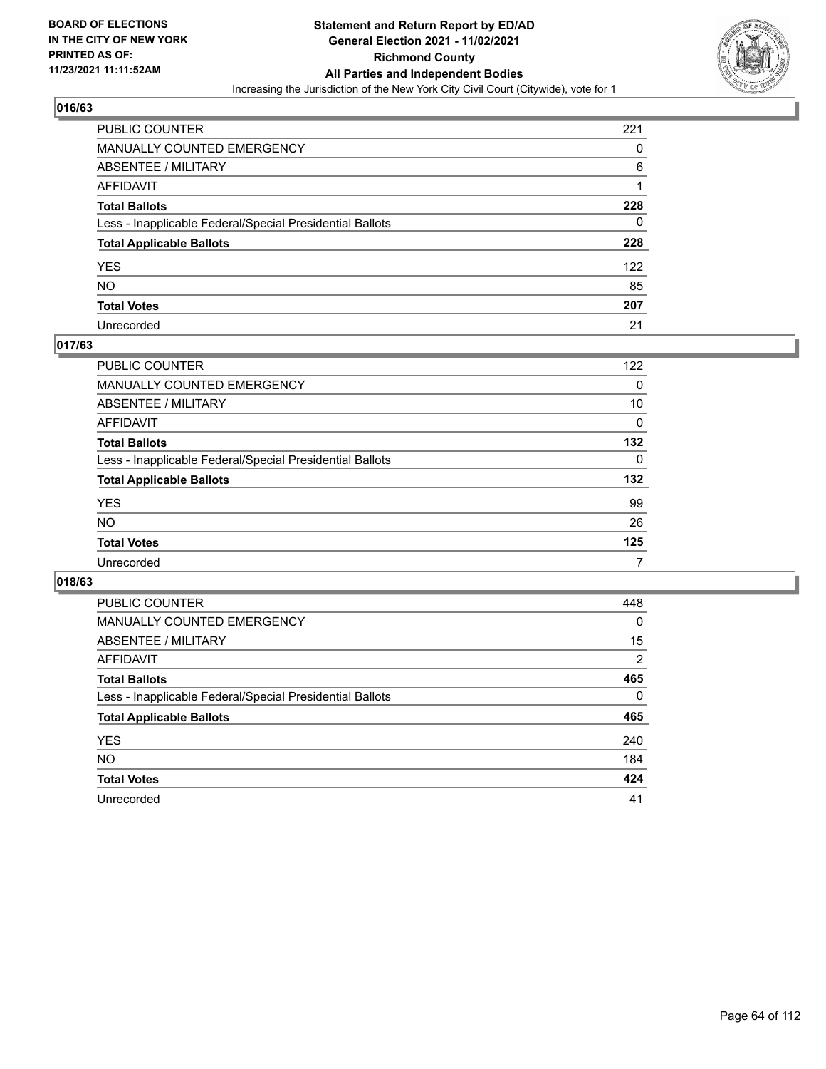**BOARD OF ELECTIONS IN THE CITY OF NEW YORK PRINTED AS OF: 11/23/2021 11:11:52AM**

**Statement and Return Report by ED/AD General Election 2021 - 11/02/2021 Richmond County All Parties and Independent Bodies**

Increasing the Jurisdiction of the New York City Civil Court (Citywide), vote for 1

## 016/63

| | |
|---|---|
| PUBLIC COUNTER | 221 |
| MANUALLY COUNTED EMERGENCY | 0 |
| ABSENTEE / MILITARY | 6 |
| AFFIDAVIT | 1 |
| **Total Ballots** | **228** |
| Less - Inapplicable Federal/Special Presidential Ballots | 0 |
| **Total Applicable Ballots** | **228** |
| YES | 122 |
| NO | 85 |
| **Total Votes** | **207** |
| Unrecorded | 21 |

## 017/63

| | |
|---|---|
| PUBLIC COUNTER | 122 |
| MANUALLY COUNTED EMERGENCY | 0 |
| ABSENTEE / MILITARY | 10 |
| AFFIDAVIT | 0 |
| **Total Ballots** | **132** |
| Less - Inapplicable Federal/Special Presidential Ballots | 0 |
| **Total Applicable Ballots** | **132** |
| YES | 99 |
| NO | 26 |
| **Total Votes** | **125** |
| Unrecorded | 7 |

## 018/63

| | |
|---|---|
| PUBLIC COUNTER | 448 |
| MANUALLY COUNTED EMERGENCY | 0 |
| ABSENTEE / MILITARY | 15 |
| AFFIDAVIT | 2 |
| **Total Ballots** | **465** |
| Less - Inapplicable Federal/Special Presidential Ballots | 0 |
| **Total Applicable Ballots** | **465** |
| YES | 240 |
| NO | 184 |
| **Total Votes** | **424** |
| Unrecorded | 41 |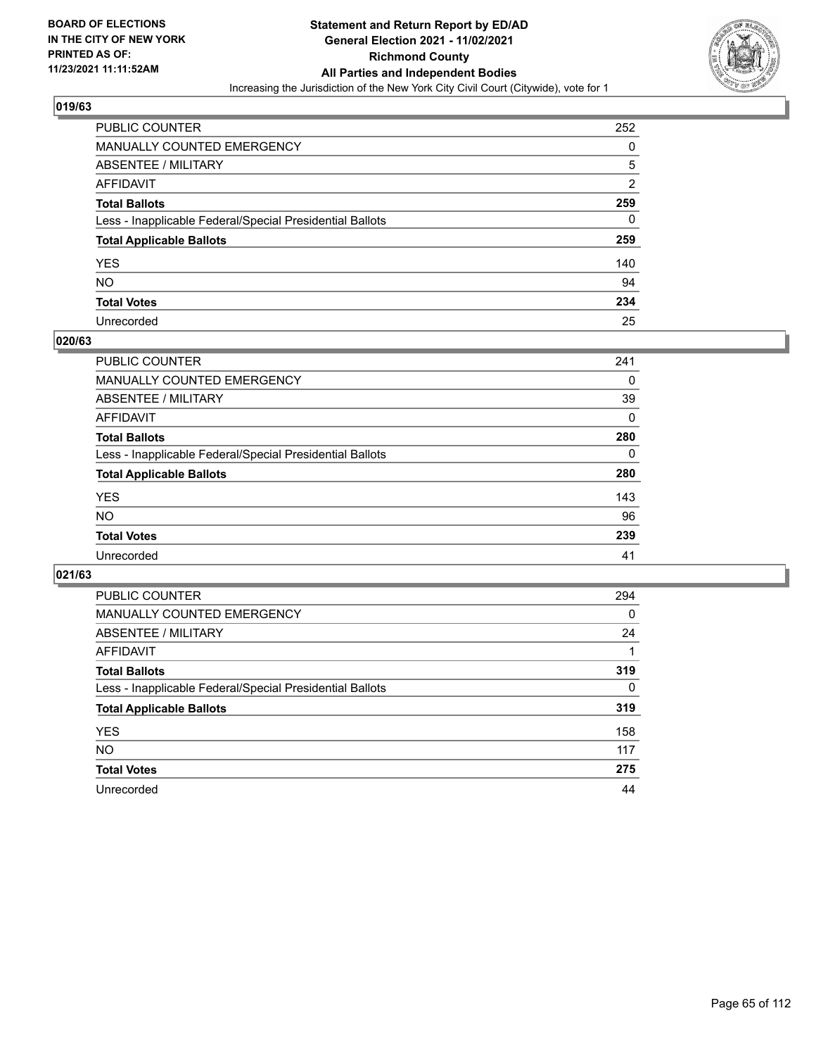## 019/63

| | |
|---|---|
| PUBLIC COUNTER | 252 |
| MANUALLY COUNTED EMERGENCY | 0 |
| ABSENTEE / MILITARY | 5 |
| AFFIDAVIT | 2 |
| **Total Ballots** | **259** |
| Less - Inapplicable Federal/Special Presidential Ballots | 0 |
| **Total Applicable Ballots** | **259** |
| YES | 140 |
| NO | 94 |
| **Total Votes** | **234** |
| Unrecorded | 25 |

## 020/63

| | |
|---|---|
| PUBLIC COUNTER | 241 |
| MANUALLY COUNTED EMERGENCY | 0 |
| ABSENTEE / MILITARY | 39 |
| AFFIDAVIT | 0 |
| **Total Ballots** | **280** |
| Less - Inapplicable Federal/Special Presidential Ballots | 0 |
| **Total Applicable Ballots** | **280** |
| YES | 143 |
| NO | 96 |
| **Total Votes** | **239** |
| Unrecorded | 41 |

## 021/63

| | |
|---|---|
| PUBLIC COUNTER | 294 |
| MANUALLY COUNTED EMERGENCY | 0 |
| ABSENTEE / MILITARY | 24 |
| AFFIDAVIT | 1 |
| **Total Ballots** | **319** |
| Less - Inapplicable Federal/Special Presidential Ballots | 0 |
| **Total Applicable Ballots** | **319** |
| YES | 158 |
| NO | 117 |
| **Total Votes** | **275** |
| Unrecorded | 44 |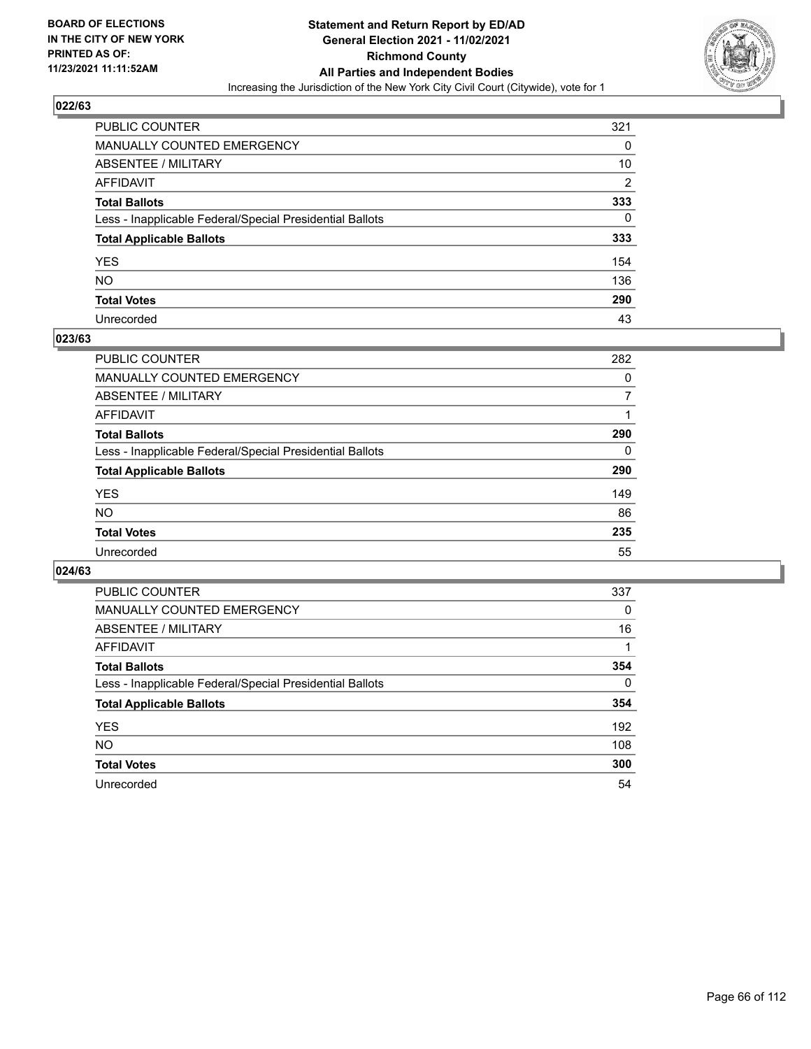BOARD OF ELECTIONS
IN THE CITY OF NEW YORK
PRINTED AS OF:
11/23/2021 11:11:52AM

**Statement and Return Report by ED/AD**
**General Election 2021 - 11/02/2021**
**Richmond County**
**All Parties and Independent Bodies**
Increasing the Jurisdiction of the New York City Civil Court (Citywide), vote for 1

## 022/63

| | |
|---|---|
| PUBLIC COUNTER | 321 |
| MANUALLY COUNTED EMERGENCY | 0 |
| ABSENTEE / MILITARY | 10 |
| AFFIDAVIT | 2 |
| **Total Ballots** | **333** |
| Less - Inapplicable Federal/Special Presidential Ballots | 0 |
| **Total Applicable Ballots** | **333** |
| YES | 154 |
| NO | 136 |
| **Total Votes** | **290** |
| Unrecorded | 43 |

## 023/63

| | |
|---|---|
| PUBLIC COUNTER | 282 |
| MANUALLY COUNTED EMERGENCY | 0 |
| ABSENTEE / MILITARY | 7 |
| AFFIDAVIT | 1 |
| **Total Ballots** | **290** |
| Less - Inapplicable Federal/Special Presidential Ballots | 0 |
| **Total Applicable Ballots** | **290** |
| YES | 149 |
| NO | 86 |
| **Total Votes** | **235** |
| Unrecorded | 55 |

## 024/63

| | |
|---|---|
| PUBLIC COUNTER | 337 |
| MANUALLY COUNTED EMERGENCY | 0 |
| ABSENTEE / MILITARY | 16 |
| AFFIDAVIT | 1 |
| **Total Ballots** | **354** |
| Less - Inapplicable Federal/Special Presidential Ballots | 0 |
| **Total Applicable Ballots** | **354** |
| YES | 192 |
| NO | 108 |
| **Total Votes** | **300** |
| Unrecorded | 54 |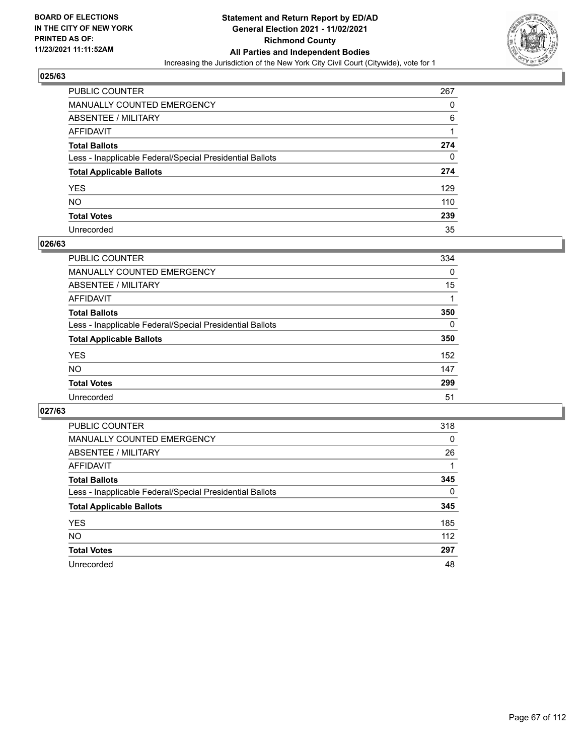## 025/63

| | |
|---|---|
| PUBLIC COUNTER | 267 |
| MANUALLY COUNTED EMERGENCY | 0 |
| ABSENTEE / MILITARY | 6 |
| AFFIDAVIT | 1 |
| **Total Ballots** | **274** |
| Less - Inapplicable Federal/Special Presidential Ballots | 0 |
| **Total Applicable Ballots** | **274** |
| YES | 129 |
| NO | 110 |
| **Total Votes** | **239** |
| Unrecorded | 35 |

## 026/63

| | |
|---|---|
| PUBLIC COUNTER | 334 |
| MANUALLY COUNTED EMERGENCY | 0 |
| ABSENTEE / MILITARY | 15 |
| AFFIDAVIT | 1 |
| **Total Ballots** | **350** |
| Less - Inapplicable Federal/Special Presidential Ballots | 0 |
| **Total Applicable Ballots** | **350** |
| YES | 152 |
| NO | 147 |
| **Total Votes** | **299** |
| Unrecorded | 51 |

## 027/63

| | |
|---|---|
| PUBLIC COUNTER | 318 |
| MANUALLY COUNTED EMERGENCY | 0 |
| ABSENTEE / MILITARY | 26 |
| AFFIDAVIT | 1 |
| **Total Ballots** | **345** |
| Less - Inapplicable Federal/Special Presidential Ballots | 0 |
| **Total Applicable Ballots** | **345** |
| YES | 185 |
| NO | 112 |
| **Total Votes** | **297** |
| Unrecorded | 48 |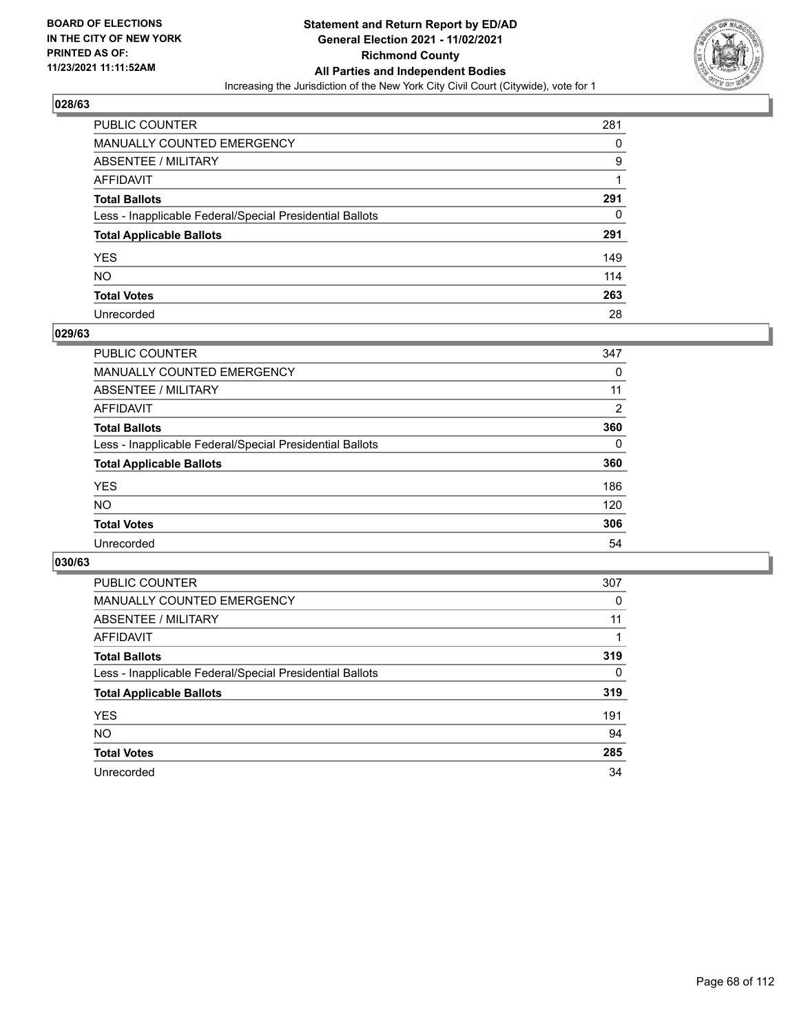## 028/63

| | |
|---|---|
| PUBLIC COUNTER | 281 |
| MANUALLY COUNTED EMERGENCY | 0 |
| ABSENTEE / MILITARY | 9 |
| AFFIDAVIT | 1 |
| **Total Ballots** | **291** |
| Less - Inapplicable Federal/Special Presidential Ballots | 0 |
| **Total Applicable Ballots** | **291** |
| YES | 149 |
| NO | 114 |
| **Total Votes** | **263** |
| Unrecorded | 28 |

## 029/63

| | |
|---|---|
| PUBLIC COUNTER | 347 |
| MANUALLY COUNTED EMERGENCY | 0 |
| ABSENTEE / MILITARY | 11 |
| AFFIDAVIT | 2 |
| **Total Ballots** | **360** |
| Less - Inapplicable Federal/Special Presidential Ballots | 0 |
| **Total Applicable Ballots** | **360** |
| YES | 186 |
| NO | 120 |
| **Total Votes** | **306** |
| Unrecorded | 54 |

## 030/63

| | |
|---|---|
| PUBLIC COUNTER | 307 |
| MANUALLY COUNTED EMERGENCY | 0 |
| ABSENTEE / MILITARY | 11 |
| AFFIDAVIT | 1 |
| **Total Ballots** | **319** |
| Less - Inapplicable Federal/Special Presidential Ballots | 0 |
| **Total Applicable Ballots** | **319** |
| YES | 191 |
| NO | 94 |
| **Total Votes** | **285** |
| Unrecorded | 34 |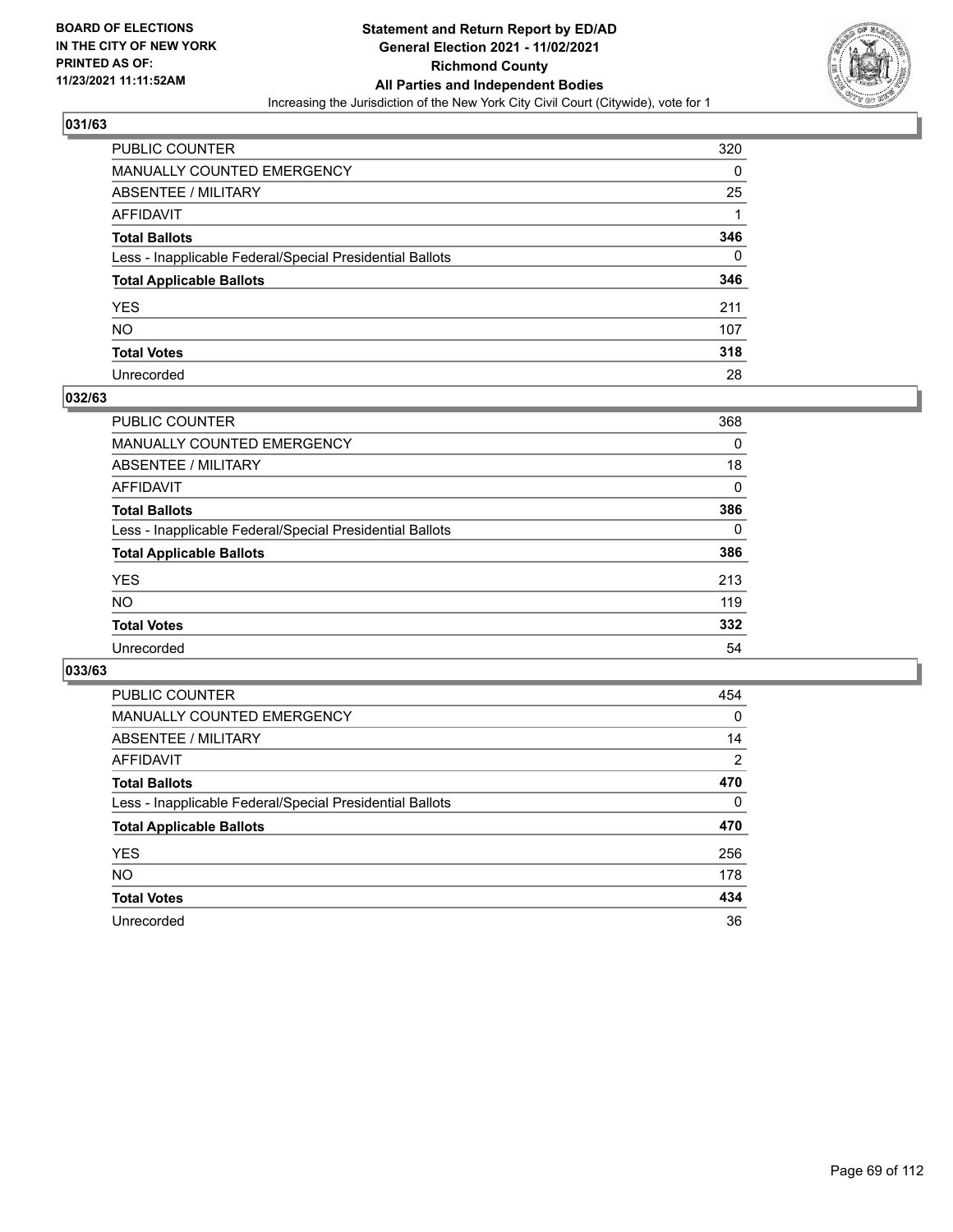BOARD OF ELECTIONS
IN THE CITY OF NEW YORK
PRINTED AS OF:
11/23/2021 11:11:52AM

# Statement and Return Report by ED/AD
## General Election 2021 - 11/02/2021
## Richmond County
## All Parties and Independent Bodies
Increasing the Jurisdiction of the New York City Civil Court (Citywide), vote for 1

### 031/63

| | |
|---|---|
| PUBLIC COUNTER | 320 |
| MANUALLY COUNTED EMERGENCY | 0 |
| ABSENTEE / MILITARY | 25 |
| AFFIDAVIT | 1 |
| **Total Ballots** | **346** |
| Less - Inapplicable Federal/Special Presidential Ballots | 0 |
| **Total Applicable Ballots** | **346** |
| YES | 211 |
| NO | 107 |
| **Total Votes** | **318** |
| Unrecorded | 28 |

### 032/63

| | |
|---|---|
| PUBLIC COUNTER | 368 |
| MANUALLY COUNTED EMERGENCY | 0 |
| ABSENTEE / MILITARY | 18 |
| AFFIDAVIT | 0 |
| **Total Ballots** | **386** |
| Less - Inapplicable Federal/Special Presidential Ballots | 0 |
| **Total Applicable Ballots** | **386** |
| YES | 213 |
| NO | 119 |
| **Total Votes** | **332** |
| Unrecorded | 54 |

### 033/63

| | |
|---|---|
| PUBLIC COUNTER | 454 |
| MANUALLY COUNTED EMERGENCY | 0 |
| ABSENTEE / MILITARY | 14 |
| AFFIDAVIT | 2 |
| **Total Ballots** | **470** |
| Less - Inapplicable Federal/Special Presidential Ballots | 0 |
| **Total Applicable Ballots** | **470** |
| YES | 256 |
| NO | 178 |
| **Total Votes** | **434** |
| Unrecorded | 36 |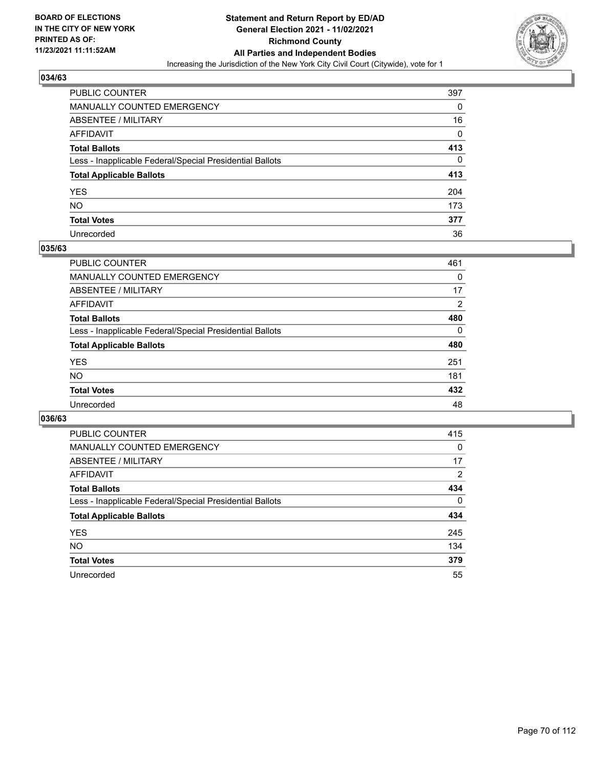## 034/63

| | |
|---|---|
| PUBLIC COUNTER | 397 |
| MANUALLY COUNTED EMERGENCY | 0 |
| ABSENTEE / MILITARY | 16 |
| AFFIDAVIT | 0 |
| **Total Ballots** | **413** |
| Less - Inapplicable Federal/Special Presidential Ballots | 0 |
| **Total Applicable Ballots** | **413** |
| YES | 204 |
| NO | 173 |
| **Total Votes** | **377** |
| Unrecorded | 36 |

## 035/63

| | |
|---|---|
| PUBLIC COUNTER | 461 |
| MANUALLY COUNTED EMERGENCY | 0 |
| ABSENTEE / MILITARY | 17 |
| AFFIDAVIT | 2 |
| **Total Ballots** | **480** |
| Less - Inapplicable Federal/Special Presidential Ballots | 0 |
| **Total Applicable Ballots** | **480** |
| YES | 251 |
| NO | 181 |
| **Total Votes** | **432** |
| Unrecorded | 48 |

## 036/63

| | |
|---|---|
| PUBLIC COUNTER | 415 |
| MANUALLY COUNTED EMERGENCY | 0 |
| ABSENTEE / MILITARY | 17 |
| AFFIDAVIT | 2 |
| **Total Ballots** | **434** |
| Less - Inapplicable Federal/Special Presidential Ballots | 0 |
| **Total Applicable Ballots** | **434** |
| YES | 245 |
| NO | 134 |
| **Total Votes** | **379** |
| Unrecorded | 55 |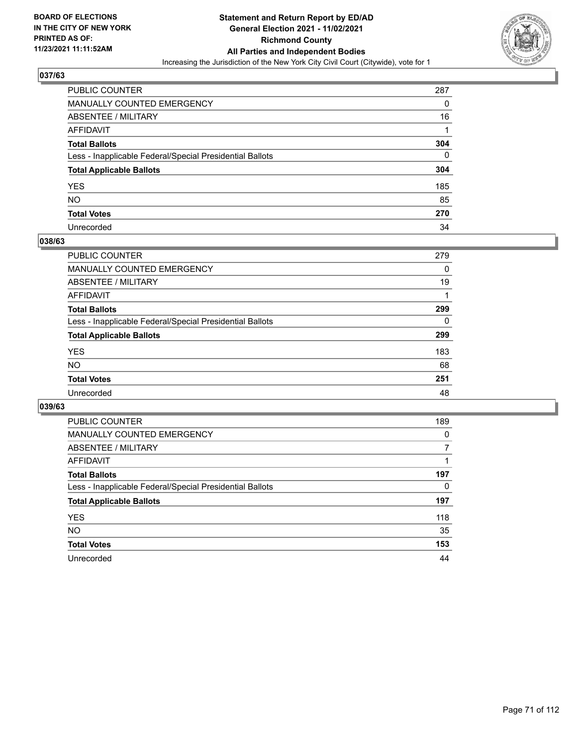## 037/63

| | |
|---|---|
| PUBLIC COUNTER | 287 |
| MANUALLY COUNTED EMERGENCY | 0 |
| ABSENTEE / MILITARY | 16 |
| AFFIDAVIT | 1 |
| **Total Ballots** | **304** |
| Less - Inapplicable Federal/Special Presidential Ballots | 0 |
| **Total Applicable Ballots** | **304** |
| YES | 185 |
| NO | 85 |
| **Total Votes** | **270** |
| Unrecorded | 34 |

## 038/63

| | |
|---|---|
| PUBLIC COUNTER | 279 |
| MANUALLY COUNTED EMERGENCY | 0 |
| ABSENTEE / MILITARY | 19 |
| AFFIDAVIT | 1 |
| **Total Ballots** | **299** |
| Less - Inapplicable Federal/Special Presidential Ballots | 0 |
| **Total Applicable Ballots** | **299** |
| YES | 183 |
| NO | 68 |
| **Total Votes** | **251** |
| Unrecorded | 48 |

## 039/63

| | |
|---|---|
| PUBLIC COUNTER | 189 |
| MANUALLY COUNTED EMERGENCY | 0 |
| ABSENTEE / MILITARY | 7 |
| AFFIDAVIT | 1 |
| **Total Ballots** | **197** |
| Less - Inapplicable Federal/Special Presidential Ballots | 0 |
| **Total Applicable Ballots** | **197** |
| YES | 118 |
| NO | 35 |
| **Total Votes** | **153** |
| Unrecorded | 44 |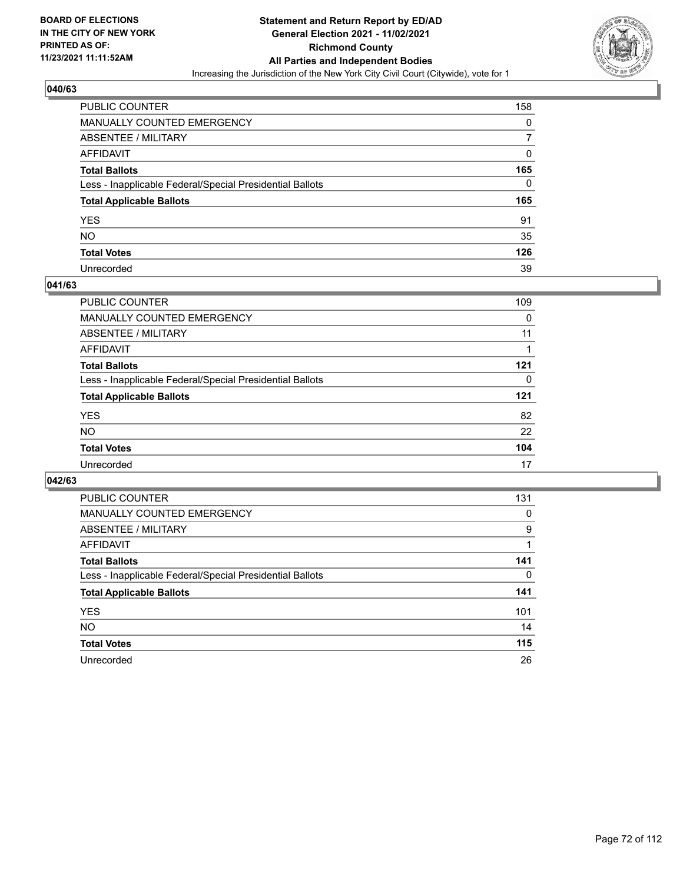**BOARD OF ELECTIONS IN THE CITY OF NEW YORK PRINTED AS OF: 11/23/2021 11:11:52AM**

# Statement and Return Report by ED/AD
## General Election 2021 - 11/02/2021
## Richmond County
## All Parties and Independent Bodies
Increasing the Jurisdiction of the New York City Civil Court (Citywide), vote for 1

### 040/63

| | |
|---|---|
| PUBLIC COUNTER | 158 |
| MANUALLY COUNTED EMERGENCY | 0 |
| ABSENTEE / MILITARY | 7 |
| AFFIDAVIT | 0 |
| **Total Ballots** | **165** |
| Less - Inapplicable Federal/Special Presidential Ballots | 0 |
| **Total Applicable Ballots** | **165** |
| YES | 91 |
| NO | 35 |
| **Total Votes** | **126** |
| Unrecorded | 39 |

### 041/63

| | |
|---|---|
| PUBLIC COUNTER | 109 |
| MANUALLY COUNTED EMERGENCY | 0 |
| ABSENTEE / MILITARY | 11 |
| AFFIDAVIT | 1 |
| **Total Ballots** | **121** |
| Less - Inapplicable Federal/Special Presidential Ballots | 0 |
| **Total Applicable Ballots** | **121** |
| YES | 82 |
| NO | 22 |
| **Total Votes** | **104** |
| Unrecorded | 17 |

### 042/63

| | |
|---|---|
| PUBLIC COUNTER | 131 |
| MANUALLY COUNTED EMERGENCY | 0 |
| ABSENTEE / MILITARY | 9 |
| AFFIDAVIT | 1 |
| **Total Ballots** | **141** |
| Less - Inapplicable Federal/Special Presidential Ballots | 0 |
| **Total Applicable Ballots** | **141** |
| YES | 101 |
| NO | 14 |
| **Total Votes** | **115** |
| Unrecorded | 26 |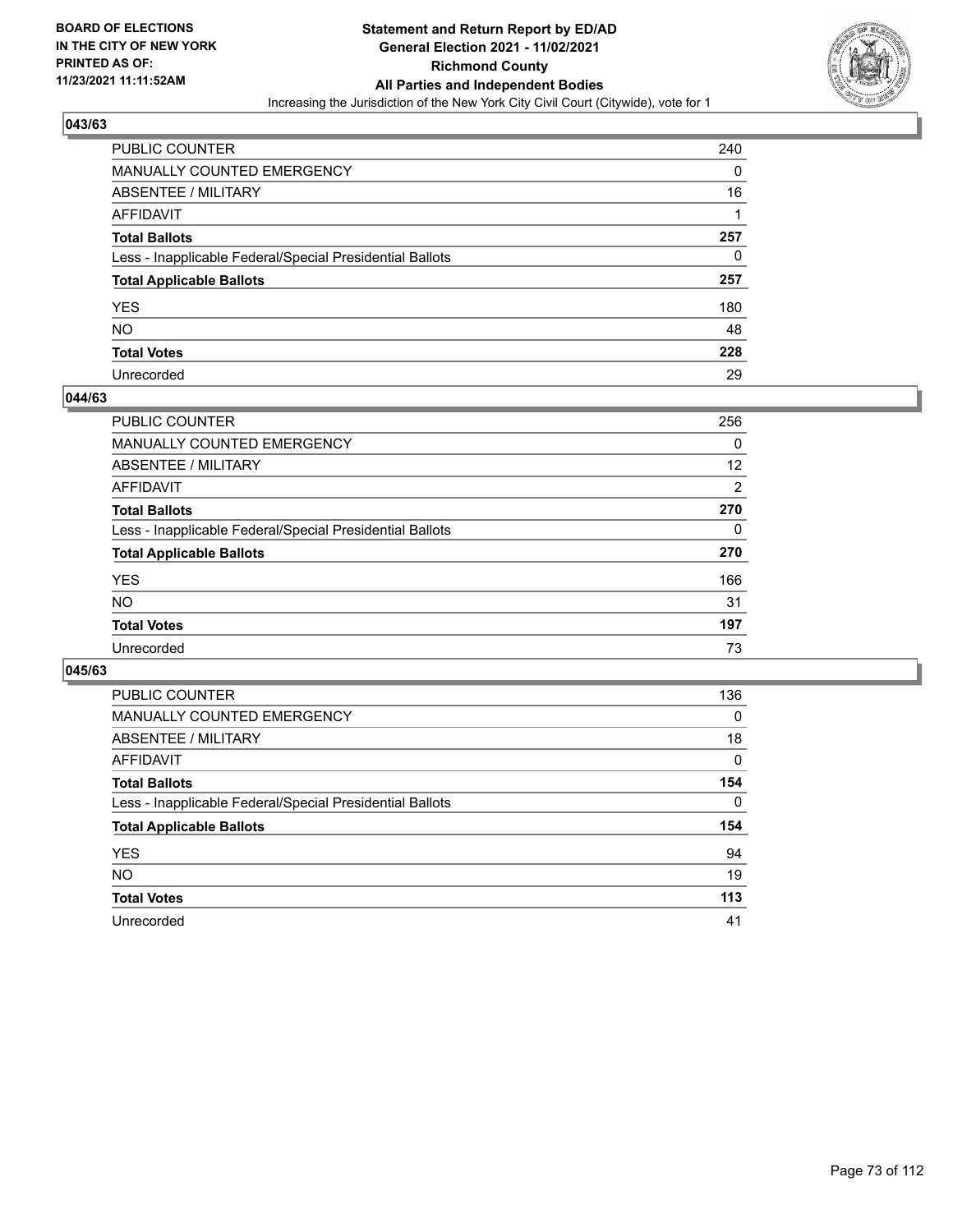BOARD OF ELECTIONS
IN THE CITY OF NEW YORK
PRINTED AS OF:
11/23/2021 11:11:52AM

**Statement and Return Report by ED/AD**
**General Election 2021 - 11/02/2021**
**Richmond County**
**All Parties and Independent Bodies**
Increasing the Jurisdiction of the New York City Civil Court (Citywide), vote for 1

### 043/63

| | |
|---|---|
| PUBLIC COUNTER | 240 |
| MANUALLY COUNTED EMERGENCY | 0 |
| ABSENTEE / MILITARY | 16 |
| AFFIDAVIT | 1 |
| **Total Ballots** | **257** |
| Less - Inapplicable Federal/Special Presidential Ballots | 0 |
| **Total Applicable Ballots** | **257** |
| YES | 180 |
| NO | 48 |
| **Total Votes** | **228** |
| Unrecorded | 29 |

### 044/63

| | |
|---|---|
| PUBLIC COUNTER | 256 |
| MANUALLY COUNTED EMERGENCY | 0 |
| ABSENTEE / MILITARY | 12 |
| AFFIDAVIT | 2 |
| **Total Ballots** | **270** |
| Less - Inapplicable Federal/Special Presidential Ballots | 0 |
| **Total Applicable Ballots** | **270** |
| YES | 166 |
| NO | 31 |
| **Total Votes** | **197** |
| Unrecorded | 73 |

### 045/63

| | |
|---|---|
| PUBLIC COUNTER | 136 |
| MANUALLY COUNTED EMERGENCY | 0 |
| ABSENTEE / MILITARY | 18 |
| AFFIDAVIT | 0 |
| **Total Ballots** | **154** |
| Less - Inapplicable Federal/Special Presidential Ballots | 0 |
| **Total Applicable Ballots** | **154** |
| YES | 94 |
| NO | 19 |
| **Total Votes** | **113** |
| Unrecorded | 41 |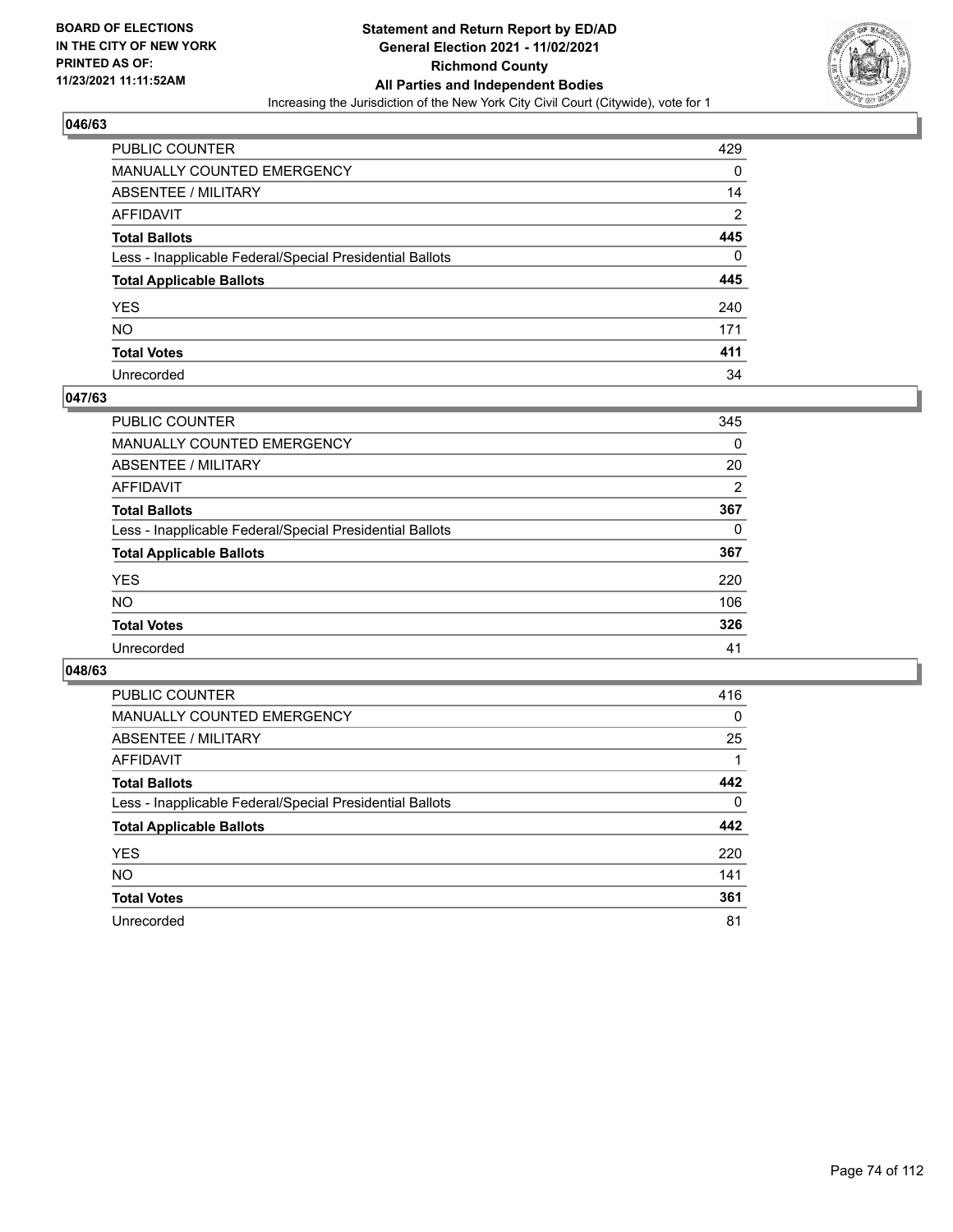BOARD OF ELECTIONS
IN THE CITY OF NEW YORK
PRINTED AS OF:
11/23/2021 11:11:52AM

**Statement and Return Report by ED/AD**
**General Election 2021 - 11/02/2021**
**Richmond County**
**All Parties and Independent Bodies**
Increasing the Jurisdiction of the New York City Civil Court (Citywide), vote for 1

## 046/63

| | |
|---|---|
| PUBLIC COUNTER | 429 |
| MANUALLY COUNTED EMERGENCY | 0 |
| ABSENTEE / MILITARY | 14 |
| AFFIDAVIT | 2 |
| **Total Ballots** | **445** |
| Less - Inapplicable Federal/Special Presidential Ballots | 0 |
| **Total Applicable Ballots** | **445** |
| YES | 240 |
| NO | 171 |
| **Total Votes** | **411** |
| Unrecorded | 34 |

## 047/63

| | |
|---|---|
| PUBLIC COUNTER | 345 |
| MANUALLY COUNTED EMERGENCY | 0 |
| ABSENTEE / MILITARY | 20 |
| AFFIDAVIT | 2 |
| **Total Ballots** | **367** |
| Less - Inapplicable Federal/Special Presidential Ballots | 0 |
| **Total Applicable Ballots** | **367** |
| YES | 220 |
| NO | 106 |
| **Total Votes** | **326** |
| Unrecorded | 41 |

## 048/63

| | |
|---|---|
| PUBLIC COUNTER | 416 |
| MANUALLY COUNTED EMERGENCY | 0 |
| ABSENTEE / MILITARY | 25 |
| AFFIDAVIT | 1 |
| **Total Ballots** | **442** |
| Less - Inapplicable Federal/Special Presidential Ballots | 0 |
| **Total Applicable Ballots** | **442** |
| YES | 220 |
| NO | 141 |
| **Total Votes** | **361** |
| Unrecorded | 81 |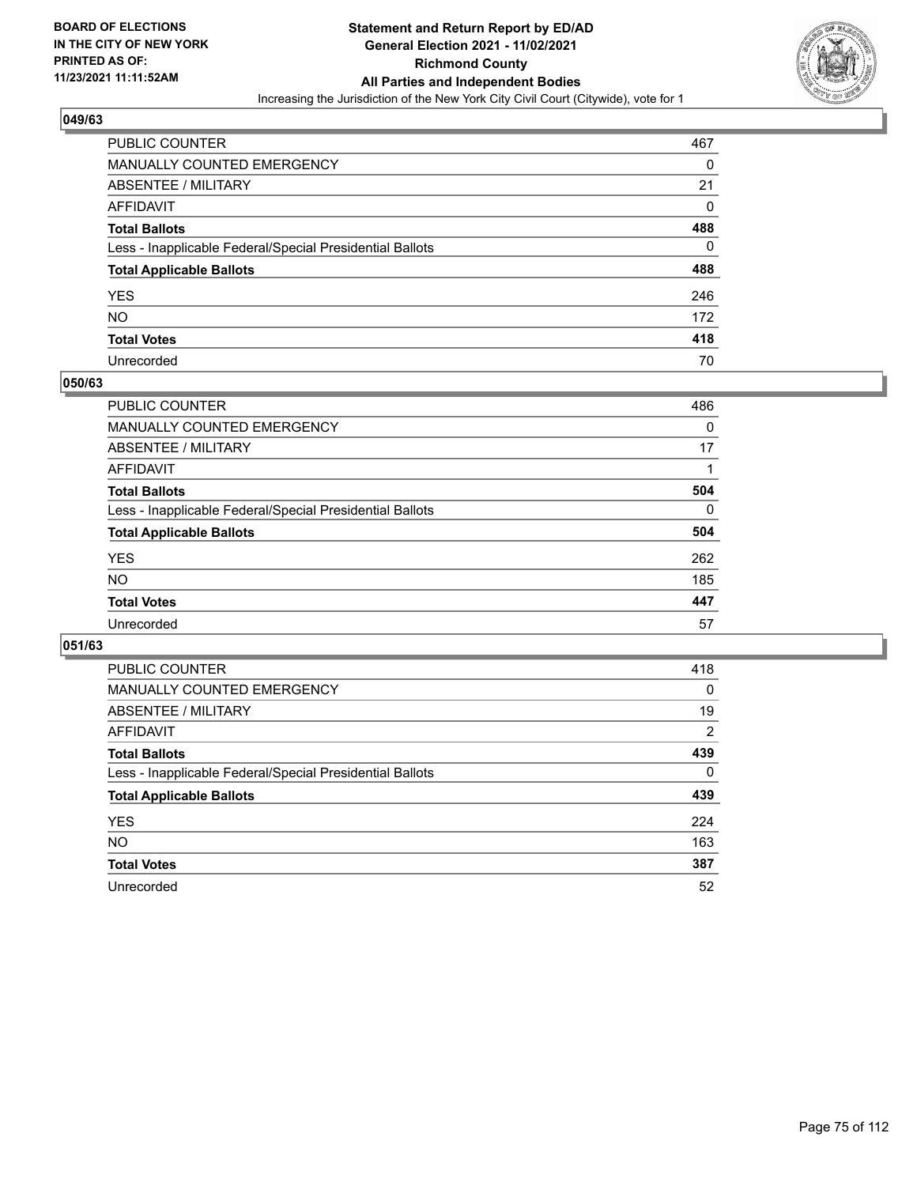BOARD OF ELECTIONS
IN THE CITY OF NEW YORK
PRINTED AS OF:
11/23/2021 11:11:52AM

**Statement and Return Report by ED/AD**
**General Election 2021 - 11/02/2021**
**Richmond County**
**All Parties and Independent Bodies**
Increasing the Jurisdiction of the New York City Civil Court (Citywide), vote for 1

### 049/63

| | |
|---|---|
| PUBLIC COUNTER | 467 |
| MANUALLY COUNTED EMERGENCY | 0 |
| ABSENTEE / MILITARY | 21 |
| AFFIDAVIT | 0 |
| **Total Ballots** | **488** |
| Less - Inapplicable Federal/Special Presidential Ballots | 0 |
| **Total Applicable Ballots** | **488** |
| YES | 246 |
| NO | 172 |
| **Total Votes** | **418** |
| Unrecorded | 70 |

### 050/63

| | |
|---|---|
| PUBLIC COUNTER | 486 |
| MANUALLY COUNTED EMERGENCY | 0 |
| ABSENTEE / MILITARY | 17 |
| AFFIDAVIT | 1 |
| **Total Ballots** | **504** |
| Less - Inapplicable Federal/Special Presidential Ballots | 0 |
| **Total Applicable Ballots** | **504** |
| YES | 262 |
| NO | 185 |
| **Total Votes** | **447** |
| Unrecorded | 57 |

### 051/63

| | |
|---|---|
| PUBLIC COUNTER | 418 |
| MANUALLY COUNTED EMERGENCY | 0 |
| ABSENTEE / MILITARY | 19 |
| AFFIDAVIT | 2 |
| **Total Ballots** | **439** |
| Less - Inapplicable Federal/Special Presidential Ballots | 0 |
| **Total Applicable Ballots** | **439** |
| YES | 224 |
| NO | 163 |
| **Total Votes** | **387** |
| Unrecorded | 52 |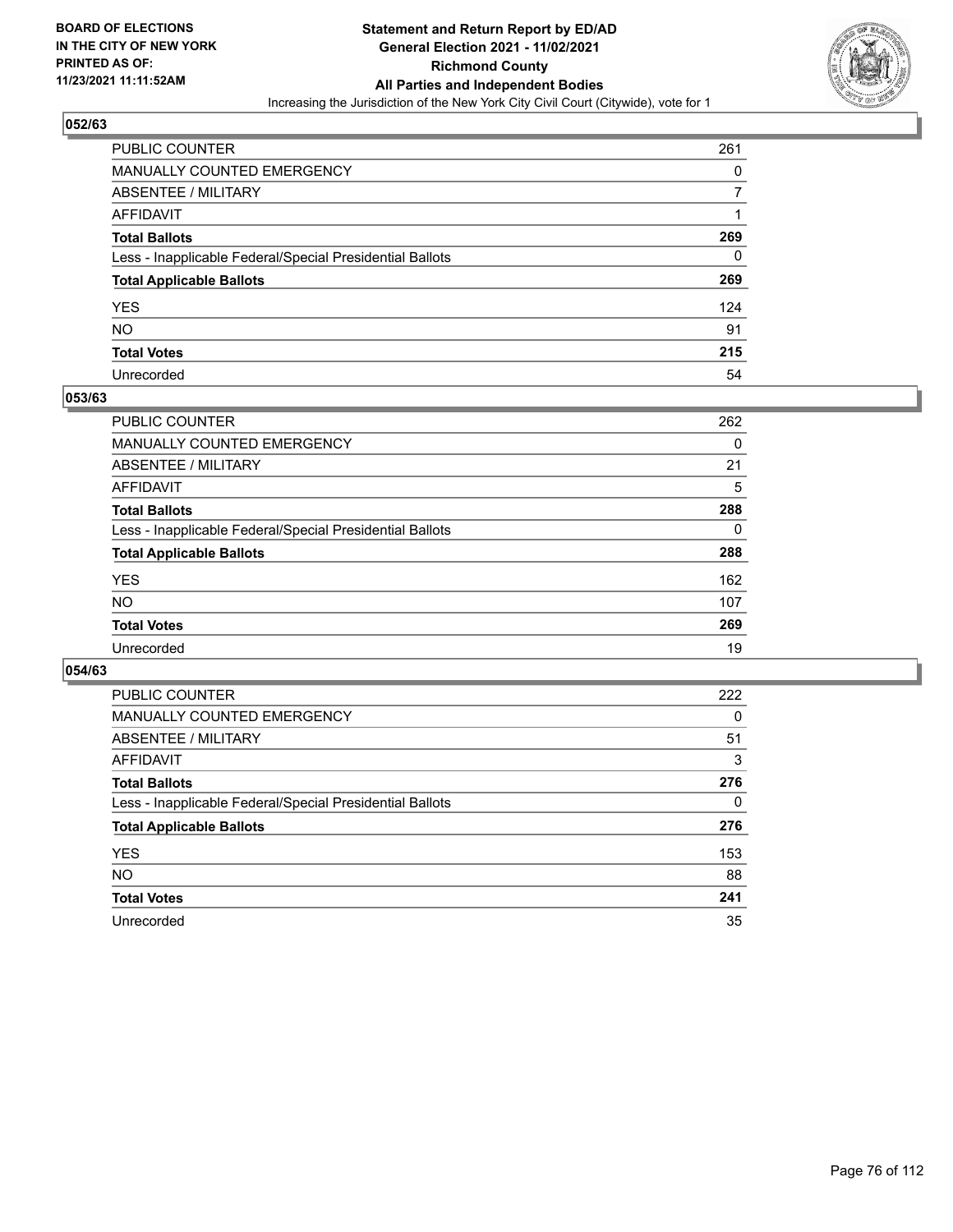BOARD OF ELECTIONS
IN THE CITY OF NEW YORK
PRINTED AS OF:
11/23/2021 11:11:52AM

**Statement and Return Report by ED/AD**
**General Election 2021 - 11/02/2021**
**Richmond County**
**All Parties and Independent Bodies**
Increasing the Jurisdiction of the New York City Civil Court (Citywide), vote for 1

## 052/63

| | |
|---|---|
| PUBLIC COUNTER | 261 |
| MANUALLY COUNTED EMERGENCY | 0 |
| ABSENTEE / MILITARY | 7 |
| AFFIDAVIT | 1 |
| **Total Ballots** | **269** |
| Less - Inapplicable Federal/Special Presidential Ballots | 0 |
| **Total Applicable Ballots** | **269** |
| YES | 124 |
| NO | 91 |
| **Total Votes** | **215** |
| Unrecorded | 54 |

## 053/63

| | |
|---|---|
| PUBLIC COUNTER | 262 |
| MANUALLY COUNTED EMERGENCY | 0 |
| ABSENTEE / MILITARY | 21 |
| AFFIDAVIT | 5 |
| **Total Ballots** | **288** |
| Less - Inapplicable Federal/Special Presidential Ballots | 0 |
| **Total Applicable Ballots** | **288** |
| YES | 162 |
| NO | 107 |
| **Total Votes** | **269** |
| Unrecorded | 19 |

## 054/63

| | |
|---|---|
| PUBLIC COUNTER | 222 |
| MANUALLY COUNTED EMERGENCY | 0 |
| ABSENTEE / MILITARY | 51 |
| AFFIDAVIT | 3 |
| **Total Ballots** | **276** |
| Less - Inapplicable Federal/Special Presidential Ballots | 0 |
| **Total Applicable Ballots** | **276** |
| YES | 153 |
| NO | 88 |
| **Total Votes** | **241** |
| Unrecorded | 35 |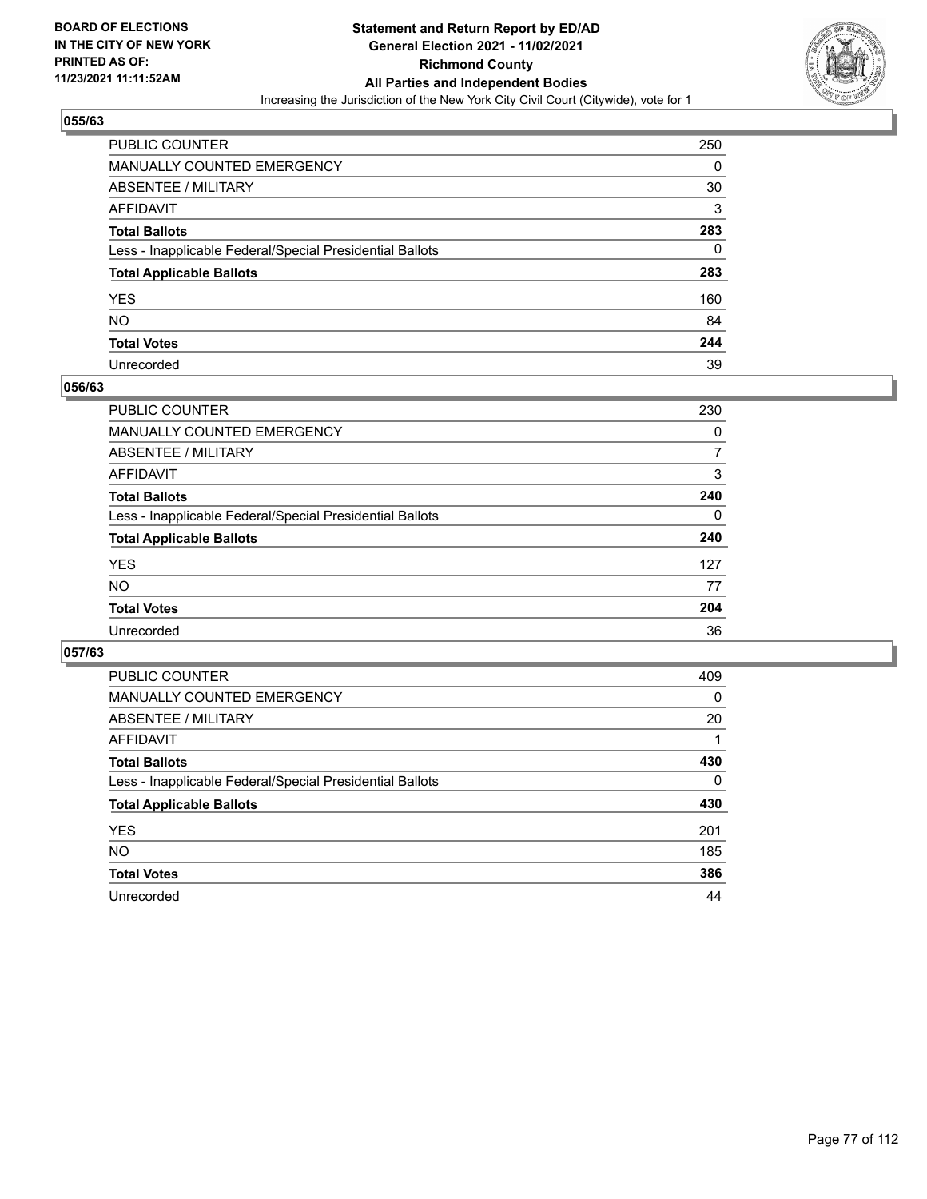**BOARD OF ELECTIONS IN THE CITY OF NEW YORK PRINTED AS OF: 11/23/2021 11:11:52AM**

**Statement and Return Report by ED/AD General Election 2021 - 11/02/2021 Richmond County All Parties and Independent Bodies**

Increasing the Jurisdiction of the New York City Civil Court (Citywide), vote for 1

## 055/63

| | |
|---|---|
| PUBLIC COUNTER | 250 |
| MANUALLY COUNTED EMERGENCY | 0 |
| ABSENTEE / MILITARY | 30 |
| AFFIDAVIT | 3 |
| **Total Ballots** | **283** |
| Less - Inapplicable Federal/Special Presidential Ballots | 0 |
| **Total Applicable Ballots** | **283** |
| YES | 160 |
| NO | 84 |
| **Total Votes** | **244** |
| Unrecorded | 39 |

## 056/63

| | |
|---|---|
| PUBLIC COUNTER | 230 |
| MANUALLY COUNTED EMERGENCY | 0 |
| ABSENTEE / MILITARY | 7 |
| AFFIDAVIT | 3 |
| **Total Ballots** | **240** |
| Less - Inapplicable Federal/Special Presidential Ballots | 0 |
| **Total Applicable Ballots** | **240** |
| YES | 127 |
| NO | 77 |
| **Total Votes** | **204** |
| Unrecorded | 36 |

## 057/63

| | |
|---|---|
| PUBLIC COUNTER | 409 |
| MANUALLY COUNTED EMERGENCY | 0 |
| ABSENTEE / MILITARY | 20 |
| AFFIDAVIT | 1 |
| **Total Ballots** | **430** |
| Less - Inapplicable Federal/Special Presidential Ballots | 0 |
| **Total Applicable Ballots** | **430** |
| YES | 201 |
| NO | 185 |
| **Total Votes** | **386** |
| Unrecorded | 44 |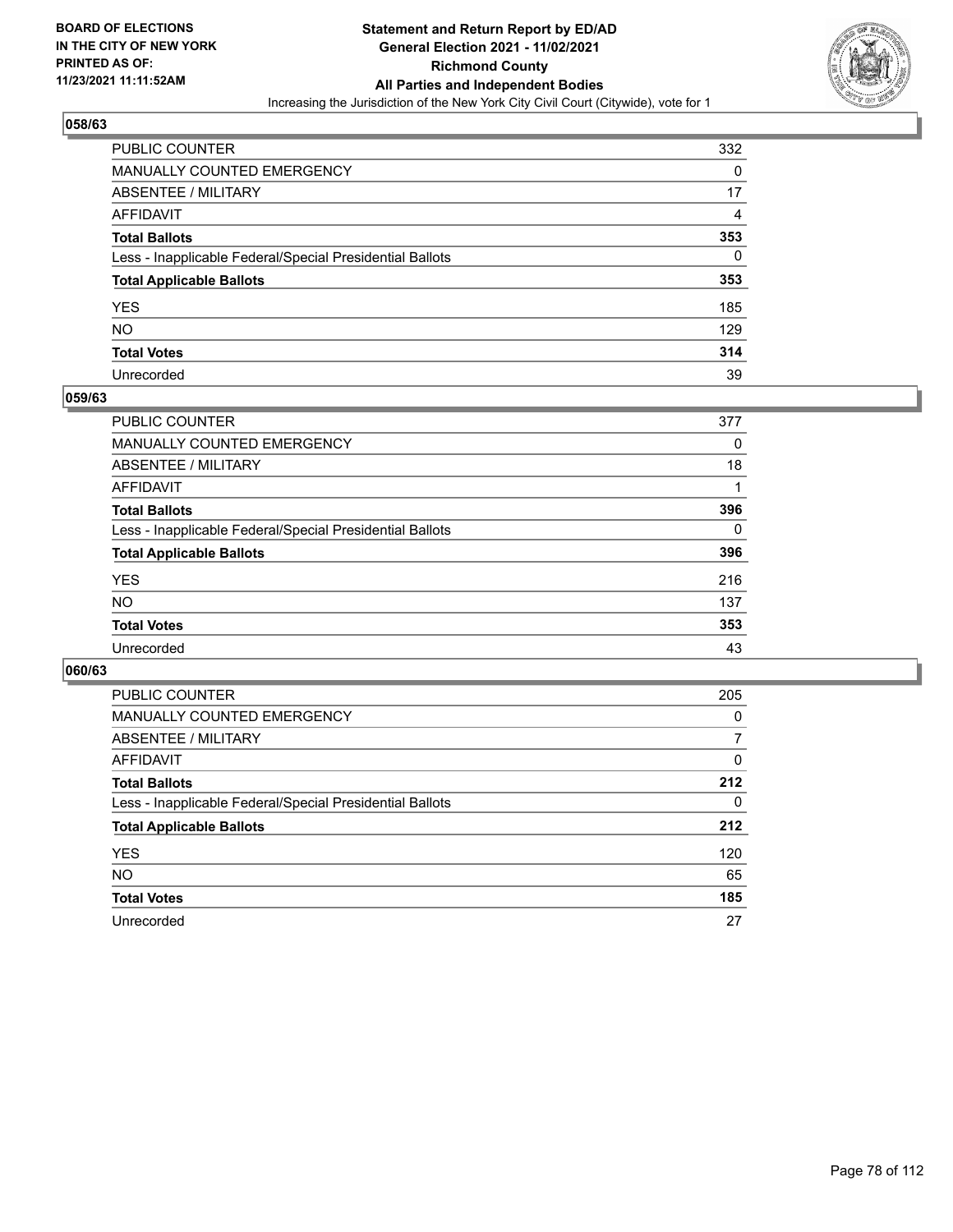BOARD OF ELECTIONS
IN THE CITY OF NEW YORK
PRINTED AS OF:
11/23/2021 11:11:52AM

**Statement and Return Report by ED/AD**
**General Election 2021 - 11/02/2021**
**Richmond County**
**All Parties and Independent Bodies**
Increasing the Jurisdiction of the New York City Civil Court (Citywide), vote for 1

### 058/63

| | |
|---|---|
| PUBLIC COUNTER | 332 |
| MANUALLY COUNTED EMERGENCY | 0 |
| ABSENTEE / MILITARY | 17 |
| AFFIDAVIT | 4 |
| **Total Ballots** | **353** |
| Less - Inapplicable Federal/Special Presidential Ballots | 0 |
| **Total Applicable Ballots** | **353** |
| YES | 185 |
| NO | 129 |
| **Total Votes** | **314** |
| Unrecorded | 39 |

### 059/63

| | |
|---|---|
| PUBLIC COUNTER | 377 |
| MANUALLY COUNTED EMERGENCY | 0 |
| ABSENTEE / MILITARY | 18 |
| AFFIDAVIT | 1 |
| **Total Ballots** | **396** |
| Less - Inapplicable Federal/Special Presidential Ballots | 0 |
| **Total Applicable Ballots** | **396** |
| YES | 216 |
| NO | 137 |
| **Total Votes** | **353** |
| Unrecorded | 43 |

### 060/63

| | |
|---|---|
| PUBLIC COUNTER | 205 |
| MANUALLY COUNTED EMERGENCY | 0 |
| ABSENTEE / MILITARY | 7 |
| AFFIDAVIT | 0 |
| **Total Ballots** | **212** |
| Less - Inapplicable Federal/Special Presidential Ballots | 0 |
| **Total Applicable Ballots** | **212** |
| YES | 120 |
| NO | 65 |
| **Total Votes** | **185** |
| Unrecorded | 27 |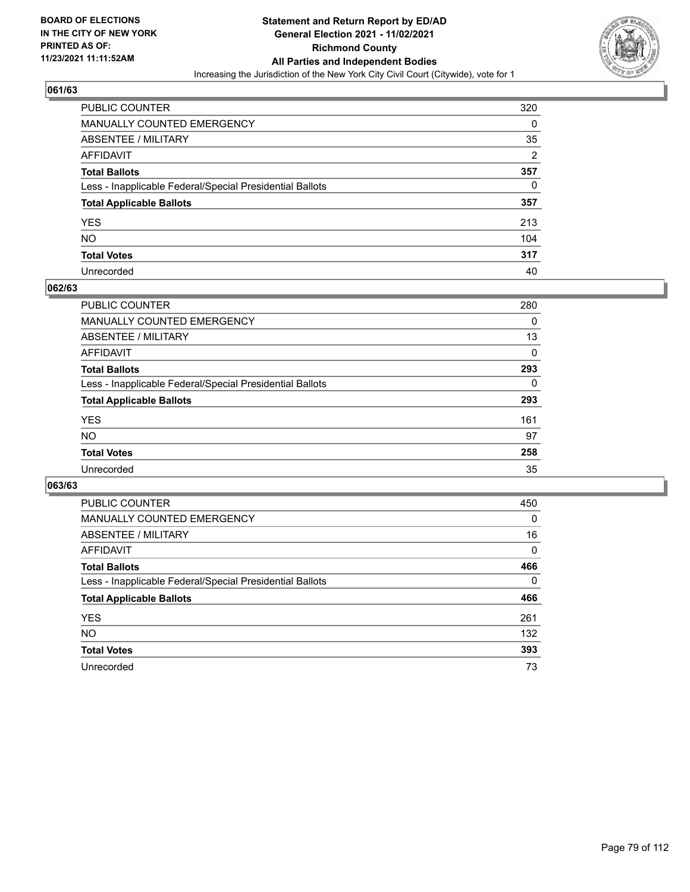BOARD OF ELECTIONS
IN THE CITY OF NEW YORK
PRINTED AS OF:
11/23/2021 11:11:52AM

**Statement and Return Report by ED/AD**
**General Election 2021 - 11/02/2021**
**Richmond County**
**All Parties and Independent Bodies**
Increasing the Jurisdiction of the New York City Civil Court (Citywide), vote for 1

### 061/63

| | |
|---|---|
| PUBLIC COUNTER | 320 |
| MANUALLY COUNTED EMERGENCY | 0 |
| ABSENTEE / MILITARY | 35 |
| AFFIDAVIT | 2 |
| **Total Ballots** | **357** |
| Less - Inapplicable Federal/Special Presidential Ballots | 0 |
| **Total Applicable Ballots** | **357** |
| YES | 213 |
| NO | 104 |
| **Total Votes** | **317** |
| Unrecorded | 40 |

### 062/63

| | |
|---|---|
| PUBLIC COUNTER | 280 |
| MANUALLY COUNTED EMERGENCY | 0 |
| ABSENTEE / MILITARY | 13 |
| AFFIDAVIT | 0 |
| **Total Ballots** | **293** |
| Less - Inapplicable Federal/Special Presidential Ballots | 0 |
| **Total Applicable Ballots** | **293** |
| YES | 161 |
| NO | 97 |
| **Total Votes** | **258** |
| Unrecorded | 35 |

### 063/63

| | |
|---|---|
| PUBLIC COUNTER | 450 |
| MANUALLY COUNTED EMERGENCY | 0 |
| ABSENTEE / MILITARY | 16 |
| AFFIDAVIT | 0 |
| **Total Ballots** | **466** |
| Less - Inapplicable Federal/Special Presidential Ballots | 0 |
| **Total Applicable Ballots** | **466** |
| YES | 261 |
| NO | 132 |
| **Total Votes** | **393** |
| Unrecorded | 73 |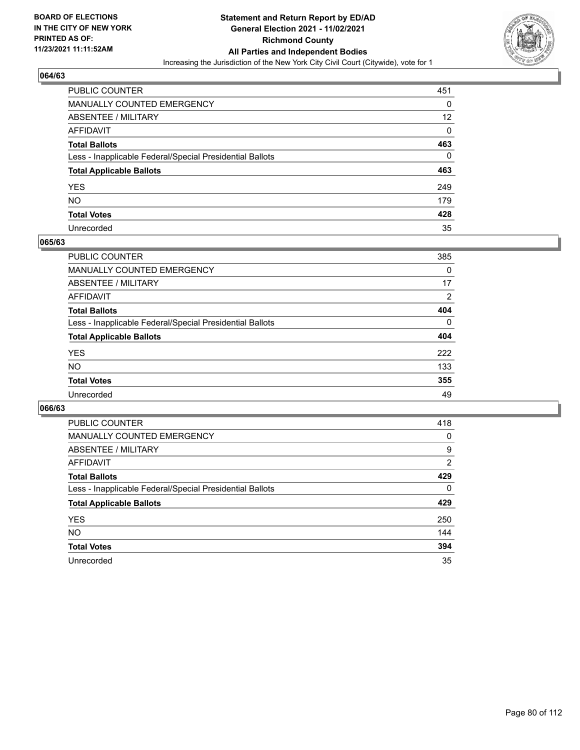**BOARD OF ELECTIONS IN THE CITY OF NEW YORK PRINTED AS OF: 11/23/2021 11:11:52AM**

# Statement and Return Report by ED/AD
## General Election 2021 - 11/02/2021
## Richmond County
## All Parties and Independent Bodies
Increasing the Jurisdiction of the New York City Civil Court (Citywide), vote for 1

### 064/63

| | |
|---|---|
| PUBLIC COUNTER | 451 |
| MANUALLY COUNTED EMERGENCY | 0 |
| ABSENTEE / MILITARY | 12 |
| AFFIDAVIT | 0 |
| **Total Ballots** | **463** |
| Less - Inapplicable Federal/Special Presidential Ballots | 0 |
| **Total Applicable Ballots** | **463** |
| YES | 249 |
| NO | 179 |
| **Total Votes** | **428** |
| Unrecorded | 35 |

### 065/63

| | |
|---|---|
| PUBLIC COUNTER | 385 |
| MANUALLY COUNTED EMERGENCY | 0 |
| ABSENTEE / MILITARY | 17 |
| AFFIDAVIT | 2 |
| **Total Ballots** | **404** |
| Less - Inapplicable Federal/Special Presidential Ballots | 0 |
| **Total Applicable Ballots** | **404** |
| YES | 222 |
| NO | 133 |
| **Total Votes** | **355** |
| Unrecorded | 49 |

### 066/63

| | |
|---|---|
| PUBLIC COUNTER | 418 |
| MANUALLY COUNTED EMERGENCY | 0 |
| ABSENTEE / MILITARY | 9 |
| AFFIDAVIT | 2 |
| **Total Ballots** | **429** |
| Less - Inapplicable Federal/Special Presidential Ballots | 0 |
| **Total Applicable Ballots** | **429** |
| YES | 250 |
| NO | 144 |
| **Total Votes** | **394** |
| Unrecorded | 35 |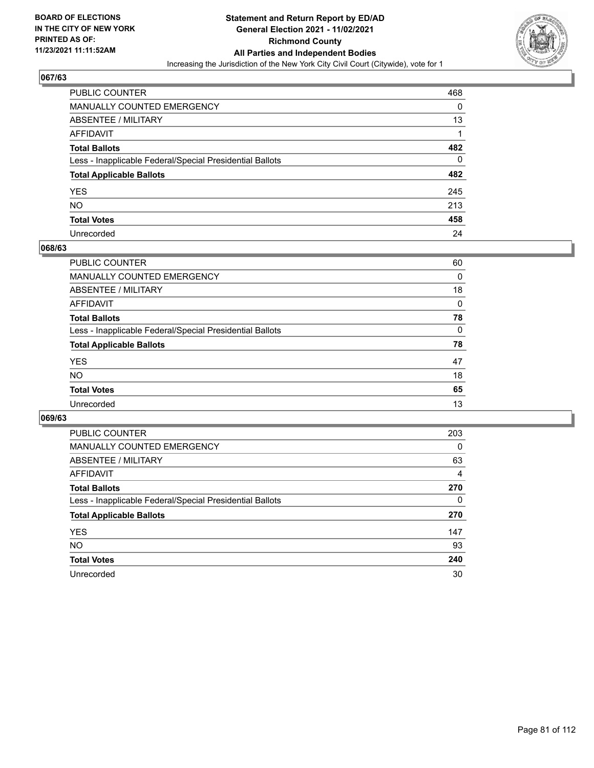BOARD OF ELECTIONS
IN THE CITY OF NEW YORK
PRINTED AS OF:
11/23/2021 11:11:52AM

**Statement and Return Report by ED/AD**
**General Election 2021 - 11/02/2021**
**Richmond County**
**All Parties and Independent Bodies**
Increasing the Jurisdiction of the New York City Civil Court (Citywide), vote for 1

## 067/63

| | |
|---|---|
| PUBLIC COUNTER | 468 |
| MANUALLY COUNTED EMERGENCY | 0 |
| ABSENTEE / MILITARY | 13 |
| AFFIDAVIT | 1 |
| **Total Ballots** | **482** |
| Less - Inapplicable Federal/Special Presidential Ballots | 0 |
| **Total Applicable Ballots** | **482** |
| YES | 245 |
| NO | 213 |
| **Total Votes** | **458** |
| Unrecorded | 24 |

## 068/63

| | |
|---|---|
| PUBLIC COUNTER | 60 |
| MANUALLY COUNTED EMERGENCY | 0 |
| ABSENTEE / MILITARY | 18 |
| AFFIDAVIT | 0 |
| **Total Ballots** | **78** |
| Less - Inapplicable Federal/Special Presidential Ballots | 0 |
| **Total Applicable Ballots** | **78** |
| YES | 47 |
| NO | 18 |
| **Total Votes** | **65** |
| Unrecorded | 13 |

## 069/63

| | |
|---|---|
| PUBLIC COUNTER | 203 |
| MANUALLY COUNTED EMERGENCY | 0 |
| ABSENTEE / MILITARY | 63 |
| AFFIDAVIT | 4 |
| **Total Ballots** | **270** |
| Less - Inapplicable Federal/Special Presidential Ballots | 0 |
| **Total Applicable Ballots** | **270** |
| YES | 147 |
| NO | 93 |
| **Total Votes** | **240** |
| Unrecorded | 30 |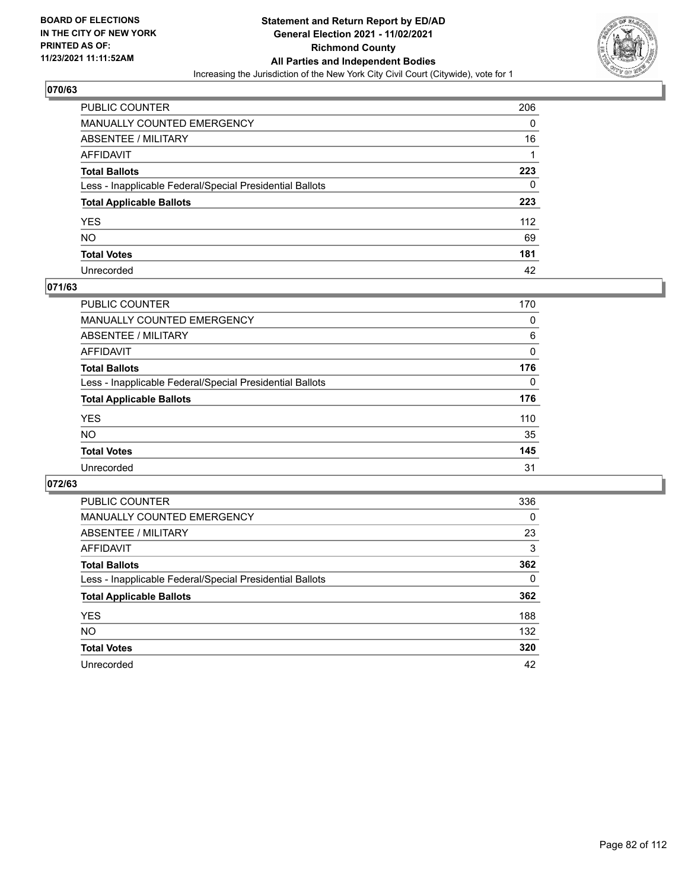**BOARD OF ELECTIONS IN THE CITY OF NEW YORK PRINTED AS OF: 11/23/2021 11:11:52AM**

**Statement and Return Report by ED/AD General Election 2021 - 11/02/2021 Richmond County All Parties and Independent Bodies**

Increasing the Jurisdiction of the New York City Civil Court (Citywide), vote for 1

## 070/63

| | |
|---|---|
| PUBLIC COUNTER | 206 |
| MANUALLY COUNTED EMERGENCY | 0 |
| ABSENTEE / MILITARY | 16 |
| AFFIDAVIT | 1 |
| **Total Ballots** | **223** |
| Less - Inapplicable Federal/Special Presidential Ballots | 0 |
| **Total Applicable Ballots** | **223** |
| YES | 112 |
| NO | 69 |
| **Total Votes** | **181** |
| Unrecorded | 42 |

## 071/63

| | |
|---|---|
| PUBLIC COUNTER | 170 |
| MANUALLY COUNTED EMERGENCY | 0 |
| ABSENTEE / MILITARY | 6 |
| AFFIDAVIT | 0 |
| **Total Ballots** | **176** |
| Less - Inapplicable Federal/Special Presidential Ballots | 0 |
| **Total Applicable Ballots** | **176** |
| YES | 110 |
| NO | 35 |
| **Total Votes** | **145** |
| Unrecorded | 31 |

## 072/63

| | |
|---|---|
| PUBLIC COUNTER | 336 |
| MANUALLY COUNTED EMERGENCY | 0 |
| ABSENTEE / MILITARY | 23 |
| AFFIDAVIT | 3 |
| **Total Ballots** | **362** |
| Less - Inapplicable Federal/Special Presidential Ballots | 0 |
| **Total Applicable Ballots** | **362** |
| YES | 188 |
| NO | 132 |
| **Total Votes** | **320** |
| Unrecorded | 42 |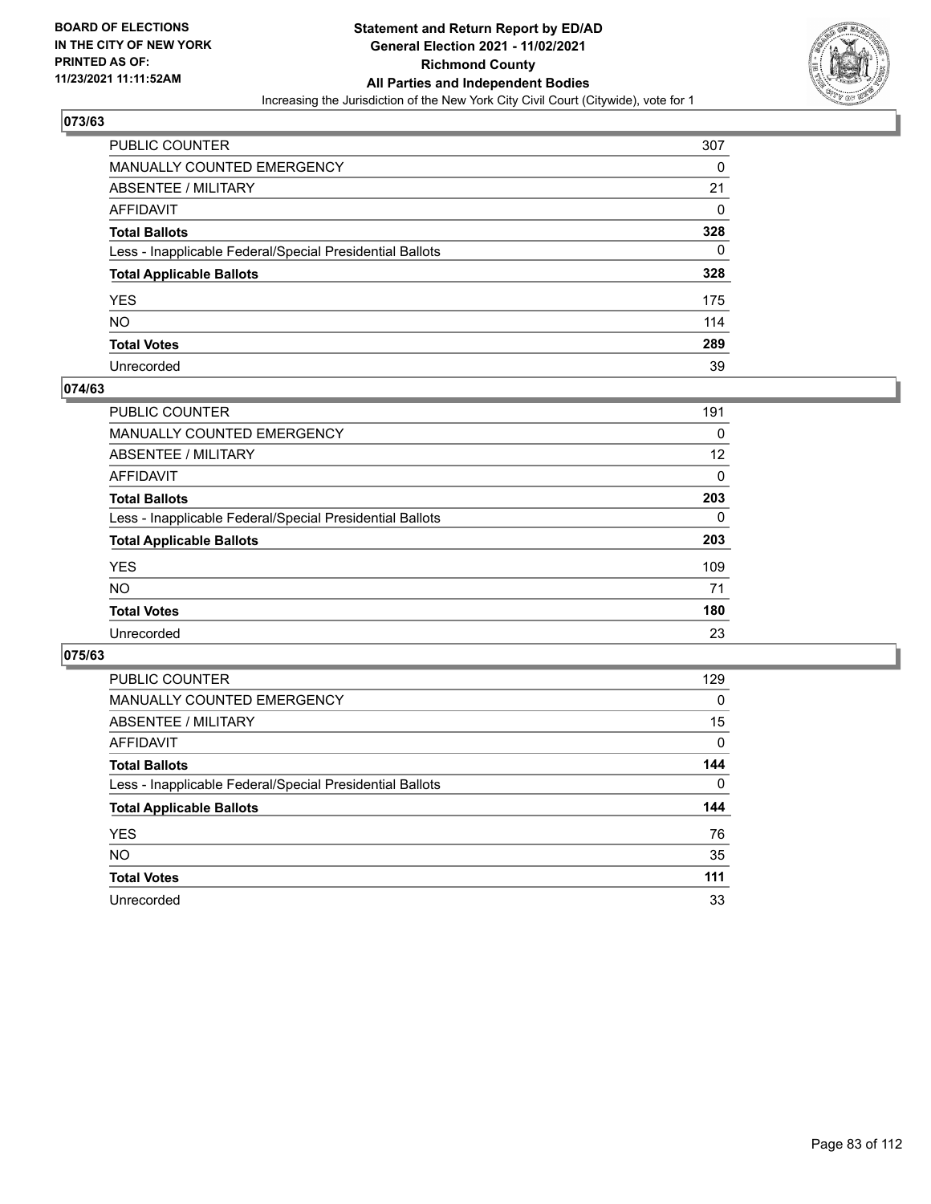## 073/63

| | |
|---|---|
| PUBLIC COUNTER | 307 |
| MANUALLY COUNTED EMERGENCY | 0 |
| ABSENTEE / MILITARY | 21 |
| AFFIDAVIT | 0 |
| **Total Ballots** | **328** |
| Less - Inapplicable Federal/Special Presidential Ballots | 0 |
| **Total Applicable Ballots** | **328** |
| YES | 175 |
| NO | 114 |
| **Total Votes** | **289** |
| Unrecorded | 39 |

## 074/63

| | |
|---|---|
| PUBLIC COUNTER | 191 |
| MANUALLY COUNTED EMERGENCY | 0 |
| ABSENTEE / MILITARY | 12 |
| AFFIDAVIT | 0 |
| **Total Ballots** | **203** |
| Less - Inapplicable Federal/Special Presidential Ballots | 0 |
| **Total Applicable Ballots** | **203** |
| YES | 109 |
| NO | 71 |
| **Total Votes** | **180** |
| Unrecorded | 23 |

## 075/63

| | |
|---|---|
| PUBLIC COUNTER | 129 |
| MANUALLY COUNTED EMERGENCY | 0 |
| ABSENTEE / MILITARY | 15 |
| AFFIDAVIT | 0 |
| **Total Ballots** | **144** |
| Less - Inapplicable Federal/Special Presidential Ballots | 0 |
| **Total Applicable Ballots** | **144** |
| YES | 76 |
| NO | 35 |
| **Total Votes** | **111** |
| Unrecorded | 33 |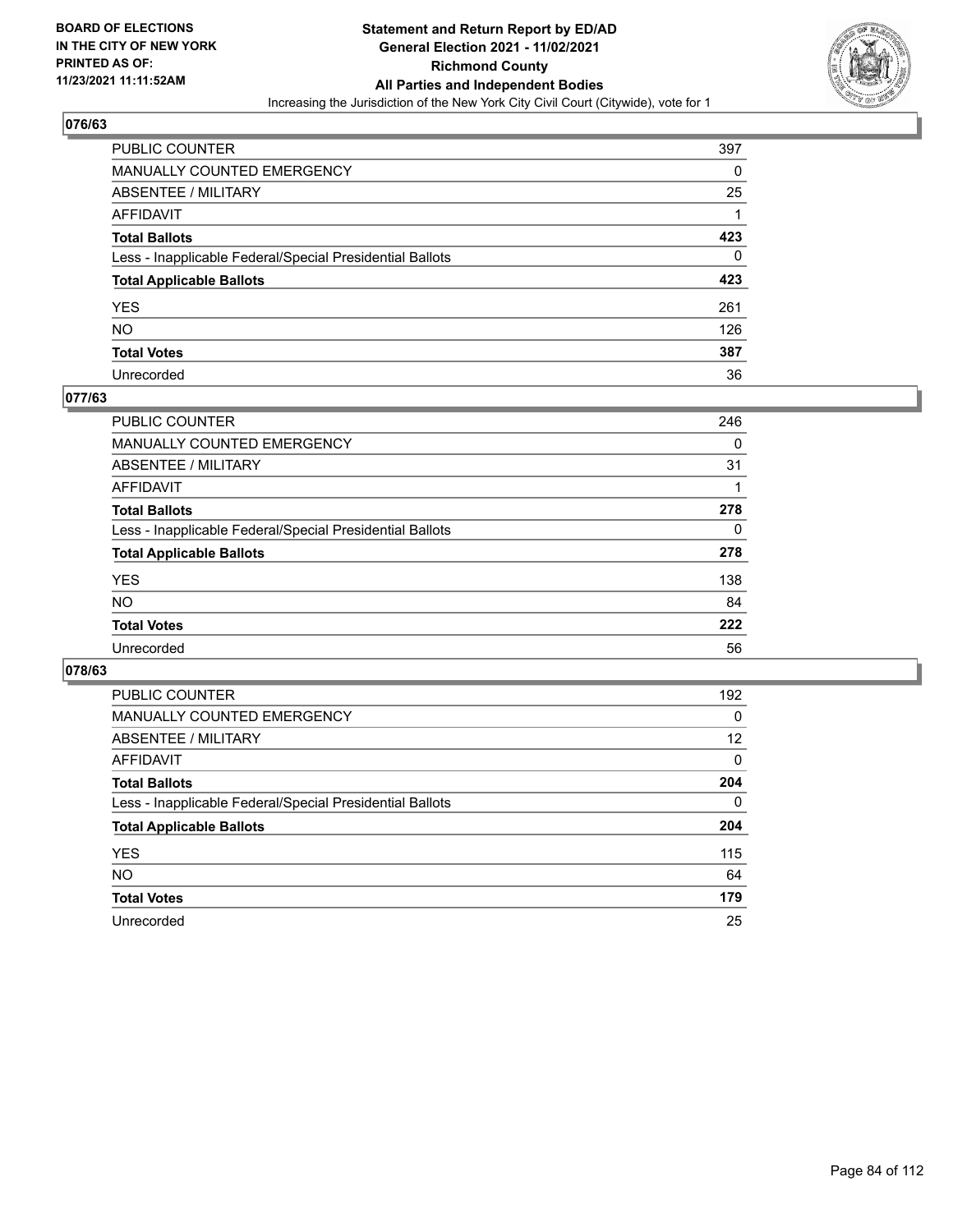**BOARD OF ELECTIONS IN THE CITY OF NEW YORK PRINTED AS OF: 11/23/2021 11:11:52AM**

# Statement and Return Report by ED/AD
## General Election 2021 - 11/02/2021
## Richmond County
## All Parties and Independent Bodies
### Increasing the Jurisdiction of the New York City Civil Court (Citywide), vote for 1

### 076/63

| | |
|---|---|
| PUBLIC COUNTER | 397 |
| MANUALLY COUNTED EMERGENCY | 0 |
| ABSENTEE / MILITARY | 25 |
| AFFIDAVIT | 1 |
| **Total Ballots** | **423** |
| Less - Inapplicable Federal/Special Presidential Ballots | 0 |
| **Total Applicable Ballots** | **423** |
| YES | 261 |
| NO | 126 |
| **Total Votes** | **387** |
| Unrecorded | 36 |

### 077/63

| | |
|---|---|
| PUBLIC COUNTER | 246 |
| MANUALLY COUNTED EMERGENCY | 0 |
| ABSENTEE / MILITARY | 31 |
| AFFIDAVIT | 1 |
| **Total Ballots** | **278** |
| Less - Inapplicable Federal/Special Presidential Ballots | 0 |
| **Total Applicable Ballots** | **278** |
| YES | 138 |
| NO | 84 |
| **Total Votes** | **222** |
| Unrecorded | 56 |

### 078/63

| | |
|---|---|
| PUBLIC COUNTER | 192 |
| MANUALLY COUNTED EMERGENCY | 0 |
| ABSENTEE / MILITARY | 12 |
| AFFIDAVIT | 0 |
| **Total Ballots** | **204** |
| Less - Inapplicable Federal/Special Presidential Ballots | 0 |
| **Total Applicable Ballots** | **204** |
| YES | 115 |
| NO | 64 |
| **Total Votes** | **179** |
| Unrecorded | 25 |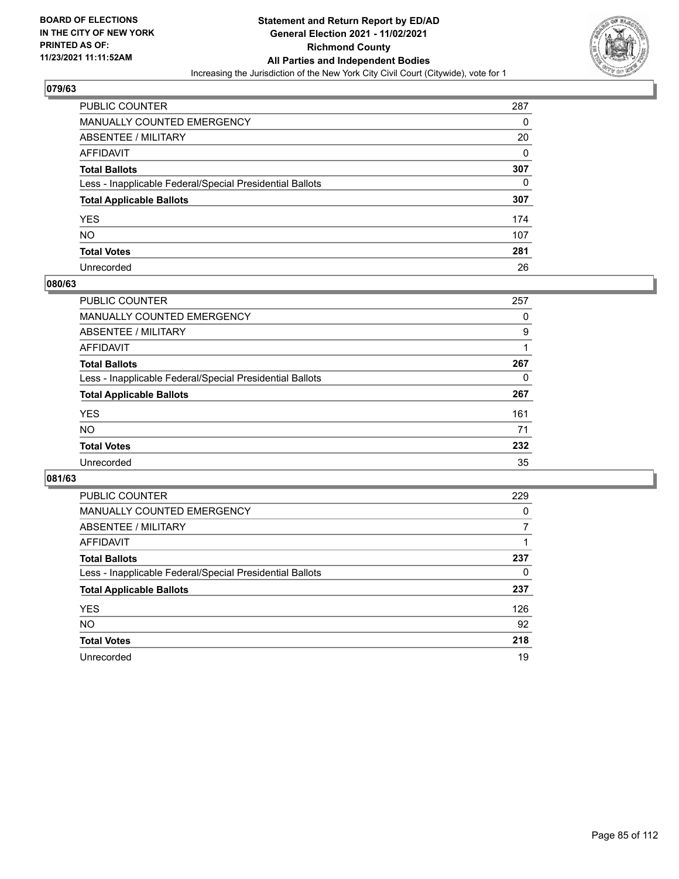BOARD OF ELECTIONS
IN THE CITY OF NEW YORK
PRINTED AS OF:
11/23/2021 11:11:52AM

**Statement and Return Report by ED/AD**
**General Election 2021 - 11/02/2021**
**Richmond County**
**All Parties and Independent Bodies**
Increasing the Jurisdiction of the New York City Civil Court (Citywide), vote for 1

## 079/63

| | |
|---|---|
| PUBLIC COUNTER | 287 |
| MANUALLY COUNTED EMERGENCY | 0 |
| ABSENTEE / MILITARY | 20 |
| AFFIDAVIT | 0 |
| **Total Ballots** | **307** |
| Less - Inapplicable Federal/Special Presidential Ballots | 0 |
| **Total Applicable Ballots** | **307** |
| YES | 174 |
| NO | 107 |
| **Total Votes** | **281** |
| Unrecorded | 26 |

## 080/63

| | |
|---|---|
| PUBLIC COUNTER | 257 |
| MANUALLY COUNTED EMERGENCY | 0 |
| ABSENTEE / MILITARY | 9 |
| AFFIDAVIT | 1 |
| **Total Ballots** | **267** |
| Less - Inapplicable Federal/Special Presidential Ballots | 0 |
| **Total Applicable Ballots** | **267** |
| YES | 161 |
| NO | 71 |
| **Total Votes** | **232** |
| Unrecorded | 35 |

## 081/63

| | |
|---|---|
| PUBLIC COUNTER | 229 |
| MANUALLY COUNTED EMERGENCY | 0 |
| ABSENTEE / MILITARY | 7 |
| AFFIDAVIT | 1 |
| **Total Ballots** | **237** |
| Less - Inapplicable Federal/Special Presidential Ballots | 0 |
| **Total Applicable Ballots** | **237** |
| YES | 126 |
| NO | 92 |
| **Total Votes** | **218** |
| Unrecorded | 19 |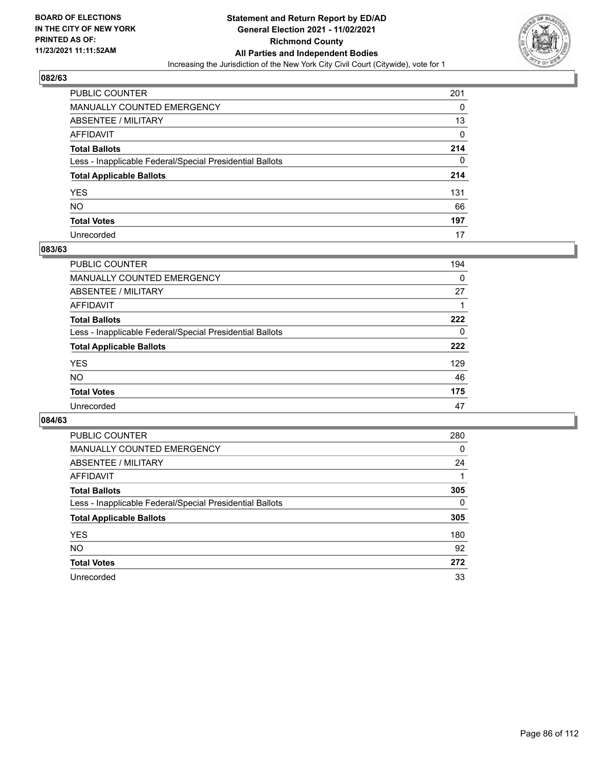BOARD OF ELECTIONS
IN THE CITY OF NEW YORK
PRINTED AS OF:
11/23/2021 11:11:52AM

**Statement and Return Report by ED/AD**
**General Election 2021 - 11/02/2021**
**Richmond County**
**All Parties and Independent Bodies**
Increasing the Jurisdiction of the New York City Civil Court (Citywide), vote for 1

## 082/63

| | |
|---|---|
| PUBLIC COUNTER | 201 |
| MANUALLY COUNTED EMERGENCY | 0 |
| ABSENTEE / MILITARY | 13 |
| AFFIDAVIT | 0 |
| **Total Ballots** | **214** |
| Less - Inapplicable Federal/Special Presidential Ballots | 0 |
| **Total Applicable Ballots** | **214** |
| YES | 131 |
| NO | 66 |
| **Total Votes** | **197** |
| Unrecorded | 17 |

## 083/63

| | |
|---|---|
| PUBLIC COUNTER | 194 |
| MANUALLY COUNTED EMERGENCY | 0 |
| ABSENTEE / MILITARY | 27 |
| AFFIDAVIT | 1 |
| **Total Ballots** | **222** |
| Less - Inapplicable Federal/Special Presidential Ballots | 0 |
| **Total Applicable Ballots** | **222** |
| YES | 129 |
| NO | 46 |
| **Total Votes** | **175** |
| Unrecorded | 47 |

## 084/63

| | |
|---|---|
| PUBLIC COUNTER | 280 |
| MANUALLY COUNTED EMERGENCY | 0 |
| ABSENTEE / MILITARY | 24 |
| AFFIDAVIT | 1 |
| **Total Ballots** | **305** |
| Less - Inapplicable Federal/Special Presidential Ballots | 0 |
| **Total Applicable Ballots** | **305** |
| YES | 180 |
| NO | 92 |
| **Total Votes** | **272** |
| Unrecorded | 33 |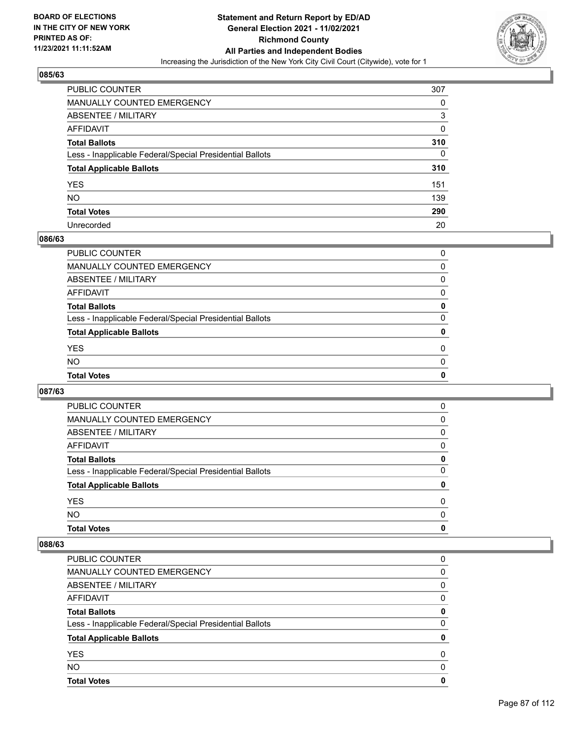## 085/63

| | |
|---|---|
| PUBLIC COUNTER | 307 |
| MANUALLY COUNTED EMERGENCY | 0 |
| ABSENTEE / MILITARY | 3 |
| AFFIDAVIT | 0 |
| **Total Ballots** | **310** |
| Less - Inapplicable Federal/Special Presidential Ballots | 0 |
| **Total Applicable Ballots** | **310** |
| YES | 151 |
| NO | 139 |
| **Total Votes** | **290** |
| Unrecorded | 20 |

## 086/63

| | |
|---|---|
| PUBLIC COUNTER | 0 |
| MANUALLY COUNTED EMERGENCY | 0 |
| ABSENTEE / MILITARY | 0 |
| AFFIDAVIT | 0 |
| **Total Ballots** | **0** |
| Less - Inapplicable Federal/Special Presidential Ballots | 0 |
| **Total Applicable Ballots** | **0** |
| YES | 0 |
| NO | 0 |
| **Total Votes** | **0** |

## 087/63

| | |
|---|---|
| PUBLIC COUNTER | 0 |
| MANUALLY COUNTED EMERGENCY | 0 |
| ABSENTEE / MILITARY | 0 |
| AFFIDAVIT | 0 |
| **Total Ballots** | **0** |
| Less - Inapplicable Federal/Special Presidential Ballots | 0 |
| **Total Applicable Ballots** | **0** |
| YES | 0 |
| NO | 0 |
| **Total Votes** | **0** |

## 088/63

| | |
|---|---|
| PUBLIC COUNTER | 0 |
| MANUALLY COUNTED EMERGENCY | 0 |
| ABSENTEE / MILITARY | 0 |
| AFFIDAVIT | 0 |
| **Total Ballots** | **0** |
| Less - Inapplicable Federal/Special Presidential Ballots | 0 |
| **Total Applicable Ballots** | **0** |
| YES | 0 |
| NO | 0 |
| **Total Votes** | **0** |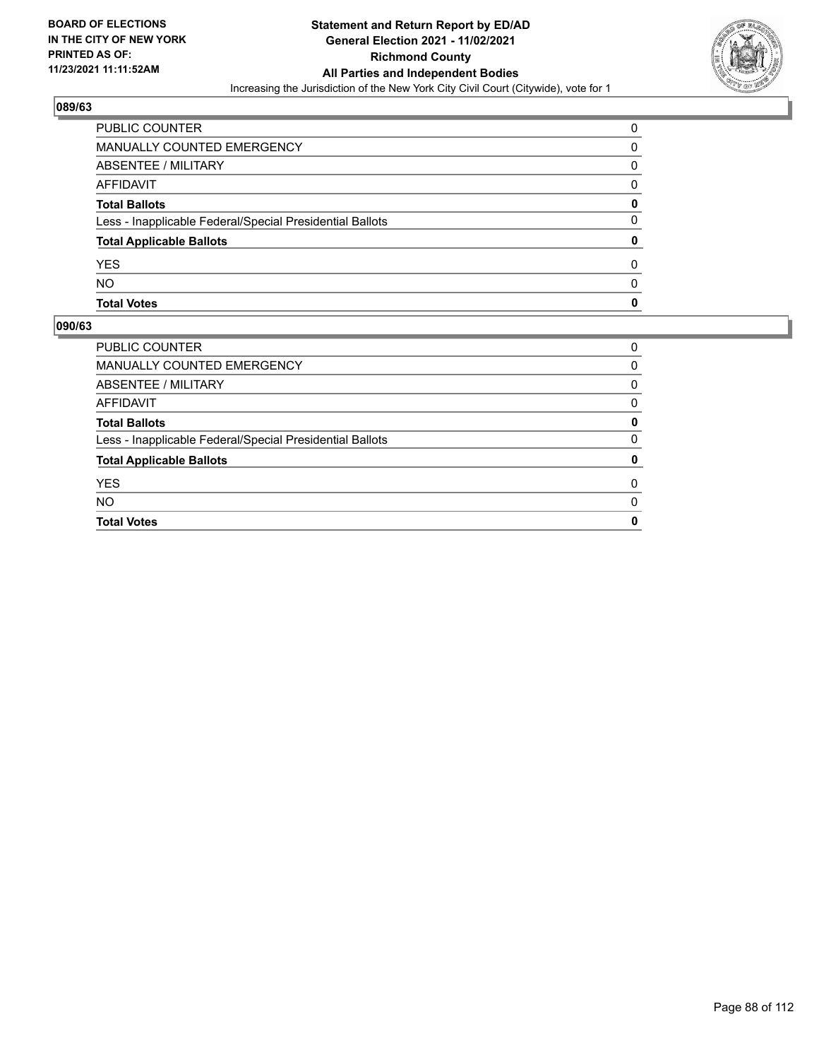## 089/63

| | |
|---|---|
| PUBLIC COUNTER | 0 |
| MANUALLY COUNTED EMERGENCY | 0 |
| ABSENTEE / MILITARY | 0 |
| AFFIDAVIT | 0 |
| **Total Ballots** | **0** |
| Less - Inapplicable Federal/Special Presidential Ballots | 0 |
| **Total Applicable Ballots** | **0** |
| YES | 0 |
| NO | 0 |
| **Total Votes** | **0** |

## 090/63

| | |
|---|---|
| PUBLIC COUNTER | 0 |
| MANUALLY COUNTED EMERGENCY | 0 |
| ABSENTEE / MILITARY | 0 |
| AFFIDAVIT | 0 |
| **Total Ballots** | **0** |
| Less - Inapplicable Federal/Special Presidential Ballots | 0 |
| **Total Applicable Ballots** | **0** |
| YES | 0 |
| NO | 0 |
| **Total Votes** | **0** |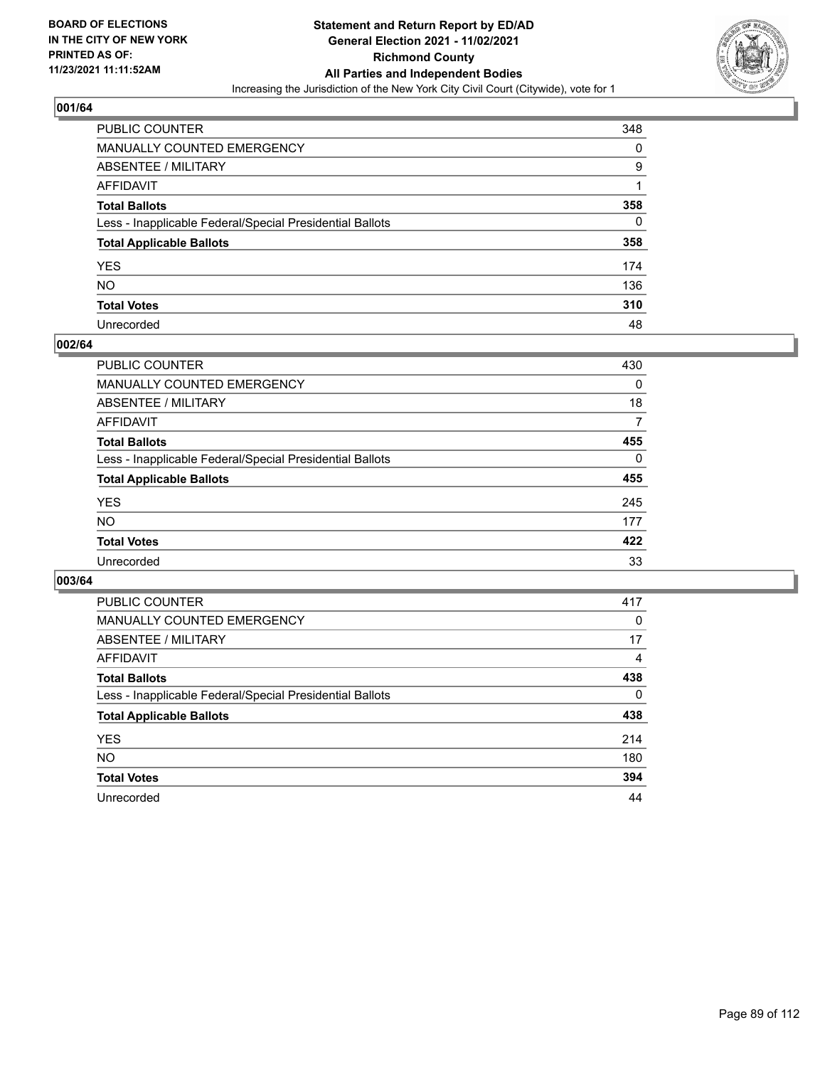BOARD OF ELECTIONS
IN THE CITY OF NEW YORK
PRINTED AS OF:
11/23/2021 11:11:52AM

**Statement and Return Report by ED/AD**
**General Election 2021 - 11/02/2021**
**Richmond County**
**All Parties and Independent Bodies**
Increasing the Jurisdiction of the New York City Civil Court (Citywide), vote for 1

## 001/64

| | |
|---|---|
| PUBLIC COUNTER | 348 |
| MANUALLY COUNTED EMERGENCY | 0 |
| ABSENTEE / MILITARY | 9 |
| AFFIDAVIT | 1 |
| **Total Ballots** | **358** |
| Less - Inapplicable Federal/Special Presidential Ballots | 0 |
| **Total Applicable Ballots** | **358** |
| YES | 174 |
| NO | 136 |
| **Total Votes** | **310** |
| Unrecorded | 48 |

## 002/64

| | |
|---|---|
| PUBLIC COUNTER | 430 |
| MANUALLY COUNTED EMERGENCY | 0 |
| ABSENTEE / MILITARY | 18 |
| AFFIDAVIT | 7 |
| **Total Ballots** | **455** |
| Less - Inapplicable Federal/Special Presidential Ballots | 0 |
| **Total Applicable Ballots** | **455** |
| YES | 245 |
| NO | 177 |
| **Total Votes** | **422** |
| Unrecorded | 33 |

## 003/64

| | |
|---|---|
| PUBLIC COUNTER | 417 |
| MANUALLY COUNTED EMERGENCY | 0 |
| ABSENTEE / MILITARY | 17 |
| AFFIDAVIT | 4 |
| **Total Ballots** | **438** |
| Less - Inapplicable Federal/Special Presidential Ballots | 0 |
| **Total Applicable Ballots** | **438** |
| YES | 214 |
| NO | 180 |
| **Total Votes** | **394** |
| Unrecorded | 44 |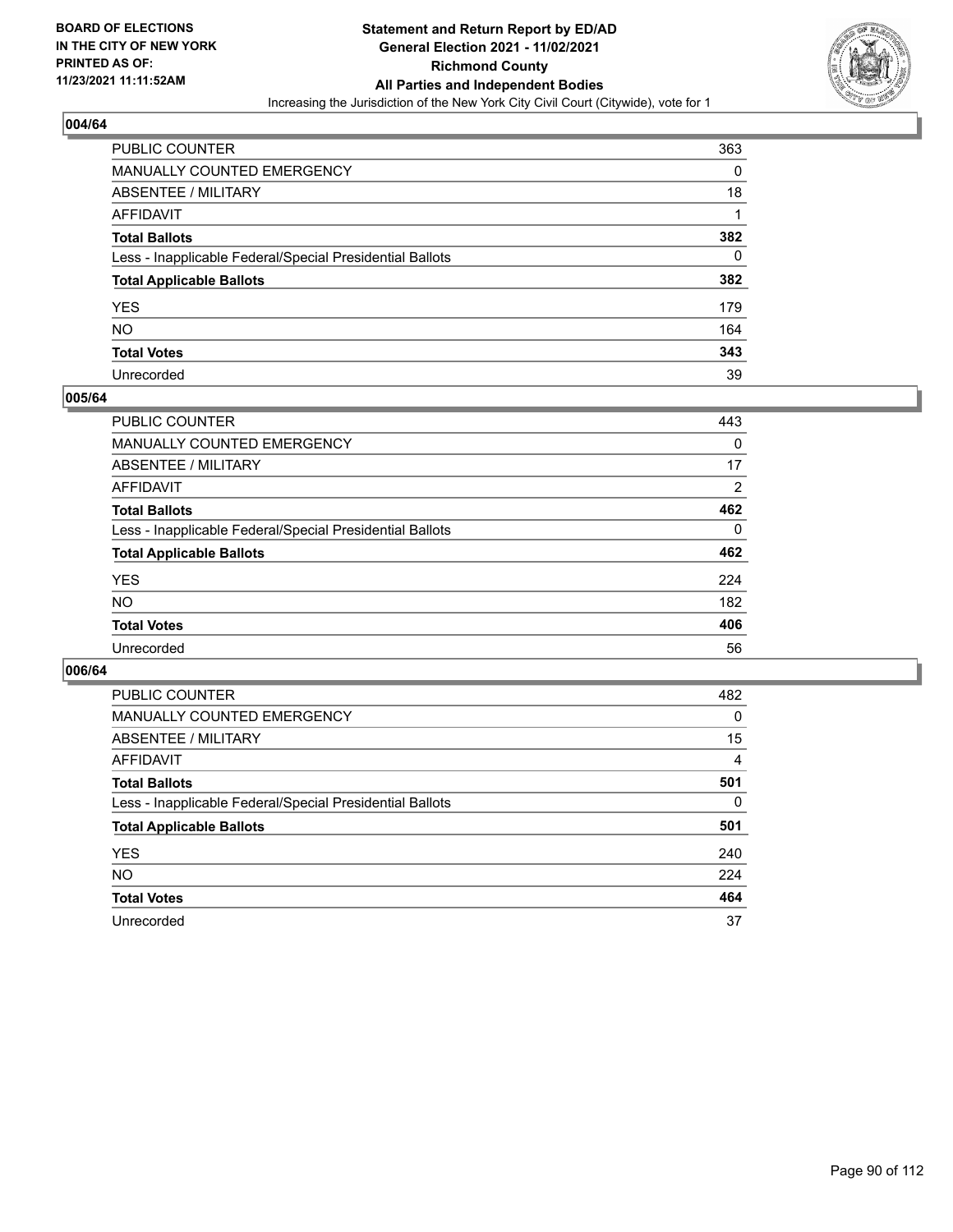**BOARD OF ELECTIONS IN THE CITY OF NEW YORK PRINTED AS OF: 11/23/2021 11:11:52AM**

**Statement and Return Report by ED/AD General Election 2021 - 11/02/2021 Richmond County All Parties and Independent Bodies**

Increasing the Jurisdiction of the New York City Civil Court (Citywide), vote for 1

## 004/64

| | |
|---|---|
| PUBLIC COUNTER | 363 |
| MANUALLY COUNTED EMERGENCY | 0 |
| ABSENTEE / MILITARY | 18 |
| AFFIDAVIT | 1 |
| **Total Ballots** | **382** |
| Less - Inapplicable Federal/Special Presidential Ballots | 0 |
| **Total Applicable Ballots** | **382** |
| YES | 179 |
| NO | 164 |
| **Total Votes** | **343** |
| Unrecorded | 39 |

## 005/64

| | |
|---|---|
| PUBLIC COUNTER | 443 |
| MANUALLY COUNTED EMERGENCY | 0 |
| ABSENTEE / MILITARY | 17 |
| AFFIDAVIT | 2 |
| **Total Ballots** | **462** |
| Less - Inapplicable Federal/Special Presidential Ballots | 0 |
| **Total Applicable Ballots** | **462** |
| YES | 224 |
| NO | 182 |
| **Total Votes** | **406** |
| Unrecorded | 56 |

## 006/64

| | |
|---|---|
| PUBLIC COUNTER | 482 |
| MANUALLY COUNTED EMERGENCY | 0 |
| ABSENTEE / MILITARY | 15 |
| AFFIDAVIT | 4 |
| **Total Ballots** | **501** |
| Less - Inapplicable Federal/Special Presidential Ballots | 0 |
| **Total Applicable Ballots** | **501** |
| YES | 240 |
| NO | 224 |
| **Total Votes** | **464** |
| Unrecorded | 37 |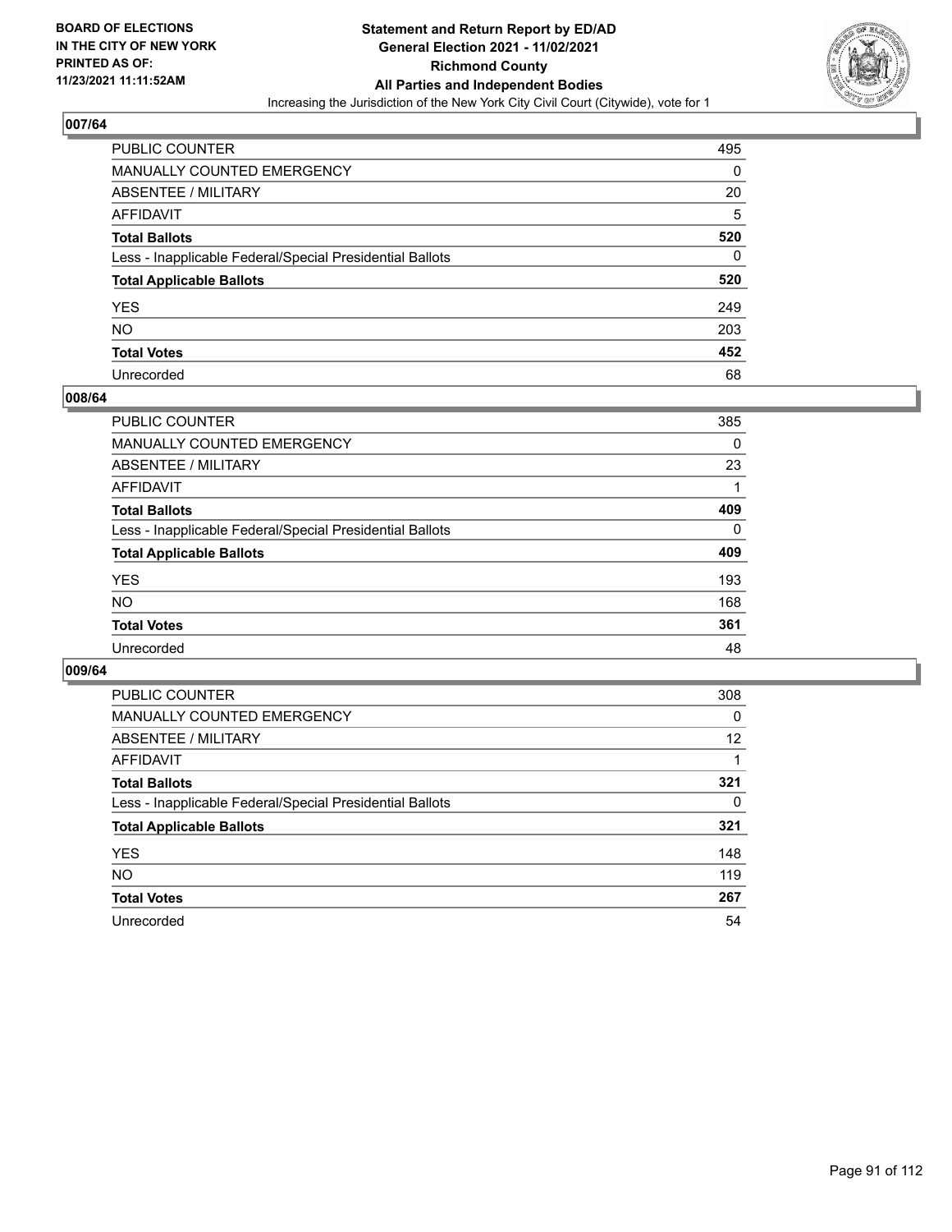**BOARD OF ELECTIONS IN THE CITY OF NEW YORK PRINTED AS OF: 11/23/2021 11:11:52AM**

**Statement and Return Report by ED/AD General Election 2021 - 11/02/2021 Richmond County All Parties and Independent Bodies**

Increasing the Jurisdiction of the New York City Civil Court (Citywide), vote for 1

## 007/64

| | |
|---|---|
| PUBLIC COUNTER | 495 |
| MANUALLY COUNTED EMERGENCY | 0 |
| ABSENTEE / MILITARY | 20 |
| AFFIDAVIT | 5 |
| **Total Ballots** | **520** |
| Less - Inapplicable Federal/Special Presidential Ballots | 0 |
| **Total Applicable Ballots** | **520** |
| YES | 249 |
| NO | 203 |
| **Total Votes** | **452** |
| Unrecorded | 68 |

## 008/64

| | |
|---|---|
| PUBLIC COUNTER | 385 |
| MANUALLY COUNTED EMERGENCY | 0 |
| ABSENTEE / MILITARY | 23 |
| AFFIDAVIT | 1 |
| **Total Ballots** | **409** |
| Less - Inapplicable Federal/Special Presidential Ballots | 0 |
| **Total Applicable Ballots** | **409** |
| YES | 193 |
| NO | 168 |
| **Total Votes** | **361** |
| Unrecorded | 48 |

## 009/64

| | |
|---|---|
| PUBLIC COUNTER | 308 |
| MANUALLY COUNTED EMERGENCY | 0 |
| ABSENTEE / MILITARY | 12 |
| AFFIDAVIT | 1 |
| **Total Ballots** | **321** |
| Less - Inapplicable Federal/Special Presidential Ballots | 0 |
| **Total Applicable Ballots** | **321** |
| YES | 148 |
| NO | 119 |
| **Total Votes** | **267** |
| Unrecorded | 54 |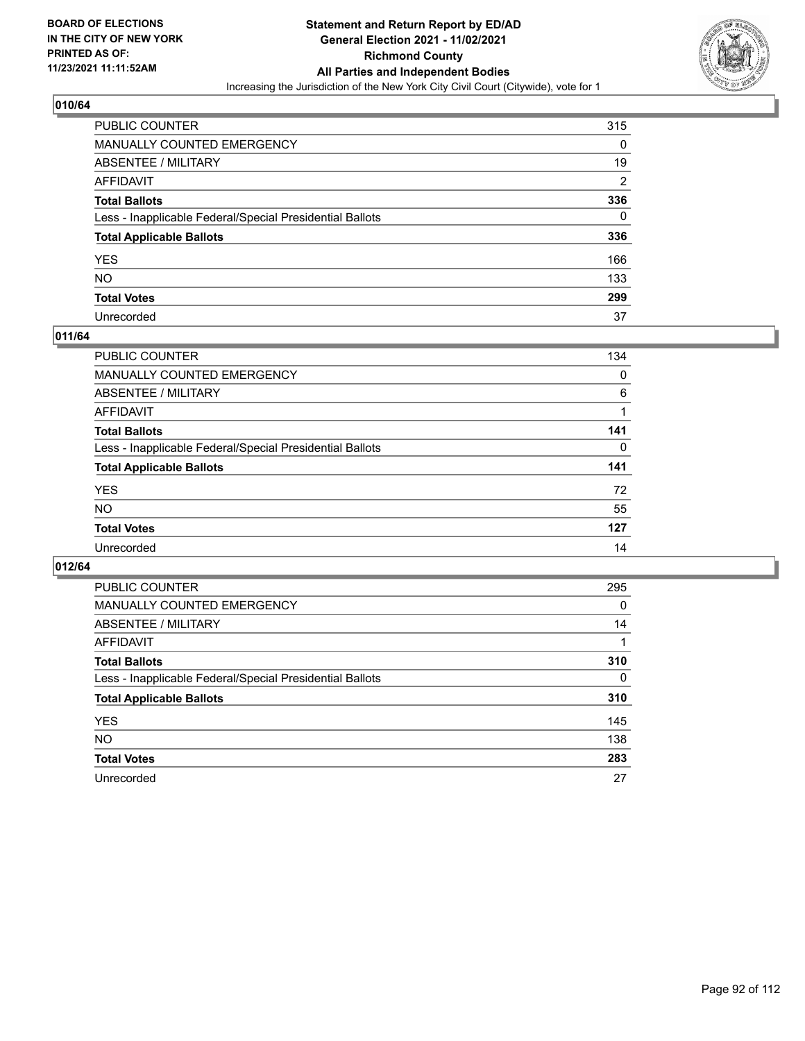**BOARD OF ELECTIONS IN THE CITY OF NEW YORK PRINTED AS OF: 11/23/2021 11:11:52AM**

**Statement and Return Report by ED/AD**
**General Election 2021 - 11/02/2021**
**Richmond County**
**All Parties and Independent Bodies**
Increasing the Jurisdiction of the New York City Civil Court (Citywide), vote for 1

## 010/64

| | |
|---|---|
| PUBLIC COUNTER | 315 |
| MANUALLY COUNTED EMERGENCY | 0 |
| ABSENTEE / MILITARY | 19 |
| AFFIDAVIT | 2 |
| **Total Ballots** | **336** |
| Less - Inapplicable Federal/Special Presidential Ballots | 0 |
| **Total Applicable Ballots** | **336** |
| YES | 166 |
| NO | 133 |
| **Total Votes** | **299** |
| Unrecorded | 37 |

## 011/64

| | |
|---|---|
| PUBLIC COUNTER | 134 |
| MANUALLY COUNTED EMERGENCY | 0 |
| ABSENTEE / MILITARY | 6 |
| AFFIDAVIT | 1 |
| **Total Ballots** | **141** |
| Less - Inapplicable Federal/Special Presidential Ballots | 0 |
| **Total Applicable Ballots** | **141** |
| YES | 72 |
| NO | 55 |
| **Total Votes** | **127** |
| Unrecorded | 14 |

## 012/64

| | |
|---|---|
| PUBLIC COUNTER | 295 |
| MANUALLY COUNTED EMERGENCY | 0 |
| ABSENTEE / MILITARY | 14 |
| AFFIDAVIT | 1 |
| **Total Ballots** | **310** |
| Less - Inapplicable Federal/Special Presidential Ballots | 0 |
| **Total Applicable Ballots** | **310** |
| YES | 145 |
| NO | 138 |
| **Total Votes** | **283** |
| Unrecorded | 27 |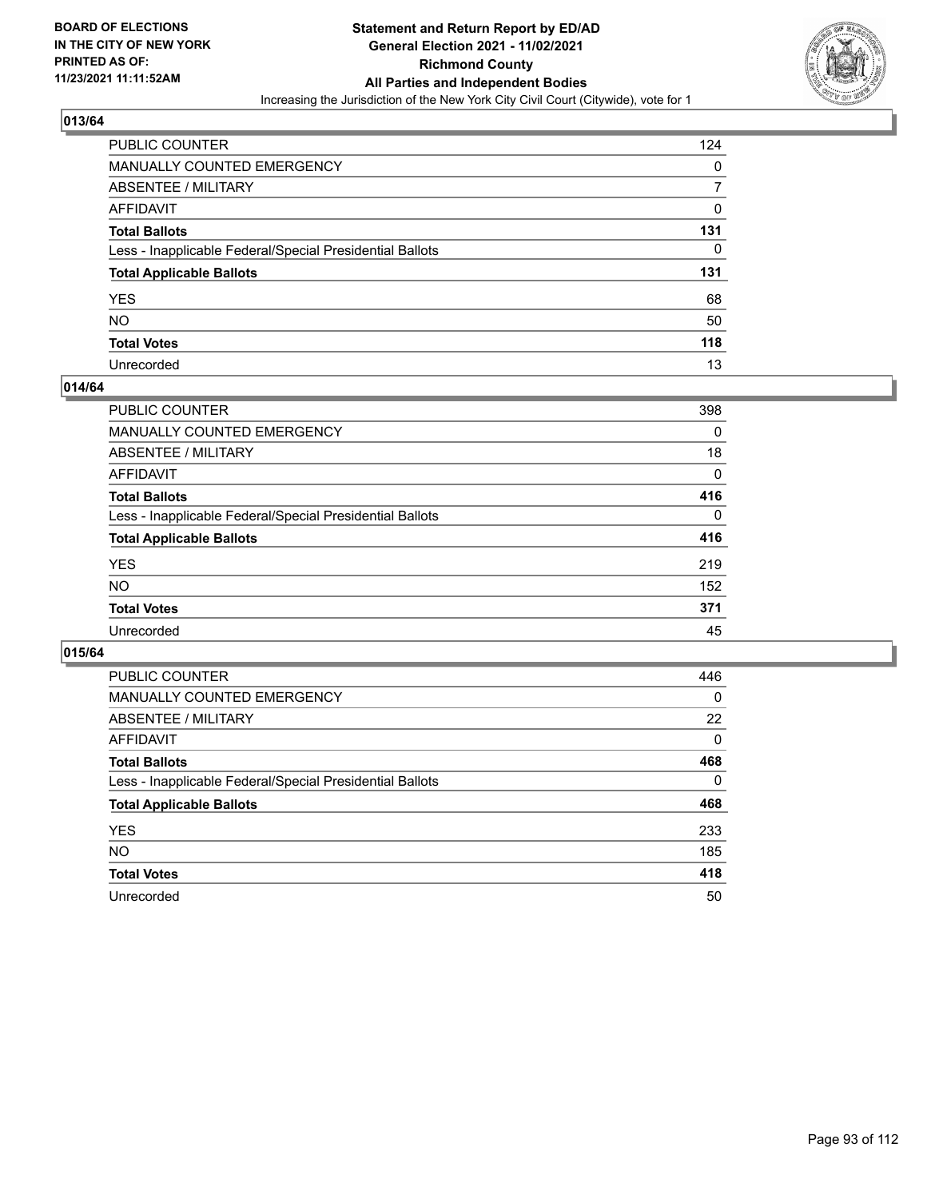## 013/64

| | |
|---|---|
| PUBLIC COUNTER | 124 |
| MANUALLY COUNTED EMERGENCY | 0 |
| ABSENTEE / MILITARY | 7 |
| AFFIDAVIT | 0 |
| **Total Ballots** | **131** |
| Less - Inapplicable Federal/Special Presidential Ballots | 0 |
| **Total Applicable Ballots** | **131** |
| YES | 68 |
| NO | 50 |
| **Total Votes** | **118** |
| Unrecorded | 13 |

## 014/64

| | |
|---|---|
| PUBLIC COUNTER | 398 |
| MANUALLY COUNTED EMERGENCY | 0 |
| ABSENTEE / MILITARY | 18 |
| AFFIDAVIT | 0 |
| **Total Ballots** | **416** |
| Less - Inapplicable Federal/Special Presidential Ballots | 0 |
| **Total Applicable Ballots** | **416** |
| YES | 219 |
| NO | 152 |
| **Total Votes** | **371** |
| Unrecorded | 45 |

## 015/64

| | |
|---|---|
| PUBLIC COUNTER | 446 |
| MANUALLY COUNTED EMERGENCY | 0 |
| ABSENTEE / MILITARY | 22 |
| AFFIDAVIT | 0 |
| **Total Ballots** | **468** |
| Less - Inapplicable Federal/Special Presidential Ballots | 0 |
| **Total Applicable Ballots** | **468** |
| YES | 233 |
| NO | 185 |
| **Total Votes** | **418** |
| Unrecorded | 50 |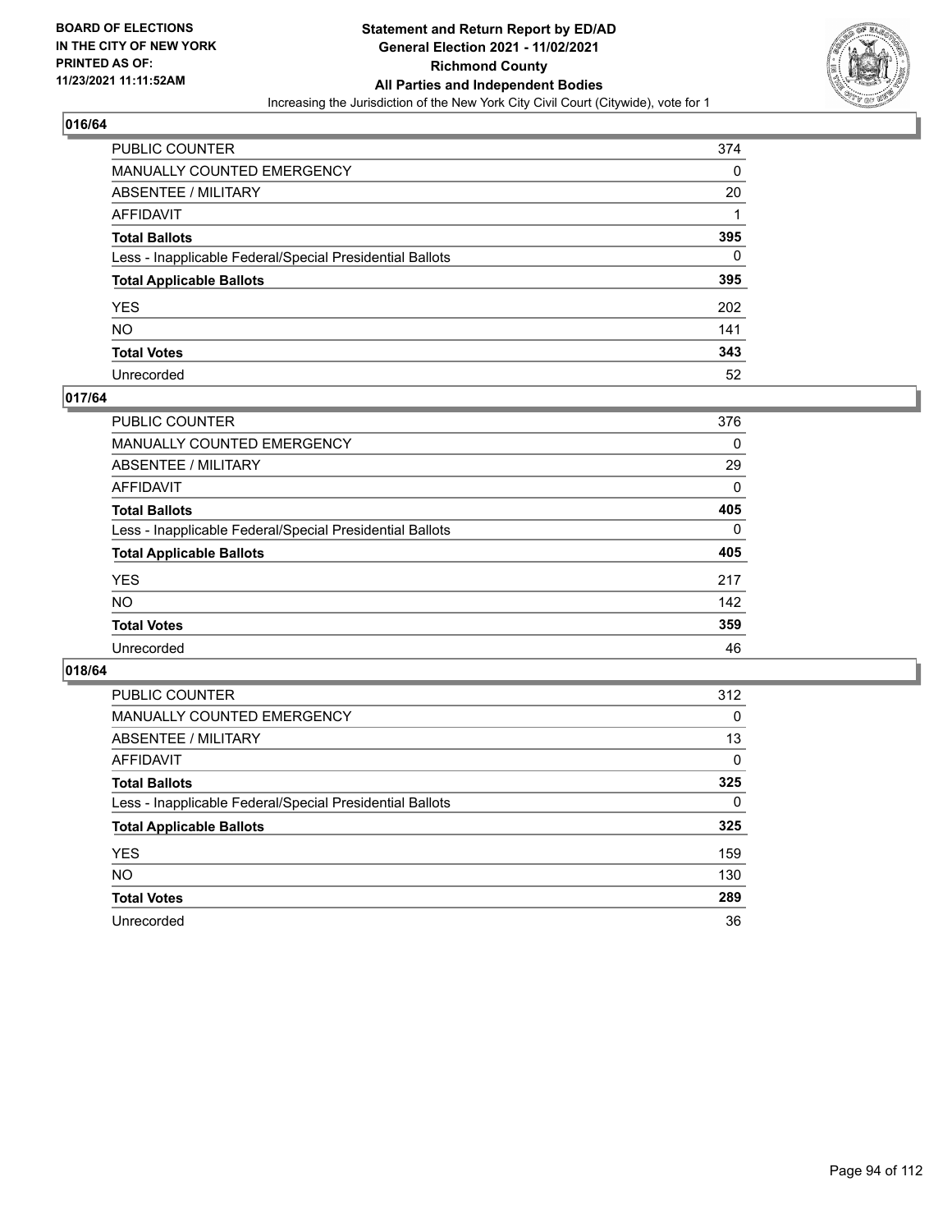## 016/64

| | |
|---|---|
| PUBLIC COUNTER | 374 |
| MANUALLY COUNTED EMERGENCY | 0 |
| ABSENTEE / MILITARY | 20 |
| AFFIDAVIT | 1 |
| **Total Ballots** | **395** |
| Less - Inapplicable Federal/Special Presidential Ballots | 0 |
| **Total Applicable Ballots** | **395** |
| YES | 202 |
| NO | 141 |
| **Total Votes** | **343** |
| Unrecorded | 52 |

## 017/64

| | |
|---|---|
| PUBLIC COUNTER | 376 |
| MANUALLY COUNTED EMERGENCY | 0 |
| ABSENTEE / MILITARY | 29 |
| AFFIDAVIT | 0 |
| **Total Ballots** | **405** |
| Less - Inapplicable Federal/Special Presidential Ballots | 0 |
| **Total Applicable Ballots** | **405** |
| YES | 217 |
| NO | 142 |
| **Total Votes** | **359** |
| Unrecorded | 46 |

## 018/64

| | |
|---|---|
| PUBLIC COUNTER | 312 |
| MANUALLY COUNTED EMERGENCY | 0 |
| ABSENTEE / MILITARY | 13 |
| AFFIDAVIT | 0 |
| **Total Ballots** | **325** |
| Less - Inapplicable Federal/Special Presidential Ballots | 0 |
| **Total Applicable Ballots** | **325** |
| YES | 159 |
| NO | 130 |
| **Total Votes** | **289** |
| Unrecorded | 36 |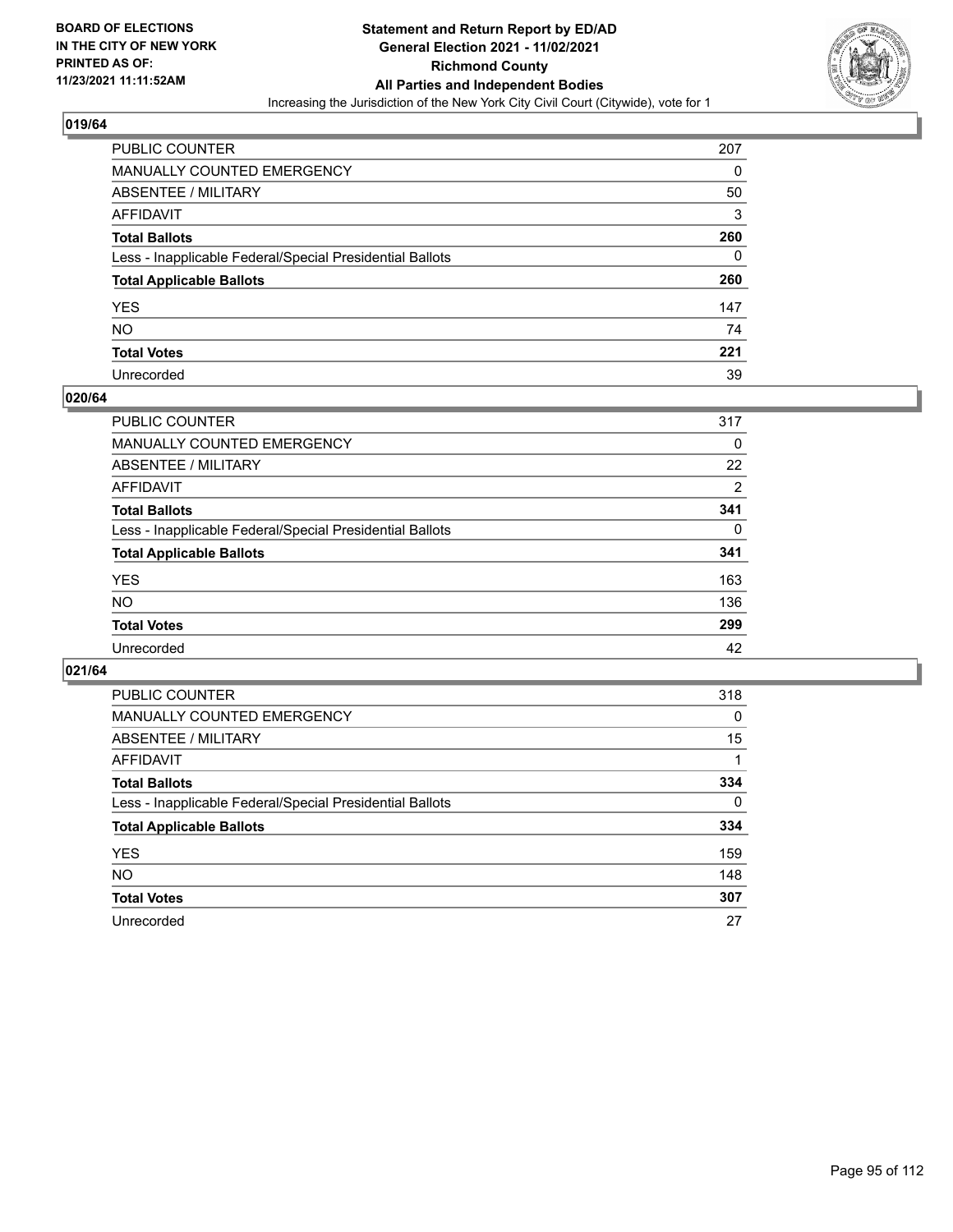## 019/64

| | |
|---|---|
| PUBLIC COUNTER | 207 |
| MANUALLY COUNTED EMERGENCY | 0 |
| ABSENTEE / MILITARY | 50 |
| AFFIDAVIT | 3 |
| **Total Ballots** | **260** |
| Less - Inapplicable Federal/Special Presidential Ballots | 0 |
| **Total Applicable Ballots** | **260** |
| YES | 147 |
| NO | 74 |
| **Total Votes** | **221** |
| Unrecorded | 39 |

## 020/64

| | |
|---|---|
| PUBLIC COUNTER | 317 |
| MANUALLY COUNTED EMERGENCY | 0 |
| ABSENTEE / MILITARY | 22 |
| AFFIDAVIT | 2 |
| **Total Ballots** | **341** |
| Less - Inapplicable Federal/Special Presidential Ballots | 0 |
| **Total Applicable Ballots** | **341** |
| YES | 163 |
| NO | 136 |
| **Total Votes** | **299** |
| Unrecorded | 42 |

## 021/64

| | |
|---|---|
| PUBLIC COUNTER | 318 |
| MANUALLY COUNTED EMERGENCY | 0 |
| ABSENTEE / MILITARY | 15 |
| AFFIDAVIT | 1 |
| **Total Ballots** | **334** |
| Less - Inapplicable Federal/Special Presidential Ballots | 0 |
| **Total Applicable Ballots** | **334** |
| YES | 159 |
| NO | 148 |
| **Total Votes** | **307** |
| Unrecorded | 27 |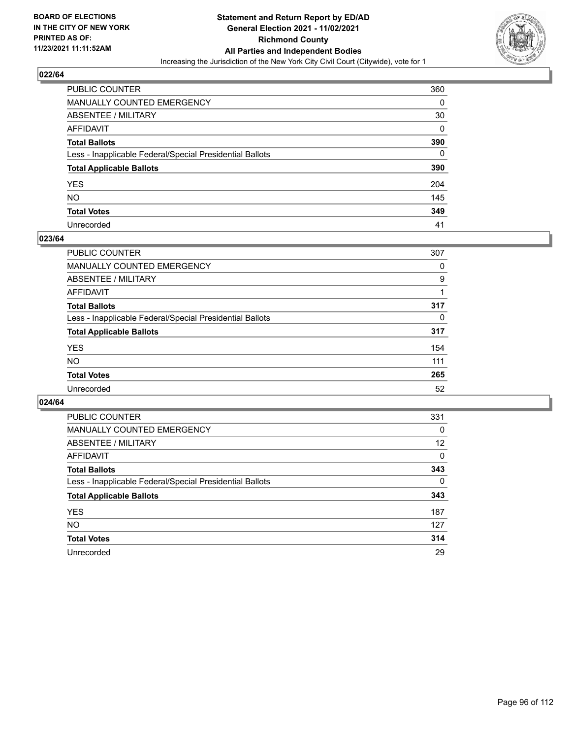BOARD OF ELECTIONS
IN THE CITY OF NEW YORK
PRINTED AS OF:
11/23/2021 11:11:52AM

**Statement and Return Report by ED/AD**
**General Election 2021 - 11/02/2021**
**Richmond County**
**All Parties and Independent Bodies**
Increasing the Jurisdiction of the New York City Civil Court (Citywide), vote for 1

### 022/64

| | |
|---|---|
| PUBLIC COUNTER | 360 |
| MANUALLY COUNTED EMERGENCY | 0 |
| ABSENTEE / MILITARY | 30 |
| AFFIDAVIT | 0 |
| **Total Ballots** | **390** |
| Less - Inapplicable Federal/Special Presidential Ballots | 0 |
| **Total Applicable Ballots** | **390** |
| YES | 204 |
| NO | 145 |
| **Total Votes** | **349** |
| Unrecorded | 41 |

### 023/64

| | |
|---|---|
| PUBLIC COUNTER | 307 |
| MANUALLY COUNTED EMERGENCY | 0 |
| ABSENTEE / MILITARY | 9 |
| AFFIDAVIT | 1 |
| **Total Ballots** | **317** |
| Less - Inapplicable Federal/Special Presidential Ballots | 0 |
| **Total Applicable Ballots** | **317** |
| YES | 154 |
| NO | 111 |
| **Total Votes** | **265** |
| Unrecorded | 52 |

### 024/64

| | |
|---|---|
| PUBLIC COUNTER | 331 |
| MANUALLY COUNTED EMERGENCY | 0 |
| ABSENTEE / MILITARY | 12 |
| AFFIDAVIT | 0 |
| **Total Ballots** | **343** |
| Less - Inapplicable Federal/Special Presidential Ballots | 0 |
| **Total Applicable Ballots** | **343** |
| YES | 187 |
| NO | 127 |
| **Total Votes** | **314** |
| Unrecorded | 29 |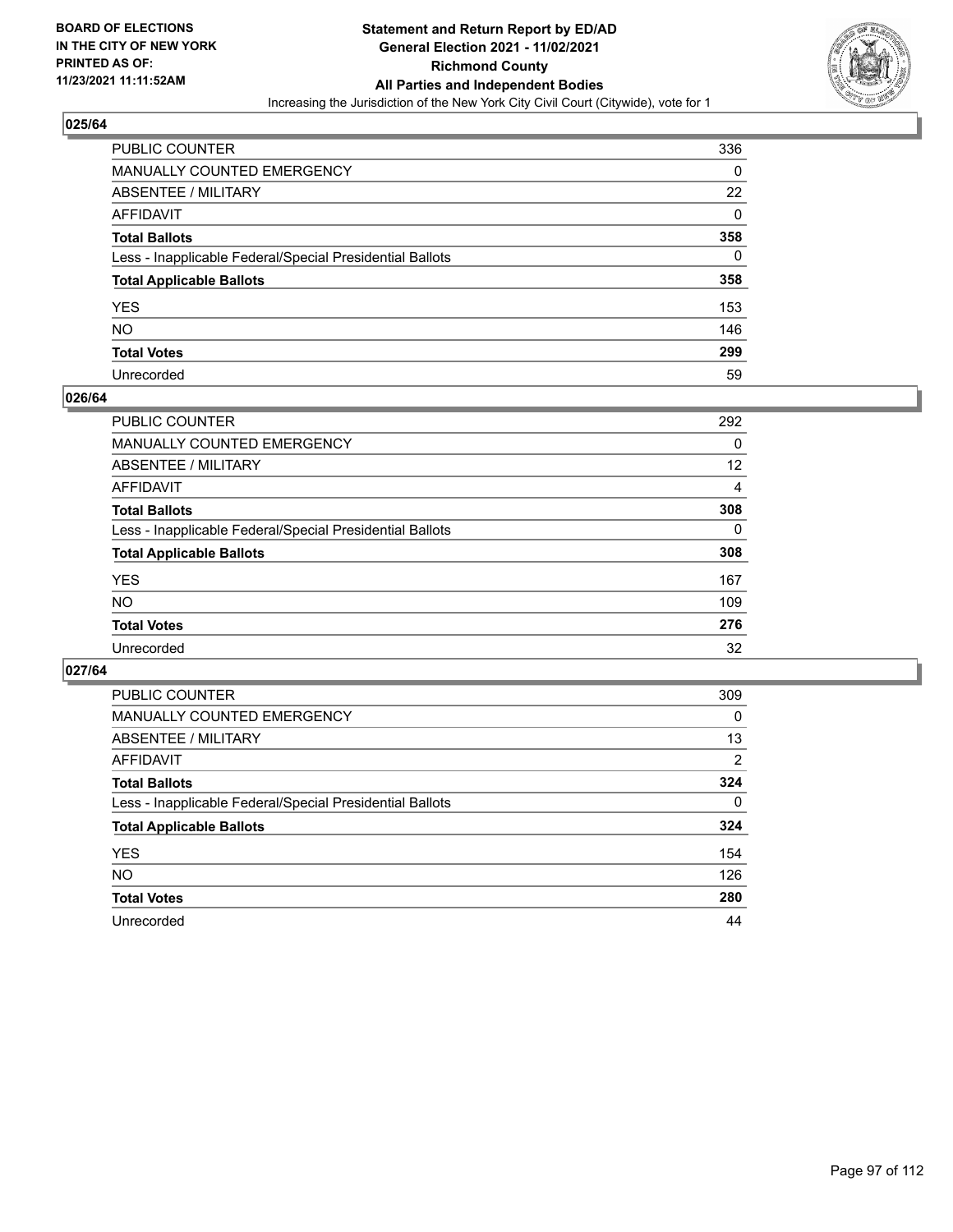BOARD OF ELECTIONS
IN THE CITY OF NEW YORK
PRINTED AS OF:
11/23/2021 11:11:52AM

**Statement and Return Report by ED/AD**
**General Election 2021 - 11/02/2021**
**Richmond County**
**All Parties and Independent Bodies**
Increasing the Jurisdiction of the New York City Civil Court (Citywide), vote for 1

### 025/64

| | |
|---|---|
| PUBLIC COUNTER | 336 |
| MANUALLY COUNTED EMERGENCY | 0 |
| ABSENTEE / MILITARY | 22 |
| AFFIDAVIT | 0 |
| **Total Ballots** | **358** |
| Less - Inapplicable Federal/Special Presidential Ballots | 0 |
| **Total Applicable Ballots** | **358** |
| YES | 153 |
| NO | 146 |
| **Total Votes** | **299** |
| Unrecorded | 59 |

### 026/64

| | |
|---|---|
| PUBLIC COUNTER | 292 |
| MANUALLY COUNTED EMERGENCY | 0 |
| ABSENTEE / MILITARY | 12 |
| AFFIDAVIT | 4 |
| **Total Ballots** | **308** |
| Less - Inapplicable Federal/Special Presidential Ballots | 0 |
| **Total Applicable Ballots** | **308** |
| YES | 167 |
| NO | 109 |
| **Total Votes** | **276** |
| Unrecorded | 32 |

### 027/64

| | |
|---|---|
| PUBLIC COUNTER | 309 |
| MANUALLY COUNTED EMERGENCY | 0 |
| ABSENTEE / MILITARY | 13 |
| AFFIDAVIT | 2 |
| **Total Ballots** | **324** |
| Less - Inapplicable Federal/Special Presidential Ballots | 0 |
| **Total Applicable Ballots** | **324** |
| YES | 154 |
| NO | 126 |
| **Total Votes** | **280** |
| Unrecorded | 44 |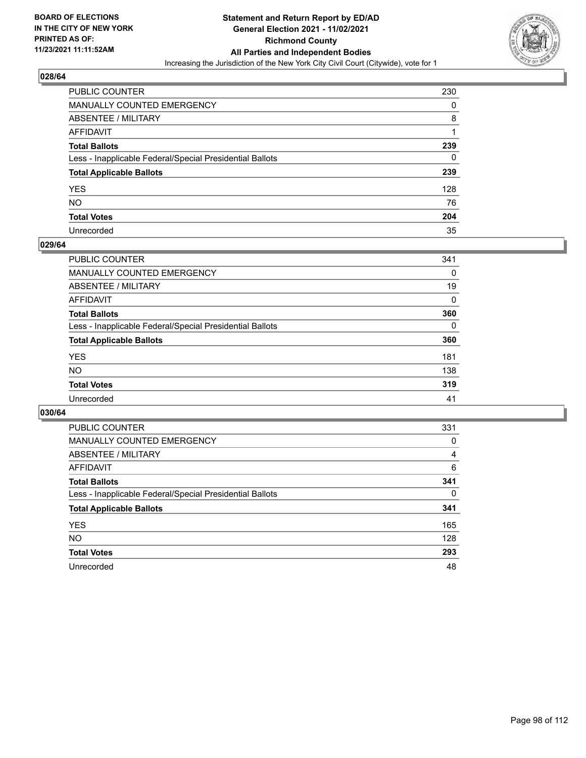BOARD OF ELECTIONS
IN THE CITY OF NEW YORK
PRINTED AS OF:
11/23/2021 11:11:52AM

**Statement and Return Report by ED/AD**
**General Election 2021 - 11/02/2021**
**Richmond County**
**All Parties and Independent Bodies**
Increasing the Jurisdiction of the New York City Civil Court (Citywide), vote for 1

## 028/64

| | |
|---|---|
| PUBLIC COUNTER | 230 |
| MANUALLY COUNTED EMERGENCY | 0 |
| ABSENTEE / MILITARY | 8 |
| AFFIDAVIT | 1 |
| **Total Ballots** | **239** |
| Less - Inapplicable Federal/Special Presidential Ballots | 0 |
| **Total Applicable Ballots** | **239** |
| YES | 128 |
| NO | 76 |
| **Total Votes** | **204** |
| Unrecorded | 35 |

## 029/64

| | |
|---|---|
| PUBLIC COUNTER | 341 |
| MANUALLY COUNTED EMERGENCY | 0 |
| ABSENTEE / MILITARY | 19 |
| AFFIDAVIT | 0 |
| **Total Ballots** | **360** |
| Less - Inapplicable Federal/Special Presidential Ballots | 0 |
| **Total Applicable Ballots** | **360** |
| YES | 181 |
| NO | 138 |
| **Total Votes** | **319** |
| Unrecorded | 41 |

## 030/64

| | |
|---|---|
| PUBLIC COUNTER | 331 |
| MANUALLY COUNTED EMERGENCY | 0 |
| ABSENTEE / MILITARY | 4 |
| AFFIDAVIT | 6 |
| **Total Ballots** | **341** |
| Less - Inapplicable Federal/Special Presidential Ballots | 0 |
| **Total Applicable Ballots** | **341** |
| YES | 165 |
| NO | 128 |
| **Total Votes** | **293** |
| Unrecorded | 48 |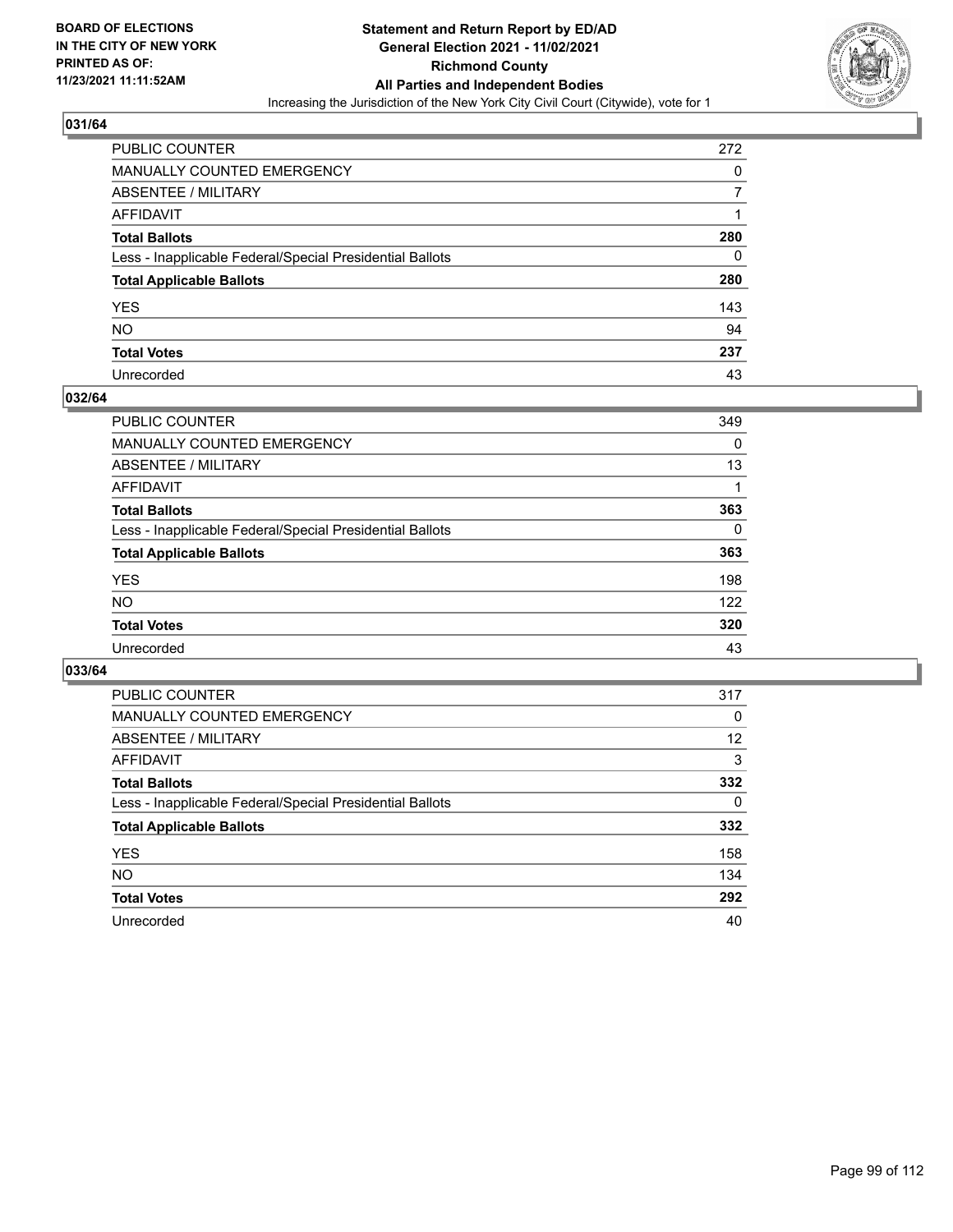BOARD OF ELECTIONS
IN THE CITY OF NEW YORK
PRINTED AS OF:
11/23/2021 11:11:52AM

**Statement and Return Report by ED/AD**
**General Election 2021 - 11/02/2021**
**Richmond County**
**All Parties and Independent Bodies**
Increasing the Jurisdiction of the New York City Civil Court (Citywide), vote for 1

### 031/64

| | |
|---|---|
| PUBLIC COUNTER | 272 |
| MANUALLY COUNTED EMERGENCY | 0 |
| ABSENTEE / MILITARY | 7 |
| AFFIDAVIT | 1 |
| **Total Ballots** | **280** |
| Less - Inapplicable Federal/Special Presidential Ballots | 0 |
| **Total Applicable Ballots** | **280** |
| YES | 143 |
| NO | 94 |
| **Total Votes** | **237** |
| Unrecorded | 43 |

### 032/64

| | |
|---|---|
| PUBLIC COUNTER | 349 |
| MANUALLY COUNTED EMERGENCY | 0 |
| ABSENTEE / MILITARY | 13 |
| AFFIDAVIT | 1 |
| **Total Ballots** | **363** |
| Less - Inapplicable Federal/Special Presidential Ballots | 0 |
| **Total Applicable Ballots** | **363** |
| YES | 198 |
| NO | 122 |
| **Total Votes** | **320** |
| Unrecorded | 43 |

### 033/64

| | |
|---|---|
| PUBLIC COUNTER | 317 |
| MANUALLY COUNTED EMERGENCY | 0 |
| ABSENTEE / MILITARY | 12 |
| AFFIDAVIT | 3 |
| **Total Ballots** | **332** |
| Less - Inapplicable Federal/Special Presidential Ballots | 0 |
| **Total Applicable Ballots** | **332** |
| YES | 158 |
| NO | 134 |
| **Total Votes** | **292** |
| Unrecorded | 40 |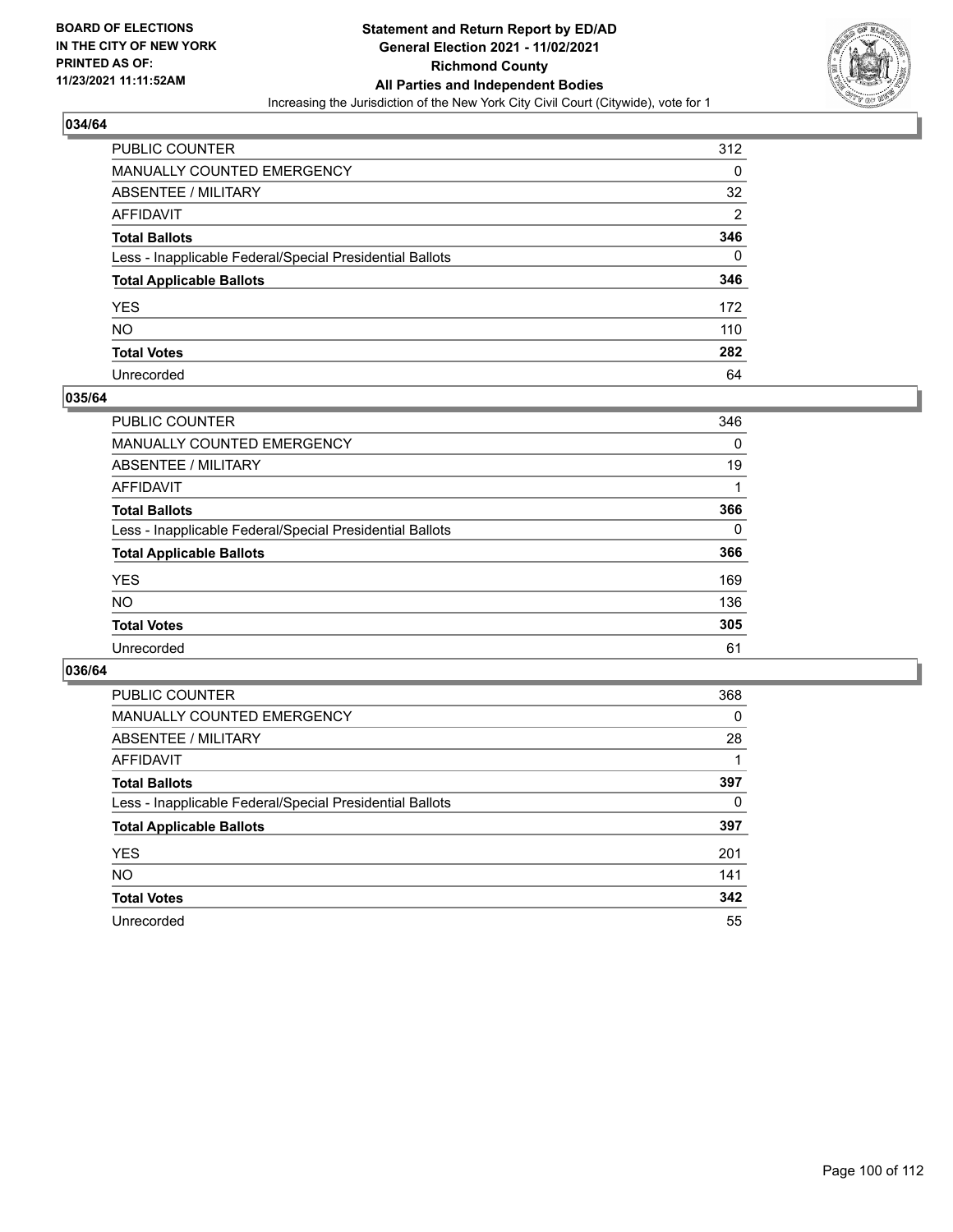**BOARD OF ELECTIONS IN THE CITY OF NEW YORK PRINTED AS OF: 11/23/2021 11:11:52AM**

# Statement and Return Report by ED/AD
## General Election 2021 - 11/02/2021
## Richmond County
## All Parties and Independent Bodies
Increasing the Jurisdiction of the New York City Civil Court (Citywide), vote for 1

### 034/64

| | |
|---|---|
| PUBLIC COUNTER | 312 |
| MANUALLY COUNTED EMERGENCY | 0 |
| ABSENTEE / MILITARY | 32 |
| AFFIDAVIT | 2 |
| **Total Ballots** | **346** |
| Less - Inapplicable Federal/Special Presidential Ballots | 0 |
| **Total Applicable Ballots** | **346** |
| YES | 172 |
| NO | 110 |
| **Total Votes** | **282** |
| Unrecorded | 64 |

### 035/64

| | |
|---|---|
| PUBLIC COUNTER | 346 |
| MANUALLY COUNTED EMERGENCY | 0 |
| ABSENTEE / MILITARY | 19 |
| AFFIDAVIT | 1 |
| **Total Ballots** | **366** |
| Less - Inapplicable Federal/Special Presidential Ballots | 0 |
| **Total Applicable Ballots** | **366** |
| YES | 169 |
| NO | 136 |
| **Total Votes** | **305** |
| Unrecorded | 61 |

### 036/64

| | |
|---|---|
| PUBLIC COUNTER | 368 |
| MANUALLY COUNTED EMERGENCY | 0 |
| ABSENTEE / MILITARY | 28 |
| AFFIDAVIT | 1 |
| **Total Ballots** | **397** |
| Less - Inapplicable Federal/Special Presidential Ballots | 0 |
| **Total Applicable Ballots** | **397** |
| YES | 201 |
| NO | 141 |
| **Total Votes** | **342** |
| Unrecorded | 55 |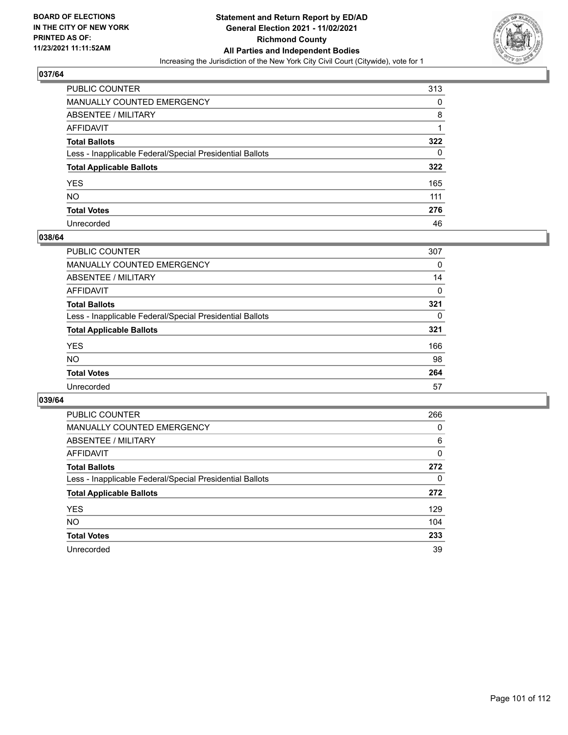BOARD OF ELECTIONS
IN THE CITY OF NEW YORK
PRINTED AS OF:
11/23/2021 11:11:52AM

# Statement and Return Report by ED/AD
## General Election 2021 - 11/02/2021
## Richmond County
## All Parties and Independent Bodies
Increasing the Jurisdiction of the New York City Civil Court (Citywide), vote for 1

### 037/64

| | |
|---|---|
| PUBLIC COUNTER | 313 |
| MANUALLY COUNTED EMERGENCY | 0 |
| ABSENTEE / MILITARY | 8 |
| AFFIDAVIT | 1 |
| **Total Ballots** | **322** |
| Less - Inapplicable Federal/Special Presidential Ballots | 0 |
| **Total Applicable Ballots** | **322** |
| YES | 165 |
| NO | 111 |
| **Total Votes** | **276** |
| Unrecorded | 46 |

### 038/64

| | |
|---|---|
| PUBLIC COUNTER | 307 |
| MANUALLY COUNTED EMERGENCY | 0 |
| ABSENTEE / MILITARY | 14 |
| AFFIDAVIT | 0 |
| **Total Ballots** | **321** |
| Less - Inapplicable Federal/Special Presidential Ballots | 0 |
| **Total Applicable Ballots** | **321** |
| YES | 166 |
| NO | 98 |
| **Total Votes** | **264** |
| Unrecorded | 57 |

### 039/64

| | |
|---|---|
| PUBLIC COUNTER | 266 |
| MANUALLY COUNTED EMERGENCY | 0 |
| ABSENTEE / MILITARY | 6 |
| AFFIDAVIT | 0 |
| **Total Ballots** | **272** |
| Less - Inapplicable Federal/Special Presidential Ballots | 0 |
| **Total Applicable Ballots** | **272** |
| YES | 129 |
| NO | 104 |
| **Total Votes** | **233** |
| Unrecorded | 39 |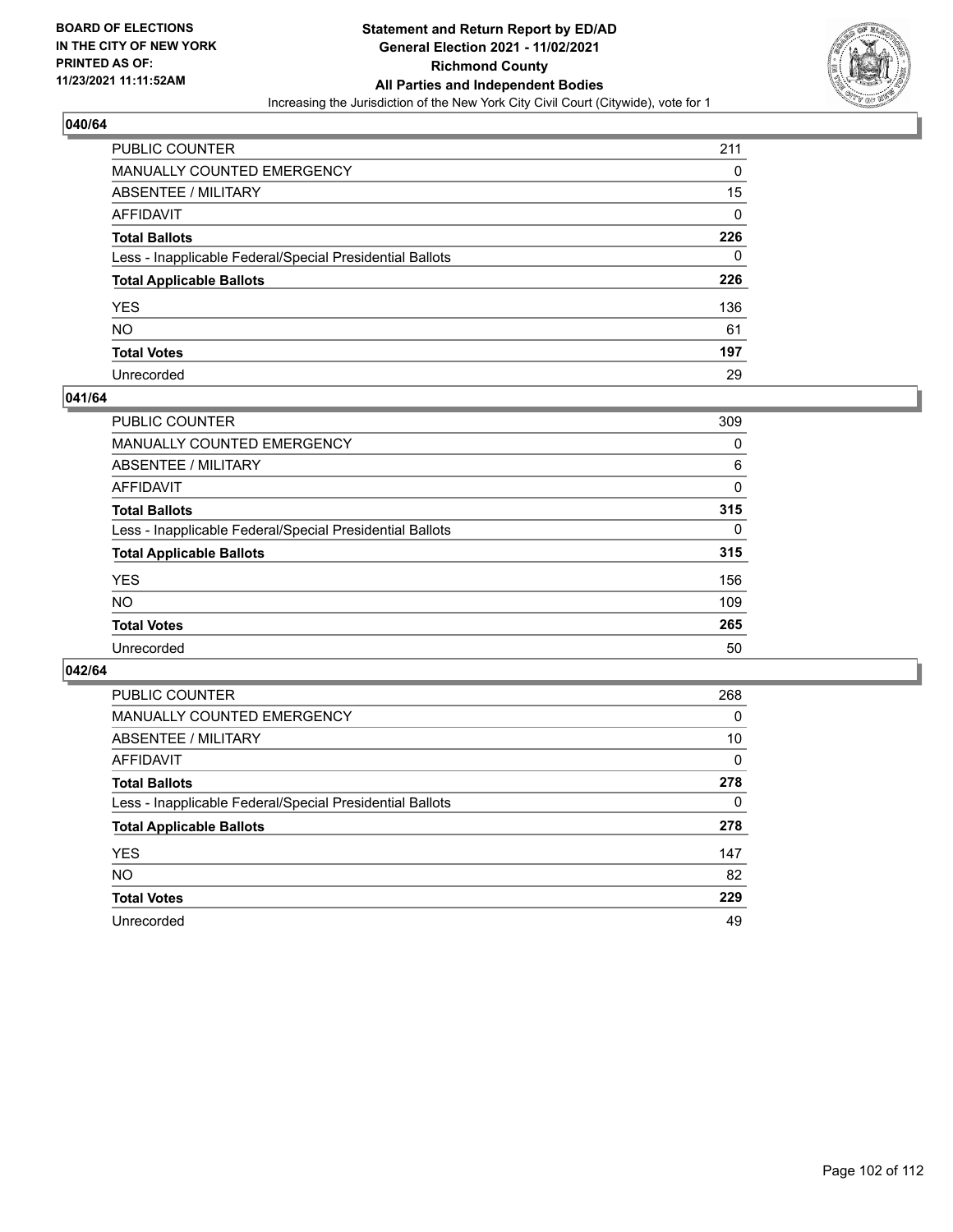BOARD OF ELECTIONS
IN THE CITY OF NEW YORK
PRINTED AS OF:
11/23/2021 11:11:52AM

# Statement and Return Report by ED/AD
## General Election 2021 - 11/02/2021
## Richmond County
## All Parties and Independent Bodies
Increasing the Jurisdiction of the New York City Civil Court (Citywide), vote for 1

### 040/64

| | |
|---|---|
| PUBLIC COUNTER | 211 |
| MANUALLY COUNTED EMERGENCY | 0 |
| ABSENTEE / MILITARY | 15 |
| AFFIDAVIT | 0 |
| **Total Ballots** | **226** |
| Less - Inapplicable Federal/Special Presidential Ballots | 0 |
| **Total Applicable Ballots** | **226** |
| YES | 136 |
| NO | 61 |
| **Total Votes** | **197** |
| Unrecorded | 29 |

### 041/64

| | |
|---|---|
| PUBLIC COUNTER | 309 |
| MANUALLY COUNTED EMERGENCY | 0 |
| ABSENTEE / MILITARY | 6 |
| AFFIDAVIT | 0 |
| **Total Ballots** | **315** |
| Less - Inapplicable Federal/Special Presidential Ballots | 0 |
| **Total Applicable Ballots** | **315** |
| YES | 156 |
| NO | 109 |
| **Total Votes** | **265** |
| Unrecorded | 50 |

### 042/64

| | |
|---|---|
| PUBLIC COUNTER | 268 |
| MANUALLY COUNTED EMERGENCY | 0 |
| ABSENTEE / MILITARY | 10 |
| AFFIDAVIT | 0 |
| **Total Ballots** | **278** |
| Less - Inapplicable Federal/Special Presidential Ballots | 0 |
| **Total Applicable Ballots** | **278** |
| YES | 147 |
| NO | 82 |
| **Total Votes** | **229** |
| Unrecorded | 49 |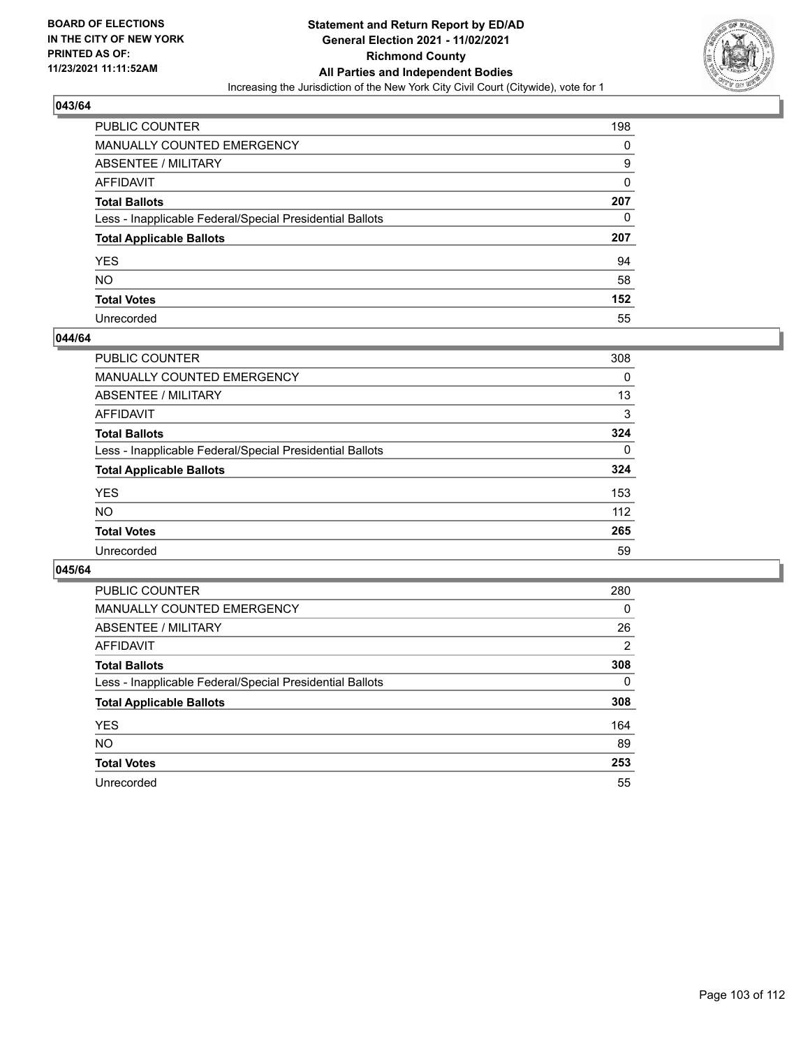**BOARD OF ELECTIONS IN THE CITY OF NEW YORK PRINTED AS OF: 11/23/2021 11:11:52AM**

# Statement and Return Report by ED/AD
## General Election 2021 - 11/02/2021
## Richmond County
## All Parties and Independent Bodies
### Increasing the Jurisdiction of the New York City Civil Court (Citywide), vote for 1

### 043/64

| | |
|---|---|
| PUBLIC COUNTER | 198 |
| MANUALLY COUNTED EMERGENCY | 0 |
| ABSENTEE / MILITARY | 9 |
| AFFIDAVIT | 0 |
| **Total Ballots** | **207** |
| Less - Inapplicable Federal/Special Presidential Ballots | 0 |
| **Total Applicable Ballots** | **207** |
| YES | 94 |
| NO | 58 |
| **Total Votes** | **152** |
| Unrecorded | 55 |

### 044/64

| | |
|---|---|
| PUBLIC COUNTER | 308 |
| MANUALLY COUNTED EMERGENCY | 0 |
| ABSENTEE / MILITARY | 13 |
| AFFIDAVIT | 3 |
| **Total Ballots** | **324** |
| Less - Inapplicable Federal/Special Presidential Ballots | 0 |
| **Total Applicable Ballots** | **324** |
| YES | 153 |
| NO | 112 |
| **Total Votes** | **265** |
| Unrecorded | 59 |

### 045/64

| | |
|---|---|
| PUBLIC COUNTER | 280 |
| MANUALLY COUNTED EMERGENCY | 0 |
| ABSENTEE / MILITARY | 26 |
| AFFIDAVIT | 2 |
| **Total Ballots** | **308** |
| Less - Inapplicable Federal/Special Presidential Ballots | 0 |
| **Total Applicable Ballots** | **308** |
| YES | 164 |
| NO | 89 |
| **Total Votes** | **253** |
| Unrecorded | 55 |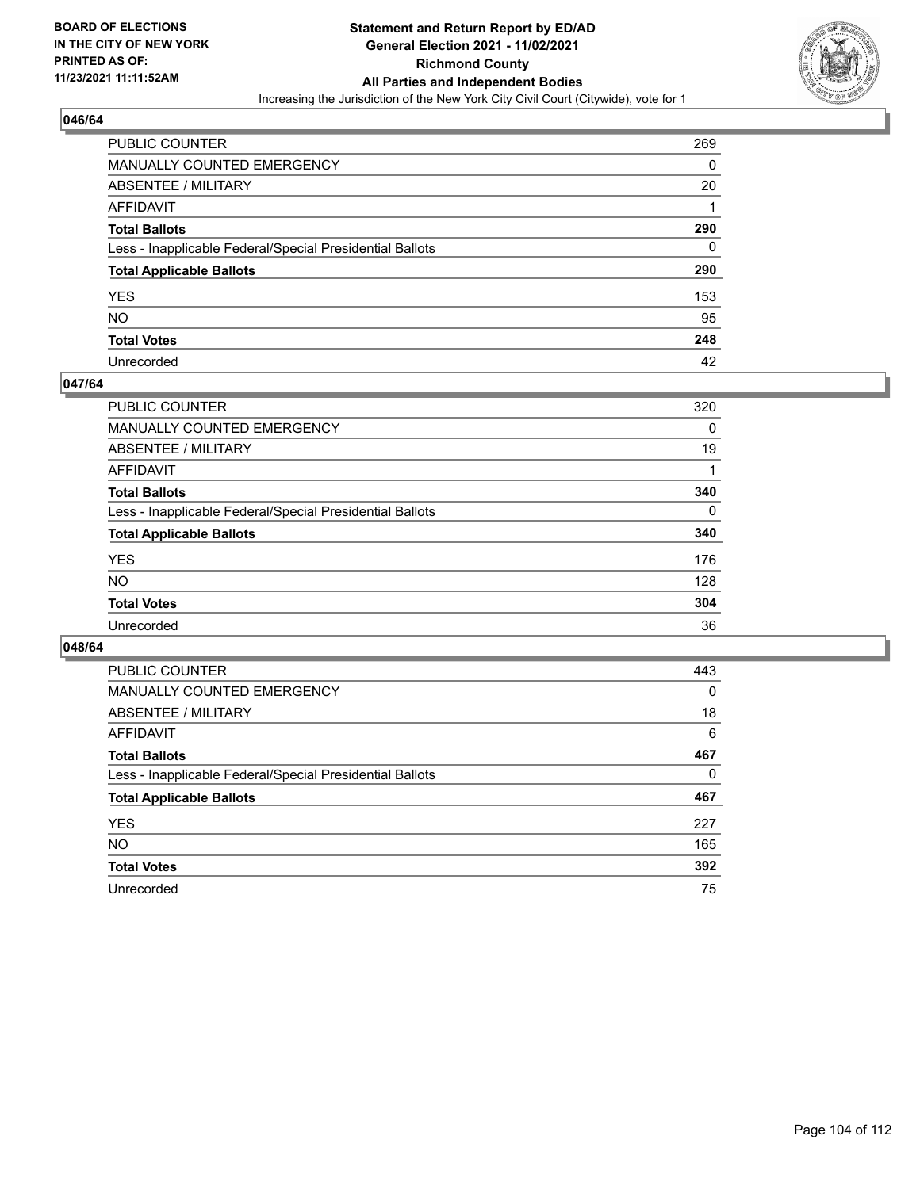BOARD OF ELECTIONS
IN THE CITY OF NEW YORK
PRINTED AS OF:
11/23/2021 11:11:52AM

**Statement and Return Report by ED/AD**
**General Election 2021 - 11/02/2021**
**Richmond County**
**All Parties and Independent Bodies**
Increasing the Jurisdiction of the New York City Civil Court (Citywide), vote for 1

## 046/64

| | |
|---|---|
| PUBLIC COUNTER | 269 |
| MANUALLY COUNTED EMERGENCY | 0 |
| ABSENTEE / MILITARY | 20 |
| AFFIDAVIT | 1 |
| **Total Ballots** | **290** |
| Less - Inapplicable Federal/Special Presidential Ballots | 0 |
| **Total Applicable Ballots** | **290** |
| YES | 153 |
| NO | 95 |
| **Total Votes** | **248** |
| Unrecorded | 42 |

## 047/64

| | |
|---|---|
| PUBLIC COUNTER | 320 |
| MANUALLY COUNTED EMERGENCY | 0 |
| ABSENTEE / MILITARY | 19 |
| AFFIDAVIT | 1 |
| **Total Ballots** | **340** |
| Less - Inapplicable Federal/Special Presidential Ballots | 0 |
| **Total Applicable Ballots** | **340** |
| YES | 176 |
| NO | 128 |
| **Total Votes** | **304** |
| Unrecorded | 36 |

## 048/64

| | |
|---|---|
| PUBLIC COUNTER | 443 |
| MANUALLY COUNTED EMERGENCY | 0 |
| ABSENTEE / MILITARY | 18 |
| AFFIDAVIT | 6 |
| **Total Ballots** | **467** |
| Less - Inapplicable Federal/Special Presidential Ballots | 0 |
| **Total Applicable Ballots** | **467** |
| YES | 227 |
| NO | 165 |
| **Total Votes** | **392** |
| Unrecorded | 75 |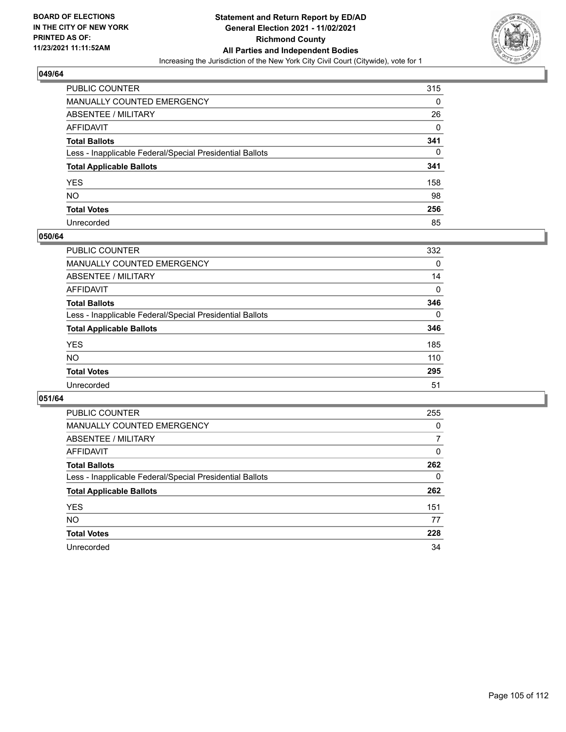BOARD OF ELECTIONS
IN THE CITY OF NEW YORK
PRINTED AS OF:
11/23/2021 11:11:52AM

**Statement and Return Report by ED/AD**
**General Election 2021 - 11/02/2021**
**Richmond County**
**All Parties and Independent Bodies**
Increasing the Jurisdiction of the New York City Civil Court (Citywide), vote for 1

### 049/64

| | |
|---|---|
| PUBLIC COUNTER | 315 |
| MANUALLY COUNTED EMERGENCY | 0 |
| ABSENTEE / MILITARY | 26 |
| AFFIDAVIT | 0 |
| **Total Ballots** | **341** |
| Less - Inapplicable Federal/Special Presidential Ballots | 0 |
| **Total Applicable Ballots** | **341** |
| YES | 158 |
| NO | 98 |
| **Total Votes** | **256** |
| Unrecorded | 85 |

### 050/64

| | |
|---|---|
| PUBLIC COUNTER | 332 |
| MANUALLY COUNTED EMERGENCY | 0 |
| ABSENTEE / MILITARY | 14 |
| AFFIDAVIT | 0 |
| **Total Ballots** | **346** |
| Less - Inapplicable Federal/Special Presidential Ballots | 0 |
| **Total Applicable Ballots** | **346** |
| YES | 185 |
| NO | 110 |
| **Total Votes** | **295** |
| Unrecorded | 51 |

### 051/64

| | |
|---|---|
| PUBLIC COUNTER | 255 |
| MANUALLY COUNTED EMERGENCY | 0 |
| ABSENTEE / MILITARY | 7 |
| AFFIDAVIT | 0 |
| **Total Ballots** | **262** |
| Less - Inapplicable Federal/Special Presidential Ballots | 0 |
| **Total Applicable Ballots** | **262** |
| YES | 151 |
| NO | 77 |
| **Total Votes** | **228** |
| Unrecorded | 34 |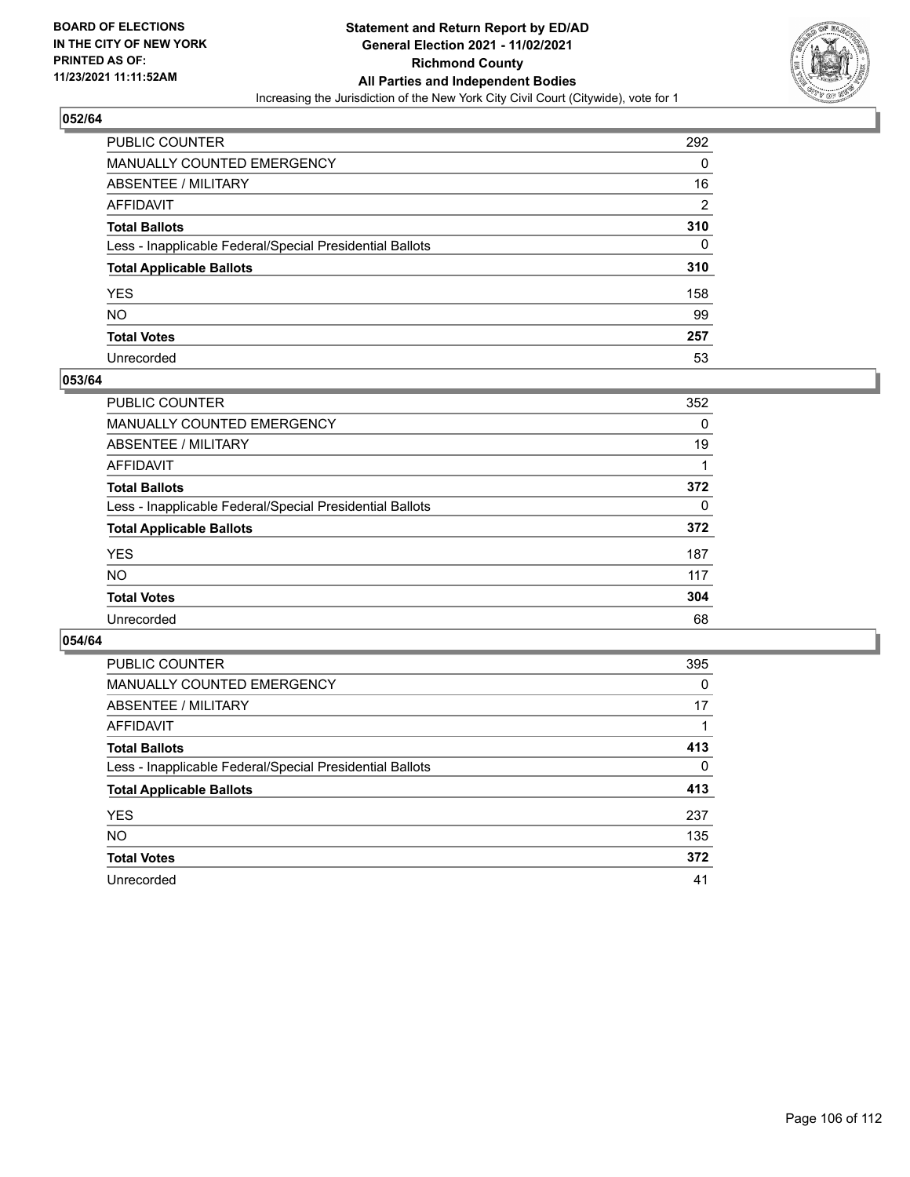BOARD OF ELECTIONS
IN THE CITY OF NEW YORK
PRINTED AS OF:
11/23/2021 11:11:52AM

**Statement and Return Report by ED/AD**
**General Election 2021 - 11/02/2021**
**Richmond County**
**All Parties and Independent Bodies**
Increasing the Jurisdiction of the New York City Civil Court (Citywide), vote for 1

## 052/64

| | |
|---|---|
| PUBLIC COUNTER | 292 |
| MANUALLY COUNTED EMERGENCY | 0 |
| ABSENTEE / MILITARY | 16 |
| AFFIDAVIT | 2 |
| **Total Ballots** | **310** |
| Less - Inapplicable Federal/Special Presidential Ballots | 0 |
| **Total Applicable Ballots** | **310** |
| YES | 158 |
| NO | 99 |
| **Total Votes** | **257** |
| Unrecorded | 53 |

## 053/64

| | |
|---|---|
| PUBLIC COUNTER | 352 |
| MANUALLY COUNTED EMERGENCY | 0 |
| ABSENTEE / MILITARY | 19 |
| AFFIDAVIT | 1 |
| **Total Ballots** | **372** |
| Less - Inapplicable Federal/Special Presidential Ballots | 0 |
| **Total Applicable Ballots** | **372** |
| YES | 187 |
| NO | 117 |
| **Total Votes** | **304** |
| Unrecorded | 68 |

## 054/64

| | |
|---|---|
| PUBLIC COUNTER | 395 |
| MANUALLY COUNTED EMERGENCY | 0 |
| ABSENTEE / MILITARY | 17 |
| AFFIDAVIT | 1 |
| **Total Ballots** | **413** |
| Less - Inapplicable Federal/Special Presidential Ballots | 0 |
| **Total Applicable Ballots** | **413** |
| YES | 237 |
| NO | 135 |
| **Total Votes** | **372** |
| Unrecorded | 41 |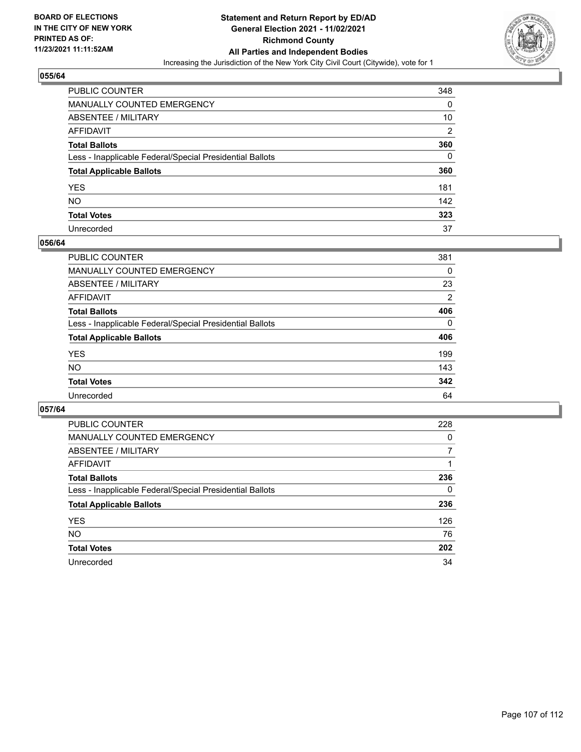BOARD OF ELECTIONS
IN THE CITY OF NEW YORK
PRINTED AS OF:
11/23/2021 11:11:52AM

# Statement and Return Report by ED/AD
## General Election 2021 - 11/02/2021
## Richmond County
## All Parties and Independent Bodies
Increasing the Jurisdiction of the New York City Civil Court (Citywide), vote for 1

### 055/64

| | |
|---|---|
| PUBLIC COUNTER | 348 |
| MANUALLY COUNTED EMERGENCY | 0 |
| ABSENTEE / MILITARY | 10 |
| AFFIDAVIT | 2 |
| **Total Ballots** | **360** |
| Less - Inapplicable Federal/Special Presidential Ballots | 0 |
| **Total Applicable Ballots** | **360** |
| YES | 181 |
| NO | 142 |
| **Total Votes** | **323** |
| Unrecorded | 37 |

### 056/64

| | |
|---|---|
| PUBLIC COUNTER | 381 |
| MANUALLY COUNTED EMERGENCY | 0 |
| ABSENTEE / MILITARY | 23 |
| AFFIDAVIT | 2 |
| **Total Ballots** | **406** |
| Less - Inapplicable Federal/Special Presidential Ballots | 0 |
| **Total Applicable Ballots** | **406** |
| YES | 199 |
| NO | 143 |
| **Total Votes** | **342** |
| Unrecorded | 64 |

### 057/64

| | |
|---|---|
| PUBLIC COUNTER | 228 |
| MANUALLY COUNTED EMERGENCY | 0 |
| ABSENTEE / MILITARY | 7 |
| AFFIDAVIT | 1 |
| **Total Ballots** | **236** |
| Less - Inapplicable Federal/Special Presidential Ballots | 0 |
| **Total Applicable Ballots** | **236** |
| YES | 126 |
| NO | 76 |
| **Total Votes** | **202** |
| Unrecorded | 34 |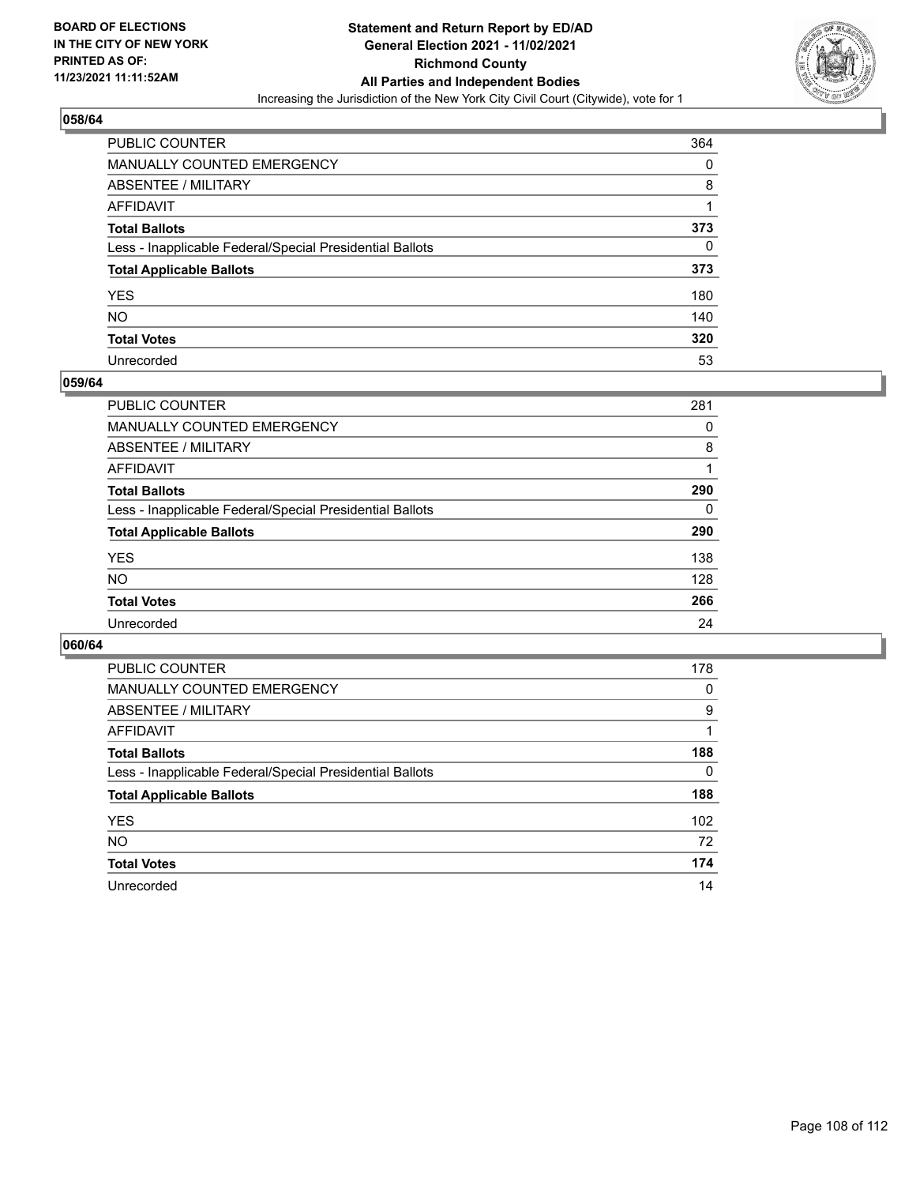**BOARD OF ELECTIONS IN THE CITY OF NEW YORK PRINTED AS OF: 11/23/2021 11:11:52AM**

**Statement and Return Report by ED/AD General Election 2021 - 11/02/2021 Richmond County All Parties and Independent Bodies**

Increasing the Jurisdiction of the New York City Civil Court (Citywide), vote for 1

## 058/64

| | |
|---|---|
| PUBLIC COUNTER | 364 |
| MANUALLY COUNTED EMERGENCY | 0 |
| ABSENTEE / MILITARY | 8 |
| AFFIDAVIT | 1 |
| **Total Ballots** | **373** |
| Less - Inapplicable Federal/Special Presidential Ballots | 0 |
| **Total Applicable Ballots** | **373** |
| YES | 180 |
| NO | 140 |
| **Total Votes** | **320** |
| Unrecorded | 53 |

## 059/64

| | |
|---|---|
| PUBLIC COUNTER | 281 |
| MANUALLY COUNTED EMERGENCY | 0 |
| ABSENTEE / MILITARY | 8 |
| AFFIDAVIT | 1 |
| **Total Ballots** | **290** |
| Less - Inapplicable Federal/Special Presidential Ballots | 0 |
| **Total Applicable Ballots** | **290** |
| YES | 138 |
| NO | 128 |
| **Total Votes** | **266** |
| Unrecorded | 24 |

## 060/64

| | |
|---|---|
| PUBLIC COUNTER | 178 |
| MANUALLY COUNTED EMERGENCY | 0 |
| ABSENTEE / MILITARY | 9 |
| AFFIDAVIT | 1 |
| **Total Ballots** | **188** |
| Less - Inapplicable Federal/Special Presidential Ballots | 0 |
| **Total Applicable Ballots** | **188** |
| YES | 102 |
| NO | 72 |
| **Total Votes** | **174** |
| Unrecorded | 14 |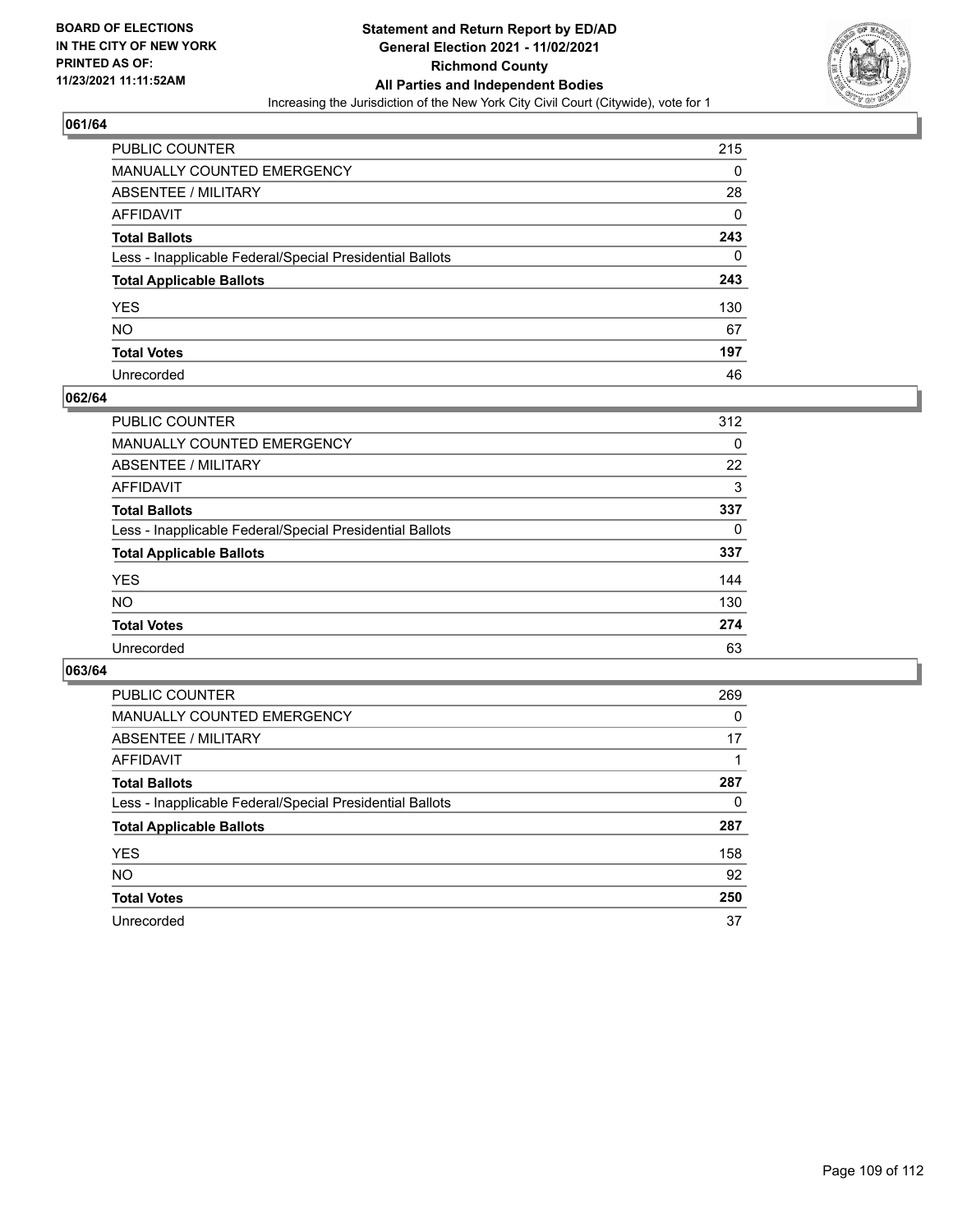BOARD OF ELECTIONS
IN THE CITY OF NEW YORK
PRINTED AS OF:
11/23/2021 11:11:52AM

**Statement and Return Report by ED/AD**
**General Election 2021 - 11/02/2021**
**Richmond County**
**All Parties and Independent Bodies**
Increasing the Jurisdiction of the New York City Civil Court (Citywide), vote for 1

### 061/64

| | |
|---|---|
| PUBLIC COUNTER | 215 |
| MANUALLY COUNTED EMERGENCY | 0 |
| ABSENTEE / MILITARY | 28 |
| AFFIDAVIT | 0 |
| **Total Ballots** | **243** |
| Less - Inapplicable Federal/Special Presidential Ballots | 0 |
| **Total Applicable Ballots** | **243** |
| YES | 130 |
| NO | 67 |
| **Total Votes** | **197** |
| Unrecorded | 46 |

### 062/64

| | |
|---|---|
| PUBLIC COUNTER | 312 |
| MANUALLY COUNTED EMERGENCY | 0 |
| ABSENTEE / MILITARY | 22 |
| AFFIDAVIT | 3 |
| **Total Ballots** | **337** |
| Less - Inapplicable Federal/Special Presidential Ballots | 0 |
| **Total Applicable Ballots** | **337** |
| YES | 144 |
| NO | 130 |
| **Total Votes** | **274** |
| Unrecorded | 63 |

### 063/64

| | |
|---|---|
| PUBLIC COUNTER | 269 |
| MANUALLY COUNTED EMERGENCY | 0 |
| ABSENTEE / MILITARY | 17 |
| AFFIDAVIT | 1 |
| **Total Ballots** | **287** |
| Less - Inapplicable Federal/Special Presidential Ballots | 0 |
| **Total Applicable Ballots** | **287** |
| YES | 158 |
| NO | 92 |
| **Total Votes** | **250** |
| Unrecorded | 37 |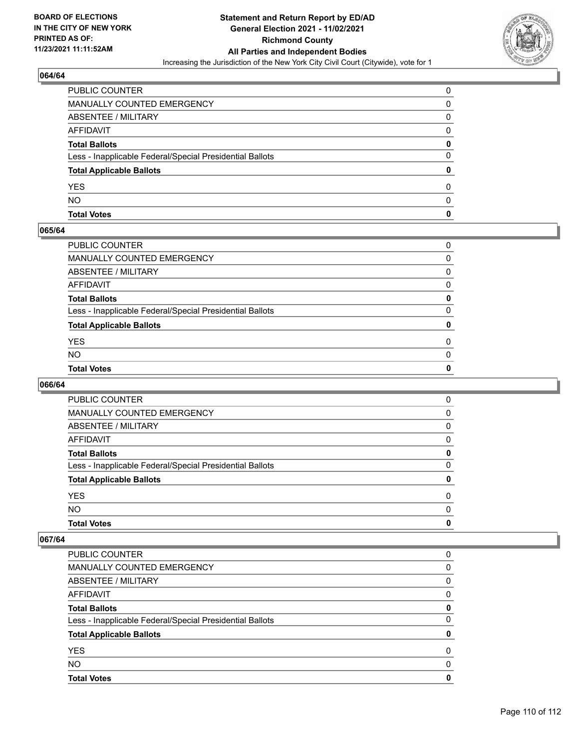## 064/64

| | |
|---|---|
| PUBLIC COUNTER | 0 |
| MANUALLY COUNTED EMERGENCY | 0 |
| ABSENTEE / MILITARY | 0 |
| AFFIDAVIT | 0 |
| **Total Ballots** | **0** |
| Less - Inapplicable Federal/Special Presidential Ballots | 0 |
| **Total Applicable Ballots** | **0** |
| YES | 0 |
| NO | 0 |
| **Total Votes** | **0** |

## 065/64

| | |
|---|---|
| PUBLIC COUNTER | 0 |
| MANUALLY COUNTED EMERGENCY | 0 |
| ABSENTEE / MILITARY | 0 |
| AFFIDAVIT | 0 |
| **Total Ballots** | **0** |
| Less - Inapplicable Federal/Special Presidential Ballots | 0 |
| **Total Applicable Ballots** | **0** |
| YES | 0 |
| NO | 0 |
| **Total Votes** | **0** |

## 066/64

| | |
|---|---|
| PUBLIC COUNTER | 0 |
| MANUALLY COUNTED EMERGENCY | 0 |
| ABSENTEE / MILITARY | 0 |
| AFFIDAVIT | 0 |
| **Total Ballots** | **0** |
| Less - Inapplicable Federal/Special Presidential Ballots | 0 |
| **Total Applicable Ballots** | **0** |
| YES | 0 |
| NO | 0 |
| **Total Votes** | **0** |

## 067/64

| | |
|---|---|
| PUBLIC COUNTER | 0 |
| MANUALLY COUNTED EMERGENCY | 0 |
| ABSENTEE / MILITARY | 0 |
| AFFIDAVIT | 0 |
| **Total Ballots** | **0** |
| Less - Inapplicable Federal/Special Presidential Ballots | 0 |
| **Total Applicable Ballots** | **0** |
| YES | 0 |
| NO | 0 |
| **Total Votes** | **0** |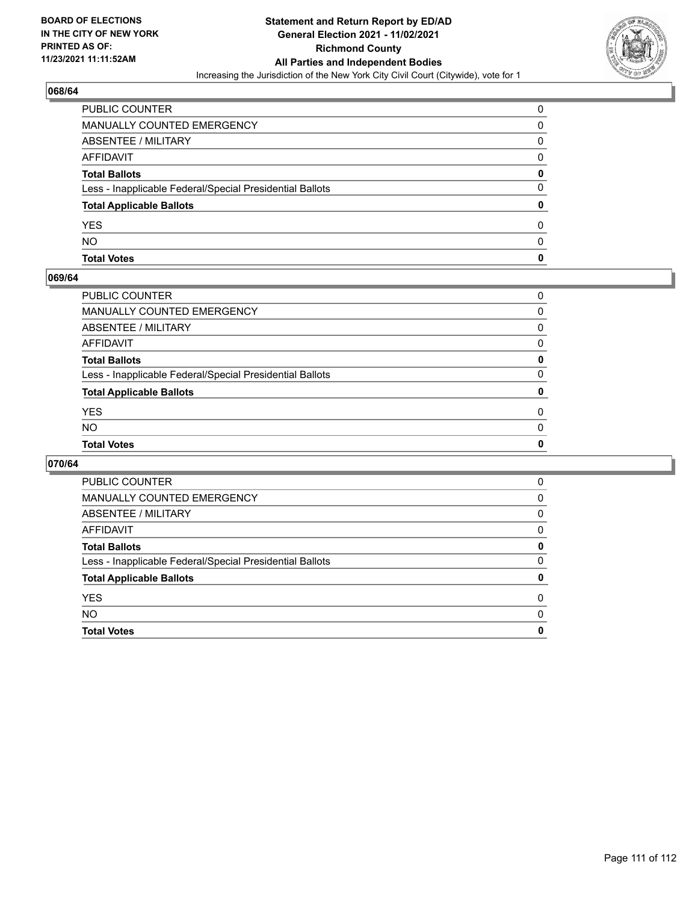## 068/64

| | |
|---|---|
| PUBLIC COUNTER | 0 |
| MANUALLY COUNTED EMERGENCY | 0 |
| ABSENTEE / MILITARY | 0 |
| AFFIDAVIT | 0 |
| **Total Ballots** | **0** |
| Less - Inapplicable Federal/Special Presidential Ballots | 0 |
| **Total Applicable Ballots** | **0** |
| YES | 0 |
| NO | 0 |
| **Total Votes** | **0** |

## 069/64

| | |
|---|---|
| PUBLIC COUNTER | 0 |
| MANUALLY COUNTED EMERGENCY | 0 |
| ABSENTEE / MILITARY | 0 |
| AFFIDAVIT | 0 |
| **Total Ballots** | **0** |
| Less - Inapplicable Federal/Special Presidential Ballots | 0 |
| **Total Applicable Ballots** | **0** |
| YES | 0 |
| NO | 0 |
| **Total Votes** | **0** |

## 070/64

| | |
|---|---|
| PUBLIC COUNTER | 0 |
| MANUALLY COUNTED EMERGENCY | 0 |
| ABSENTEE / MILITARY | 0 |
| AFFIDAVIT | 0 |
| **Total Ballots** | **0** |
| Less - Inapplicable Federal/Special Presidential Ballots | 0 |
| **Total Applicable Ballots** | **0** |
| YES | 0 |
| NO | 0 |
| **Total Votes** | **0** |